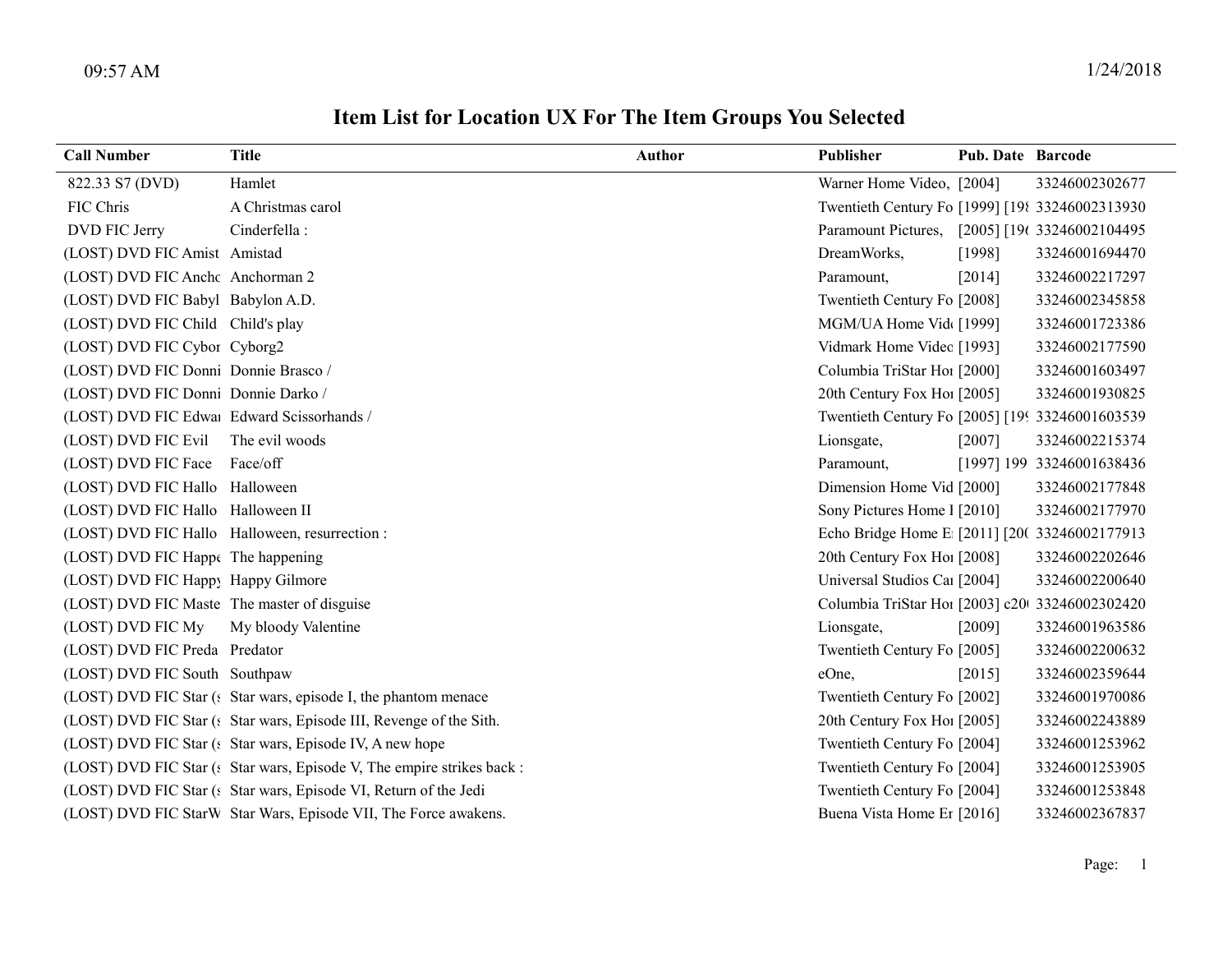# Item List for Location UX For The Item Groups You Selected

| Call Number | Title | Author | Publisher | Pub. Date | Barcode |
|---|---|---|---|---|---|
| 822.33 S7 (DVD) | Hamlet | | Warner Home Video, | [2004] | 33246002302677 |
| FIC Chris | A Christmas carol | | Twentieth Century Fo | [1999] [198 | 33246002313930 |
| DVD FIC Jerry | Cinderfella : | | Paramount Pictures, | [2005] [196 | 33246002104495 |
| (LOST) DVD FIC Amist | Amistad | | DreamWorks, | [1998] | 33246001694470 |
| (LOST) DVD FIC Ancho | Anchorman 2 | | Paramount, | [2014] | 33246002217297 |
| (LOST) DVD FIC Babyl | Babylon A.D. | | Twentieth Century Fo | [2008] | 33246002345858 |
| (LOST) DVD FIC Child | Child's play | | MGM/UA Home Vid | [1999] | 33246001723386 |
| (LOST) DVD FIC Cybor | Cyborg2 | | Vidmark Home Video | [1993] | 33246002177590 |
| (LOST) DVD FIC Donni | Donnie Brasco / | | Columbia TriStar Hor | [2000] | 33246001603497 |
| (LOST) DVD FIC Donni | Donnie Darko / | | 20th Century Fox Hor | [2005] | 33246001930825 |
| (LOST) DVD FIC Edwar | Edward Scissorhands / | | Twentieth Century Fo | [2005] [199 | 33246001603539 |
| (LOST) DVD FIC Evil | The evil woods | | Lionsgate, | [2007] | 33246002215374 |
| (LOST) DVD FIC Face | Face/off | | Paramount, | [1997] 199 | 33246001638436 |
| (LOST) DVD FIC Hallo | Halloween | | Dimension Home Vid | [2000] | 33246002177848 |
| (LOST) DVD FIC Hallo | Halloween II | | Sony Pictures Home I | [2010] | 33246002177970 |
| (LOST) DVD FIC Hallo | Halloween, resurrection : | | Echo Bridge Home E | [2011] [200 | 33246002177913 |
| (LOST) DVD FIC Happe | The happening | | 20th Century Fox Hor | [2008] | 33246002202646 |
| (LOST) DVD FIC Happy | Happy Gilmore | | Universal Studios Ca | [2004] | 33246002200640 |
| (LOST) DVD FIC Maste | The master of disguise | | Columbia TriStar Hor | [2003] c200 | 33246002302420 |
| (LOST) DVD FIC My | My bloody Valentine | | Lionsgate, | [2009] | 33246001963586 |
| (LOST) DVD FIC Preda | Predator | | Twentieth Century Fo | [2005] | 33246002200632 |
| (LOST) DVD FIC South | Southpaw | | eOne, | [2015] | 33246002359644 |
| (LOST) DVD FIC Star (s | Star wars, episode I, the phantom menace | | Twentieth Century Fo | [2002] | 33246001970086 |
| (LOST) DVD FIC Star (s | Star wars, Episode III, Revenge of the Sith. | | 20th Century Fox Hor | [2005] | 33246002243889 |
| (LOST) DVD FIC Star (s | Star wars, Episode IV, A new hope | | Twentieth Century Fo | [2004] | 33246001253962 |
| (LOST) DVD FIC Star (s | Star wars, Episode V, The empire strikes back : | | Twentieth Century Fo | [2004] | 33246001253905 |
| (LOST) DVD FIC Star (s | Star wars, Episode VI, Return of the Jedi | | Twentieth Century Fo | [2004] | 33246001253848 |
| (LOST) DVD FIC StarW | Star Wars, Episode VII, The Force awakens. | | Buena Vista Home Er | [2016] | 33246002367837 |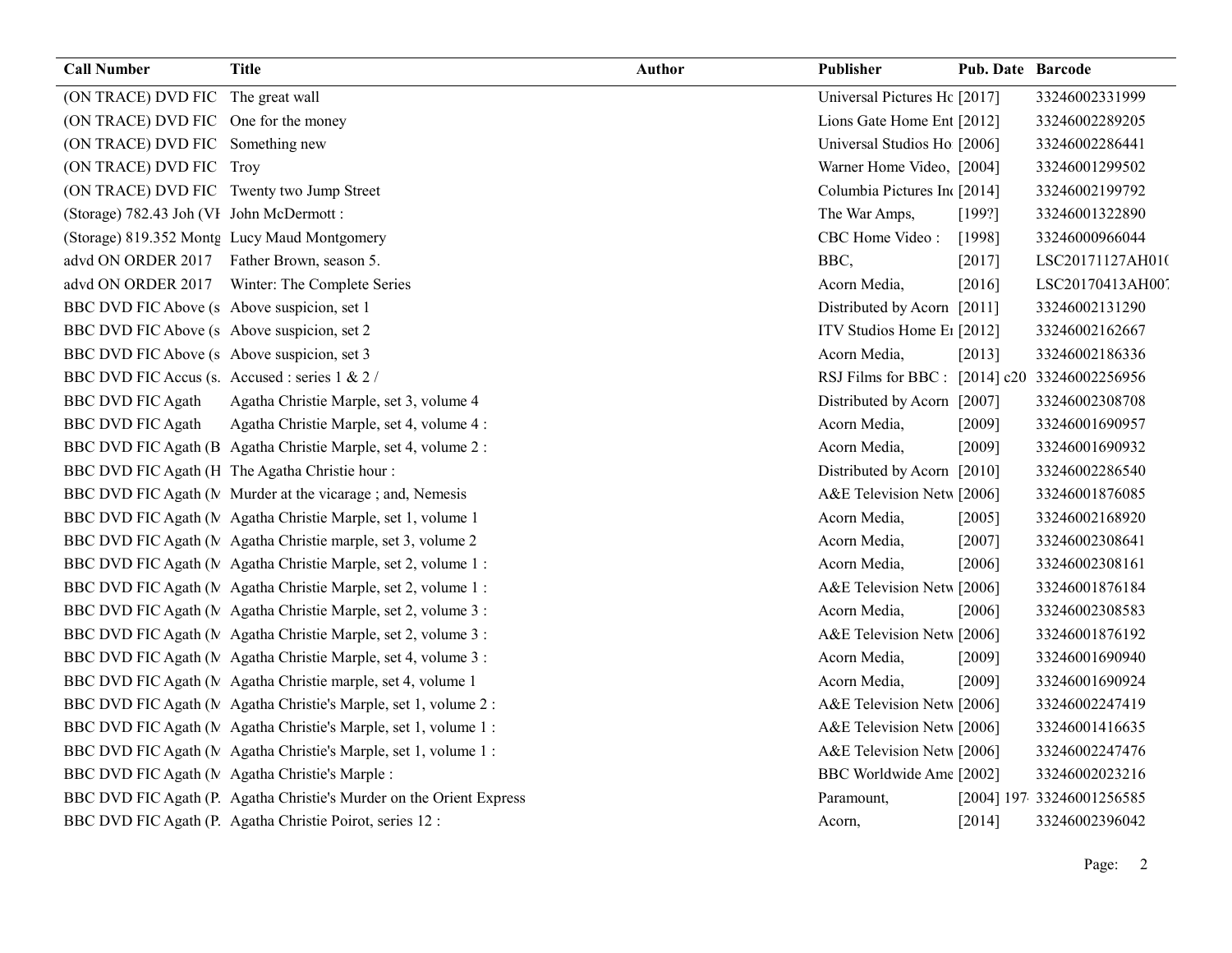| Call Number | Title | Author | Publisher | Pub. Date | Barcode |
|---|---|---|---|---|---|
| (ON TRACE) DVD FIC | The great wall | | Universal Pictures Hc | [2017] | 33246002331999 |
| (ON TRACE) DVD FIC | One for the money | | Lions Gate Home Ent | [2012] | 33246002289205 |
| (ON TRACE) DVD FIC | Something new | | Universal Studios Ho | [2006] | 33246002286441 |
| (ON TRACE) DVD FIC | Troy | | Warner Home Video, | [2004] | 33246001299502 |
| (ON TRACE) DVD FIC | Twenty two Jump Street | | Columbia Pictures Inc | [2014] | 33246002199792 |
| (Storage) 782.43 Joh (VI | John McDermott : | | The War Amps, | [199?] | 33246001322890 |
| (Storage) 819.352 Montg | Lucy Maud Montgomery | | CBC Home Video : | [1998] | 33246000966044 |
| advd ON ORDER 2017 | Father Brown, season 5. | | BBC, | [2017] | LSC20171127AH01( |
| advd ON ORDER 2017 | Winter: The Complete Series | | Acorn Media, | [2016] | LSC20170413AH007 |
| BBC DVD FIC Above (s | Above suspicion, set 1 | | Distributed by Acorn | [2011] | 33246002131290 |
| BBC DVD FIC Above (s | Above suspicion, set 2 | | ITV Studios Home Er | [2012] | 33246002162667 |
| BBC DVD FIC Above (s | Above suspicion, set 3 | | Acorn Media, | [2013] | 33246002186336 |
| BBC DVD FIC Accus (s. | Accused : series 1 & 2 / | | RSJ Films for BBC : | [2014] c20 | 33246002256956 |
| BBC DVD FIC Agath | Agatha Christie Marple, set 3, volume 4 | | Distributed by Acorn | [2007] | 33246002308708 |
| BBC DVD FIC Agath | Agatha Christie Marple, set 4, volume 4 : | | Acorn Media, | [2009] | 33246001690957 |
| BBC DVD FIC Agath (B | Agatha Christie Marple, set 4, volume 2 : | | Acorn Media, | [2009] | 33246001690932 |
| BBC DVD FIC Agath (H | The Agatha Christie hour : | | Distributed by Acorn | [2010] | 33246002286540 |
| BBC DVD FIC Agath (M | Murder at the vicarage ; and, Nemesis | | A&E Television Netw | [2006] | 33246001876085 |
| BBC DVD FIC Agath (M | Agatha Christie Marple, set 1, volume 1 | | Acorn Media, | [2005] | 33246002168920 |
| BBC DVD FIC Agath (M | Agatha Christie marple, set 3, volume 2 | | Acorn Media, | [2007] | 33246002308641 |
| BBC DVD FIC Agath (M | Agatha Christie Marple, set 2, volume 1 : | | Acorn Media, | [2006] | 33246002308161 |
| BBC DVD FIC Agath (M | Agatha Christie Marple, set 2, volume 1 : | | A&E Television Netw | [2006] | 33246001876184 |
| BBC DVD FIC Agath (M | Agatha Christie Marple, set 2, volume 3 : | | Acorn Media, | [2006] | 33246002308583 |
| BBC DVD FIC Agath (M | Agatha Christie Marple, set 2, volume 3 : | | A&E Television Netw | [2006] | 33246001876192 |
| BBC DVD FIC Agath (M | Agatha Christie Marple, set 4, volume 3 : | | Acorn Media, | [2009] | 33246001690940 |
| BBC DVD FIC Agath (M | Agatha Christie marple, set 4, volume 1 | | Acorn Media, | [2009] | 33246001690924 |
| BBC DVD FIC Agath (M | Agatha Christie's Marple, set 1, volume 2 : | | A&E Television Netw | [2006] | 33246002247419 |
| BBC DVD FIC Agath (M | Agatha Christie's Marple, set 1, volume 1 : | | A&E Television Netw | [2006] | 33246001416635 |
| BBC DVD FIC Agath (M | Agatha Christie's Marple, set 1, volume 1 : | | A&E Television Netw | [2006] | 33246002247476 |
| BBC DVD FIC Agath (M | Agatha Christie's Marple : | | BBC Worldwide Ame | [2002] | 33246002023216 |
| BBC DVD FIC Agath (P. | Agatha Christie's Murder on the Orient Express | | Paramount, | [2004] 197 | 33246001256585 |
| BBC DVD FIC Agath (P. | Agatha Christie Poirot, series 12 : | | Acorn, | [2014] | 33246002396042 |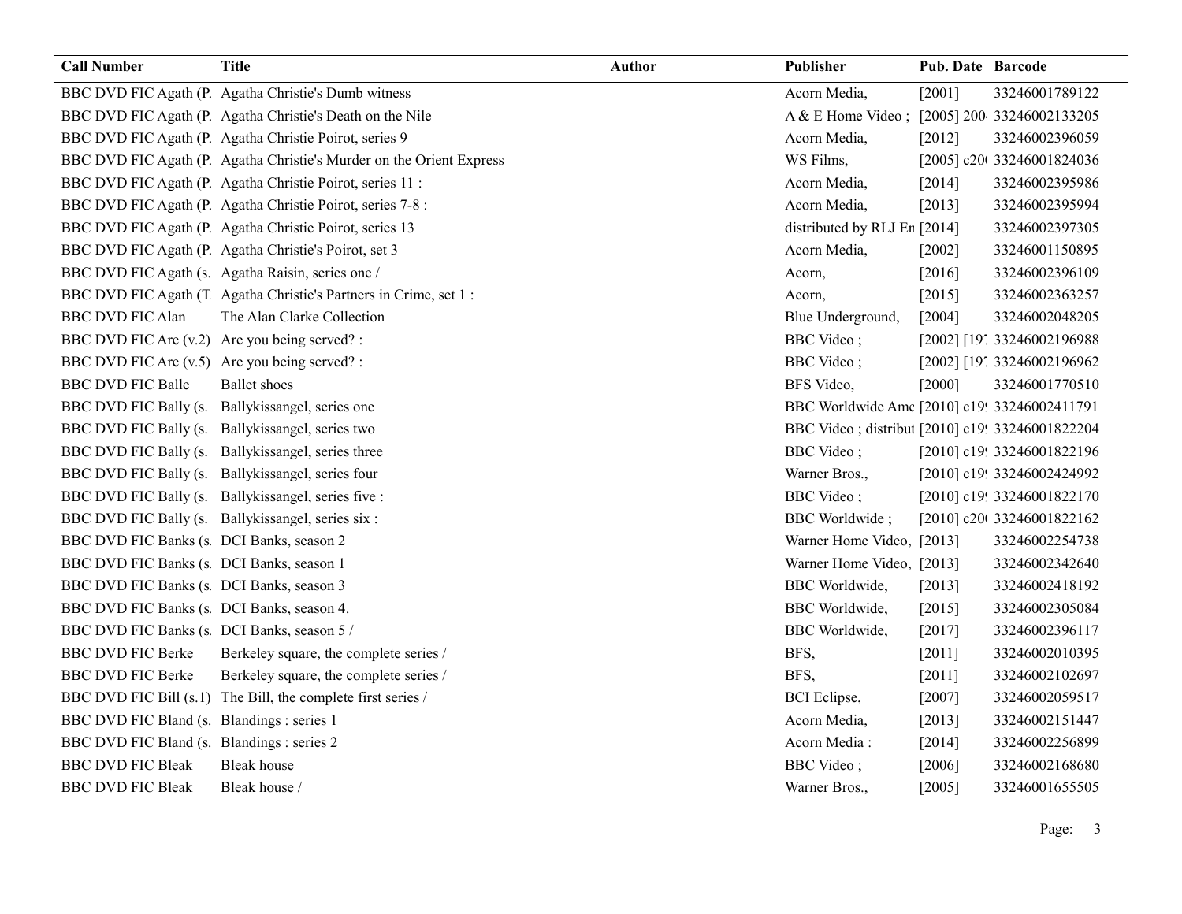| Call Number | Title | Author | Publisher | Pub. Date | Barcode |
|---|---|---|---|---|---|
| BBC DVD FIC Agath (P. | Agatha Christie's Dumb witness | | Acorn Media, | [2001] | 33246001789122 |
| BBC DVD FIC Agath (P. | Agatha Christie's Death on the Nile | | A & E Home Video ; | [2005] 200 | 33246002133205 |
| BBC DVD FIC Agath (P. | Agatha Christie Poirot, series 9 | | Acorn Media, | [2012] | 33246002396059 |
| BBC DVD FIC Agath (P. | Agatha Christie's Murder on the Orient Express | | WS Films, | [2005] c20 | 33246001824036 |
| BBC DVD FIC Agath (P. | Agatha Christie Poirot, series 11 : | | Acorn Media, | [2014] | 33246002395986 |
| BBC DVD FIC Agath (P. | Agatha Christie Poirot, series 7-8 : | | Acorn Media, | [2013] | 33246002395994 |
| BBC DVD FIC Agath (P. | Agatha Christie Poirot, series 13 | | distributed by RLJ En | [2014] | 33246002397305 |
| BBC DVD FIC Agath (P. | Agatha Christie's Poirot, set 3 | | Acorn Media, | [2002] | 33246001150895 |
| BBC DVD FIC Agath (s. | Agatha Raisin, series one / | | Acorn, | [2016] | 33246002396109 |
| BBC DVD FIC Agath (T | Agatha Christie's Partners in Crime, set 1 : | | Acorn, | [2015] | 33246002363257 |
| BBC DVD FIC Alan | The Alan Clarke Collection | | Blue Underground, | [2004] | 33246002048205 |
| BBC DVD FIC Are (v.2) | Are you being served? : | | BBC Video ; | [2002] [19 | 33246002196988 |
| BBC DVD FIC Are (v.5) | Are you being served? : | | BBC Video ; | [2002] [19 | 33246002196962 |
| BBC DVD FIC Balle | Ballet shoes | | BFS Video, | [2000] | 33246001770510 |
| BBC DVD FIC Bally (s. | Ballykissangel, series one | | BBC Worldwide Ame | [2010] c19 | 33246002411791 |
| BBC DVD FIC Bally (s. | Ballykissangel, series two | | BBC Video ; distribut | [2010] c19 | 33246001822204 |
| BBC DVD FIC Bally (s. | Ballykissangel, series three | | BBC Video ; | [2010] c19 | 33246001822196 |
| BBC DVD FIC Bally (s. | Ballykissangel, series four | | Warner Bros., | [2010] c19 | 33246002424992 |
| BBC DVD FIC Bally (s. | Ballykissangel, series five : | | BBC Video ; | [2010] c19 | 33246001822170 |
| BBC DVD FIC Bally (s. | Ballykissangel, series six : | | BBC Worldwide ; | [2010] c20 | 33246001822162 |
| BBC DVD FIC Banks (s. | DCI Banks, season 2 | | Warner Home Video, | [2013] | 33246002254738 |
| BBC DVD FIC Banks (s. | DCI Banks, season 1 | | Warner Home Video, | [2013] | 33246002342640 |
| BBC DVD FIC Banks (s. | DCI Banks, season 3 | | BBC Worldwide, | [2013] | 33246002418192 |
| BBC DVD FIC Banks (s. | DCI Banks, season 4. | | BBC Worldwide, | [2015] | 33246002305084 |
| BBC DVD FIC Banks (s. | DCI Banks, season 5 / | | BBC Worldwide, | [2017] | 33246002396117 |
| BBC DVD FIC Berke | Berkeley square, the complete series / | | BFS, | [2011] | 33246002010395 |
| BBC DVD FIC Berke | Berkeley square, the complete series / | | BFS, | [2011] | 33246002102697 |
| BBC DVD FIC Bill (s.1) | The Bill, the complete first series / | | BCI Eclipse, | [2007] | 33246002059517 |
| BBC DVD FIC Bland (s. | Blandings : series 1 | | Acorn Media, | [2013] | 33246002151447 |
| BBC DVD FIC Bland (s. | Blandings : series 2 | | Acorn Media : | [2014] | 33246002256899 |
| BBC DVD FIC Bleak | Bleak house | | BBC Video ; | [2006] | 33246002168680 |
| BBC DVD FIC Bleak | Bleak house / | | Warner Bros., | [2005] | 33246001655505 |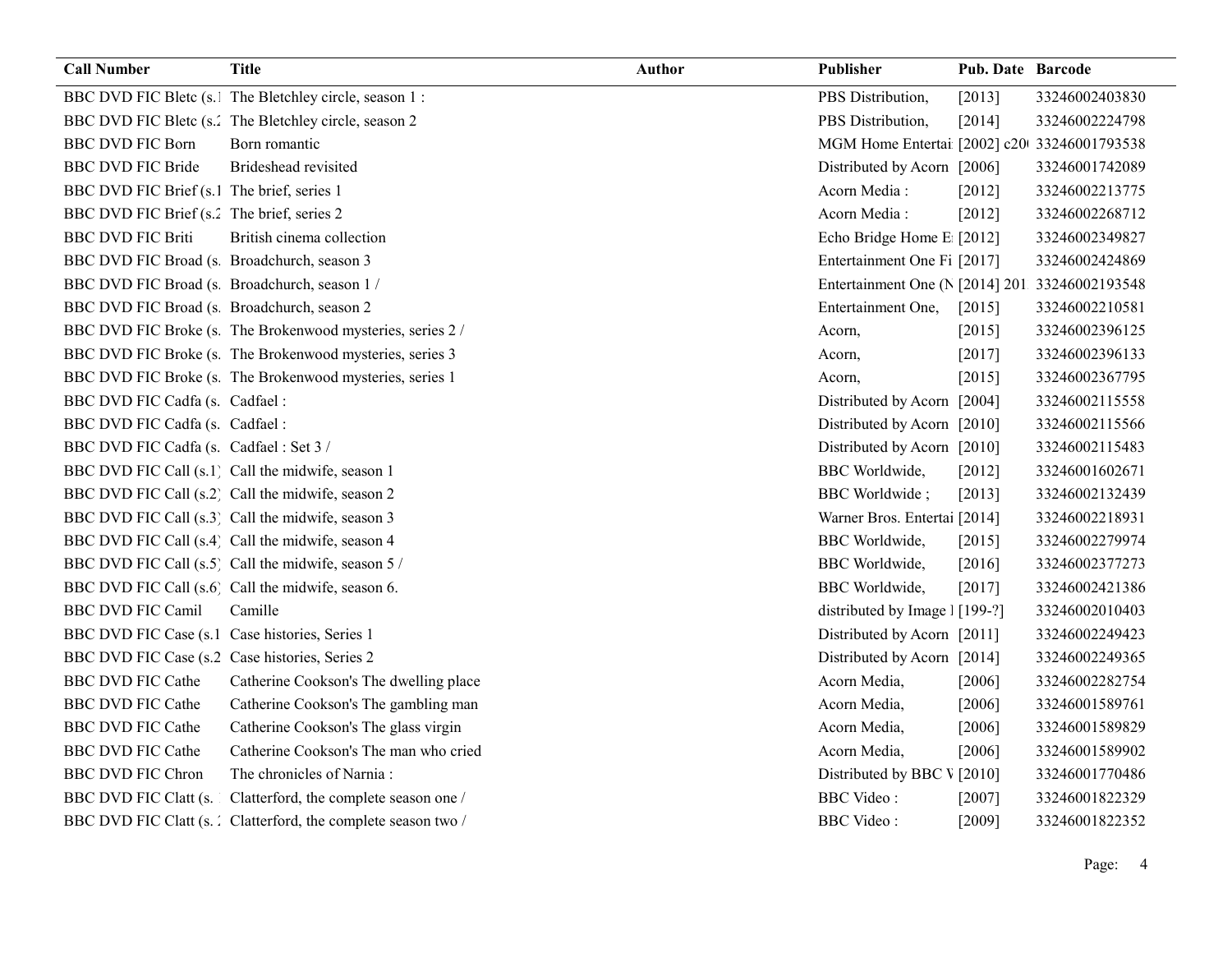| Call Number | Title | Author | Publisher | Pub. Date | Barcode |
| --- | --- | --- | --- | --- | --- |
| BBC DVD FIC Bletc (s.1 | The Bletchley circle, season 1 : | | PBS Distribution, | [2013] | 33246002403830 |
| BBC DVD FIC Bletc (s.2 | The Bletchley circle, season 2 | | PBS Distribution, | [2014] | 33246002224798 |
| BBC DVD FIC Born | Born romantic | | MGM Home Entertai | [2002] c20( | 33246001793538 |
| BBC DVD FIC Bride | Brideshead revisited | | Distributed by Acorn | [2006] | 33246001742089 |
| BBC DVD FIC Brief (s.1 | The brief, series 1 | | Acorn Media : | [2012] | 33246002213775 |
| BBC DVD FIC Brief (s.2 | The brief, series 2 | | Acorn Media : | [2012] | 33246002268712 |
| BBC DVD FIC Briti | British cinema collection | | Echo Bridge Home E | [2012] | 33246002349827 |
| BBC DVD FIC Broad (s. | Broadchurch, season 3 | | Entertainment One Fi | [2017] | 33246002424869 |
| BBC DVD FIC Broad (s. | Broadchurch, season 1 / | | Entertainment One (N | [2014] 201 | 33246002193548 |
| BBC DVD FIC Broad (s. | Broadchurch, season 2 | | Entertainment One, | [2015] | 33246002210581 |
| BBC DVD FIC Broke (s. | The Brokenwood mysteries, series 2 / | | Acorn, | [2015] | 33246002396125 |
| BBC DVD FIC Broke (s. | The Brokenwood mysteries, series 3 | | Acorn, | [2017] | 33246002396133 |
| BBC DVD FIC Broke (s. | The Brokenwood mysteries, series 1 | | Acorn, | [2015] | 33246002367795 |
| BBC DVD FIC Cadfa (s. | Cadfael : | | Distributed by Acorn | [2004] | 33246002115558 |
| BBC DVD FIC Cadfa (s. | Cadfael : | | Distributed by Acorn | [2010] | 33246002115566 |
| BBC DVD FIC Cadfa (s. | Cadfael : Set 3 / | | Distributed by Acorn | [2010] | 33246002115483 |
| BBC DVD FIC Call (s.1) | Call the midwife, season 1 | | BBC Worldwide, | [2012] | 33246001602671 |
| BBC DVD FIC Call (s.2) | Call the midwife, season 2 | | BBC Worldwide ; | [2013] | 33246002132439 |
| BBC DVD FIC Call (s.3) | Call the midwife, season 3 | | Warner Bros. Entertai | [2014] | 33246002218931 |
| BBC DVD FIC Call (s.4) | Call the midwife, season 4 | | BBC Worldwide, | [2015] | 33246002279974 |
| BBC DVD FIC Call (s.5) | Call the midwife, season 5 / | | BBC Worldwide, | [2016] | 33246002377273 |
| BBC DVD FIC Call (s.6) | Call the midwife, season 6. | | BBC Worldwide, | [2017] | 33246002421386 |
| BBC DVD FIC Camil | Camille | | distributed by Image I | [199-?] | 33246002010403 |
| BBC DVD FIC Case (s.1 | Case histories, Series 1 | | Distributed by Acorn | [2011] | 33246002249423 |
| BBC DVD FIC Case (s.2 | Case histories, Series 2 | | Distributed by Acorn | [2014] | 33246002249365 |
| BBC DVD FIC Cathe | Catherine Cookson's The dwelling place | | Acorn Media, | [2006] | 33246002282754 |
| BBC DVD FIC Cathe | Catherine Cookson's The gambling man | | Acorn Media, | [2006] | 33246001589761 |
| BBC DVD FIC Cathe | Catherine Cookson's The glass virgin | | Acorn Media, | [2006] | 33246001589829 |
| BBC DVD FIC Cathe | Catherine Cookson's The man who cried | | Acorn Media, | [2006] | 33246001589902 |
| BBC DVD FIC Chron | The chronicles of Narnia : | | Distributed by BBC V | [2010] | 33246001770486 |
| BBC DVD FIC Clatt (s. 1 | Clatterford, the complete season one / | | BBC Video : | [2007] | 33246001822329 |
| BBC DVD FIC Clatt (s. 2 | Clatterford, the complete season two / | | BBC Video : | [2009] | 33246001822352 |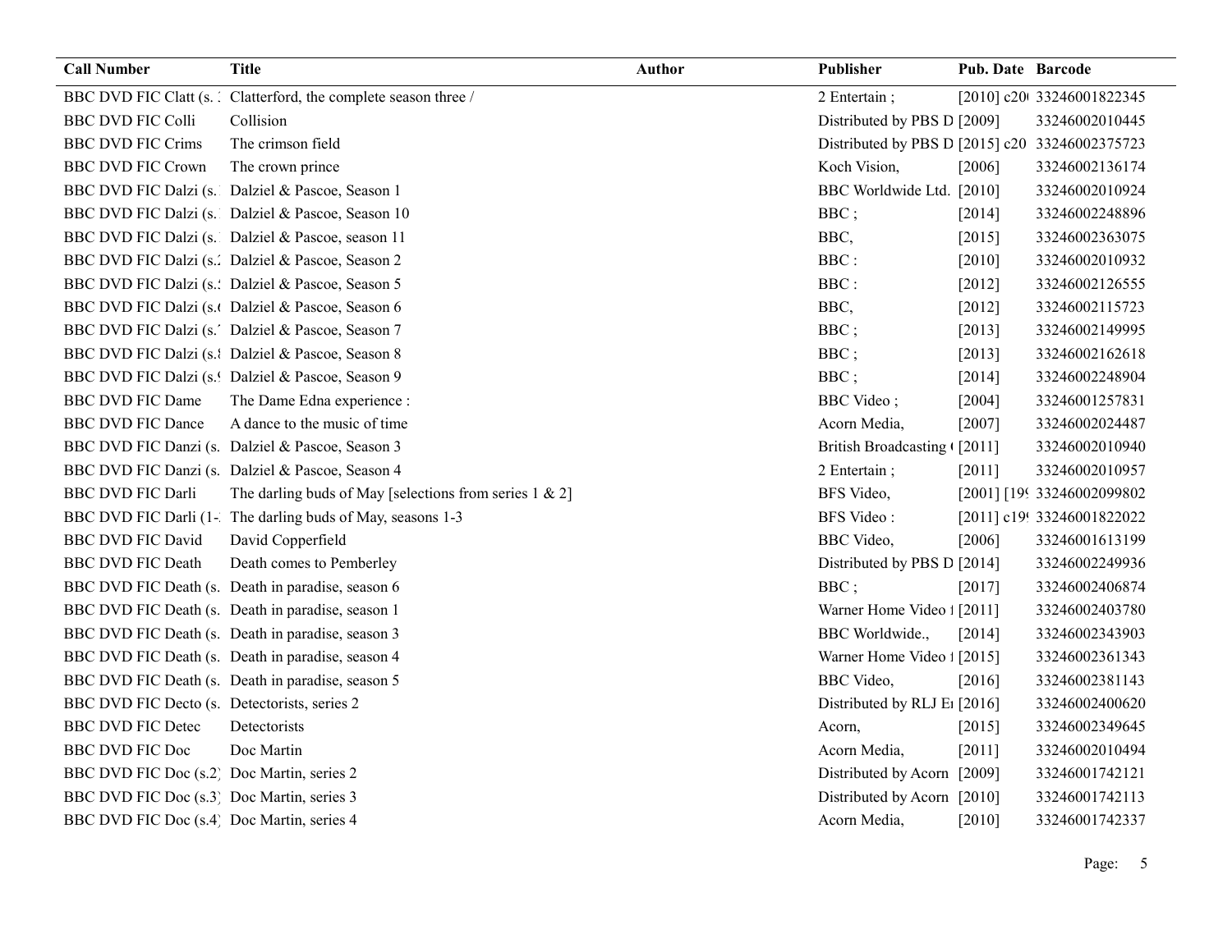| Call Number | Title | Author | Publisher | Pub. Date | Barcode |
|---|---|---|---|---|---|
| BBC DVD FIC Clatt (s. 3 | Clatterford, the complete season three / | | 2 Entertain ; | [2010] c20( | 33246001822345 |
| BBC DVD FIC Colli | Collision | | Distributed by PBS D | [2009] | 33246002010445 |
| BBC DVD FIC Crims | The crimson field | | Distributed by PBS D | [2015] c20 | 33246002375723 |
| BBC DVD FIC Crown | The crown prince | | Koch Vision, | [2006] | 33246002136174 |
| BBC DVD FIC Dalzi (s.1 | Dalziel & Pascoe, Season 1 | | BBC Worldwide Ltd. | [2010] | 33246002010924 |
| BBC DVD FIC Dalzi (s.1 | Dalziel & Pascoe, Season 10 | | BBC ; | [2014] | 33246002248896 |
| BBC DVD FIC Dalzi (s.1 | Dalziel & Pascoe, season 11 | | BBC, | [2015] | 33246002363075 |
| BBC DVD FIC Dalzi (s.2 | Dalziel & Pascoe, Season 2 | | BBC : | [2010] | 33246002010932 |
| BBC DVD FIC Dalzi (s.5 | Dalziel & Pascoe, Season 5 | | BBC : | [2012] | 33246002126555 |
| BBC DVD FIC Dalzi (s.6 | Dalziel & Pascoe, Season 6 | | BBC, | [2012] | 33246002115723 |
| BBC DVD FIC Dalzi (s.7 | Dalziel & Pascoe, Season 7 | | BBC ; | [2013] | 33246002149995 |
| BBC DVD FIC Dalzi (s.8 | Dalziel & Pascoe, Season 8 | | BBC ; | [2013] | 33246002162618 |
| BBC DVD FIC Dalzi (s.9 | Dalziel & Pascoe, Season 9 | | BBC ; | [2014] | 33246002248904 |
| BBC DVD FIC Dame | The Dame Edna experience : | | BBC Video ; | [2004] | 33246001257831 |
| BBC DVD FIC Dance | A dance to the music of time | | Acorn Media, | [2007] | 33246002024487 |
| BBC DVD FIC Danzi (s. | Dalziel & Pascoe, Season 3 | | British Broadcasting ( | [2011] | 33246002010940 |
| BBC DVD FIC Danzi (s. | Dalziel & Pascoe, Season 4 | | 2 Entertain ; | [2011] | 33246002010957 |
| BBC DVD FIC Darli | The darling buds of May [selections from series 1 & 2] | | BFS Video, | [2001] [19 | 33246002099802 |
| BBC DVD FIC Darli (1-3 | The darling buds of May, seasons 1-3 | | BFS Video : | [2011] c19 | 33246001822022 |
| BBC DVD FIC David | David Copperfield | | BBC Video, | [2006] | 33246001613199 |
| BBC DVD FIC Death | Death comes to Pemberley | | Distributed by PBS D | [2014] | 33246002249936 |
| BBC DVD FIC Death (s. | Death in paradise, season 6 | | BBC ; | [2017] | 33246002406874 |
| BBC DVD FIC Death (s. | Death in paradise, season 1 | | Warner Home Video f | [2011] | 33246002403780 |
| BBC DVD FIC Death (s. | Death in paradise, season 3 | | BBC Worldwide., | [2014] | 33246002343903 |
| BBC DVD FIC Death (s. | Death in paradise, season 4 | | Warner Home Video f | [2015] | 33246002361343 |
| BBC DVD FIC Death (s. | Death in paradise, season 5 | | BBC Video, | [2016] | 33246002381143 |
| BBC DVD FIC Decto (s. | Detectorists, series 2 | | Distributed by RLJ E | [2016] | 33246002400620 |
| BBC DVD FIC Detec | Detectorists | | Acorn, | [2015] | 33246002349645 |
| BBC DVD FIC Doc | Doc Martin | | Acorn Media, | [2011] | 33246002010494 |
| BBC DVD FIC Doc (s.2) | Doc Martin, series 2 | | Distributed by Acorn | [2009] | 33246001742121 |
| BBC DVD FIC Doc (s.3) | Doc Martin, series 3 | | Distributed by Acorn | [2010] | 33246001742113 |
| BBC DVD FIC Doc (s.4) | Doc Martin, series 4 | | Acorn Media, | [2010] | 33246001742337 |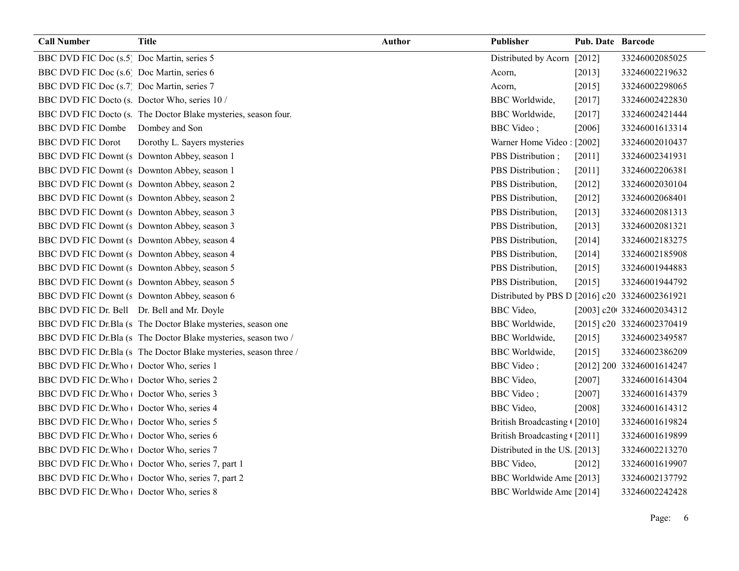| Call Number | Title | Author | Publisher | Pub. Date | Barcode |
|---|---|---|---|---|---|
| BBC DVD FIC Doc (s.5) | Doc Martin, series 5 | | Distributed by Acorn | [2012] | 33246002085025 |
| BBC DVD FIC Doc (s.6) | Doc Martin, series 6 | | Acorn, | [2013] | 33246002219632 |
| BBC DVD FIC Doc (s.7) | Doc Martin, series 7 | | Acorn, | [2015] | 33246002298065 |
| BBC DVD FIC Docto (s. | Doctor Who, series 10 / | | BBC Worldwide, | [2017] | 33246002422830 |
| BBC DVD FIC Docto (s. | The Doctor Blake mysteries, season four. | | BBC Worldwide, | [2017] | 33246002421444 |
| BBC DVD FIC Dombe | Dombey and Son | | BBC Video ; | [2006] | 33246001613314 |
| BBC DVD FIC Dorot | Dorothy L. Sayers mysteries | | Warner Home Video : | [2002] | 33246002010437 |
| BBC DVD FIC Downt (s | Downton Abbey, season 1 | | PBS Distribution ; | [2011] | 33246002341931 |
| BBC DVD FIC Downt (s | Downton Abbey, season 1 | | PBS Distribution ; | [2011] | 33246002206381 |
| BBC DVD FIC Downt (s | Downton Abbey, season 2 | | PBS Distribution, | [2012] | 33246002030104 |
| BBC DVD FIC Downt (s | Downton Abbey, season 2 | | PBS Distribution, | [2012] | 33246002068401 |
| BBC DVD FIC Downt (s | Downton Abbey, season 3 | | PBS Distribution, | [2013] | 33246002081313 |
| BBC DVD FIC Downt (s | Downton Abbey, season 3 | | PBS Distribution, | [2013] | 33246002081321 |
| BBC DVD FIC Downt (s | Downton Abbey, season 4 | | PBS Distribution, | [2014] | 33246002183275 |
| BBC DVD FIC Downt (s | Downton Abbey, season 4 | | PBS Distribution, | [2014] | 33246002185908 |
| BBC DVD FIC Downt (s | Downton Abbey, season 5 | | PBS Distribution, | [2015] | 33246001944883 |
| BBC DVD FIC Downt (s | Downton Abbey, season 5 | | PBS Distribution, | [2015] | 33246001944792 |
| BBC DVD FIC Downt (s | Downton Abbey, season 6 | | Distributed by PBS D | [2016] c20 | 33246002361921 |
| BBC DVD FIC Dr. Bell | Dr. Bell and Mr. Doyle | | BBC Video, | [2003] c20( | 33246002034312 |
| BBC DVD FIC Dr.Bla (s | The Doctor Blake mysteries, season one | | BBC Worldwide, | [2015] c20 | 33246002370419 |
| BBC DVD FIC Dr.Bla (s | The Doctor Blake mysteries, season two / | | BBC Worldwide, | [2015] | 33246002349587 |
| BBC DVD FIC Dr.Bla (s | The Doctor Blake mysteries, season three / | | BBC Worldwide, | [2015] | 33246002386209 |
| BBC DVD FIC Dr.Who ( | Doctor Who, series 1 | | BBC Video ; | [2012] 200 | 33246001614247 |
| BBC DVD FIC Dr.Who ( | Doctor Who, series 2 | | BBC Video, | [2007] | 33246001614304 |
| BBC DVD FIC Dr.Who ( | Doctor Who, series 3 | | BBC Video ; | [2007] | 33246001614379 |
| BBC DVD FIC Dr.Who ( | Doctor Who, series 4 | | BBC Video, | [2008] | 33246001614312 |
| BBC DVD FIC Dr.Who ( | Doctor Who, series 5 | | British Broadcasting ( | [2010] | 33246001619824 |
| BBC DVD FIC Dr.Who ( | Doctor Who, series 6 | | British Broadcasting ( | [2011] | 33246001619899 |
| BBC DVD FIC Dr.Who ( | Doctor Who, series 7 | | Distributed in the US. | [2013] | 33246002213270 |
| BBC DVD FIC Dr.Who ( | Doctor Who, series 7, part 1 | | BBC Video, | [2012] | 33246001619907 |
| BBC DVD FIC Dr.Who ( | Doctor Who, series 7, part 2 | | BBC Worldwide Ame | [2013] | 33246002137792 |
| BBC DVD FIC Dr.Who ( | Doctor Who, series 8 | | BBC Worldwide Ame | [2014] | 33246002242428 |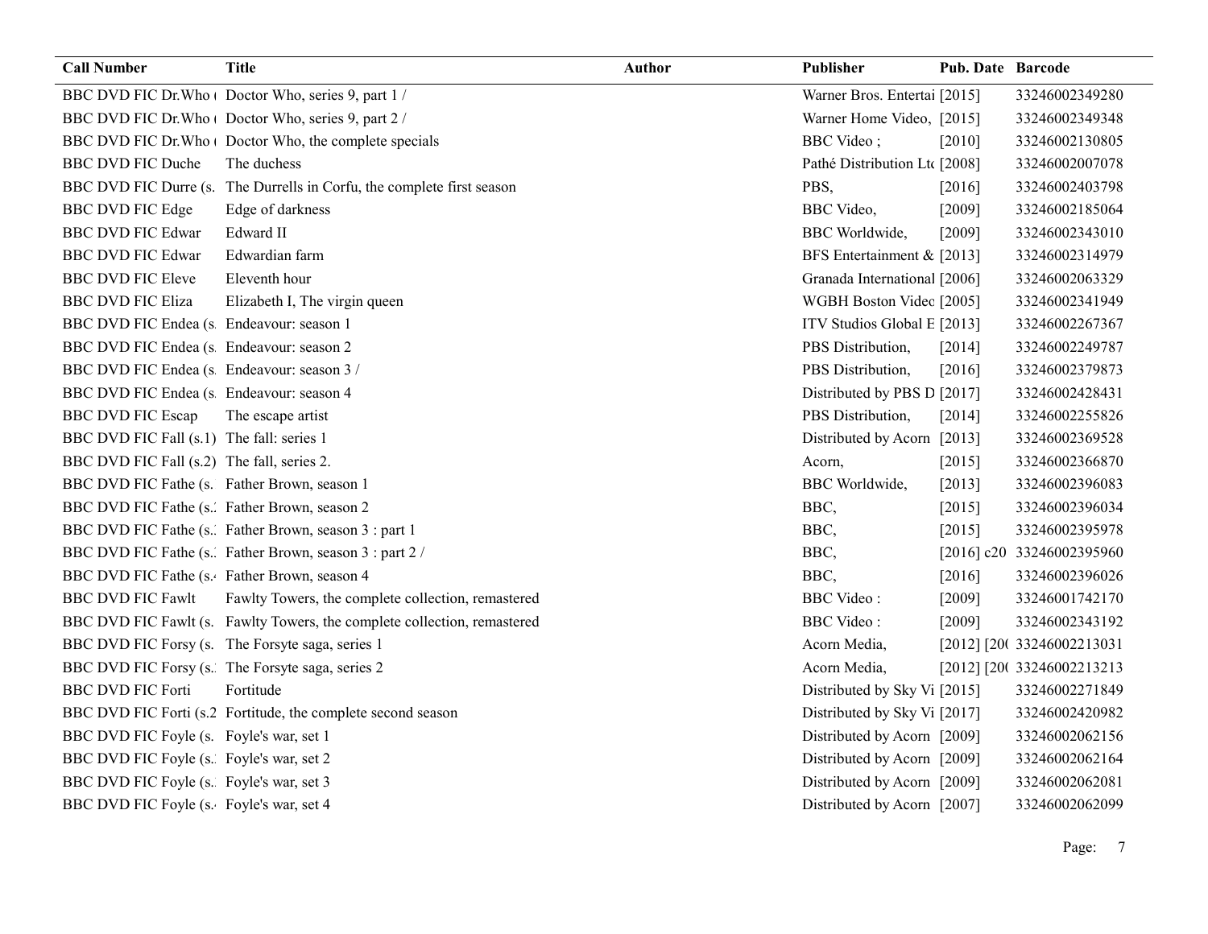| Call Number | Title | Author | Publisher | Pub. Date | Barcode |
|---|---|---|---|---|---|
| BBC DVD FIC Dr.Who ( | Doctor Who, series 9, part 1 / | | Warner Bros. Entertai | [2015] | 33246002349280 |
| BBC DVD FIC Dr.Who ( | Doctor Who, series 9, part 2 / | | Warner Home Video, | [2015] | 33246002349348 |
| BBC DVD FIC Dr.Who ( | Doctor Who, the complete specials | | BBC Video ; | [2010] | 33246002130805 |
| BBC DVD FIC Duche | The duchess | | Pathé Distribution Ltc | [2008] | 33246002007078 |
| BBC DVD FIC Durre (s. | The Durrells in Corfu, the complete first season | | PBS, | [2016] | 33246002403798 |
| BBC DVD FIC Edge | Edge of darkness | | BBC Video, | [2009] | 33246002185064 |
| BBC DVD FIC Edwar | Edward II | | BBC Worldwide, | [2009] | 33246002343010 |
| BBC DVD FIC Edwar | Edwardian farm | | BFS Entertainment & | [2013] | 33246002314979 |
| BBC DVD FIC Eleve | Eleventh hour | | Granada International | [2006] | 33246002063329 |
| BBC DVD FIC Eliza | Elizabeth I, The virgin queen | | WGBH Boston Videc | [2005] | 33246002341949 |
| BBC DVD FIC Endea (s. | Endeavour: season 1 | | ITV Studios Global E | [2013] | 33246002267367 |
| BBC DVD FIC Endea (s. | Endeavour: season 2 | | PBS Distribution, | [2014] | 33246002249787 |
| BBC DVD FIC Endea (s. | Endeavour: season 3 / | | PBS Distribution, | [2016] | 33246002379873 |
| BBC DVD FIC Endea (s. | Endeavour: season 4 | | Distributed by PBS D | [2017] | 33246002428431 |
| BBC DVD FIC Escap | The escape artist | | PBS Distribution, | [2014] | 33246002255826 |
| BBC DVD FIC Fall (s.1) | The fall: series 1 | | Distributed by Acorn | [2013] | 33246002369528 |
| BBC DVD FIC Fall (s.2) | The fall, series 2. | | Acorn, | [2015] | 33246002366870 |
| BBC DVD FIC Fathe (s. | Father Brown, season 1 | | BBC Worldwide, | [2013] | 33246002396083 |
| BBC DVD FIC Fathe (s.: | Father Brown, season 2 | | BBC, | [2015] | 33246002396034 |
| BBC DVD FIC Fathe (s.: | Father Brown, season 3 : part 1 | | BBC, | [2015] | 33246002395978 |
| BBC DVD FIC Fathe (s.: | Father Brown, season 3 : part 2 / | | BBC, | [2016] c20 | 33246002395960 |
| BBC DVD FIC Fathe (s.4 | Father Brown, season 4 | | BBC, | [2016] | 33246002396026 |
| BBC DVD FIC Fawlt | Fawlty Towers, the complete collection, remastered | | BBC Video : | [2009] | 33246001742170 |
| BBC DVD FIC Fawlt (s. | Fawlty Towers, the complete collection, remastered | | BBC Video : | [2009] | 33246002343192 |
| BBC DVD FIC Forsy (s. | The Forsyte saga, series 1 | | Acorn Media, | [2012] [20( | 33246002213031 |
| BBC DVD FIC Forsy (s.: | The Forsyte saga, series 2 | | Acorn Media, | [2012] [20( | 33246002213213 |
| BBC DVD FIC Forti | Fortitude | | Distributed by Sky Vi | [2015] | 33246002271849 |
| BBC DVD FIC Forti (s.2 | Fortitude, the complete second season | | Distributed by Sky Vi | [2017] | 33246002420982 |
| BBC DVD FIC Foyle (s. | Foyle's war, set 1 | | Distributed by Acorn | [2009] | 33246002062156 |
| BBC DVD FIC Foyle (s.: | Foyle's war, set 2 | | Distributed by Acorn | [2009] | 33246002062164 |
| BBC DVD FIC Foyle (s.: | Foyle's war, set 3 | | Distributed by Acorn | [2009] | 33246002062081 |
| BBC DVD FIC Foyle (s.4 | Foyle's war, set 4 | | Distributed by Acorn | [2007] | 33246002062099 |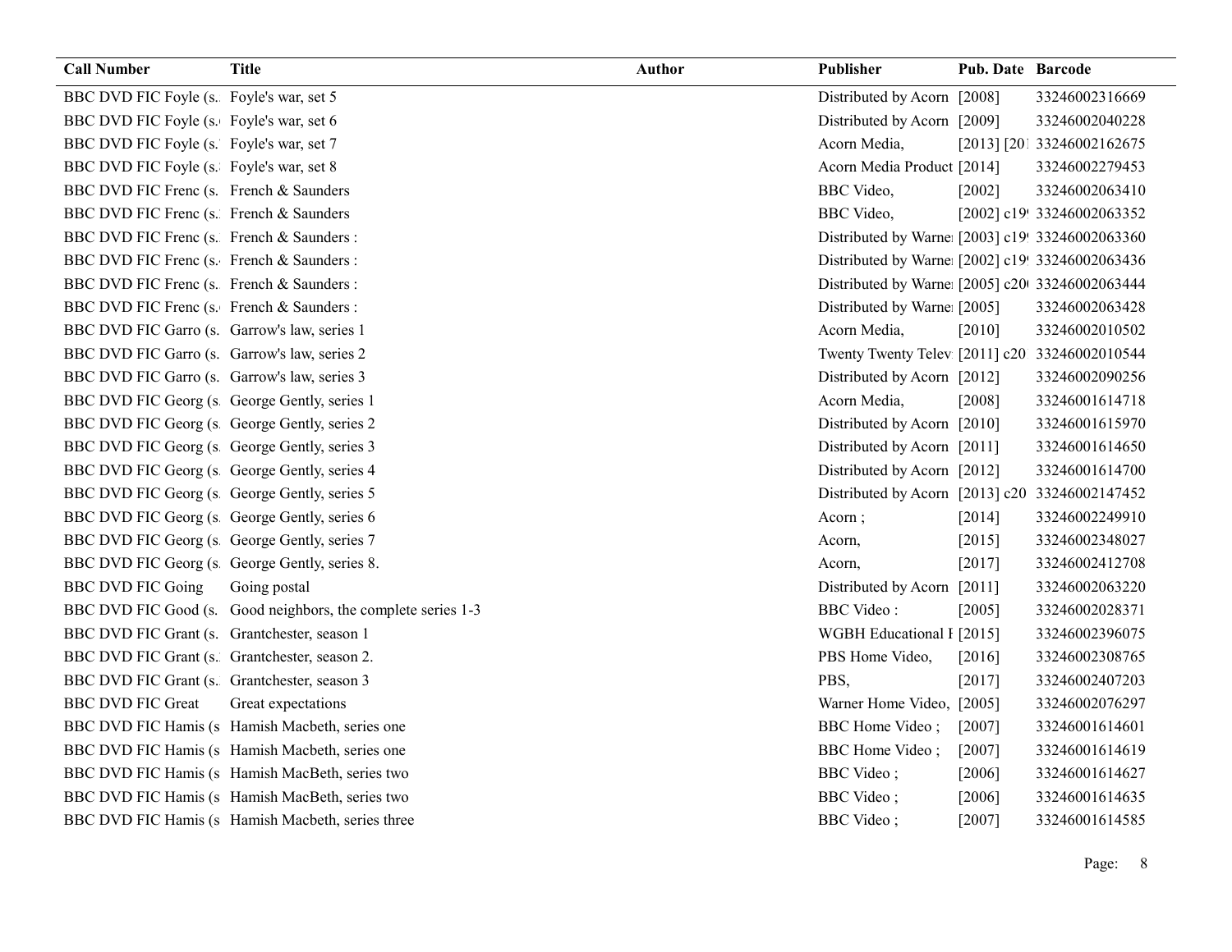| Call Number | Title | Author | Publisher | Pub. Date | Barcode |
|---|---|---|---|---|---|
| BBC DVD FIC Foyle (s. | Foyle's war, set 5 | | Distributed by Acorn | [2008] | 33246002316669 |
| BBC DVD FIC Foyle (s. | Foyle's war, set 6 | | Distributed by Acorn | [2009] | 33246002040228 |
| BBC DVD FIC Foyle (s. | Foyle's war, set 7 | | Acorn Media, | [2013] [201 | 33246002162675 |
| BBC DVD FIC Foyle (s. | Foyle's war, set 8 | | Acorn Media Product | [2014] | 33246002279453 |
| BBC DVD FIC Frenc (s. | French & Saunders | | BBC Video, | [2002] | 33246002063410 |
| BBC DVD FIC Frenc (s. | French & Saunders | | BBC Video, | [2002] c19 | 33246002063352 |
| BBC DVD FIC Frenc (s. | French & Saunders : | | Distributed by Warne | [2003] c19 | 33246002063360 |
| BBC DVD FIC Frenc (s. | French & Saunders : | | Distributed by Warne | [2002] c19 | 33246002063436 |
| BBC DVD FIC Frenc (s. | French & Saunders : | | Distributed by Warne | [2005] c20 | 33246002063444 |
| BBC DVD FIC Frenc (s. | French & Saunders : | | Distributed by Warne | [2005] | 33246002063428 |
| BBC DVD FIC Garro (s. | Garrow's law, series 1 | | Acorn Media, | [2010] | 33246002010502 |
| BBC DVD FIC Garro (s. | Garrow's law, series 2 | | Twenty Twenty Telev | [2011] c20 | 33246002010544 |
| BBC DVD FIC Garro (s. | Garrow's law, series 3 | | Distributed by Acorn | [2012] | 33246002090256 |
| BBC DVD FIC Georg (s. | George Gently, series 1 | | Acorn Media, | [2008] | 33246001614718 |
| BBC DVD FIC Georg (s. | George Gently, series 2 | | Distributed by Acorn | [2010] | 33246001615970 |
| BBC DVD FIC Georg (s. | George Gently, series 3 | | Distributed by Acorn | [2011] | 33246001614650 |
| BBC DVD FIC Georg (s. | George Gently, series 4 | | Distributed by Acorn | [2012] | 33246001614700 |
| BBC DVD FIC Georg (s. | George Gently, series 5 | | Distributed by Acorn | [2013] c20 | 33246002147452 |
| BBC DVD FIC Georg (s. | George Gently, series 6 | | Acorn ; | [2014] | 33246002249910 |
| BBC DVD FIC Georg (s. | George Gently, series 7 | | Acorn, | [2015] | 33246002348027 |
| BBC DVD FIC Georg (s. | George Gently, series 8. | | Acorn, | [2017] | 33246002412708 |
| BBC DVD FIC Going | Going postal | | Distributed by Acorn | [2011] | 33246002063220 |
| BBC DVD FIC Good (s. | Good neighbors, the complete series 1-3 | | BBC Video : | [2005] | 33246002028371 |
| BBC DVD FIC Grant (s. | Grantchester, season 1 | | WGBH Educational F | [2015] | 33246002396075 |
| BBC DVD FIC Grant (s. | Grantchester, season 2. | | PBS Home Video, | [2016] | 33246002308765 |
| BBC DVD FIC Grant (s. | Grantchester, season 3 | | PBS, | [2017] | 33246002407203 |
| BBC DVD FIC Great | Great expectations | | Warner Home Video, | [2005] | 33246002076297 |
| BBC DVD FIC Hamis (s | Hamish Macbeth, series one | | BBC Home Video ; | [2007] | 33246001614601 |
| BBC DVD FIC Hamis (s | Hamish Macbeth, series one | | BBC Home Video ; | [2007] | 33246001614619 |
| BBC DVD FIC Hamis (s | Hamish MacBeth, series two | | BBC Video ; | [2006] | 33246001614627 |
| BBC DVD FIC Hamis (s | Hamish MacBeth, series two | | BBC Video ; | [2006] | 33246001614635 |
| BBC DVD FIC Hamis (s | Hamish Macbeth, series three | | BBC Video ; | [2007] | 33246001614585 |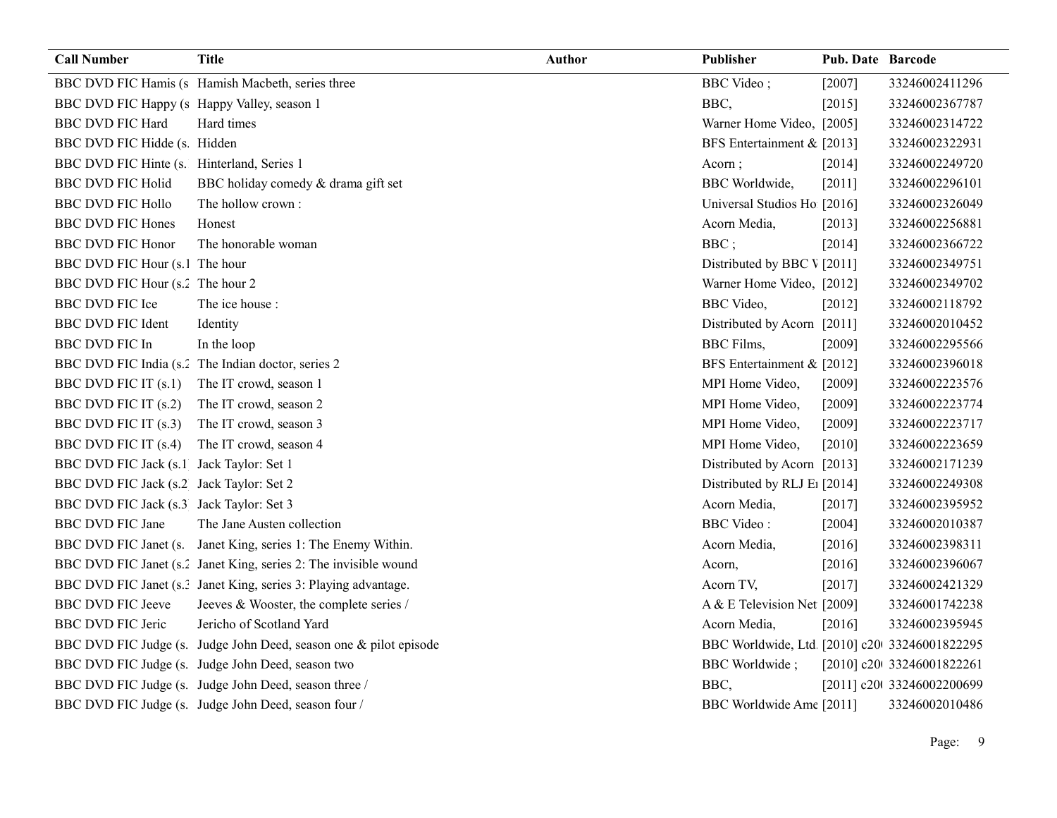| Call Number | Title | Author | Publisher | Pub. Date | Barcode |
|---|---|---|---|---|---|
| BBC DVD FIC Hamis (s | Hamish Macbeth, series three | | BBC Video ; | [2007] | 33246002411296 |
| BBC DVD FIC Happy (s | Happy Valley, season 1 | | BBC, | [2015] | 33246002367787 |
| BBC DVD FIC Hard | Hard times | | Warner Home Video, | [2005] | 33246002314722 |
| BBC DVD FIC Hidde (s. | Hidden | | BFS Entertainment & | [2013] | 33246002322931 |
| BBC DVD FIC Hinte (s. | Hinterland, Series 1 | | Acorn ; | [2014] | 33246002249720 |
| BBC DVD FIC Holid | BBC holiday comedy & drama gift set | | BBC Worldwide, | [2011] | 33246002296101 |
| BBC DVD FIC Hollo | The hollow crown : | | Universal Studios Ho | [2016] | 33246002326049 |
| BBC DVD FIC Hones | Honest | | Acorn Media, | [2013] | 33246002256881 |
| BBC DVD FIC Honor | The honorable woman | | BBC ; | [2014] | 33246002366722 |
| BBC DVD FIC Hour (s.1 | The hour | | Distributed by BBC V | [2011] | 33246002349751 |
| BBC DVD FIC Hour (s.2 | The hour 2 | | Warner Home Video, | [2012] | 33246002349702 |
| BBC DVD FIC Ice | The ice house : | | BBC Video, | [2012] | 33246002118792 |
| BBC DVD FIC Ident | Identity | | Distributed by Acorn | [2011] | 33246002010452 |
| BBC DVD FIC In | In the loop | | BBC Films, | [2009] | 33246002295566 |
| BBC DVD FIC India (s.2 | The Indian doctor, series 2 | | BFS Entertainment & | [2012] | 33246002396018 |
| BBC DVD FIC IT (s.1) | The IT crowd, season 1 | | MPI Home Video, | [2009] | 33246002223576 |
| BBC DVD FIC IT (s.2) | The IT crowd, season 2 | | MPI Home Video, | [2009] | 33246002223774 |
| BBC DVD FIC IT (s.3) | The IT crowd, season 3 | | MPI Home Video, | [2009] | 33246002223717 |
| BBC DVD FIC IT (s.4) | The IT crowd, season 4 | | MPI Home Video, | [2010] | 33246002223659 |
| BBC DVD FIC Jack (s.1 | Jack Taylor: Set 1 | | Distributed by Acorn | [2013] | 33246002171239 |
| BBC DVD FIC Jack (s.2 | Jack Taylor: Set 2 | | Distributed by RLJ E | [2014] | 33246002249308 |
| BBC DVD FIC Jack (s.3 | Jack Taylor: Set 3 | | Acorn Media, | [2017] | 33246002395952 |
| BBC DVD FIC Jane | The Jane Austen collection | | BBC Video : | [2004] | 33246002010387 |
| BBC DVD FIC Janet (s. | Janet King, series 1: The Enemy Within. | | Acorn Media, | [2016] | 33246002398311 |
| BBC DVD FIC Janet (s.2 | Janet King, series 2: The invisible wound | | Acorn, | [2016] | 33246002396067 |
| BBC DVD FIC Janet (s.3 | Janet King, series 3: Playing advantage. | | Acorn TV, | [2017] | 33246002421329 |
| BBC DVD FIC Jeeve | Jeeves & Wooster, the complete series / | | A & E Television Net | [2009] | 33246001742238 |
| BBC DVD FIC Jeric | Jericho of Scotland Yard | | Acorn Media, | [2016] | 33246002395945 |
| BBC DVD FIC Judge (s. | Judge John Deed, season one & pilot episode | | BBC Worldwide, Ltd. | [2010] c20 | 33246001822295 |
| BBC DVD FIC Judge (s. | Judge John Deed, season two | | BBC Worldwide ; | [2010] c20 | 33246001822261 |
| BBC DVD FIC Judge (s. | Judge John Deed, season three / | | BBC, | [2011] c20 | 33246002200699 |
| BBC DVD FIC Judge (s. | Judge John Deed, season four / | | BBC Worldwide Ame | [2011] | 33246002010486 |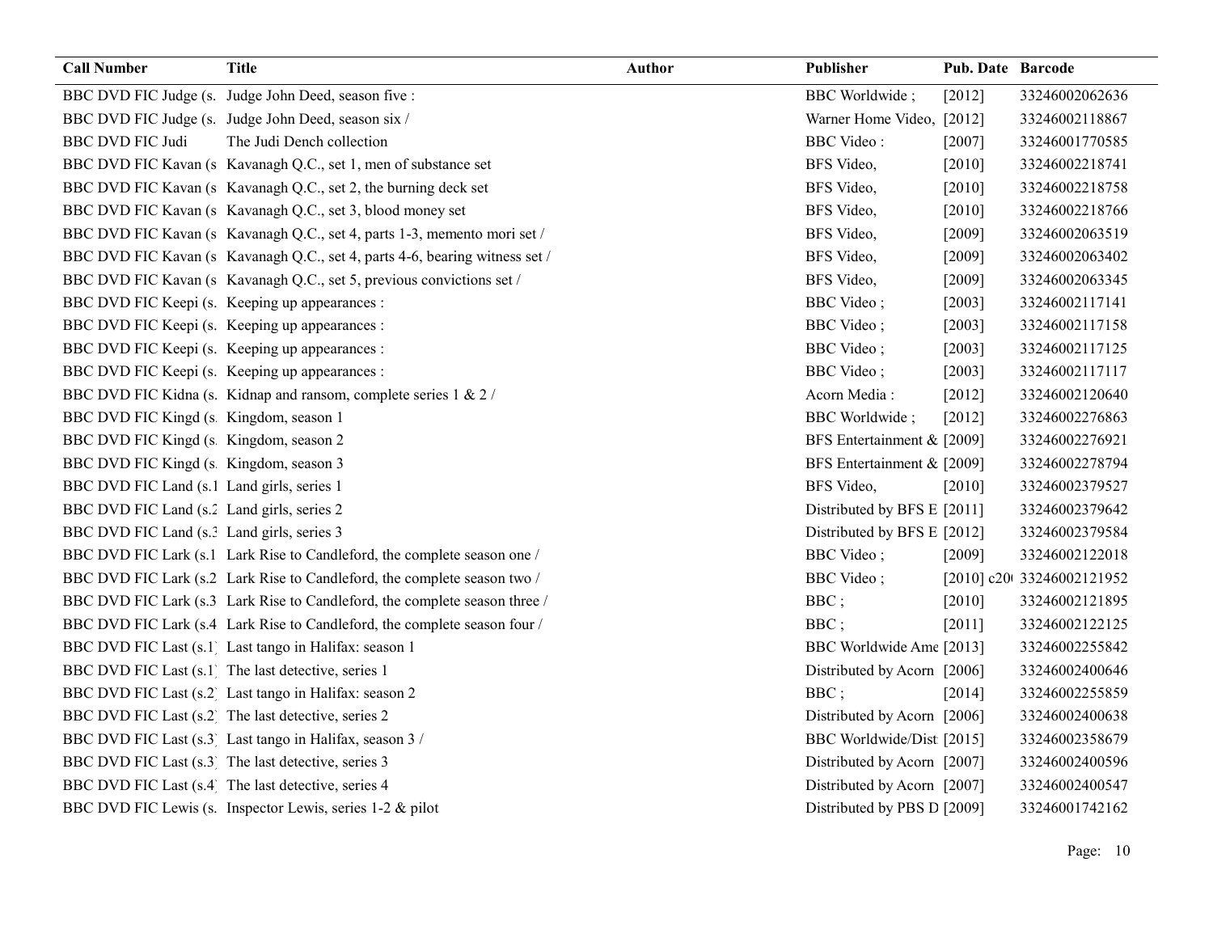| Call Number | Title | Author | Publisher | Pub. Date | Barcode |
|---|---|---|---|---|---|
| BBC DVD FIC Judge (s. | Judge John Deed, season five : | | BBC Worldwide ; | [2012] | 33246002062636 |
| BBC DVD FIC Judge (s. | Judge John Deed, season six / | | Warner Home Video, | [2012] | 33246002118867 |
| BBC DVD FIC Judi | The Judi Dench collection | | BBC Video : | [2007] | 33246001770585 |
| BBC DVD FIC Kavan (s | Kavanagh Q.C., set 1, men of substance set | | BFS Video, | [2010] | 33246002218741 |
| BBC DVD FIC Kavan (s | Kavanagh Q.C., set 2, the burning deck set | | BFS Video, | [2010] | 33246002218758 |
| BBC DVD FIC Kavan (s | Kavanagh Q.C., set 3, blood money set | | BFS Video, | [2010] | 33246002218766 |
| BBC DVD FIC Kavan (s | Kavanagh Q.C., set 4, parts 1-3, memento mori set / | | BFS Video, | [2009] | 33246002063519 |
| BBC DVD FIC Kavan (s | Kavanagh Q.C., set 4, parts 4-6, bearing witness set / | | BFS Video, | [2009] | 33246002063402 |
| BBC DVD FIC Kavan (s | Kavanagh Q.C., set 5, previous convictions set / | | BFS Video, | [2009] | 33246002063345 |
| BBC DVD FIC Keepi (s. | Keeping up appearances : | | BBC Video ; | [2003] | 33246002117141 |
| BBC DVD FIC Keepi (s. | Keeping up appearances : | | BBC Video ; | [2003] | 33246002117158 |
| BBC DVD FIC Keepi (s. | Keeping up appearances : | | BBC Video ; | [2003] | 33246002117125 |
| BBC DVD FIC Keepi (s. | Keeping up appearances : | | BBC Video ; | [2003] | 33246002117117 |
| BBC DVD FIC Kidna (s. | Kidnap and ransom, complete series 1 & 2 / | | Acorn Media : | [2012] | 33246002120640 |
| BBC DVD FIC Kingd (s. | Kingdom, season 1 | | BBC Worldwide ; | [2012] | 33246002276863 |
| BBC DVD FIC Kingd (s. | Kingdom, season 2 | | BFS Entertainment & | [2009] | 33246002276921 |
| BBC DVD FIC Kingd (s. | Kingdom, season 3 | | BFS Entertainment & | [2009] | 33246002278794 |
| BBC DVD FIC Land (s.1 | Land girls, series 1 | | BFS Video, | [2010] | 33246002379527 |
| BBC DVD FIC Land (s.2 | Land girls, series 2 | | Distributed by BFS E | [2011] | 33246002379642 |
| BBC DVD FIC Land (s.3 | Land girls, series 3 | | Distributed by BFS E | [2012] | 33246002379584 |
| BBC DVD FIC Lark (s.1 | Lark Rise to Candleford, the complete season one / | | BBC Video ; | [2009] | 33246002122018 |
| BBC DVD FIC Lark (s.2 | Lark Rise to Candleford, the complete season two / | | BBC Video ; | [2010] c20 | 33246002121952 |
| BBC DVD FIC Lark (s.3 | Lark Rise to Candleford, the complete season three / | | BBC ; | [2010] | 33246002121895 |
| BBC DVD FIC Lark (s.4 | Lark Rise to Candleford, the complete season four / | | BBC ; | [2011] | 33246002122125 |
| BBC DVD FIC Last (s.1) | Last tango in Halifax: season 1 | | BBC Worldwide Ame | [2013] | 33246002255842 |
| BBC DVD FIC Last (s.1) | The last detective, series 1 | | Distributed by Acorn | [2006] | 33246002400646 |
| BBC DVD FIC Last (s.2) | Last tango in Halifax: season 2 | | BBC ; | [2014] | 33246002255859 |
| BBC DVD FIC Last (s.2) | The last detective, series 2 | | Distributed by Acorn | [2006] | 33246002400638 |
| BBC DVD FIC Last (s.3) | Last tango in Halifax, season 3 / | | BBC Worldwide/Dist | [2015] | 33246002358679 |
| BBC DVD FIC Last (s.3) | The last detective, series 3 | | Distributed by Acorn | [2007] | 33246002400596 |
| BBC DVD FIC Last (s.4) | The last detective, series 4 | | Distributed by Acorn | [2007] | 33246002400547 |
| BBC DVD FIC Lewis (s. | Inspector Lewis, series 1-2 & pilot | | Distributed by PBS D | [2009] | 33246001742162 |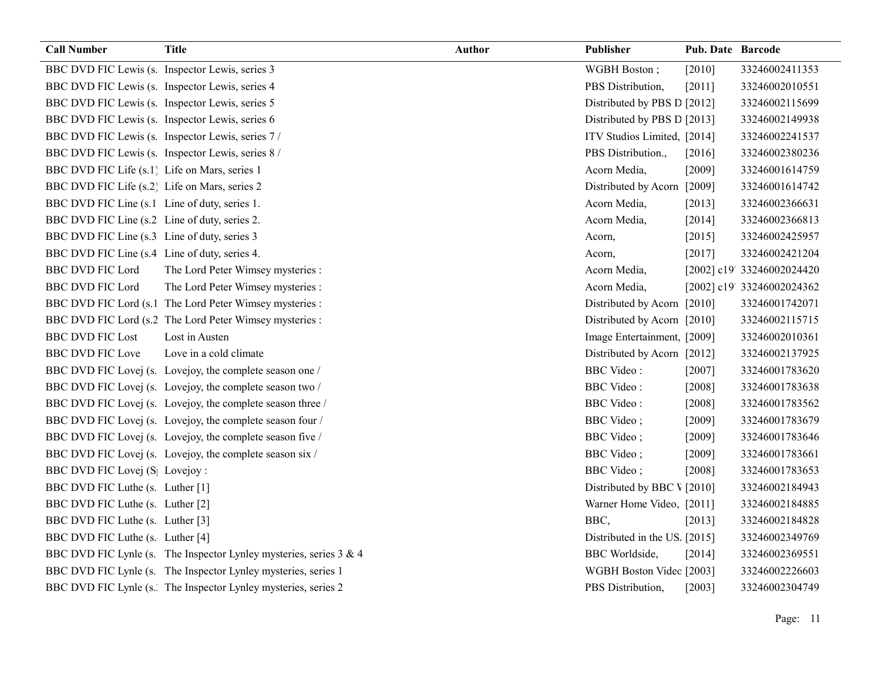| Call Number | Title | Author | Publisher | Pub. Date | Barcode |
| --- | --- | --- | --- | --- | --- |
| BBC DVD FIC Lewis (s. | Inspector Lewis, series 3 | | WGBH Boston ; | [2010] | 33246002411353 |
| BBC DVD FIC Lewis (s. | Inspector Lewis, series 4 | | PBS Distribution, | [2011] | 33246002010551 |
| BBC DVD FIC Lewis (s. | Inspector Lewis, series 5 | | Distributed by PBS D | [2012] | 33246002115699 |
| BBC DVD FIC Lewis (s. | Inspector Lewis, series 6 | | Distributed by PBS D | [2013] | 33246002149938 |
| BBC DVD FIC Lewis (s. | Inspector Lewis, series 7 / | | ITV Studios Limited, | [2014] | 33246002241537 |
| BBC DVD FIC Lewis (s. | Inspector Lewis, series 8 / | | PBS Distribution., | [2016] | 33246002380236 |
| BBC DVD FIC Life (s.1) | Life on Mars, series 1 | | Acorn Media, | [2009] | 33246001614759 |
| BBC DVD FIC Life (s.2) | Life on Mars, series 2 | | Distributed by Acorn | [2009] | 33246001614742 |
| BBC DVD FIC Line (s.1 | Line of duty, series 1. | | Acorn Media, | [2013] | 33246002366631 |
| BBC DVD FIC Line (s.2 | Line of duty, series 2. | | Acorn Media, | [2014] | 33246002366813 |
| BBC DVD FIC Line (s.3 | Line of duty, series 3 | | Acorn, | [2015] | 33246002425957 |
| BBC DVD FIC Line (s.4 | Line of duty, series 4. | | Acorn, | [2017] | 33246002421204 |
| BBC DVD FIC Lord | The Lord Peter Wimsey mysteries : | | Acorn Media, | [2002] c19 | 33246002024420 |
| BBC DVD FIC Lord | The Lord Peter Wimsey mysteries : | | Acorn Media, | [2002] c19 | 33246002024362 |
| BBC DVD FIC Lord (s.1 | The Lord Peter Wimsey mysteries : | | Distributed by Acorn | [2010] | 33246001742071 |
| BBC DVD FIC Lord (s.2 | The Lord Peter Wimsey mysteries : | | Distributed by Acorn | [2010] | 33246002115715 |
| BBC DVD FIC Lost | Lost in Austen | | Image Entertainment, | [2009] | 33246002010361 |
| BBC DVD FIC Love | Love in a cold climate | | Distributed by Acorn | [2012] | 33246002137925 |
| BBC DVD FIC Lovej (s. | Lovejoy, the complete season one / | | BBC Video : | [2007] | 33246001783620 |
| BBC DVD FIC Lovej (s. | Lovejoy, the complete season two / | | BBC Video : | [2008] | 33246001783638 |
| BBC DVD FIC Lovej (s. | Lovejoy, the complete season three / | | BBC Video : | [2008] | 33246001783562 |
| BBC DVD FIC Lovej (s. | Lovejoy, the complete season four / | | BBC Video ; | [2009] | 33246001783679 |
| BBC DVD FIC Lovej (s. | Lovejoy, the complete season five / | | BBC Video ; | [2009] | 33246001783646 |
| BBC DVD FIC Lovej (s. | Lovejoy, the complete season six / | | BBC Video ; | [2009] | 33246001783661 |
| BBC DVD FIC Lovej (S | Lovejoy : | | BBC Video ; | [2008] | 33246001783653 |
| BBC DVD FIC Luthe (s. | Luther [1] | | Distributed by BBC V | [2010] | 33246002184943 |
| BBC DVD FIC Luthe (s. | Luther [2] | | Warner Home Video, | [2011] | 33246002184885 |
| BBC DVD FIC Luthe (s. | Luther [3] | | BBC, | [2013] | 33246002184828 |
| BBC DVD FIC Luthe (s. | Luther [4] | | Distributed in the US. | [2015] | 33246002349769 |
| BBC DVD FIC Lynle (s. | The Inspector Lynley mysteries, series 3 & 4 | | BBC Worldside, | [2014] | 33246002369551 |
| BBC DVD FIC Lynle (s. | The Inspector Lynley mysteries, series 1 | | WGBH Boston Videc | [2003] | 33246002226603 |
| BBC DVD FIC Lynle (s. | The Inspector Lynley mysteries, series 2 | | PBS Distribution, | [2003] | 33246002304749 |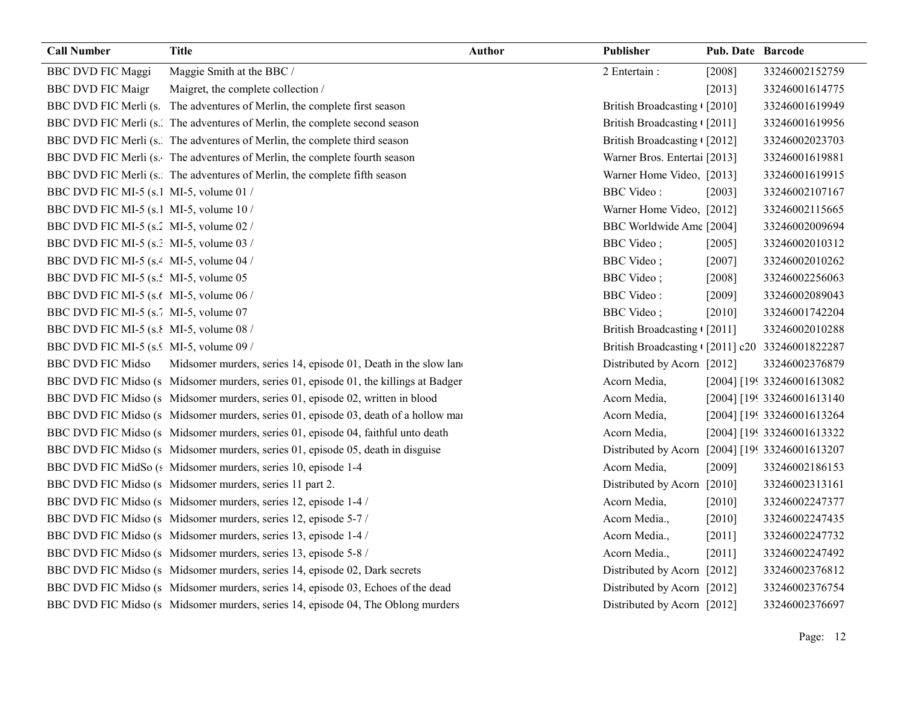| Call Number | Title | Author | Publisher | Pub. Date | Barcode |
|---|---|---|---|---|---|
| BBC DVD FIC Maggi | Maggie Smith at the BBC / | | 2 Entertain : | [2008] | 33246002152759 |
| BBC DVD FIC Maigr | Maigret, the complete collection / | | | [2013] | 33246001614775 |
| BBC DVD FIC Merli (s. | The adventures of Merlin, the complete first season | | British Broadcasting ( | [2010] | 33246001619949 |
| BBC DVD FIC Merli (s.2 | The adventures of Merlin, the complete second season | | British Broadcasting ( | [2011] | 33246001619956 |
| BBC DVD FIC Merli (s.3 | The adventures of Merlin, the complete third season | | British Broadcasting ( | [2012] | 33246002023703 |
| BBC DVD FIC Merli (s.4 | The adventures of Merlin, the complete fourth season | | Warner Bros. Entertai | [2013] | 33246001619881 |
| BBC DVD FIC Merli (s.5 | The adventures of Merlin, the complete fifth season | | Warner Home Video, | [2013] | 33246001619915 |
| BBC DVD FIC MI-5 (s.1 | MI-5, volume 01 / | | BBC Video : | [2003] | 33246002107167 |
| BBC DVD FIC MI-5 (s.1 | MI-5, volume 10 / | | Warner Home Video, | [2012] | 33246002115665 |
| BBC DVD FIC MI-5 (s.2 | MI-5, volume 02 / | | BBC Worldwide Ame | [2004] | 33246002009694 |
| BBC DVD FIC MI-5 (s.3 | MI-5, volume 03 / | | BBC Video ; | [2005] | 33246002010312 |
| BBC DVD FIC MI-5 (s.4 | MI-5, volume 04 / | | BBC Video ; | [2007] | 33246002010262 |
| BBC DVD FIC MI-5 (s.5 | MI-5, volume 05 | | BBC Video ; | [2008] | 33246002256063 |
| BBC DVD FIC MI-5 (s.6 | MI-5, volume 06 / | | BBC Video : | [2009] | 33246002089043 |
| BBC DVD FIC MI-5 (s.7 | MI-5, volume 07 | | BBC Video ; | [2010] | 33246001742204 |
| BBC DVD FIC MI-5 (s.8 | MI-5, volume 08 / | | British Broadcasting ( | [2011] | 33246002010288 |
| BBC DVD FIC MI-5 (s.9 | MI-5, volume 09 / | | British Broadcasting ( | [2011] c20 | 33246001822287 |
| BBC DVD FIC Midso | Midsomer murders, series 14, episode 01, Death in the slow lan | | Distributed by Acorn | [2012] | 33246002376879 |
| BBC DVD FIC Midso (s | Midsomer murders, series 01, episode 01, the killings at Badger | | Acorn Media, | [2004] [19 | 33246001613082 |
| BBC DVD FIC Midso (s | Midsomer murders, series 01, episode 02, written in blood | | Acorn Media, | [2004] [19 | 33246001613140 |
| BBC DVD FIC Midso (s | Midsomer murders, series 01, episode 03, death of a hollow ma | | Acorn Media, | [2004] [19 | 33246001613264 |
| BBC DVD FIC Midso (s | Midsomer murders, series 01, episode 04, faithful unto death | | Acorn Media, | [2004] [19 | 33246001613322 |
| BBC DVD FIC Midso (s | Midsomer murders, series 01, episode 05, death in disguise | | Distributed by Acorn | [2004] [19 | 33246001613207 |
| BBC DVD FIC MidSo (s | Midsomer murders, series 10, episode 1-4 | | Acorn Media, | [2009] | 33246002186153 |
| BBC DVD FIC Midso (s | Midsomer murders, series 11 part 2. | | Distributed by Acorn | [2010] | 33246002313161 |
| BBC DVD FIC Midso (s | Midsomer murders, series 12, episode 1-4 / | | Acorn Media, | [2010] | 33246002247377 |
| BBC DVD FIC Midso (s | Midsomer murders, series 12, episode 5-7 / | | Acorn Media., | [2010] | 33246002247435 |
| BBC DVD FIC Midso (s | Midsomer murders, series 13, episode 1-4 / | | Acorn Media., | [2011] | 33246002247732 |
| BBC DVD FIC Midso (s | Midsomer murders, series 13, episode 5-8 / | | Acorn Media., | [2011] | 33246002247492 |
| BBC DVD FIC Midso (s | Midsomer murders, series 14, episode 02, Dark secrets | | Distributed by Acorn | [2012] | 33246002376812 |
| BBC DVD FIC Midso (s | Midsomer murders, series 14, episode 03, Echoes of the dead | | Distributed by Acorn | [2012] | 33246002376754 |
| BBC DVD FIC Midso (s | Midsomer murders, series 14, episode 04, The Oblong murders | | Distributed by Acorn | [2012] | 33246002376697 |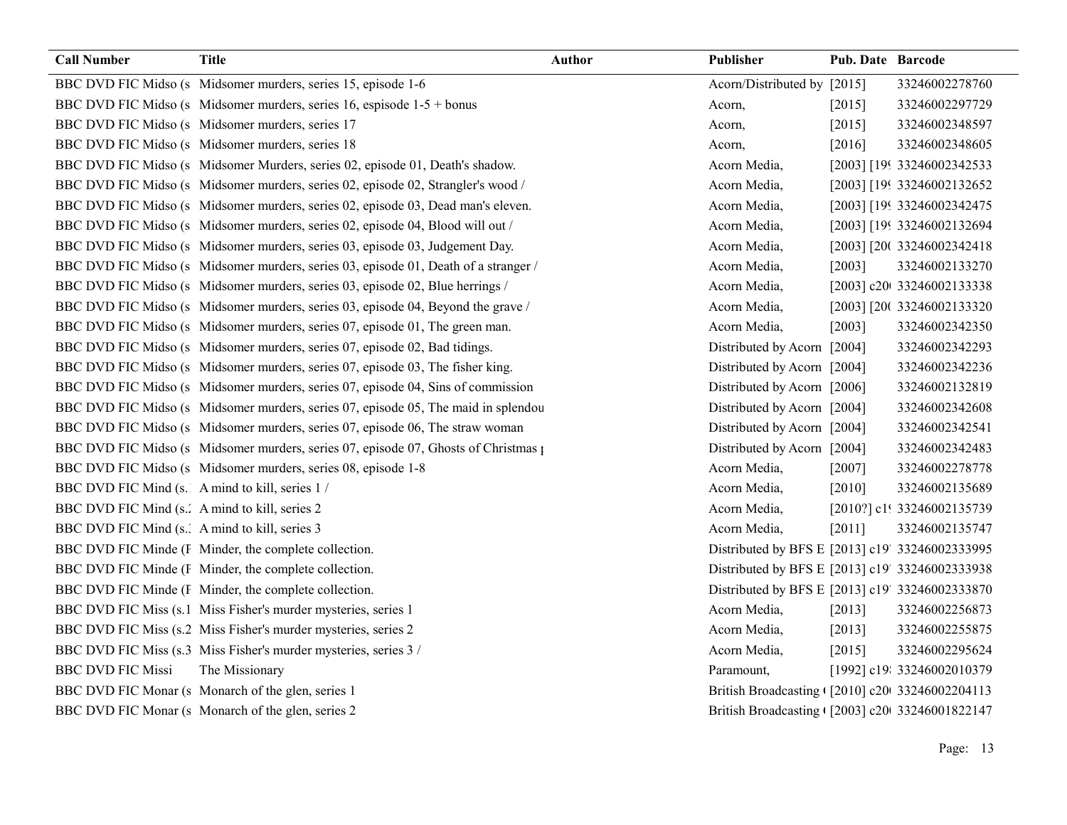| Call Number | Title | Author | Publisher | Pub. Date | Barcode |
|---|---|---|---|---|---|
| BBC DVD FIC Midso (s | Midsomer murders, series 15, episode 1-6 | | Acorn/Distributed by | [2015] | 33246002278760 |
| BBC DVD FIC Midso (s | Midsomer murders, series 16, espisode 1-5 + bonus | | Acorn, | [2015] | 33246002297729 |
| BBC DVD FIC Midso (s | Midsomer murders, series 17 | | Acorn, | [2015] | 33246002348597 |
| BBC DVD FIC Midso (s | Midsomer murders, series 18 | | Acorn, | [2016] | 33246002348605 |
| BBC DVD FIC Midso (s | Midsomer Murders, series 02, episode 01, Death's shadow. | | Acorn Media, | [2003] [19 | 33246002342533 |
| BBC DVD FIC Midso (s | Midsomer murders, series 02, episode 02, Strangler's wood / | | Acorn Media, | [2003] [19 | 33246002132652 |
| BBC DVD FIC Midso (s | Midsomer murders, series 02, episode 03, Dead man's eleven. | | Acorn Media, | [2003] [19 | 33246002342475 |
| BBC DVD FIC Midso (s | Midsomer murders, series 02, episode 04, Blood will out / | | Acorn Media, | [2003] [19 | 33246002132694 |
| BBC DVD FIC Midso (s | Midsomer murders, series 03, episode 03, Judgement Day. | | Acorn Media, | [2003] [20 | 33246002342418 |
| BBC DVD FIC Midso (s | Midsomer murders, series 03, episode 01, Death of a stranger / | | Acorn Media, | [2003] | 33246002133270 |
| BBC DVD FIC Midso (s | Midsomer murders, series 03, episode 02, Blue herrings / | | Acorn Media, | [2003] c20 | 33246002133338 |
| BBC DVD FIC Midso (s | Midsomer murders, series 03, episode 04, Beyond the grave / | | Acorn Media, | [2003] [20 | 33246002133320 |
| BBC DVD FIC Midso (s | Midsomer murders, series 07, episode 01, The green man. | | Acorn Media, | [2003] | 33246002342350 |
| BBC DVD FIC Midso (s | Midsomer murders, series 07, episode 02, Bad tidings. | | Distributed by Acorn | [2004] | 33246002342293 |
| BBC DVD FIC Midso (s | Midsomer murders, series 07, episode 03, The fisher king. | | Distributed by Acorn | [2004] | 33246002342236 |
| BBC DVD FIC Midso (s | Midsomer murders, series 07, episode 04, Sins of commission | | Distributed by Acorn | [2006] | 33246002132819 |
| BBC DVD FIC Midso (s | Midsomer murders, series 07, episode 05, The maid in splendou | | Distributed by Acorn | [2004] | 33246002342608 |
| BBC DVD FIC Midso (s | Midsomer murders, series 07, episode 06, The straw woman | | Distributed by Acorn | [2004] | 33246002342541 |
| BBC DVD FIC Midso (s | Midsomer murders, series 07, episode 07, Ghosts of Christmas p | | Distributed by Acorn | [2004] | 33246002342483 |
| BBC DVD FIC Midso (s | Midsomer murders, series 08, episode 1-8 | | Acorn Media, | [2007] | 33246002278778 |
| BBC DVD FIC Mind (s. | A mind to kill, series 1 / | | Acorn Media, | [2010] | 33246002135689 |
| BBC DVD FIC Mind (s. | A mind to kill, series 2 | | Acorn Media, | [2010?] c1 | 33246002135739 |
| BBC DVD FIC Mind (s. | A mind to kill, series 3 | | Acorn Media, | [2011] | 33246002135747 |
| BBC DVD FIC Minde (F | Minder, the complete collection. | | Distributed by BFS E | [2013] c19 | 33246002333995 |
| BBC DVD FIC Minde (F | Minder, the complete collection. | | Distributed by BFS E | [2013] c19 | 33246002333938 |
| BBC DVD FIC Minde (F | Minder, the complete collection. | | Distributed by BFS E | [2013] c19 | 33246002333870 |
| BBC DVD FIC Miss (s.1 | Miss Fisher's murder mysteries, series 1 | | Acorn Media, | [2013] | 33246002256873 |
| BBC DVD FIC Miss (s.2 | Miss Fisher's murder mysteries, series 2 | | Acorn Media, | [2013] | 33246002255875 |
| BBC DVD FIC Miss (s.3 | Miss Fisher's murder mysteries, series 3 / | | Acorn Media, | [2015] | 33246002295624 |
| BBC DVD FIC Missi | The Missionary | | Paramount, | [1992] c19 | 33246002010379 |
| BBC DVD FIC Monar (s | Monarch of the glen, series 1 | | British Broadcasting | [2010] c20 | 33246002204113 |
| BBC DVD FIC Monar (s | Monarch of the glen, series 2 | | British Broadcasting | [2003] c20 | 33246001822147 |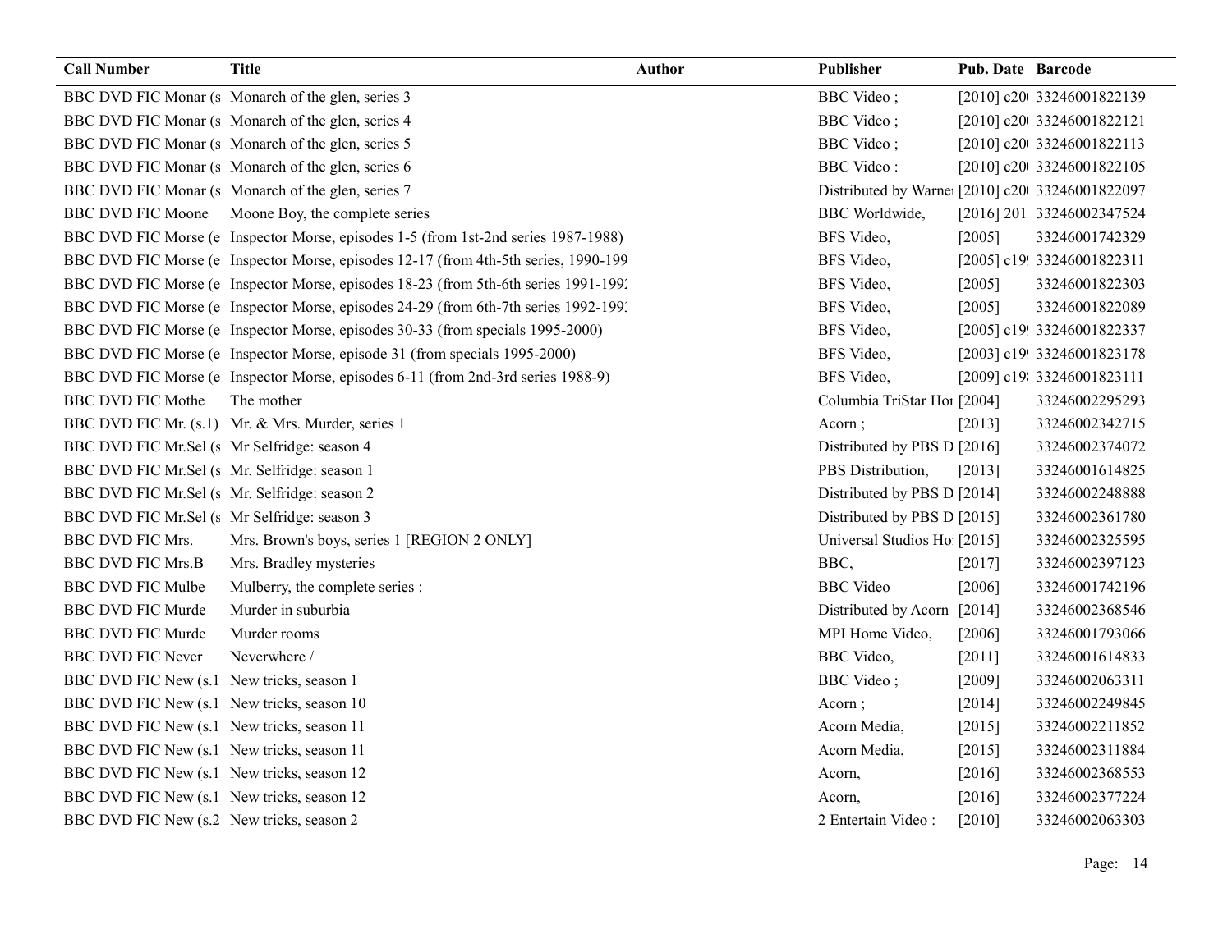| Call Number | Title | Author | Publisher | Pub. Date | Barcode |
|---|---|---|---|---|---|
| BBC DVD FIC Monar (s | Monarch of the glen, series 3 | | BBC Video ; | [2010] c20 | 33246001822139 |
| BBC DVD FIC Monar (s | Monarch of the glen, series 4 | | BBC Video ; | [2010] c20 | 33246001822121 |
| BBC DVD FIC Monar (s | Monarch of the glen, series 5 | | BBC Video ; | [2010] c20 | 33246001822113 |
| BBC DVD FIC Monar (s | Monarch of the glen, series 6 | | BBC Video : | [2010] c20 | 33246001822105 |
| BBC DVD FIC Monar (s | Monarch of the glen, series 7 | | Distributed by Warne | [2010] c20 | 33246001822097 |
| BBC DVD FIC Moone | Moone Boy, the complete series | | BBC Worldwide, | [2016] 201 | 33246002347524 |
| BBC DVD FIC Morse (e | Inspector Morse, episodes 1-5 (from 1st-2nd series 1987-1988) | | BFS Video, | [2005] | 33246001742329 |
| BBC DVD FIC Morse (e | Inspector Morse, episodes 12-17 (from 4th-5th series, 1990-199 | | BFS Video, | [2005] c19 | 33246001822311 |
| BBC DVD FIC Morse (e | Inspector Morse, episodes 18-23 (from 5th-6th series 1991-1992 | | BFS Video, | [2005] | 33246001822303 |
| BBC DVD FIC Morse (e | Inspector Morse, episodes 24-29 (from 6th-7th series 1992-1993 | | BFS Video, | [2005] | 33246001822089 |
| BBC DVD FIC Morse (e | Inspector Morse, episodes 30-33 (from specials 1995-2000) | | BFS Video, | [2005] c19 | 33246001822337 |
| BBC DVD FIC Morse (e | Inspector Morse, episode 31 (from specials 1995-2000) | | BFS Video, | [2003] c19 | 33246001823178 |
| BBC DVD FIC Morse (e | Inspector Morse, episodes 6-11 (from 2nd-3rd series 1988-9) | | BFS Video, | [2009] c19 | 33246001823111 |
| BBC DVD FIC Mothe | The mother | | Columbia TriStar Hor | [2004] | 33246002295293 |
| BBC DVD FIC Mr. (s.1) | Mr. & Mrs. Murder, series 1 | | Acorn ; | [2013] | 33246002342715 |
| BBC DVD FIC Mr.Sel (s | Mr Selfridge: season 4 | | Distributed by PBS D | [2016] | 33246002374072 |
| BBC DVD FIC Mr.Sel (s | Mr. Selfridge: season 1 | | PBS Distribution, | [2013] | 33246001614825 |
| BBC DVD FIC Mr.Sel (s | Mr. Selfridge: season 2 | | Distributed by PBS D | [2014] | 33246002248888 |
| BBC DVD FIC Mr.Sel (s | Mr Selfridge: season 3 | | Distributed by PBS D | [2015] | 33246002361780 |
| BBC DVD FIC Mrs. | Mrs. Brown's boys, series 1 [REGION 2 ONLY] | | Universal Studios Ho | [2015] | 33246002325595 |
| BBC DVD FIC Mrs.B | Mrs. Bradley mysteries | | BBC, | [2017] | 33246002397123 |
| BBC DVD FIC Mulbe | Mulberry, the complete series : | | BBC Video | [2006] | 33246001742196 |
| BBC DVD FIC Murde | Murder in suburbia | | Distributed by Acorn | [2014] | 33246002368546 |
| BBC DVD FIC Murde | Murder rooms | | MPI Home Video, | [2006] | 33246001793066 |
| BBC DVD FIC Never | Neverwhere / | | BBC Video, | [2011] | 33246001614833 |
| BBC DVD FIC New (s.1 | New tricks, season 1 | | BBC Video ; | [2009] | 33246002063311 |
| BBC DVD FIC New (s.1 | New tricks, season 10 | | Acorn ; | [2014] | 33246002249845 |
| BBC DVD FIC New (s.1 | New tricks, season 11 | | Acorn Media, | [2015] | 33246002211852 |
| BBC DVD FIC New (s.1 | New tricks, season 11 | | Acorn Media, | [2015] | 33246002311884 |
| BBC DVD FIC New (s.1 | New tricks, season 12 | | Acorn, | [2016] | 33246002368553 |
| BBC DVD FIC New (s.1 | New tricks, season 12 | | Acorn, | [2016] | 33246002377224 |
| BBC DVD FIC New (s.2 | New tricks, season 2 | | 2 Entertain Video : | [2010] | 33246002063303 |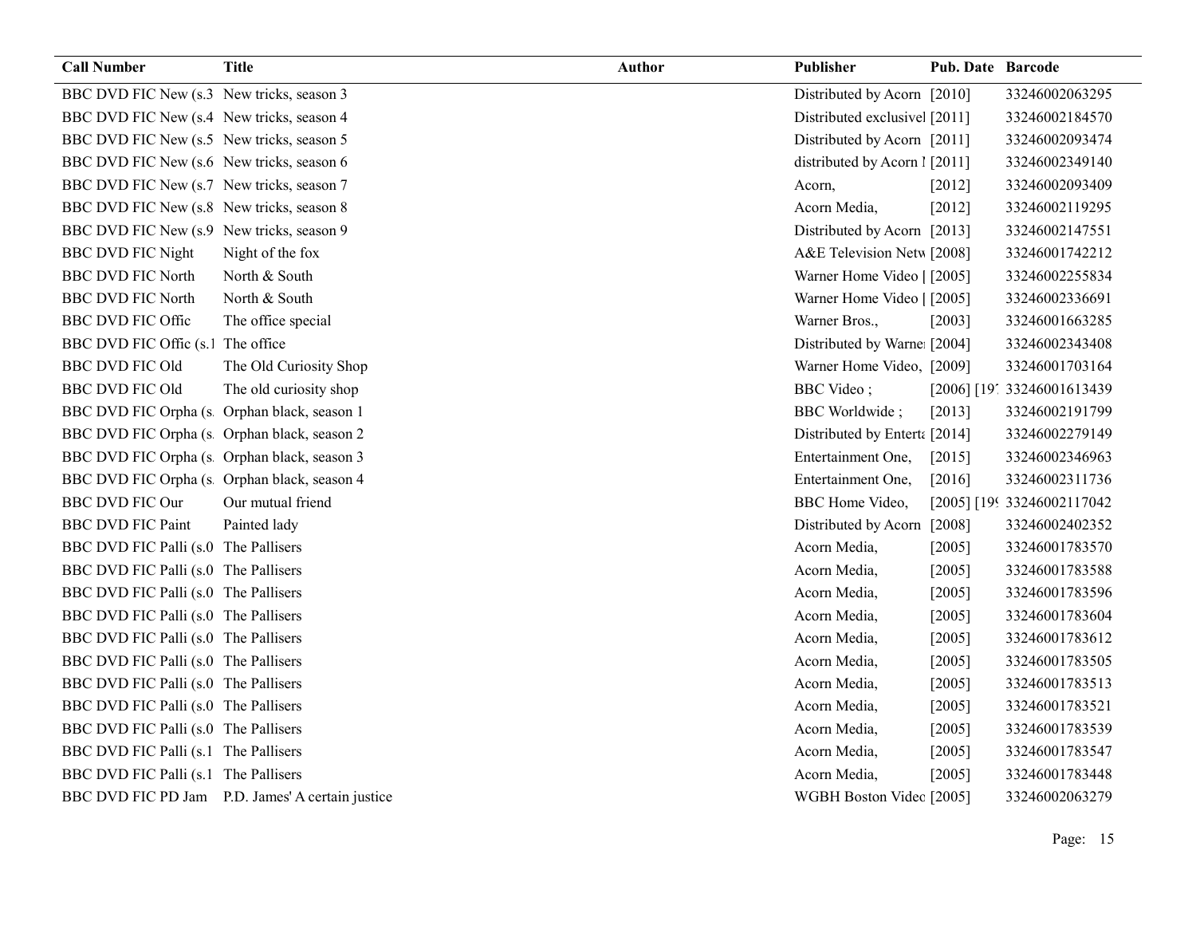| Call Number | Title | Author | Publisher | Pub. Date | Barcode |
|---|---|---|---|---|---|
| BBC DVD FIC New (s.3 | New tricks, season 3 | | Distributed by Acorn | [2010] | 33246002063295 |
| BBC DVD FIC New (s.4 | New tricks, season 4 | | Distributed exclusivel | [2011] | 33246002184570 |
| BBC DVD FIC New (s.5 | New tricks, season 5 | | Distributed by Acorn | [2011] | 33246002093474 |
| BBC DVD FIC New (s.6 | New tricks, season 6 | | distributed by Acorn I | [2011] | 33246002349140 |
| BBC DVD FIC New (s.7 | New tricks, season 7 | | Acorn, | [2012] | 33246002093409 |
| BBC DVD FIC New (s.8 | New tricks, season 8 | | Acorn Media, | [2012] | 33246002119295 |
| BBC DVD FIC New (s.9 | New tricks, season 9 | | Distributed by Acorn | [2013] | 33246002147551 |
| BBC DVD FIC Night | Night of the fox | | A&E Television Netw | [2008] | 33246001742212 |
| BBC DVD FIC North | North & South | | Warner Home Video | | [2005] | 33246002255834 |
| BBC DVD FIC North | North & South | | Warner Home Video | | [2005] | 33246002336691 |
| BBC DVD FIC Offic | The office special | | Warner Bros., | [2003] | 33246001663285 |
| BBC DVD FIC Offic (s.1 | The office | | Distributed by Warner | [2004] | 33246002343408 |
| BBC DVD FIC Old | The Old Curiosity Shop | | Warner Home Video, | [2009] | 33246001703164 |
| BBC DVD FIC Old | The old curiosity shop | | BBC Video ; | [2006] [19 | 33246001613439 |
| BBC DVD FIC Orpha (s. | Orphan black, season 1 | | BBC Worldwide ; | [2013] | 33246002191799 |
| BBC DVD FIC Orpha (s. | Orphan black, season 2 | | Distributed by Enterta | [2014] | 33246002279149 |
| BBC DVD FIC Orpha (s. | Orphan black, season 3 | | Entertainment One, | [2015] | 33246002346963 |
| BBC DVD FIC Orpha (s. | Orphan black, season 4 | | Entertainment One, | [2016] | 33246002311736 |
| BBC DVD FIC Our | Our mutual friend | | BBC Home Video, | [2005] [19 | 33246002117042 |
| BBC DVD FIC Paint | Painted lady | | Distributed by Acorn | [2008] | 33246002402352 |
| BBC DVD FIC Palli (s.0 | The Pallisers | | Acorn Media, | [2005] | 33246001783570 |
| BBC DVD FIC Palli (s.0 | The Pallisers | | Acorn Media, | [2005] | 33246001783588 |
| BBC DVD FIC Palli (s.0 | The Pallisers | | Acorn Media, | [2005] | 33246001783596 |
| BBC DVD FIC Palli (s.0 | The Pallisers | | Acorn Media, | [2005] | 33246001783604 |
| BBC DVD FIC Palli (s.0 | The Pallisers | | Acorn Media, | [2005] | 33246001783612 |
| BBC DVD FIC Palli (s.0 | The Pallisers | | Acorn Media, | [2005] | 33246001783505 |
| BBC DVD FIC Palli (s.0 | The Pallisers | | Acorn Media, | [2005] | 33246001783513 |
| BBC DVD FIC Palli (s.0 | The Pallisers | | Acorn Media, | [2005] | 33246001783521 |
| BBC DVD FIC Palli (s.0 | The Pallisers | | Acorn Media, | [2005] | 33246001783539 |
| BBC DVD FIC Palli (s.1 | The Pallisers | | Acorn Media, | [2005] | 33246001783547 |
| BBC DVD FIC Palli (s.1 | The Pallisers | | Acorn Media, | [2005] | 33246001783448 |
| BBC DVD FIC PD Jam | P.D. James' A certain justice | | WGBH Boston Video | [2005] | 33246002063279 |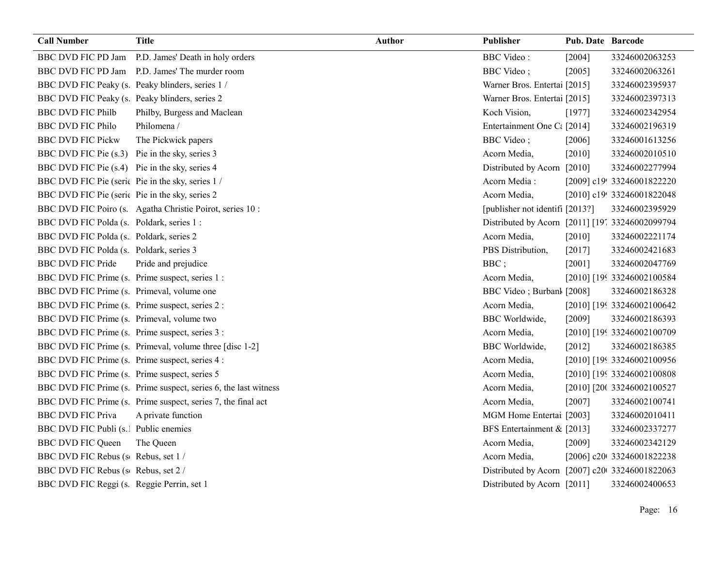| Call Number | Title | Author | Publisher | Pub. Date | Barcode |
|---|---|---|---|---|---|
| BBC DVD FIC PD Jam | P.D. James' Death in holy orders | | BBC Video : | [2004] | 33246002063253 |
| BBC DVD FIC PD Jam | P.D. James' The murder room | | BBC Video ; | [2005] | 33246002063261 |
| BBC DVD FIC Peaky (s. | Peaky blinders, series 1 / | | Warner Bros. Entertai | [2015] | 33246002395937 |
| BBC DVD FIC Peaky (s. | Peaky blinders, series 2 | | Warner Bros. Entertai | [2015] | 33246002397313 |
| BBC DVD FIC Philb | Philby, Burgess and Maclean | | Koch Vision, | [1977] | 33246002342954 |
| BBC DVD FIC Philo | Philomena / | | Entertainment One Ca | [2014] | 33246002196319 |
| BBC DVD FIC Pickw | The Pickwick papers | | BBC Video ; | [2006] | 33246001613256 |
| BBC DVD FIC Pie (s.3) | Pie in the sky, series 3 | | Acorn Media, | [2010] | 33246002010510 |
| BBC DVD FIC Pie (s.4) | Pie in the sky, series 4 | | Distributed by Acorn | [2010] | 33246002277994 |
| BBC DVD FIC Pie (serie | Pie in the sky, series 1 / | | Acorn Media : | [2009] c19 | 33246001822220 |
| BBC DVD FIC Pie (serie | Pie in the sky, series 2 | | Acorn Media, | [2010] c19 | 33246001822048 |
| BBC DVD FIC Poiro (s. | Agatha Christie Poirot, series 10 : | | [publisher not identifi | [2013?] | 33246002395929 |
| BBC DVD FIC Polda (s. | Poldark, series 1 : | | Distributed by Acorn | [2011] [197 | 33246002099794 |
| BBC DVD FIC Polda (s. | Poldark, series 2 | | Acorn Media, | [2010] | 33246002221174 |
| BBC DVD FIC Polda (s. | Poldark, series 3 | | PBS Distribution, | [2017] | 33246002421683 |
| BBC DVD FIC Pride | Pride and prejudice | | BBC ; | [2001] | 33246002047769 |
| BBC DVD FIC Prime (s. | Prime suspect, series 1 : | | Acorn Media, | [2010] [199 | 33246002100584 |
| BBC DVD FIC Prime (s. | Primeval, volume one | | BBC Video ; Burbank | [2008] | 33246002186328 |
| BBC DVD FIC Prime (s. | Prime suspect, series 2 : | | Acorn Media, | [2010] [199 | 33246002100642 |
| BBC DVD FIC Prime (s. | Primeval, volume two | | BBC Worldwide, | [2009] | 33246002186393 |
| BBC DVD FIC Prime (s. | Prime suspect, series 3 : | | Acorn Media, | [2010] [199 | 33246002100709 |
| BBC DVD FIC Prime (s. | Primeval, volume three [disc 1-2] | | BBC Worldwide, | [2012] | 33246002186385 |
| BBC DVD FIC Prime (s. | Prime suspect, series 4 : | | Acorn Media, | [2010] [199 | 33246002100956 |
| BBC DVD FIC Prime (s. | Prime suspect, series 5 | | Acorn Media, | [2010] [199 | 33246002100808 |
| BBC DVD FIC Prime (s. | Prime suspect, series 6, the last witness | | Acorn Media, | [2010] [200 | 33246002100527 |
| BBC DVD FIC Prime (s. | Prime suspect, series 7, the final act | | Acorn Media, | [2007] | 33246002100741 |
| BBC DVD FIC Priva | A private function | | MGM Home Entertai | [2003] | 33246002010411 |
| BBC DVD FIC Publi (s.1 | Public enemies | | BFS Entertainment & | [2013] | 33246002337277 |
| BBC DVD FIC Queen | The Queen | | Acorn Media, | [2009] | 33246002342129 |
| BBC DVD FIC Rebus (s | Rebus, set 1 / | | Acorn Media, | [2006] c20 | 33246001822238 |
| BBC DVD FIC Rebus (s | Rebus, set 2 / | | Distributed by Acorn | [2007] c20 | 33246001822063 |
| BBC DVD FIC Reggi (s. | Reggie Perrin, set 1 | | Distributed by Acorn | [2011] | 33246002400653 |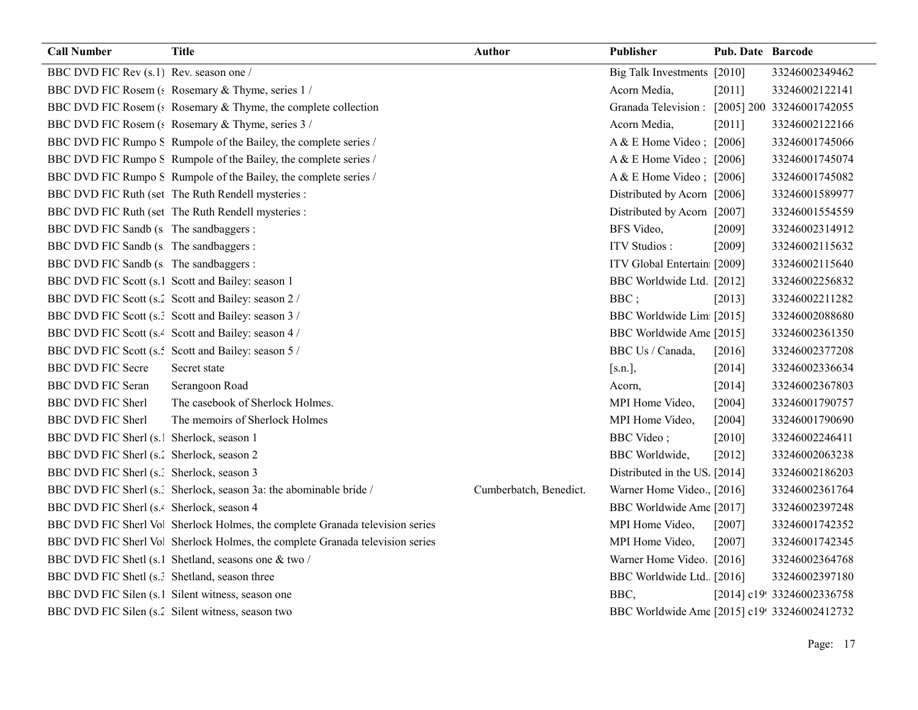| Call Number | Title | Author | Publisher | Pub. Date | Barcode |
|---|---|---|---|---|---|
| BBC DVD FIC Rev (s.1) | Rev. season one / | | Big Talk Investments | [2010] | 33246002349462 |
| BBC DVD FIC Rosem (s | Rosemary & Thyme, series 1 / | | Acorn Media, | [2011] | 33246002122141 |
| BBC DVD FIC Rosem (s | Rosemary & Thyme, the complete collection | | Granada Television : | [2005] 200 | 33246001742055 |
| BBC DVD FIC Rosem (s | Rosemary & Thyme, series 3 / | | Acorn Media, | [2011] | 33246002122166 |
| BBC DVD FIC Rumpo S | Rumpole of the Bailey, the complete series / | | A & E Home Video ; | [2006] | 33246001745066 |
| BBC DVD FIC Rumpo S | Rumpole of the Bailey, the complete series / | | A & E Home Video ; | [2006] | 33246001745074 |
| BBC DVD FIC Rumpo S | Rumpole of the Bailey, the complete series / | | A & E Home Video ; | [2006] | 33246001745082 |
| BBC DVD FIC Ruth (set | The Ruth Rendell mysteries : | | Distributed by Acorn | [2006] | 33246001589977 |
| BBC DVD FIC Ruth (set | The Ruth Rendell mysteries : | | Distributed by Acorn | [2007] | 33246001554559 |
| BBC DVD FIC Sandb (s. | The sandbaggers : | | BFS Video, | [2009] | 33246002314912 |
| BBC DVD FIC Sandb (s. | The sandbaggers : | | ITV Studios : | [2009] | 33246002115632 |
| BBC DVD FIC Sandb (s. | The sandbaggers : | | ITV Global Entertain | [2009] | 33246002115640 |
| BBC DVD FIC Scott (s.1 | Scott and Bailey: season 1 | | BBC Worldwide Ltd. | [2012] | 33246002256832 |
| BBC DVD FIC Scott (s.2 | Scott and Bailey: season 2 / | | BBC ; | [2013] | 33246002211282 |
| BBC DVD FIC Scott (s.3 | Scott and Bailey: season 3 / | | BBC Worldwide Lim | [2015] | 33246002088680 |
| BBC DVD FIC Scott (s.4 | Scott and Bailey: season 4 / | | BBC Worldwide Ame | [2015] | 33246002361350 |
| BBC DVD FIC Scott (s.5 | Scott and Bailey: season 5 / | | BBC Us / Canada, | [2016] | 33246002377208 |
| BBC DVD FIC Secre | Secret state | | [s.n.], | [2014] | 33246002336634 |
| BBC DVD FIC Seran | Serangoon Road | | Acorn, | [2014] | 33246002367803 |
| BBC DVD FIC Sherl | The casebook of Sherlock Holmes. | | MPI Home Video, | [2004] | 33246001790757 |
| BBC DVD FIC Sherl | The memoirs of Sherlock Holmes | | MPI Home Video, | [2004] | 33246001790690 |
| BBC DVD FIC Sherl (s.1 | Sherlock, season 1 | | BBC Video ; | [2010] | 33246002246411 |
| BBC DVD FIC Sherl (s.2 | Sherlock, season 2 | | BBC Worldwide, | [2012] | 33246002063238 |
| BBC DVD FIC Sherl (s.3 | Sherlock, season 3 | | Distributed in the US. | [2014] | 33246002186203 |
| BBC DVD FIC Sherl (s.3 | Sherlock, season 3a: the abominable bride / | Cumberbatch, Benedict. | Warner Home Video., | [2016] | 33246002361764 |
| BBC DVD FIC Sherl (s.4 | Sherlock, season 4 | | BBC Worldwide Ame | [2017] | 33246002397248 |
| BBC DVD FIC Sherl Vol | Sherlock Holmes, the complete Granada television series | | MPI Home Video, | [2007] | 33246001742352 |
| BBC DVD FIC Sherl Vol | Sherlock Holmes, the complete Granada television series | | MPI Home Video, | [2007] | 33246001742345 |
| BBC DVD FIC Shetl (s.1 | Shetland, seasons one & two / | | Warner Home Video. | [2016] | 33246002364768 |
| BBC DVD FIC Shetl (s.3 | Shetland, season three | | BBC Worldwide Ltd.. | [2016] | 33246002397180 |
| BBC DVD FIC Silen (s.1 | Silent witness, season one | | BBC, | [2014] c19 | 33246002336758 |
| BBC DVD FIC Silen (s.2 | Silent witness, season two | | BBC Worldwide Ame | [2015] c19 | 33246002412732 |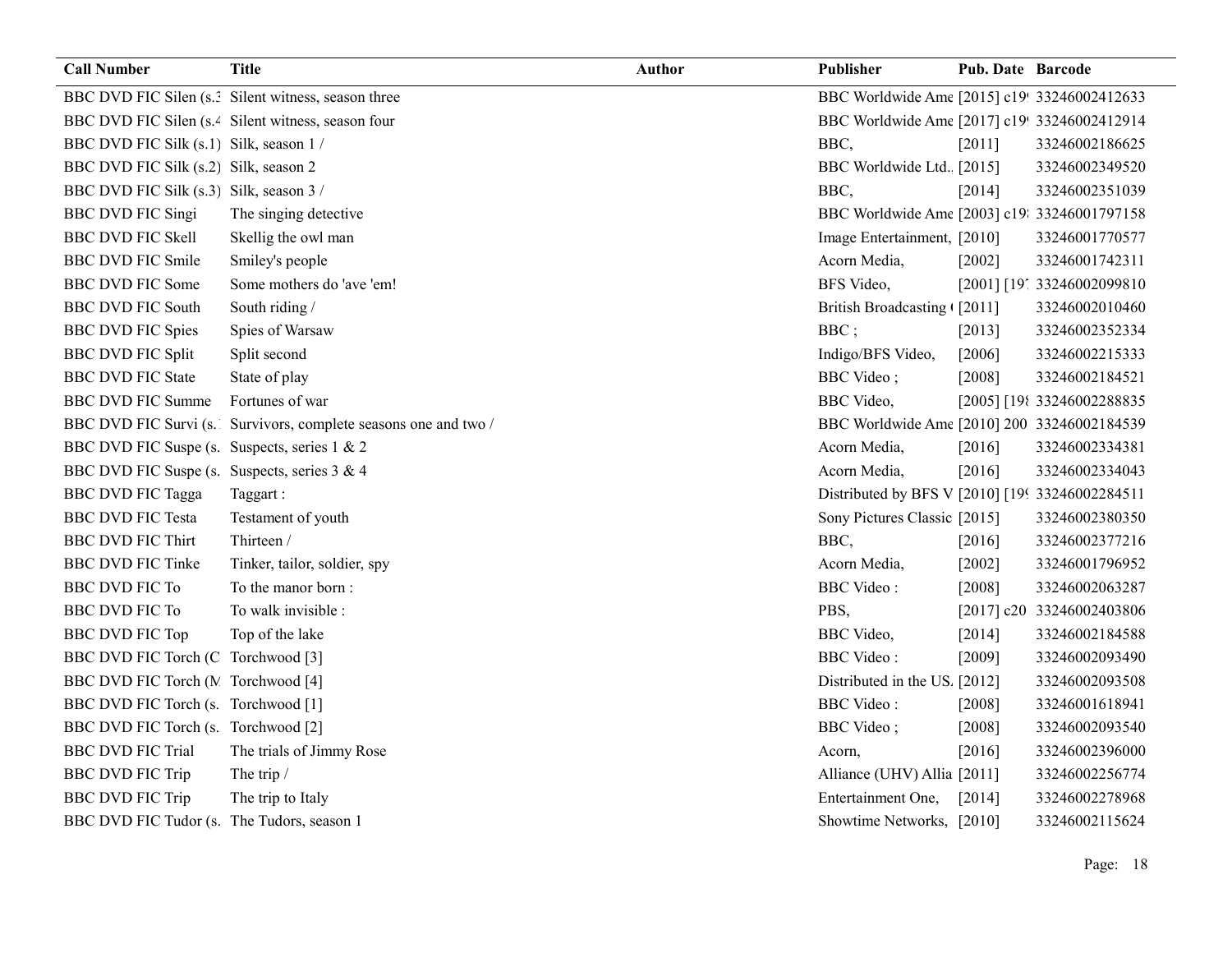| Call Number | Title | Author | Publisher | Pub. Date | Barcode |
|---|---|---|---|---|---|
| BBC DVD FIC Silen (s.3 | Silent witness, season three | | BBC Worldwide Ame | [2015] c19 | 33246002412633 |
| BBC DVD FIC Silen (s.4 | Silent witness, season four | | BBC Worldwide Ame | [2017] c19 | 33246002412914 |
| BBC DVD FIC Silk (s.1) | Silk, season 1 / | | BBC, | [2011] | 33246002186625 |
| BBC DVD FIC Silk (s.2) | Silk, season 2 | | BBC Worldwide Ltd.. | [2015] | 33246002349520 |
| BBC DVD FIC Silk (s.3) | Silk, season 3 / | | BBC, | [2014] | 33246002351039 |
| BBC DVD FIC Singi | The singing detective | | BBC Worldwide Ame | [2003] c19 | 33246001797158 |
| BBC DVD FIC Skell | Skellig the owl man | | Image Entertainment, | [2010] | 33246001770577 |
| BBC DVD FIC Smile | Smiley's people | | Acorn Media, | [2002] | 33246001742311 |
| BBC DVD FIC Some | Some mothers do 'ave 'em! | | BFS Video, | [2001] [19 | 33246002099810 |
| BBC DVD FIC South | South riding / | | British Broadcasting | [2011] | 33246002010460 |
| BBC DVD FIC Spies | Spies of Warsaw | | BBC ; | [2013] | 33246002352334 |
| BBC DVD FIC Split | Split second | | Indigo/BFS Video, | [2006] | 33246002215333 |
| BBC DVD FIC State | State of play | | BBC Video ; | [2008] | 33246002184521 |
| BBC DVD FIC Summe | Fortunes of war | | BBC Video, | [2005] [19 | 33246002288835 |
| BBC DVD FIC Survi (s. | Survivors, complete seasons one and two / | | BBC Worldwide Ame | [2010] 200 | 33246002184539 |
| BBC DVD FIC Suspe (s. | Suspects, series 1 & 2 | | Acorn Media, | [2016] | 33246002334381 |
| BBC DVD FIC Suspe (s. | Suspects, series 3 & 4 | | Acorn Media, | [2016] | 33246002334043 |
| BBC DVD FIC Tagga | Taggart : | | Distributed by BFS V | [2010] [19 | 33246002284511 |
| BBC DVD FIC Testa | Testament of youth | | Sony Pictures Classic | [2015] | 33246002380350 |
| BBC DVD FIC Thirt | Thirteen / | | BBC, | [2016] | 33246002377216 |
| BBC DVD FIC Tinke | Tinker, tailor, soldier, spy | | Acorn Media, | [2002] | 33246001796952 |
| BBC DVD FIC To | To the manor born : | | BBC Video : | [2008] | 33246002063287 |
| BBC DVD FIC To | To walk invisible : | | PBS, | [2017] c20 | 33246002403806 |
| BBC DVD FIC Top | Top of the lake | | BBC Video, | [2014] | 33246002184588 |
| BBC DVD FIC Torch (C | Torchwood [3] | | BBC Video : | [2009] | 33246002093490 |
| BBC DVD FIC Torch (M | Torchwood [4] | | Distributed in the US. | [2012] | 33246002093508 |
| BBC DVD FIC Torch (s. | Torchwood [1] | | BBC Video : | [2008] | 33246001618941 |
| BBC DVD FIC Torch (s. | Torchwood [2] | | BBC Video ; | [2008] | 33246002093540 |
| BBC DVD FIC Trial | The trials of Jimmy Rose | | Acorn, | [2016] | 33246002396000 |
| BBC DVD FIC Trip | The trip / | | Alliance (UHV) Allia | [2011] | 33246002256774 |
| BBC DVD FIC Trip | The trip to Italy | | Entertainment One, | [2014] | 33246002278968 |
| BBC DVD FIC Tudor (s. | The Tudors, season 1 | | Showtime Networks, | [2010] | 33246002115624 |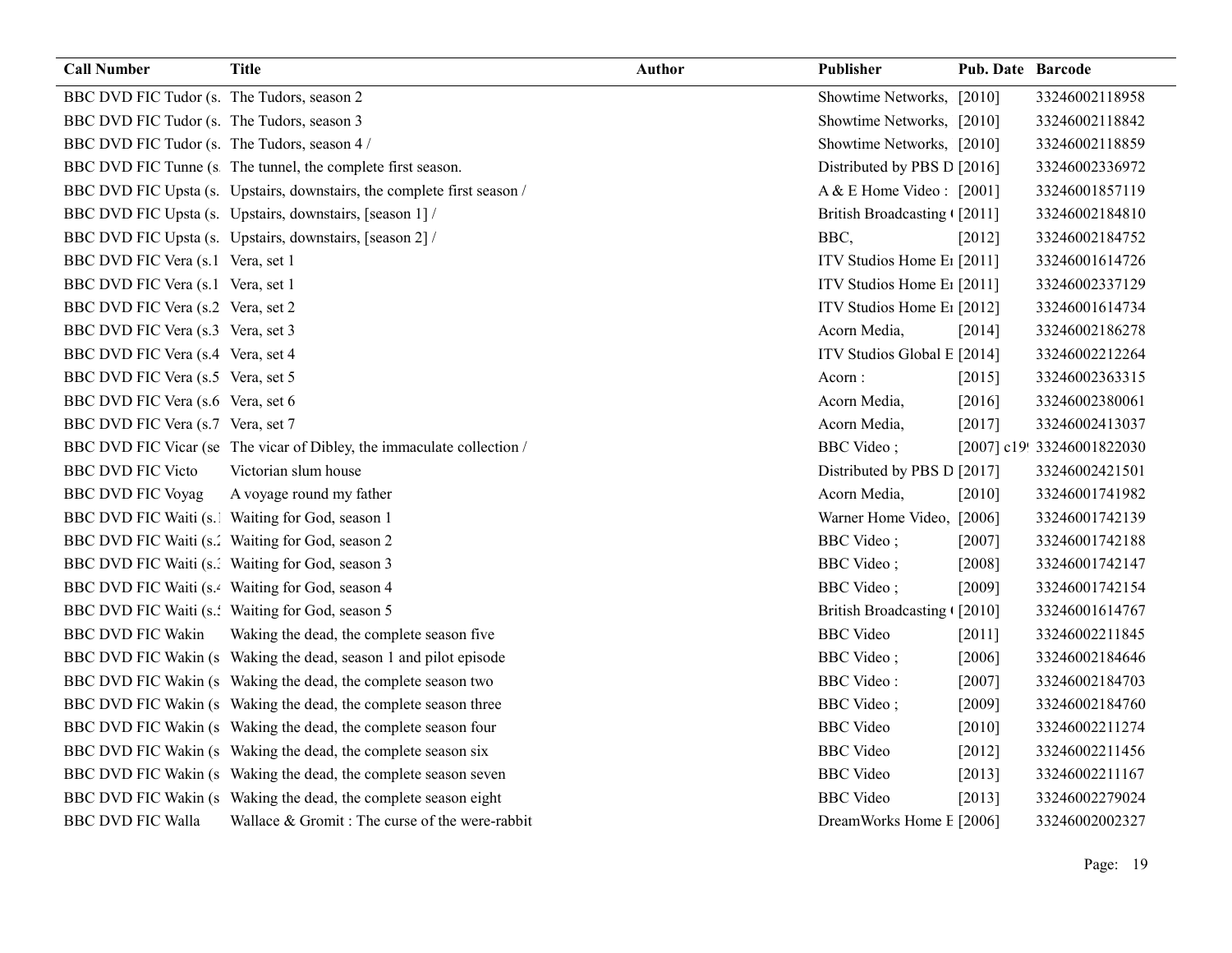| Call Number | Title | Author | Publisher | Pub. Date | Barcode |
|---|---|---|---|---|---|
| BBC DVD FIC Tudor (s. | The Tudors, season 2 | | Showtime Networks, | [2010] | 33246002118958 |
| BBC DVD FIC Tudor (s. | The Tudors, season 3 | | Showtime Networks, | [2010] | 33246002118842 |
| BBC DVD FIC Tudor (s. | The Tudors, season 4 / | | Showtime Networks, | [2010] | 33246002118859 |
| BBC DVD FIC Tunne (s. | The tunnel, the complete first season. | | Distributed by PBS D | [2016] | 33246002336972 |
| BBC DVD FIC Upsta (s. | Upstairs, downstairs, the complete first season / | | A & E Home Video : | [2001] | 33246001857119 |
| BBC DVD FIC Upsta (s. | Upstairs, downstairs, [season 1] / | | British Broadcasting ( | [2011] | 33246002184810 |
| BBC DVD FIC Upsta (s. | Upstairs, downstairs, [season 2] / | | BBC, | [2012] | 33246002184752 |
| BBC DVD FIC Vera (s.1 | Vera, set 1 | | ITV Studios Home Er | [2011] | 33246001614726 |
| BBC DVD FIC Vera (s.1 | Vera, set 1 | | ITV Studios Home Er | [2011] | 33246002337129 |
| BBC DVD FIC Vera (s.2 | Vera, set 2 | | ITV Studios Home Er | [2012] | 33246001614734 |
| BBC DVD FIC Vera (s.3 | Vera, set 3 | | Acorn Media, | [2014] | 33246002186278 |
| BBC DVD FIC Vera (s.4 | Vera, set 4 | | ITV Studios Global E | [2014] | 33246002212264 |
| BBC DVD FIC Vera (s.5 | Vera, set 5 | | Acorn : | [2015] | 33246002363315 |
| BBC DVD FIC Vera (s.6 | Vera, set 6 | | Acorn Media, | [2016] | 33246002380061 |
| BBC DVD FIC Vera (s.7 | Vera, set 7 | | Acorn Media, | [2017] | 33246002413037 |
| BBC DVD FIC Vicar (se | The vicar of Dibley, the immaculate collection / | | BBC Video ; | [2007] c19 | 33246001822030 |
| BBC DVD FIC Victo | Victorian slum house | | Distributed by PBS D | [2017] | 33246002421501 |
| BBC DVD FIC Voyag | A voyage round my father | | Acorn Media, | [2010] | 33246001741982 |
| BBC DVD FIC Waiti (s.1 | Waiting for God, season 1 | | Warner Home Video, | [2006] | 33246001742139 |
| BBC DVD FIC Waiti (s.2 | Waiting for God, season 2 | | BBC Video ; | [2007] | 33246001742188 |
| BBC DVD FIC Waiti (s.3 | Waiting for God, season 3 | | BBC Video ; | [2008] | 33246001742147 |
| BBC DVD FIC Waiti (s.4 | Waiting for God, season 4 | | BBC Video ; | [2009] | 33246001742154 |
| BBC DVD FIC Waiti (s.5 | Waiting for God, season 5 | | British Broadcasting ( | [2010] | 33246001614767 |
| BBC DVD FIC Wakin | Waking the dead, the complete season five | | BBC Video | [2011] | 33246002211845 |
| BBC DVD FIC Wakin (s | Waking the dead, season 1 and pilot episode | | BBC Video ; | [2006] | 33246002184646 |
| BBC DVD FIC Wakin (s | Waking the dead, the complete season two | | BBC Video : | [2007] | 33246002184703 |
| BBC DVD FIC Wakin (s | Waking the dead, the complete season three | | BBC Video ; | [2009] | 33246002184760 |
| BBC DVD FIC Wakin (s | Waking the dead, the complete season four | | BBC Video | [2010] | 33246002211274 |
| BBC DVD FIC Wakin (s | Waking the dead, the complete season six | | BBC Video | [2012] | 33246002211456 |
| BBC DVD FIC Wakin (s | Waking the dead, the complete season seven | | BBC Video | [2013] | 33246002211167 |
| BBC DVD FIC Wakin (s | Waking the dead, the complete season eight | | BBC Video | [2013] | 33246002279024 |
| BBC DVD FIC Walla | Wallace & Gromit : The curse of the were-rabbit | | DreamWorks Home E | [2006] | 33246002002327 |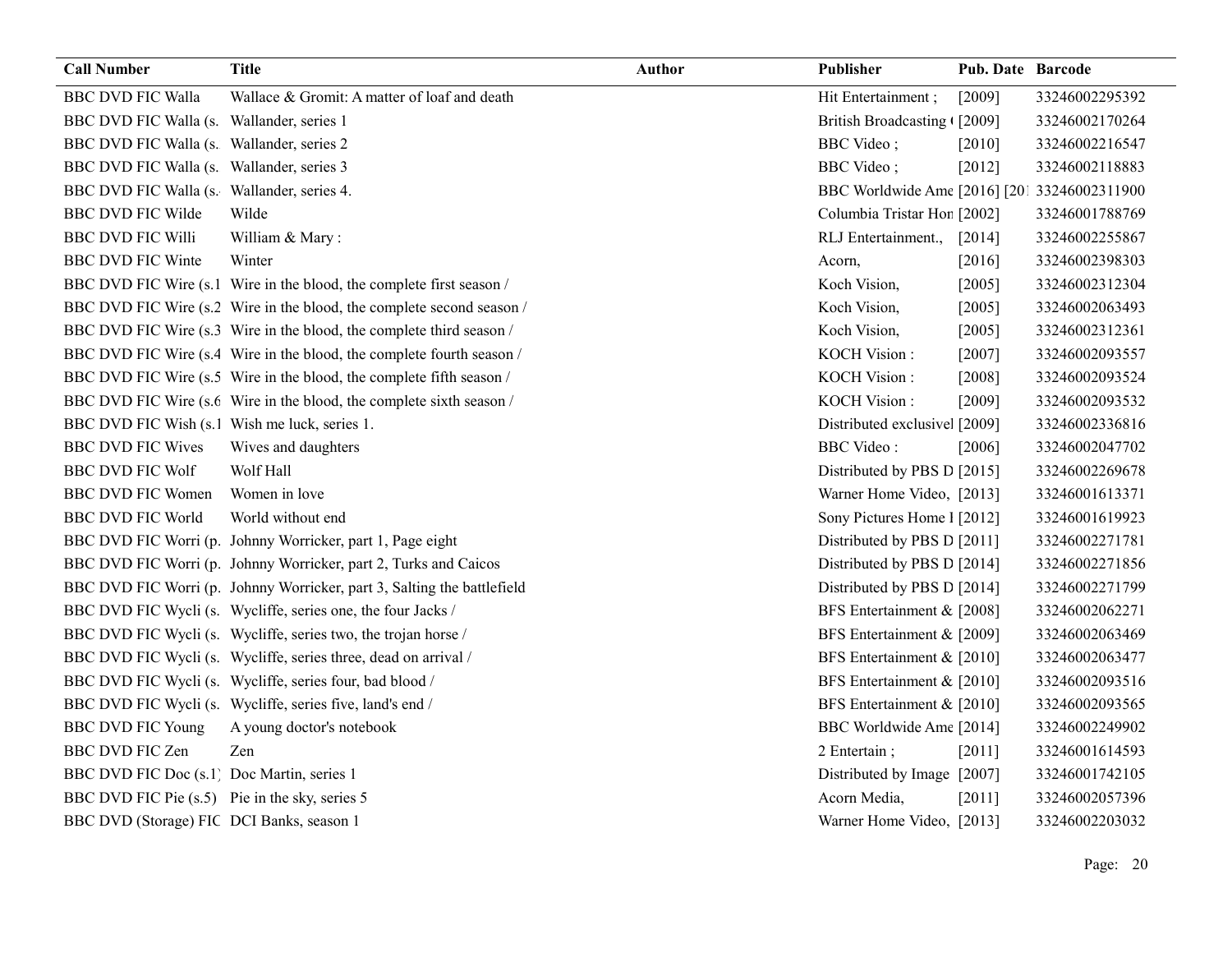| Call Number | Title | Author | Publisher | Pub. Date | Barcode |
|---|---|---|---|---|---|
| BBC DVD FIC Walla | Wallace & Gromit: A matter of loaf and death | | Hit Entertainment ; | [2009] | 33246002295392 |
| BBC DVD FIC Walla (s. | Wallander, series 1 | | British Broadcasting ( | [2009] | 33246002170264 |
| BBC DVD FIC Walla (s. | Wallander, series 2 | | BBC Video ; | [2010] | 33246002216547 |
| BBC DVD FIC Walla (s. | Wallander, series 3 | | BBC Video ; | [2012] | 33246002118883 |
| BBC DVD FIC Walla (s. | Wallander, series 4. | | BBC Worldwide Ame | [2016] [201 | 33246002311900 |
| BBC DVD FIC Wilde | Wilde | | Columbia Tristar Hon | [2002] | 33246001788769 |
| BBC DVD FIC Willi | William & Mary : | | RLJ Entertainment., | [2014] | 33246002255867 |
| BBC DVD FIC Winte | Winter | | Acorn, | [2016] | 33246002398303 |
| BBC DVD FIC Wire (s.1 | Wire in the blood, the complete first season / | | Koch Vision, | [2005] | 33246002312304 |
| BBC DVD FIC Wire (s.2 | Wire in the blood, the complete second season / | | Koch Vision, | [2005] | 33246002063493 |
| BBC DVD FIC Wire (s.3 | Wire in the blood, the complete third season / | | Koch Vision, | [2005] | 33246002312361 |
| BBC DVD FIC Wire (s.4 | Wire in the blood, the complete fourth season / | | KOCH Vision : | [2007] | 33246002093557 |
| BBC DVD FIC Wire (s.5 | Wire in the blood, the complete fifth season / | | KOCH Vision : | [2008] | 33246002093524 |
| BBC DVD FIC Wire (s.6 | Wire in the blood, the complete sixth season / | | KOCH Vision : | [2009] | 33246002093532 |
| BBC DVD FIC Wish (s.1 | Wish me luck, series 1. | | Distributed exclusivel | [2009] | 33246002336816 |
| BBC DVD FIC Wives | Wives and daughters | | BBC Video : | [2006] | 33246002047702 |
| BBC DVD FIC Wolf | Wolf Hall | | Distributed by PBS D | [2015] | 33246002269678 |
| BBC DVD FIC Women | Women in love | | Warner Home Video, | [2013] | 33246001613371 |
| BBC DVD FIC World | World without end | | Sony Pictures Home I | [2012] | 33246001619923 |
| BBC DVD FIC Worri (p. | Johnny Worricker, part 1, Page eight | | Distributed by PBS D | [2011] | 33246002271781 |
| BBC DVD FIC Worri (p. | Johnny Worricker, part 2, Turks and Caicos | | Distributed by PBS D | [2014] | 33246002271856 |
| BBC DVD FIC Worri (p. | Johnny Worricker, part 3, Salting the battlefield | | Distributed by PBS D | [2014] | 33246002271799 |
| BBC DVD FIC Wycli (s. | Wycliffe, series one, the four Jacks / | | BFS Entertainment & | [2008] | 33246002062271 |
| BBC DVD FIC Wycli (s. | Wycliffe, series two, the trojan horse / | | BFS Entertainment & | [2009] | 33246002063469 |
| BBC DVD FIC Wycli (s. | Wycliffe, series three, dead on arrival / | | BFS Entertainment & | [2010] | 33246002063477 |
| BBC DVD FIC Wycli (s. | Wycliffe, series four, bad blood / | | BFS Entertainment & | [2010] | 33246002093516 |
| BBC DVD FIC Wycli (s. | Wycliffe, series five, land's end / | | BFS Entertainment & | [2010] | 33246002093565 |
| BBC DVD FIC Young | A young doctor's notebook | | BBC Worldwide Ame | [2014] | 33246002249902 |
| BBC DVD FIC Zen | Zen | | 2 Entertain ; | [2011] | 33246001614593 |
| BBC DVD FIC Doc (s.1) | Doc Martin, series 1 | | Distributed by Image | [2007] | 33246001742105 |
| BBC DVD FIC Pie (s.5) | Pie in the sky, series 5 | | Acorn Media, | [2011] | 33246002057396 |
| BBC DVD (Storage) FIC | DCI Banks, season 1 | | Warner Home Video, | [2013] | 33246002203032 |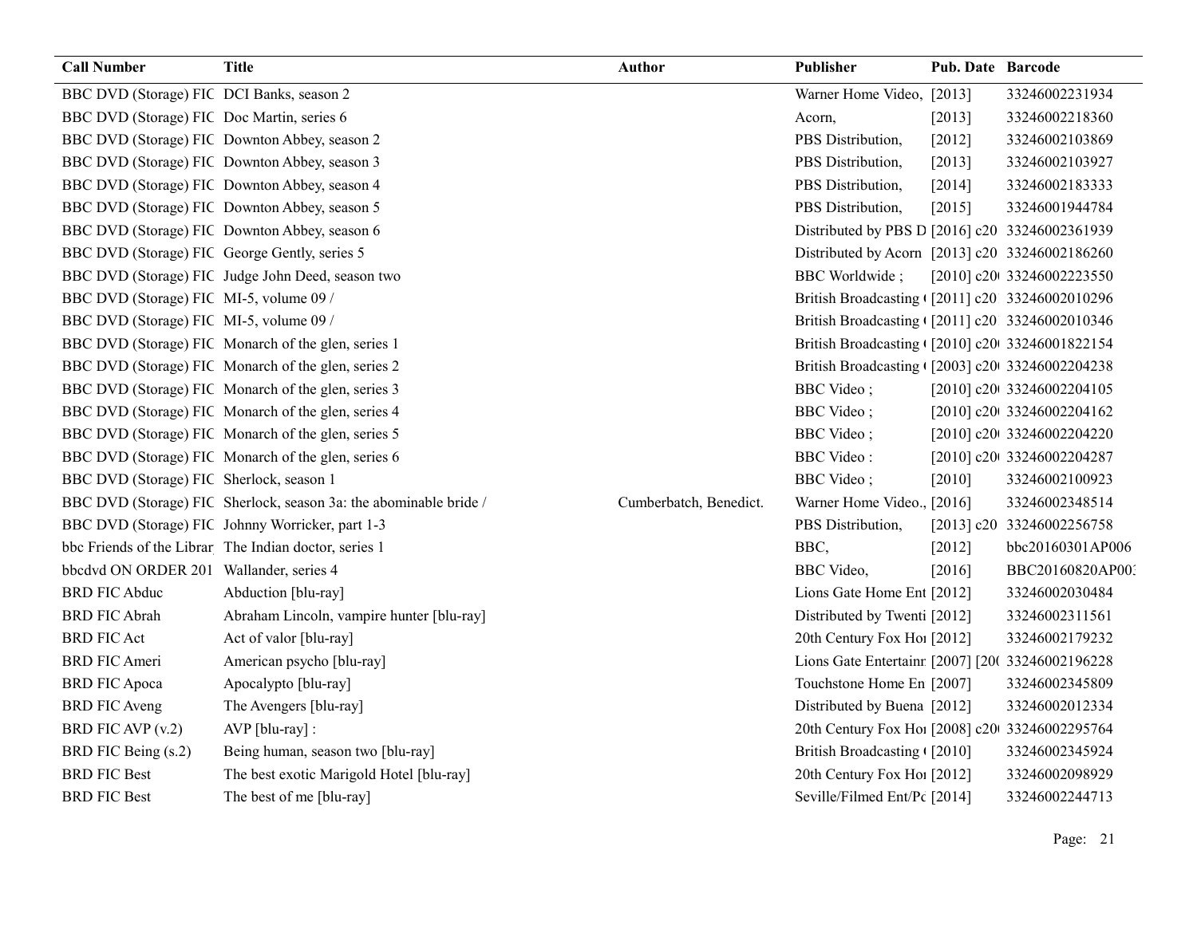| Call Number | Title | Author | Publisher | Pub. Date | Barcode |
|---|---|---|---|---|---|
| BBC DVD (Storage) FIC | DCI Banks, season 2 | | Warner Home Video, | [2013] | 33246002231934 |
| BBC DVD (Storage) FIC | Doc Martin, series 6 | | Acorn, | [2013] | 33246002218360 |
| BBC DVD (Storage) FIC | Downton Abbey, season 2 | | PBS Distribution, | [2012] | 33246002103869 |
| BBC DVD (Storage) FIC | Downton Abbey, season 3 | | PBS Distribution, | [2013] | 33246002103927 |
| BBC DVD (Storage) FIC | Downton Abbey, season 4 | | PBS Distribution, | [2014] | 33246002183333 |
| BBC DVD (Storage) FIC | Downton Abbey, season 5 | | PBS Distribution, | [2015] | 33246001944784 |
| BBC DVD (Storage) FIC | Downton Abbey, season 6 | | Distributed by PBS D | [2016] c20 | 33246002361939 |
| BBC DVD (Storage) FIC | George Gently, series 5 | | Distributed by Acorn | [2013] c20 | 33246002186260 |
| BBC DVD (Storage) FIC | Judge John Deed, season two | | BBC Worldwide ; | [2010] c20 | 33246002223550 |
| BBC DVD (Storage) FIC | MI-5, volume 09 / | | British Broadcasting | [2011] c20 | 33246002010296 |
| BBC DVD (Storage) FIC | MI-5, volume 09 / | | British Broadcasting | [2011] c20 | 33246002010346 |
| BBC DVD (Storage) FIC | Monarch of the glen, series 1 | | British Broadcasting | [2010] c20 | 33246001822154 |
| BBC DVD (Storage) FIC | Monarch of the glen, series 2 | | British Broadcasting | [2003] c20 | 33246002204238 |
| BBC DVD (Storage) FIC | Monarch of the glen, series 3 | | BBC Video ; | [2010] c20 | 33246002204105 |
| BBC DVD (Storage) FIC | Monarch of the glen, series 4 | | BBC Video ; | [2010] c20 | 33246002204162 |
| BBC DVD (Storage) FIC | Monarch of the glen, series 5 | | BBC Video ; | [2010] c20 | 33246002204220 |
| BBC DVD (Storage) FIC | Monarch of the glen, series 6 | | BBC Video : | [2010] c20 | 33246002204287 |
| BBC DVD (Storage) FIC | Sherlock, season 1 | | BBC Video ; | [2010] | 33246002100923 |
| BBC DVD (Storage) FIC | Sherlock, season 3a: the abominable bride / | Cumberbatch, Benedict. | Warner Home Video., | [2016] | 33246002348514 |
| BBC DVD (Storage) FIC | Johnny Worricker, part 1-3 | | PBS Distribution, | [2013] c20 | 33246002256758 |
| bbc Friends of the Librar | The Indian doctor, series 1 | | BBC, | [2012] | bbc20160301AP006 |
| bbcdvd ON ORDER 201 | Wallander, series 4 | | BBC Video, | [2016] | BBC20160820AP00 |
| BRD FIC Abduc | Abduction [blu-ray] | | Lions Gate Home Ent | [2012] | 33246002030484 |
| BRD FIC Abrah | Abraham Lincoln, vampire hunter [blu-ray] | | Distributed by Twenti | [2012] | 33246002311561 |
| BRD FIC Act | Act of valor [blu-ray] | | 20th Century Fox Ho | [2012] | 33246002179232 |
| BRD FIC Ameri | American psycho [blu-ray] | | Lions Gate Entertainr | [2007] [20 | 33246002196228 |
| BRD FIC Apoca | Apocalypto [blu-ray] | | Touchstone Home En | [2007] | 33246002345809 |
| BRD FIC Aveng | The Avengers [blu-ray] | | Distributed by Buena | [2012] | 33246002012334 |
| BRD FIC AVP (v.2) | AVP [blu-ray] : | | 20th Century Fox Ho | [2008] c20 | 33246002295764 |
| BRD FIC Being (s.2) | Being human, season two [blu-ray] | | British Broadcasting | [2010] | 33246002345924 |
| BRD FIC Best | The best exotic Marigold Hotel [blu-ray] | | 20th Century Fox Ho | [2012] | 33246002098929 |
| BRD FIC Best | The best of me [blu-ray] | | Seville/Filmed Ent/Pc | [2014] | 33246002244713 |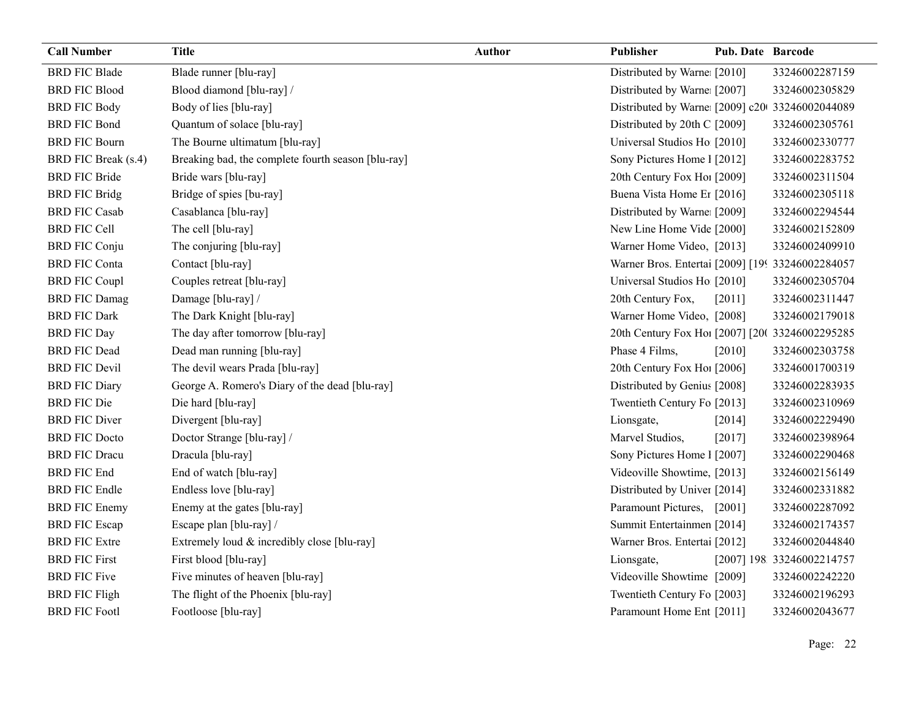| Call Number | Title | Author | Publisher | Pub. Date | Barcode |
|---|---|---|---|---|---|
| BRD FIC Blade | Blade runner [blu-ray] | | Distributed by Warne | [2010] | 33246002287159 |
| BRD FIC Blood | Blood diamond [blu-ray] / | | Distributed by Warne | [2007] | 33246002305829 |
| BRD FIC Body | Body of lies [blu-ray] | | Distributed by Warne | [2009] c20 | 33246002044089 |
| BRD FIC Bond | Quantum of solace [blu-ray] | | Distributed by 20th C | [2009] | 33246002305761 |
| BRD FIC Bourn | The Bourne ultimatum [blu-ray] | | Universal Studios Ho | [2010] | 33246002330777 |
| BRD FIC Break (s.4) | Breaking bad, the complete fourth season [blu-ray] | | Sony Pictures Home I | [2012] | 33246002283752 |
| BRD FIC Bride | Bride wars [blu-ray] | | 20th Century Fox Ho | [2009] | 33246002311504 |
| BRD FIC Bridg | Bridge of spies [bu-ray] | | Buena Vista Home Er | [2016] | 33246002305118 |
| BRD FIC Casab | Casablanca [blu-ray] | | Distributed by Warne | [2009] | 33246002294544 |
| BRD FIC Cell | The cell [blu-ray] | | New Line Home Vide | [2000] | 33246002152809 |
| BRD FIC Conju | The conjuring [blu-ray] | | Warner Home Video, | [2013] | 33246002409910 |
| BRD FIC Conta | Contact [blu-ray] | | Warner Bros. Entertai | [2009] [19 | 33246002284057 |
| BRD FIC Coupl | Couples retreat [blu-ray] | | Universal Studios Ho | [2010] | 33246002305704 |
| BRD FIC Damag | Damage [blu-ray] / | | 20th Century Fox, | [2011] | 33246002311447 |
| BRD FIC Dark | The Dark Knight [blu-ray] | | Warner Home Video, | [2008] | 33246002179018 |
| BRD FIC Day | The day after tomorrow [blu-ray] | | 20th Century Fox Ho | [2007] [20 | 33246002295285 |
| BRD FIC Dead | Dead man running [blu-ray] | | Phase 4 Films, | [2010] | 33246002303758 |
| BRD FIC Devil | The devil wears Prada [blu-ray] | | 20th Century Fox Ho | [2006] | 33246001700319 |
| BRD FIC Diary | George A. Romero's Diary of the dead [blu-ray] | | Distributed by Genius | [2008] | 33246002283935 |
| BRD FIC Die | Die hard [blu-ray] | | Twentieth Century Fo | [2013] | 33246002310969 |
| BRD FIC Diver | Divergent [blu-ray] | | Lionsgate, | [2014] | 33246002229490 |
| BRD FIC Docto | Doctor Strange [blu-ray] / | | Marvel Studios, | [2017] | 33246002398964 |
| BRD FIC Dracu | Dracula [blu-ray] | | Sony Pictures Home I | [2007] | 33246002290468 |
| BRD FIC End | End of watch [blu-ray] | | Videoville Showtime, | [2013] | 33246002156149 |
| BRD FIC Endle | Endless love [blu-ray] | | Distributed by Univer | [2014] | 33246002331882 |
| BRD FIC Enemy | Enemy at the gates [blu-ray] | | Paramount Pictures, | [2001] | 33246002287092 |
| BRD FIC Escap | Escape plan [blu-ray] / | | Summit Entertainmen | [2014] | 33246002174357 |
| BRD FIC Extre | Extremely loud & incredibly close [blu-ray] | | Warner Bros. Entertai | [2012] | 33246002044840 |
| BRD FIC First | First blood [blu-ray] | | Lionsgate, | [2007] 198 | 33246002214757 |
| BRD FIC Five | Five minutes of heaven [blu-ray] | | Videoville Showtime | [2009] | 33246002242220 |
| BRD FIC Fligh | The flight of the Phoenix [blu-ray] | | Twentieth Century Fo | [2003] | 33246002196293 |
| BRD FIC Footl | Footloose [blu-ray] | | Paramount Home Ent | [2011] | 33246002043677 |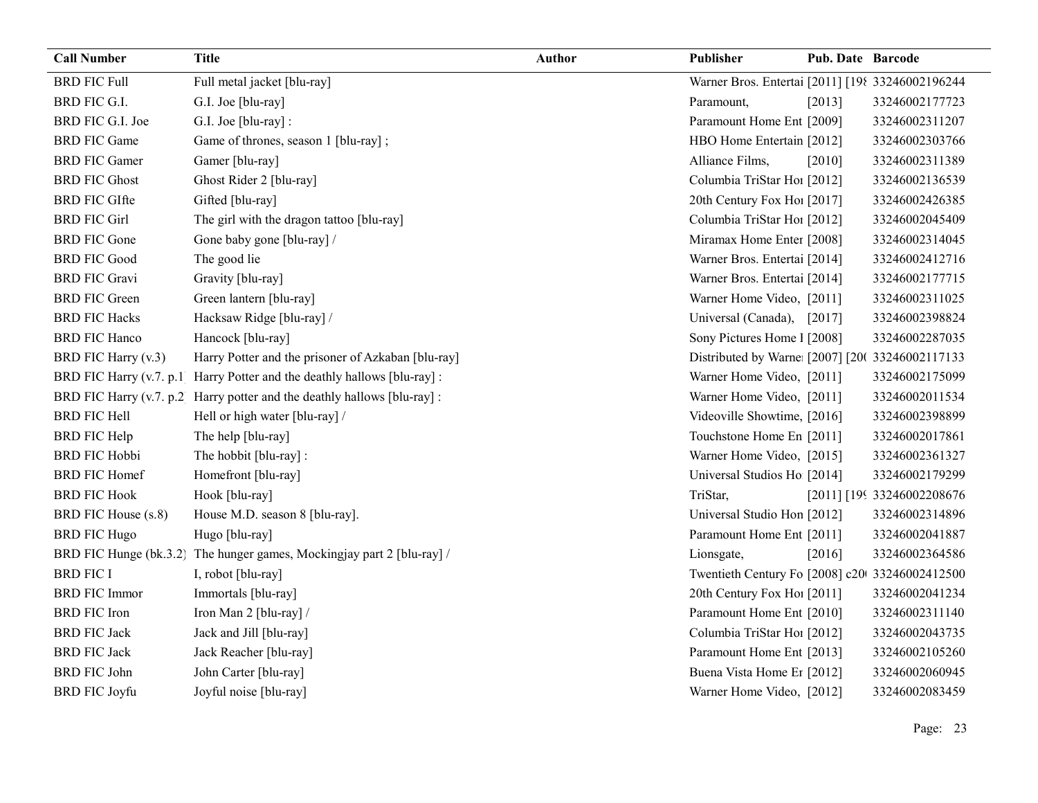| Call Number | Title | Author | Publisher | Pub. Date | Barcode |
|---|---|---|---|---|---|
| BRD FIC Full | Full metal jacket [blu-ray] | | Warner Bros. Entertai | [2011] [198 | 33246002196244 |
| BRD FIC G.I. | G.I. Joe [blu-ray] | | Paramount, | [2013] | 33246002177723 |
| BRD FIC G.I. Joe | G.I. Joe [blu-ray] : | | Paramount Home Ent | [2009] | 33246002311207 |
| BRD FIC Game | Game of thrones, season 1 [blu-ray] ; | | HBO Home Entertain | [2012] | 33246002303766 |
| BRD FIC Gamer | Gamer [blu-ray] | | Alliance Films, | [2010] | 33246002311389 |
| BRD FIC Ghost | Ghost Rider 2 [blu-ray] | | Columbia TriStar Hoi | [2012] | 33246002136539 |
| BRD FIC GIfte | Gifted [blu-ray] | | 20th Century Fox Hoi | [2017] | 33246002426385 |
| BRD FIC Girl | The girl with the dragon tattoo [blu-ray] | | Columbia TriStar Hoi | [2012] | 33246002045409 |
| BRD FIC Gone | Gone baby gone [blu-ray] / | | Miramax Home Enter | [2008] | 33246002314045 |
| BRD FIC Good | The good lie | | Warner Bros. Entertai | [2014] | 33246002412716 |
| BRD FIC Gravi | Gravity [blu-ray] | | Warner Bros. Entertai | [2014] | 33246002177715 |
| BRD FIC Green | Green lantern [blu-ray] | | Warner Home Video, | [2011] | 33246002311025 |
| BRD FIC Hacks | Hacksaw Ridge [blu-ray] / | | Universal (Canada), | [2017] | 33246002398824 |
| BRD FIC Hanco | Hancock [blu-ray] | | Sony Pictures Home I | [2008] | 33246002287035 |
| BRD FIC Harry (v.3) | Harry Potter and the prisoner of Azkaban [blu-ray] | | Distributed by Warne | [2007] [20( | 33246002117133 |
| BRD FIC Harry (v.7. p.1 | Harry Potter and the deathly hallows [blu-ray] : | | Warner Home Video, | [2011] | 33246002175099 |
| BRD FIC Harry (v.7. p.2 | Harry potter and the deathly hallows [blu-ray] : | | Warner Home Video, | [2011] | 33246002011534 |
| BRD FIC Hell | Hell or high water [blu-ray] / | | Videoville Showtime, | [2016] | 33246002398899 |
| BRD FIC Help | The help [blu-ray] | | Touchstone Home En | [2011] | 33246002017861 |
| BRD FIC Hobbi | The hobbit [blu-ray] : | | Warner Home Video, | [2015] | 33246002361327 |
| BRD FIC Homef | Homefront [blu-ray] | | Universal Studios Ho | [2014] | 33246002179299 |
| BRD FIC Hook | Hook [blu-ray] | | TriStar, | [2011] [19( | 33246002208676 |
| BRD FIC House (s.8) | House M.D. season 8 [blu-ray]. | | Universal Studio Hon | [2012] | 33246002314896 |
| BRD FIC Hugo | Hugo [blu-ray] | | Paramount Home Ent | [2011] | 33246002041887 |
| BRD FIC Hunge (bk.3.2) | The hunger games, Mockingjay part 2 [blu-ray] / | | Lionsgate, | [2016] | 33246002364586 |
| BRD FIC I | I, robot [blu-ray] | | Twentieth Century Fo | [2008] c20( | 33246002412500 |
| BRD FIC Immor | Immortals [blu-ray] | | 20th Century Fox Hoi | [2011] | 33246002041234 |
| BRD FIC Iron | Iron Man 2 [blu-ray] / | | Paramount Home Ent | [2010] | 33246002311140 |
| BRD FIC Jack | Jack and Jill [blu-ray] | | Columbia TriStar Hoi | [2012] | 33246002043735 |
| BRD FIC Jack | Jack Reacher [blu-ray] | | Paramount Home Ent | [2013] | 33246002105260 |
| BRD FIC John | John Carter [blu-ray] | | Buena Vista Home Er | [2012] | 33246002060945 |
| BRD FIC Joyfu | Joyful noise [blu-ray] | | Warner Home Video, | [2012] | 33246002083459 |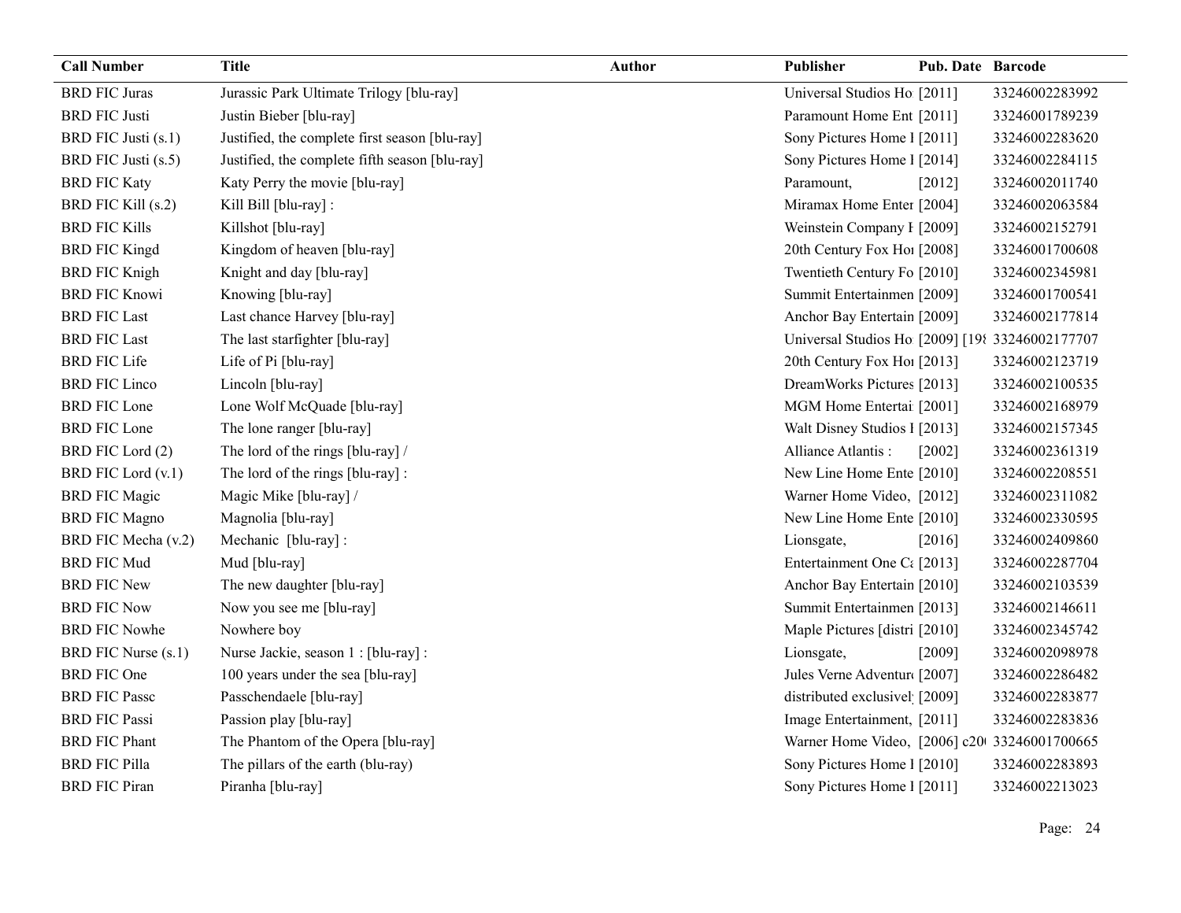| Call Number | Title | Author | Publisher | Pub. Date | Barcode |
|---|---|---|---|---|---|
| BRD FIC Juras | Jurassic Park Ultimate Trilogy [blu-ray] | | Universal Studios Ho | [2011] | 33246002283992 |
| BRD FIC Justi | Justin Bieber [blu-ray] | | Paramount Home Ent | [2011] | 33246001789239 |
| BRD FIC Justi (s.1) | Justified, the complete first season [blu-ray] | | Sony Pictures Home I | [2011] | 33246002283620 |
| BRD FIC Justi (s.5) | Justified, the complete fifth season [blu-ray] | | Sony Pictures Home I | [2014] | 33246002284115 |
| BRD FIC Katy | Katy Perry the movie [blu-ray] | | Paramount, | [2012] | 33246002011740 |
| BRD FIC Kill (s.2) | Kill Bill [blu-ray] : | | Miramax Home Enter | [2004] | 33246002063584 |
| BRD FIC Kills | Killshot [blu-ray] | | Weinstein Company F | [2009] | 33246002152791 |
| BRD FIC Kingd | Kingdom of heaven [blu-ray] | | 20th Century Fox Ho | [2008] | 33246001700608 |
| BRD FIC Knigh | Knight and day [blu-ray] | | Twentieth Century Fo | [2010] | 33246002345981 |
| BRD FIC Knowi | Knowing [blu-ray] | | Summit Entertainmen | [2009] | 33246001700541 |
| BRD FIC Last | Last chance Harvey [blu-ray] | | Anchor Bay Entertain | [2009] | 33246002177814 |
| BRD FIC Last | The last starfighter [blu-ray] | | Universal Studios Ho | [2009] [198 | 33246002177707 |
| BRD FIC Life | Life of Pi [blu-ray] | | 20th Century Fox Ho | [2013] | 33246002123719 |
| BRD FIC Linco | Lincoln [blu-ray] | | DreamWorks Pictures | [2013] | 33246002100535 |
| BRD FIC Lone | Lone Wolf McQuade [blu-ray] | | MGM Home Entertai | [2001] | 33246002168979 |
| BRD FIC Lone | The lone ranger [blu-ray] | | Walt Disney Studios I | [2013] | 33246002157345 |
| BRD FIC Lord (2) | The lord of the rings [blu-ray] / | | Alliance Atlantis : | [2002] | 33246002361319 |
| BRD FIC Lord (v.1) | The lord of the rings [blu-ray] : | | New Line Home Ente | [2010] | 33246002208551 |
| BRD FIC Magic | Magic Mike [blu-ray] / | | Warner Home Video, | [2012] | 33246002311082 |
| BRD FIC Magno | Magnolia [blu-ray] | | New Line Home Ente | [2010] | 33246002330595 |
| BRD FIC Mecha (v.2) | Mechanic [blu-ray] : | | Lionsgate, | [2016] | 33246002409860 |
| BRD FIC Mud | Mud [blu-ray] | | Entertainment One Ca | [2013] | 33246002287704 |
| BRD FIC New | The new daughter [blu-ray] | | Anchor Bay Entertain | [2010] | 33246002103539 |
| BRD FIC Now | Now you see me [blu-ray] | | Summit Entertainmen | [2013] | 33246002146611 |
| BRD FIC Nowhe | Nowhere boy | | Maple Pictures [distri | [2010] | 33246002345742 |
| BRD FIC Nurse (s.1) | Nurse Jackie, season 1 : [blu-ray] : | | Lionsgate, | [2009] | 33246002098978 |
| BRD FIC One | 100 years under the sea [blu-ray] | | Jules Verne Adventur | [2007] | 33246002286482 |
| BRD FIC Passc | Passchendaele [blu-ray] | | distributed exclusivel | [2009] | 33246002283877 |
| BRD FIC Passi | Passion play [blu-ray] | | Image Entertainment, | [2011] | 33246002283836 |
| BRD FIC Phant | The Phantom of the Opera [blu-ray] | | Warner Home Video, | [2006] c20 | 33246001700665 |
| BRD FIC Pilla | The pillars of the earth (blu-ray) | | Sony Pictures Home I | [2010] | 33246002283893 |
| BRD FIC Piran | Piranha [blu-ray] | | Sony Pictures Home I | [2011] | 33246002213023 |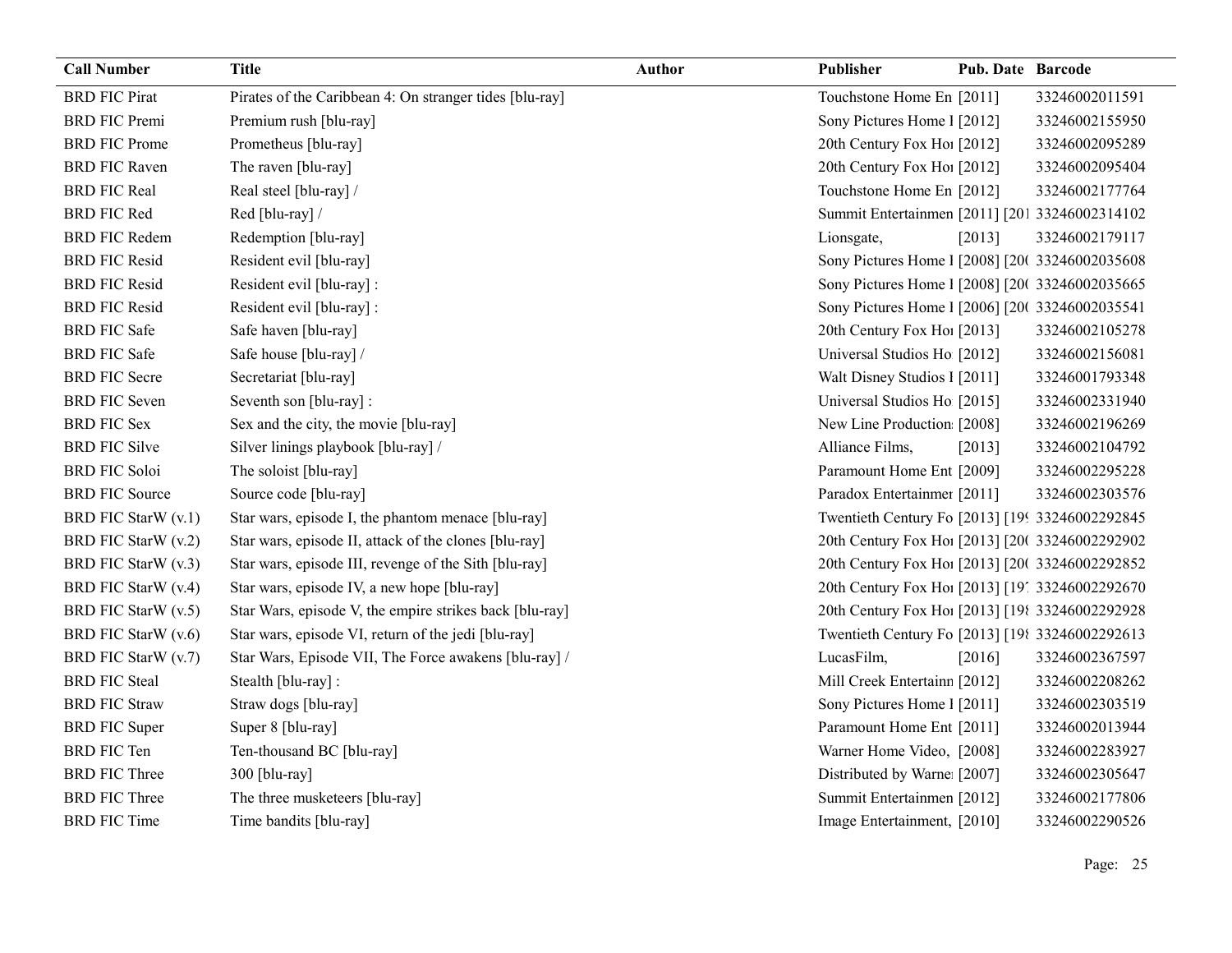| Call Number | Title | Author | Publisher | Pub. Date | Barcode |
| --- | --- | --- | --- | --- | --- |
| BRD FIC Pirat | Pirates of the Caribbean 4: On stranger tides [blu-ray] | | Touchstone Home En | [2011] | 33246002011591 |
| BRD FIC Premi | Premium rush [blu-ray] | | Sony Pictures Home I | [2012] | 33246002155950 |
| BRD FIC Prome | Prometheus [blu-ray] | | 20th Century Fox Hoı | [2012] | 33246002095289 |
| BRD FIC Raven | The raven [blu-ray] | | 20th Century Fox Hoı | [2012] | 33246002095404 |
| BRD FIC Real | Real steel [blu-ray] / | | Touchstone Home En | [2012] | 33246002177764 |
| BRD FIC Red | Red [blu-ray] / | | Summit Entertainmen | [2011] [201 | 33246002314102 |
| BRD FIC Redem | Redemption [blu-ray] | | Lionsgate, | [2013] | 33246002179117 |
| BRD FIC Resid | Resident evil [blu-ray] | | Sony Pictures Home I | [2008] [20( | 33246002035608 |
| BRD FIC Resid | Resident evil [blu-ray] : | | Sony Pictures Home I | [2008] [20( | 33246002035665 |
| BRD FIC Resid | Resident evil [blu-ray] : | | Sony Pictures Home I | [2006] [20( | 33246002035541 |
| BRD FIC Safe | Safe haven [blu-ray] | | 20th Century Fox Hoı | [2013] | 33246002105278 |
| BRD FIC Safe | Safe house [blu-ray] / | | Universal Studios Ho | [2012] | 33246002156081 |
| BRD FIC Secre | Secretariat [blu-ray] | | Walt Disney Studios I | [2011] | 33246001793348 |
| BRD FIC Seven | Seventh son [blu-ray] : | | Universal Studios Ho | [2015] | 33246002331940 |
| BRD FIC Sex | Sex and the city, the movie [blu-ray] | | New Line Production | [2008] | 33246002196269 |
| BRD FIC Silve | Silver linings playbook [blu-ray] / | | Alliance Films, | [2013] | 33246002104792 |
| BRD FIC Soloi | The soloist [blu-ray] | | Paramount Home Ent | [2009] | 33246002295228 |
| BRD FIC Source | Source code [blu-ray] | | Paradox Entertainmer | [2011] | 33246002303576 |
| BRD FIC StarW (v.1) | Star wars, episode I, the phantom menace [blu-ray] | | Twentieth Century Fo | [2013] [19( | 33246002292845 |
| BRD FIC StarW (v.2) | Star wars, episode II, attack of the clones [blu-ray] | | 20th Century Fox Hoı | [2013] [20( | 33246002292902 |
| BRD FIC StarW (v.3) | Star wars, episode III, revenge of the Sith [blu-ray] | | 20th Century Fox Hoı | [2013] [20( | 33246002292852 |
| BRD FIC StarW (v.4) | Star wars, episode IV, a new hope [blu-ray] | | 20th Century Fox Hoı | [2013] [19' | 33246002292670 |
| BRD FIC StarW (v.5) | Star Wars, episode V, the empire strikes back [blu-ray] | | 20th Century Fox Hoı | [2013] [19{ | 33246002292928 |
| BRD FIC StarW (v.6) | Star wars, episode VI, return of the jedi [blu-ray] | | Twentieth Century Fo | [2013] [19{ | 33246002292613 |
| BRD FIC StarW (v.7) | Star Wars, Episode VII, The Force awakens [blu-ray] / | | LucasFilm, | [2016] | 33246002367597 |
| BRD FIC Steal | Stealth [blu-ray] : | | Mill Creek Entertainn | [2012] | 33246002208262 |
| BRD FIC Straw | Straw dogs [blu-ray] | | Sony Pictures Home I | [2011] | 33246002303519 |
| BRD FIC Super | Super 8 [blu-ray] | | Paramount Home Ent | [2011] | 33246002013944 |
| BRD FIC Ten | Ten-thousand BC [blu-ray] | | Warner Home Video, | [2008] | 33246002283927 |
| BRD FIC Three | 300 [blu-ray] | | Distributed by Warne | [2007] | 33246002305647 |
| BRD FIC Three | The three musketeers [blu-ray] | | Summit Entertainmen | [2012] | 33246002177806 |
| BRD FIC Time | Time bandits [blu-ray] | | Image Entertainment, | [2010] | 33246002290526 |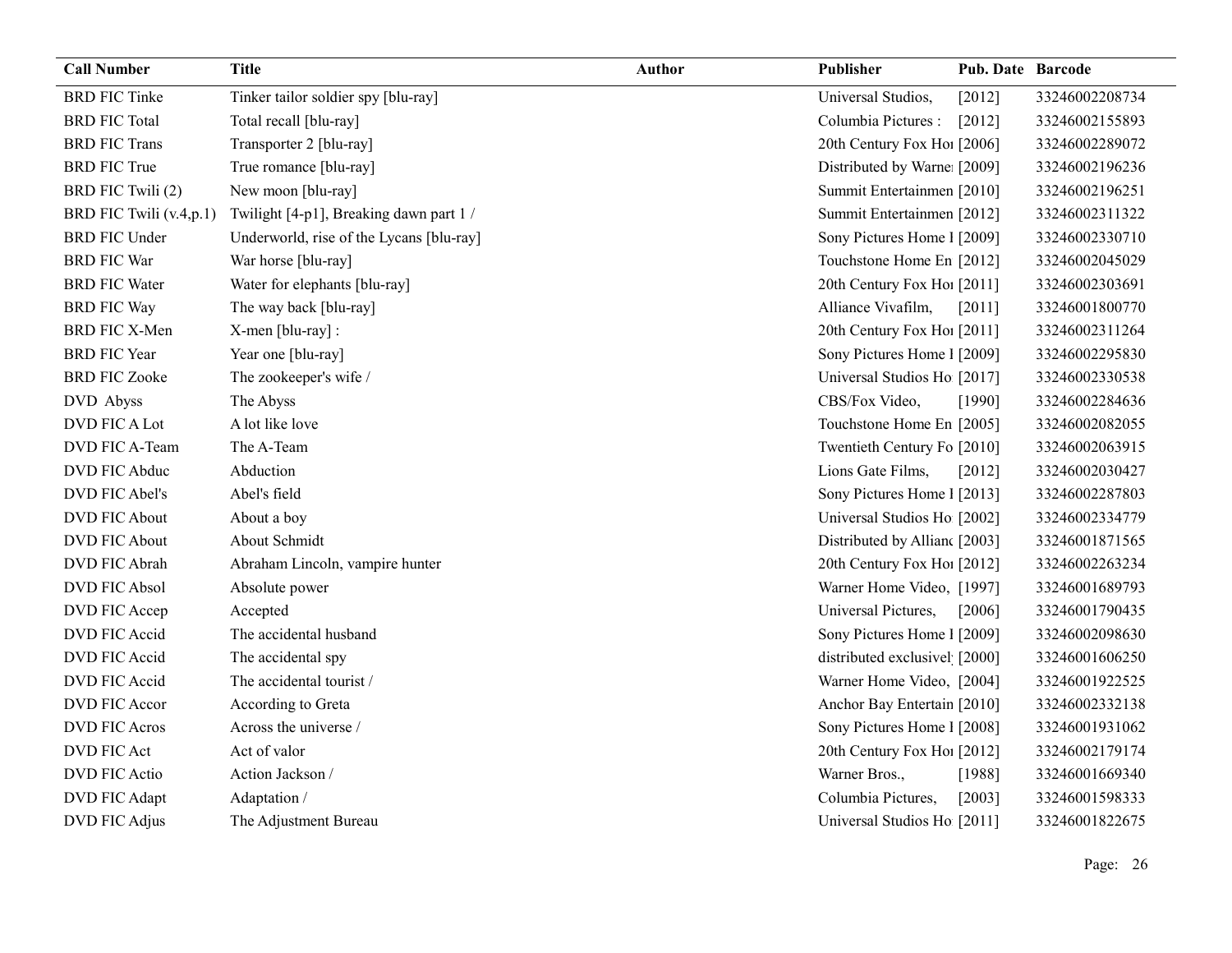| Call Number | Title | Author | Publisher | Pub. Date | Barcode |
| --- | --- | --- | --- | --- | --- |
| BRD FIC Tinke | Tinker tailor soldier spy [blu-ray] | | Universal Studios, | [2012] | 33246002208734 |
| BRD FIC Total | Total recall [blu-ray] | | Columbia Pictures : | [2012] | 33246002155893 |
| BRD FIC Trans | Transporter 2 [blu-ray] | | 20th Century Fox Hoı | [2006] | 33246002289072 |
| BRD FIC True | True romance [blu-ray] | | Distributed by Warne | [2009] | 33246002196236 |
| BRD FIC Twili (2) | New moon [blu-ray] | | Summit Entertainmen | [2010] | 33246002196251 |
| BRD FIC Twili (v.4,p.1) | Twilight [4-p1], Breaking dawn part 1 / | | Summit Entertainmen | [2012] | 33246002311322 |
| BRD FIC Under | Underworld, rise of the Lycans [blu-ray] | | Sony Pictures Home I | [2009] | 33246002330710 |
| BRD FIC War | War horse [blu-ray] | | Touchstone Home En | [2012] | 33246002045029 |
| BRD FIC Water | Water for elephants [blu-ray] | | 20th Century Fox Hoı | [2011] | 33246002303691 |
| BRD FIC Way | The way back [blu-ray] | | Alliance Vivafilm, | [2011] | 33246001800770 |
| BRD FIC X-Men | X-men [blu-ray] : | | 20th Century Fox Hoı | [2011] | 33246002311264 |
| BRD FIC Year | Year one [blu-ray] | | Sony Pictures Home I | [2009] | 33246002295830 |
| BRD FIC Zooke | The zookeeper's wife / | | Universal Studios Ho | [2017] | 33246002330538 |
| DVD Abyss | The Abyss | | CBS/Fox Video, | [1990] | 33246002284636 |
| DVD FIC A Lot | A lot like love | | Touchstone Home En | [2005] | 33246002082055 |
| DVD FIC A-Team | The A-Team | | Twentieth Century Fo | [2010] | 33246002063915 |
| DVD FIC Abduc | Abduction | | Lions Gate Films, | [2012] | 33246002030427 |
| DVD FIC Abel's | Abel's field | | Sony Pictures Home I | [2013] | 33246002287803 |
| DVD FIC About | About a boy | | Universal Studios Ho | [2002] | 33246002334779 |
| DVD FIC About | About Schmidt | | Distributed by Allianc | [2003] | 33246001871565 |
| DVD FIC Abrah | Abraham Lincoln, vampire hunter | | 20th Century Fox Hoı | [2012] | 33246002263234 |
| DVD FIC Absol | Absolute power | | Warner Home Video, | [1997] | 33246001689793 |
| DVD FIC Accep | Accepted | | Universal Pictures, | [2006] | 33246001790435 |
| DVD FIC Accid | The accidental husband | | Sony Pictures Home I | [2009] | 33246002098630 |
| DVD FIC Accid | The accidental spy | | distributed exclusivel | [2000] | 33246001606250 |
| DVD FIC Accid | The accidental tourist / | | Warner Home Video, | [2004] | 33246001922525 |
| DVD FIC Accor | According to Greta | | Anchor Bay Entertain | [2010] | 33246002332138 |
| DVD FIC Acros | Across the universe / | | Sony Pictures Home I | [2008] | 33246001931062 |
| DVD FIC Act | Act of valor | | 20th Century Fox Hoı | [2012] | 33246002179174 |
| DVD FIC Actio | Action Jackson / | | Warner Bros., | [1988] | 33246001669340 |
| DVD FIC Adapt | Adaptation / | | Columbia Pictures, | [2003] | 33246001598333 |
| DVD FIC Adjus | The Adjustment Bureau | | Universal Studios Ho | [2011] | 33246001822675 |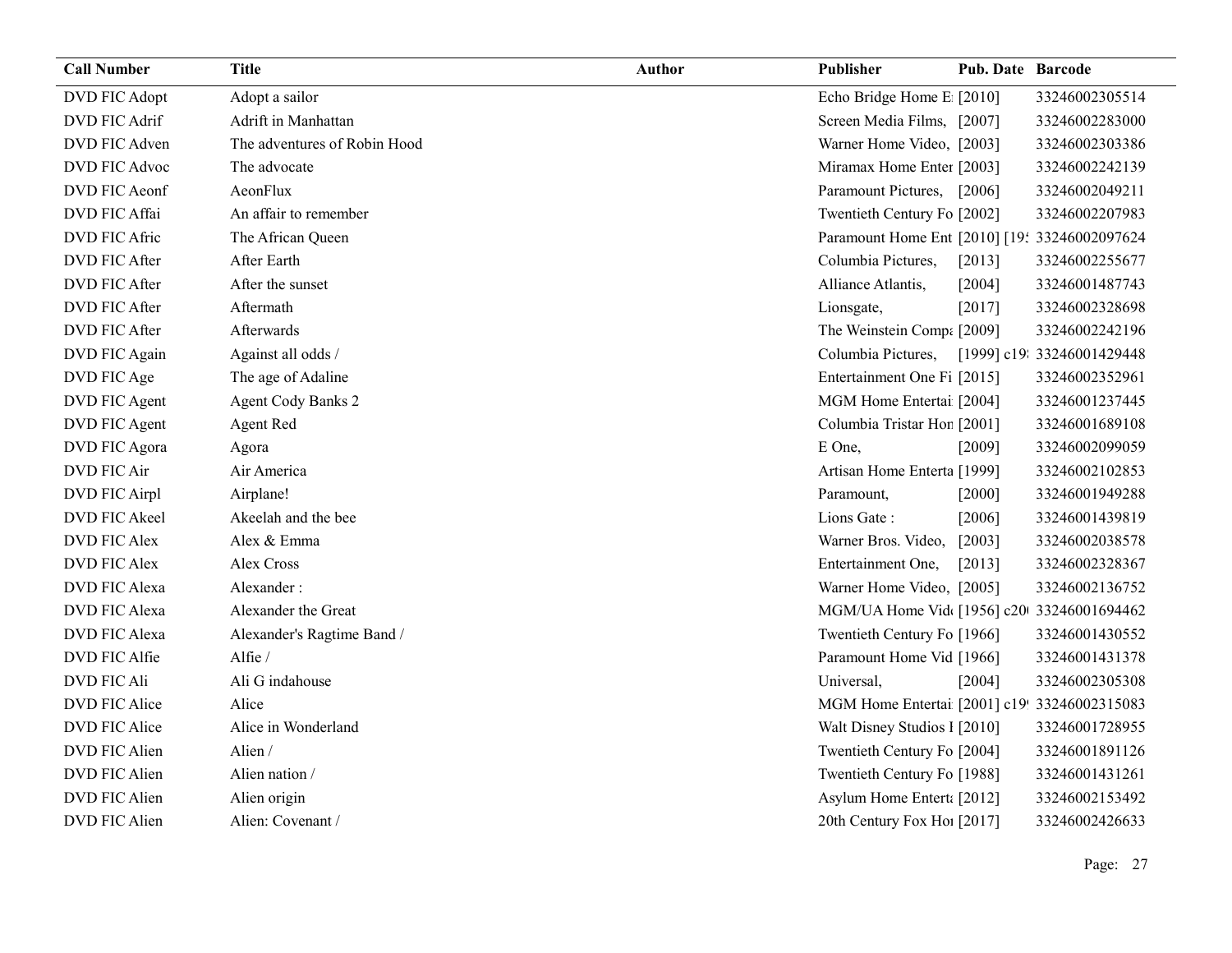| Call Number | Title | Author | Publisher | Pub. Date | Barcode |
|---|---|---|---|---|---|
| DVD FIC Adopt | Adopt a sailor | | Echo Bridge Home E | [2010] | 33246002305514 |
| DVD FIC Adrif | Adrift in Manhattan | | Screen Media Films, | [2007] | 33246002283000 |
| DVD FIC Adven | The adventures of Robin Hood | | Warner Home Video, | [2003] | 33246002303386 |
| DVD FIC Advoc | The advocate | | Miramax Home Enter | [2003] | 33246002242139 |
| DVD FIC Aeonf | AeonFlux | | Paramount Pictures, | [2006] | 33246002049211 |
| DVD FIC Affai | An affair to remember | | Twentieth Century Fo | [2002] | 33246002207983 |
| DVD FIC Afric | The African Queen | | Paramount Home Ent | [2010] [19 | 33246002097624 |
| DVD FIC After | After Earth | | Columbia Pictures, | [2013] | 33246002255677 |
| DVD FIC After | After the sunset | | Alliance Atlantis, | [2004] | 33246001487743 |
| DVD FIC After | Aftermath | | Lionsgate, | [2017] | 33246002328698 |
| DVD FIC After | Afterwards | | The Weinstein Comp | [2009] | 33246002242196 |
| DVD FIC Again | Against all odds / | | Columbia Pictures, | [1999] c19 | 33246001429448 |
| DVD FIC Age | The age of Adaline | | Entertainment One Fi | [2015] | 33246002352961 |
| DVD FIC Agent | Agent Cody Banks 2 | | MGM Home Entertai | [2004] | 33246001237445 |
| DVD FIC Agent | Agent Red | | Columbia Tristar Hon | [2001] | 33246001689108 |
| DVD FIC Agora | Agora | | E One, | [2009] | 33246002099059 |
| DVD FIC Air | Air America | | Artisan Home Enterta | [1999] | 33246002102853 |
| DVD FIC Airpl | Airplane! | | Paramount, | [2000] | 33246001949288 |
| DVD FIC Akeel | Akeelah and the bee | | Lions Gate : | [2006] | 33246001439819 |
| DVD FIC Alex | Alex & Emma | | Warner Bros. Video, | [2003] | 33246002038578 |
| DVD FIC Alex | Alex Cross | | Entertainment One, | [2013] | 33246002328367 |
| DVD FIC Alexa | Alexander : | | Warner Home Video, | [2005] | 33246002136752 |
| DVD FIC Alexa | Alexander the Great | | MGM/UA Home Vid | [1956] c20 | 33246001694462 |
| DVD FIC Alexa | Alexander's Ragtime Band / | | Twentieth Century Fo | [1966] | 33246001430552 |
| DVD FIC Alfie | Alfie / | | Paramount Home Vid | [1966] | 33246001431378 |
| DVD FIC Ali | Ali G indahouse | | Universal, | [2004] | 33246002305308 |
| DVD FIC Alice | Alice | | MGM Home Entertai | [2001] c19 | 33246002315083 |
| DVD FIC Alice | Alice in Wonderland | | Walt Disney Studios I | [2010] | 33246001728955 |
| DVD FIC Alien | Alien / | | Twentieth Century Fo | [2004] | 33246001891126 |
| DVD FIC Alien | Alien nation / | | Twentieth Century Fo | [1988] | 33246001431261 |
| DVD FIC Alien | Alien origin | | Asylum Home Enterta | [2012] | 33246002153492 |
| DVD FIC Alien | Alien: Covenant / | | 20th Century Fox Ho | [2017] | 33246002426633 |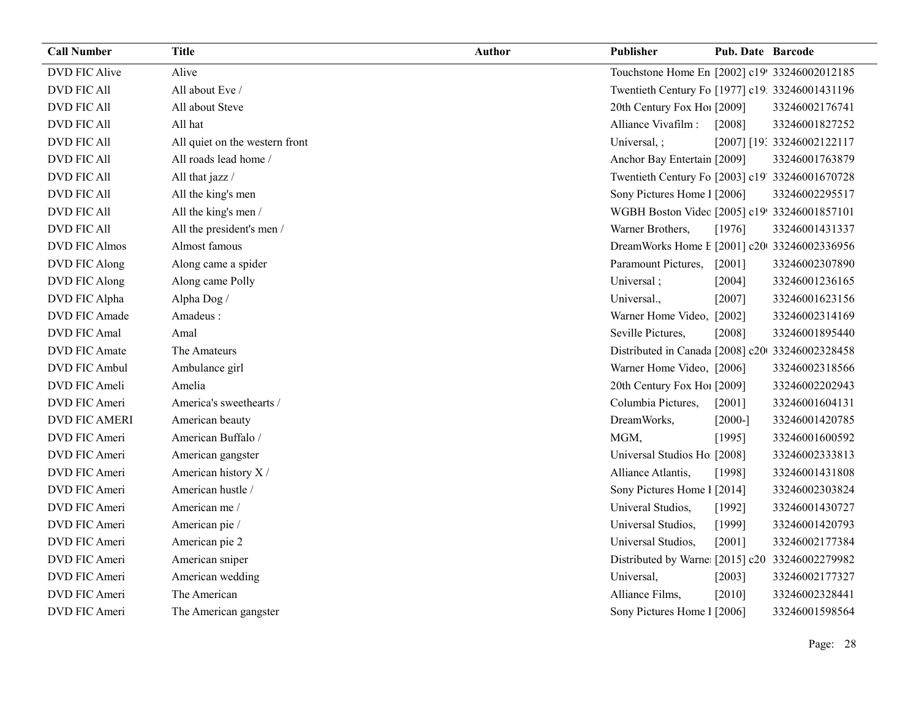| Call Number | Title | Author | Publisher | Pub. Date | Barcode |
|---|---|---|---|---|---|
| DVD FIC Alive | Alive | | Touchstone Home En | [2002] c19 | 33246002012185 |
| DVD FIC All | All about Eve / | | Twentieth Century Fo | [1977] c19 | 33246001431196 |
| DVD FIC All | All about Steve | | 20th Century Fox Ho | [2009] | 33246002176741 |
| DVD FIC All | All hat | | Alliance Vivafilm : | [2008] | 33246001827252 |
| DVD FIC All | All quiet on the western front | | Universal, ; | [2007] [19 | 33246002122117 |
| DVD FIC All | All roads lead home / | | Anchor Bay Entertain | [2009] | 33246001763879 |
| DVD FIC All | All that jazz / | | Twentieth Century Fo | [2003] c19 | 33246001670728 |
| DVD FIC All | All the king's men | | Sony Pictures Home I | [2006] | 33246002295517 |
| DVD FIC All | All the king's men / | | WGBH Boston Videc | [2005] c19 | 33246001857101 |
| DVD FIC All | All the president's men / | | Warner Brothers, | [1976] | 33246001431337 |
| DVD FIC Almos | Almost famous | | DreamWorks Home E | [2001] c20 | 33246002336956 |
| DVD FIC Along | Along came a spider | | Paramount Pictures, | [2001] | 33246002307890 |
| DVD FIC Along | Along came Polly | | Universal ; | [2004] | 33246001236165 |
| DVD FIC Alpha | Alpha Dog / | | Universal., | [2007] | 33246001623156 |
| DVD FIC Amade | Amadeus : | | Warner Home Video, | [2002] | 33246002314169 |
| DVD FIC Amal | Amal | | Seville Pictures, | [2008] | 33246001895440 |
| DVD FIC Amate | The Amateurs | | Distributed in Canada | [2008] c20 | 33246002328458 |
| DVD FIC Ambul | Ambulance girl | | Warner Home Video, | [2006] | 33246002318566 |
| DVD FIC Ameli | Amelia | | 20th Century Fox Ho | [2009] | 33246002202943 |
| DVD FIC Ameri | America's sweethearts / | | Columbia Pictures, | [2001] | 33246001604131 |
| DVD FIC AMERI | American beauty | | DreamWorks, | [2000-] | 33246001420785 |
| DVD FIC Ameri | American Buffalo / | | MGM, | [1995] | 33246001600592 |
| DVD FIC Ameri | American gangster | | Universal Studios Ho | [2008] | 33246002333813 |
| DVD FIC Ameri | American history X / | | Alliance Atlantis, | [1998] | 33246001431808 |
| DVD FIC Ameri | American hustle / | | Sony Pictures Home I | [2014] | 33246002303824 |
| DVD FIC Ameri | American me / | | Univeral Studios, | [1992] | 33246001430727 |
| DVD FIC Ameri | American pie / | | Universal Studios, | [1999] | 33246001420793 |
| DVD FIC Ameri | American pie 2 | | Universal Studios, | [2001] | 33246002177384 |
| DVD FIC Ameri | American sniper | | Distributed by Warne | [2015] c20 | 33246002279982 |
| DVD FIC Ameri | American wedding | | Universal, | [2003] | 33246002177327 |
| DVD FIC Ameri | The American | | Alliance Films, | [2010] | 33246002328441 |
| DVD FIC Ameri | The American gangster | | Sony Pictures Home I | [2006] | 33246001598564 |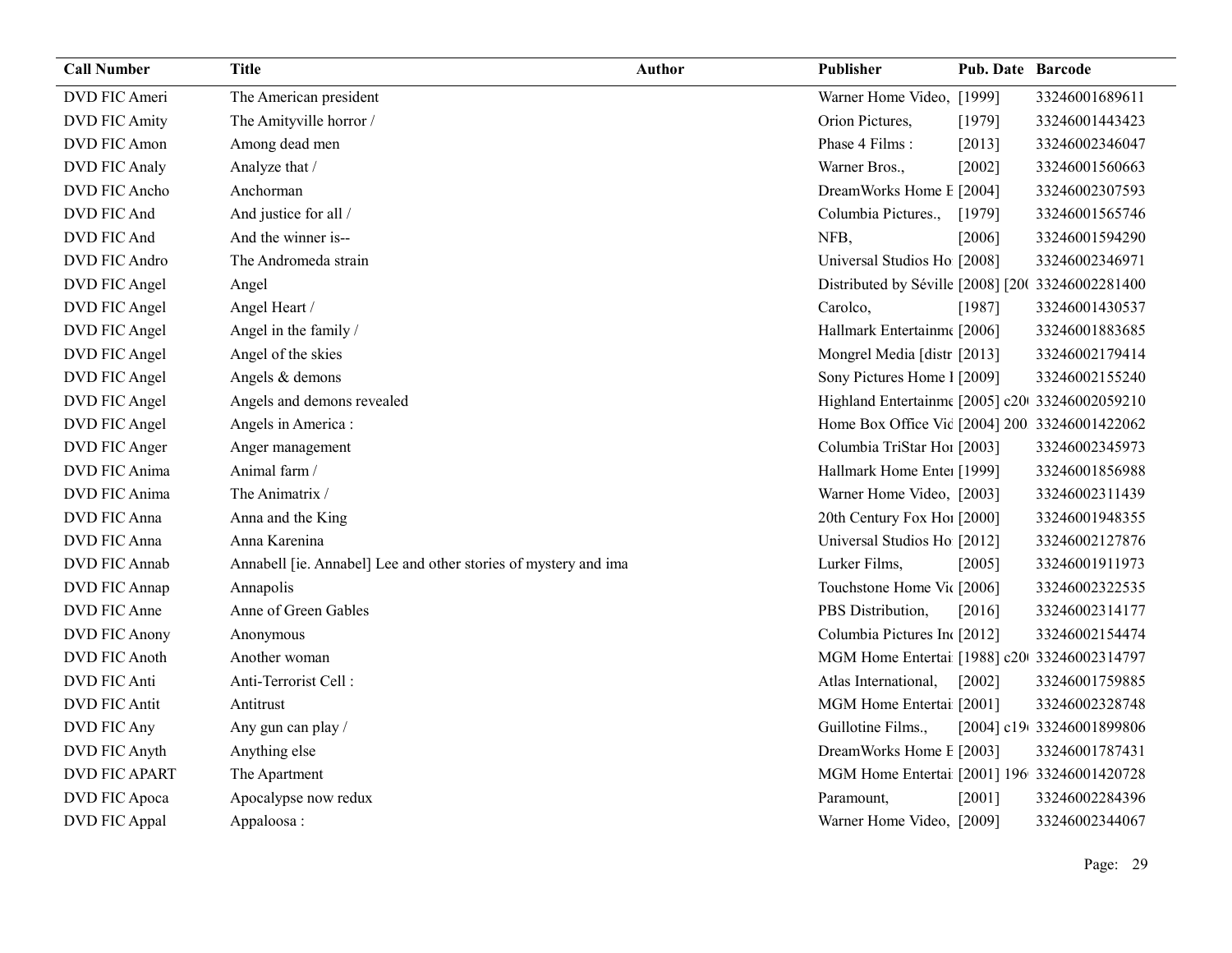| Call Number | Title | Author | Publisher | Pub. Date | Barcode |
|---|---|---|---|---|---|
| DVD FIC Ameri | The American president | | Warner Home Video, | [1999] | 33246001689611 |
| DVD FIC Amity | The Amityville horror / | | Orion Pictures, | [1979] | 33246001443423 |
| DVD FIC Amon | Among dead men | | Phase 4 Films : | [2013] | 33246002346047 |
| DVD FIC Analy | Analyze that / | | Warner Bros., | [2002] | 33246001560663 |
| DVD FIC Ancho | Anchorman | | DreamWorks Home E | [2004] | 33246002307593 |
| DVD FIC And | And justice for all / | | Columbia Pictures., | [1979] | 33246001565746 |
| DVD FIC And | And the winner is-- | | NFB, | [2006] | 33246001594290 |
| DVD FIC Andro | The Andromeda strain | | Universal Studios Ho | [2008] | 33246002346971 |
| DVD FIC Angel | Angel | | Distributed by Séville | [2008] [20( | 33246002281400 |
| DVD FIC Angel | Angel Heart / | | Carolco, | [1987] | 33246001430537 |
| DVD FIC Angel | Angel in the family / | | Hallmark Entertainme | [2006] | 33246001883685 |
| DVD FIC Angel | Angel of the skies | | Mongrel Media [distr | [2013] | 33246002179414 |
| DVD FIC Angel | Angels & demons | | Sony Pictures Home I | [2009] | 33246002155240 |
| DVD FIC Angel | Angels and demons revealed | | Highland Entertainme | [2005] c20( | 33246002059210 |
| DVD FIC Angel | Angels in America : | | Home Box Office Vid | [2004] 200 | 33246001422062 |
| DVD FIC Anger | Anger management | | Columbia TriStar Hor | [2003] | 33246002345973 |
| DVD FIC Anima | Animal farm / | | Hallmark Home Enter | [1999] | 33246001856988 |
| DVD FIC Anima | The Animatrix / | | Warner Home Video, | [2003] | 33246002311439 |
| DVD FIC Anna | Anna and the King | | 20th Century Fox Hor | [2000] | 33246001948355 |
| DVD FIC Anna | Anna Karenina | | Universal Studios Ho | [2012] | 33246002127876 |
| DVD FIC Annab | Annabell [ie. Annabel] Lee and other stories of mystery and ima | | Lurker Films, | [2005] | 33246001911973 |
| DVD FIC Annap | Annapolis | | Touchstone Home Vic | [2006] | 33246002322535 |
| DVD FIC Anne | Anne of Green Gables | | PBS Distribution, | [2016] | 33246002314177 |
| DVD FIC Anony | Anonymous | | Columbia Pictures Inc | [2012] | 33246002154474 |
| DVD FIC Anoth | Another woman | | MGM Home Entertai | [1988] c20( | 33246002314797 |
| DVD FIC Anti | Anti-Terrorist Cell : | | Atlas International, | [2002] | 33246001759885 |
| DVD FIC Antit | Antitrust | | MGM Home Entertai | [2001] | 33246002328748 |
| DVD FIC Any | Any gun can play / | | Guillotine Films., | [2004] c19( | 33246001899806 |
| DVD FIC Anyth | Anything else | | DreamWorks Home E | [2003] | 33246001787431 |
| DVD FIC APART | The Apartment | | MGM Home Entertai | [2001] 196 | 33246001420728 |
| DVD FIC Apoca | Apocalypse now redux | | Paramount, | [2001] | 33246002284396 |
| DVD FIC Appal | Appaloosa : | | Warner Home Video, | [2009] | 33246002344067 |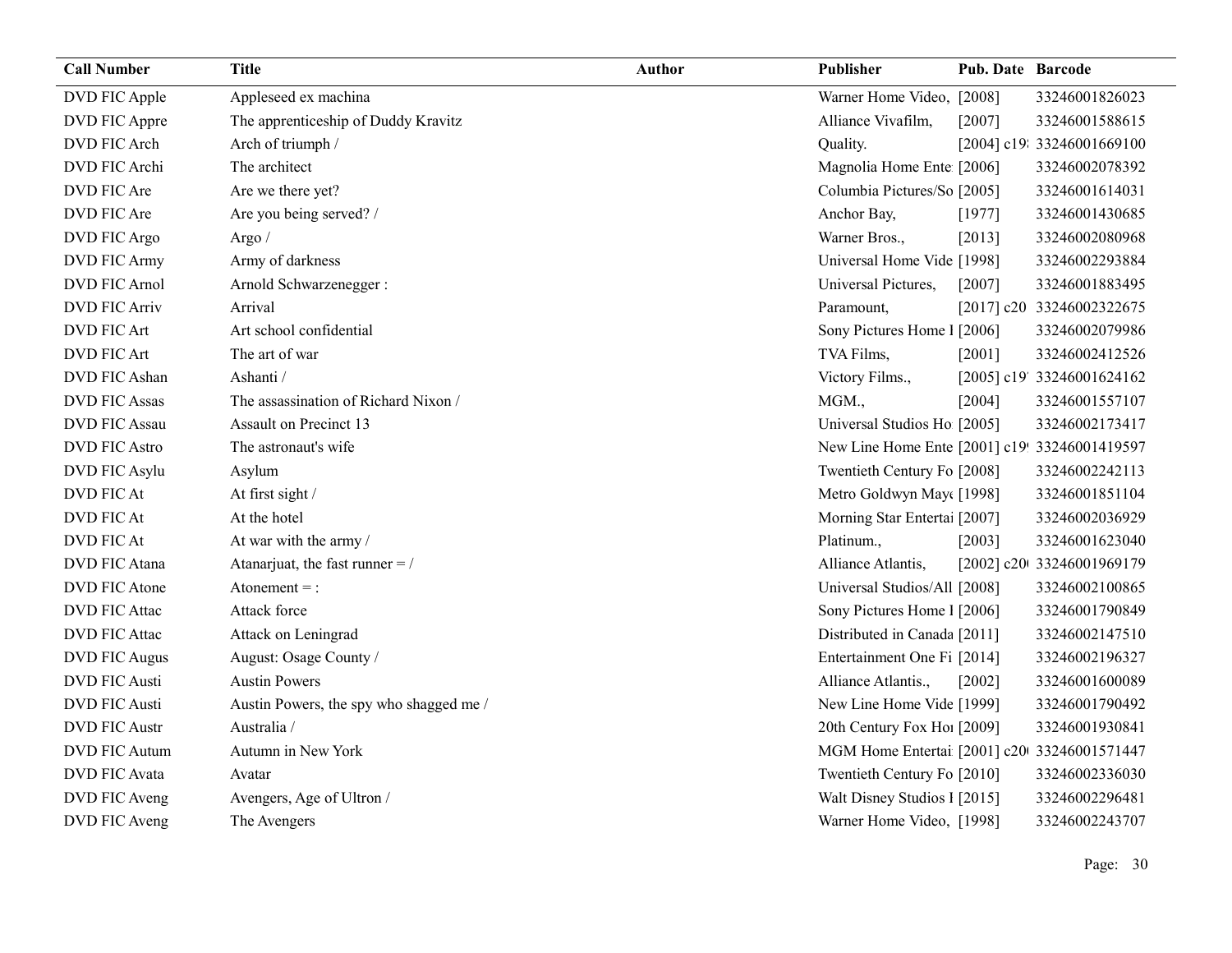| Call Number | Title | Author | Publisher | Pub. Date | Barcode |
|---|---|---|---|---|---|
| DVD FIC Apple | Appleseed ex machina | | Warner Home Video, | [2008] | 33246001826023 |
| DVD FIC Appre | The apprenticeship of Duddy Kravitz | | Alliance Vivafilm, | [2007] | 33246001588615 |
| DVD FIC Arch | Arch of triumph / | | Quality. | [2004] c19 | 33246001669100 |
| DVD FIC Archi | The architect | | Magnolia Home Ente | [2006] | 33246002078392 |
| DVD FIC Are | Are we there yet? | | Columbia Pictures/So | [2005] | 33246001614031 |
| DVD FIC Are | Are you being served? / | | Anchor Bay, | [1977] | 33246001430685 |
| DVD FIC Argo | Argo / | | Warner Bros., | [2013] | 33246002080968 |
| DVD FIC Army | Army of darkness | | Universal Home Vide | [1998] | 33246002293884 |
| DVD FIC Arnol | Arnold Schwarzenegger : | | Universal Pictures, | [2007] | 33246001883495 |
| DVD FIC Arriv | Arrival | | Paramount, | [2017] c20 | 33246002322675 |
| DVD FIC Art | Art school confidential | | Sony Pictures Home I | [2006] | 33246002079986 |
| DVD FIC Art | The art of war | | TVA Films, | [2001] | 33246002412526 |
| DVD FIC Ashan | Ashanti / | | Victory Films., | [2005] c19 | 33246001624162 |
| DVD FIC Assas | The assassination of Richard Nixon / | | MGM., | [2004] | 33246001557107 |
| DVD FIC Assau | Assault on Precinct 13 | | Universal Studios Ho | [2005] | 33246002173417 |
| DVD FIC Astro | The astronaut's wife | | New Line Home Ente | [2001] c19 | 33246001419597 |
| DVD FIC Asylu | Asylum | | Twentieth Century Fo | [2008] | 33246002242113 |
| DVD FIC At | At first sight / | | Metro Goldwyn May | [1998] | 33246001851104 |
| DVD FIC At | At the hotel | | Morning Star Entertai | [2007] | 33246002036929 |
| DVD FIC At | At war with the army / | | Platinum., | [2003] | 33246001623040 |
| DVD FIC Atana | Atanarjuat, the fast runner = / | | Alliance Atlantis, | [2002] c20 | 33246001969179 |
| DVD FIC Atone | Atonement = : | | Universal Studios/All | [2008] | 33246002100865 |
| DVD FIC Attac | Attack force | | Sony Pictures Home I | [2006] | 33246001790849 |
| DVD FIC Attac | Attack on Leningrad | | Distributed in Canada | [2011] | 33246002147510 |
| DVD FIC Augus | August: Osage County / | | Entertainment One Fi | [2014] | 33246002196327 |
| DVD FIC Austi | Austin Powers | | Alliance Atlantis., | [2002] | 33246001600089 |
| DVD FIC Austi | Austin Powers, the spy who shagged me / | | New Line Home Vide | [1999] | 33246001790492 |
| DVD FIC Austr | Australia / | | 20th Century Fox Ho | [2009] | 33246001930841 |
| DVD FIC Autum | Autumn in New York | | MGM Home Entertai | [2001] c20 | 33246001571447 |
| DVD FIC Avata | Avatar | | Twentieth Century Fo | [2010] | 33246002336030 |
| DVD FIC Aveng | Avengers, Age of Ultron / | | Walt Disney Studios I | [2015] | 33246002296481 |
| DVD FIC Aveng | The Avengers | | Warner Home Video, | [1998] | 33246002243707 |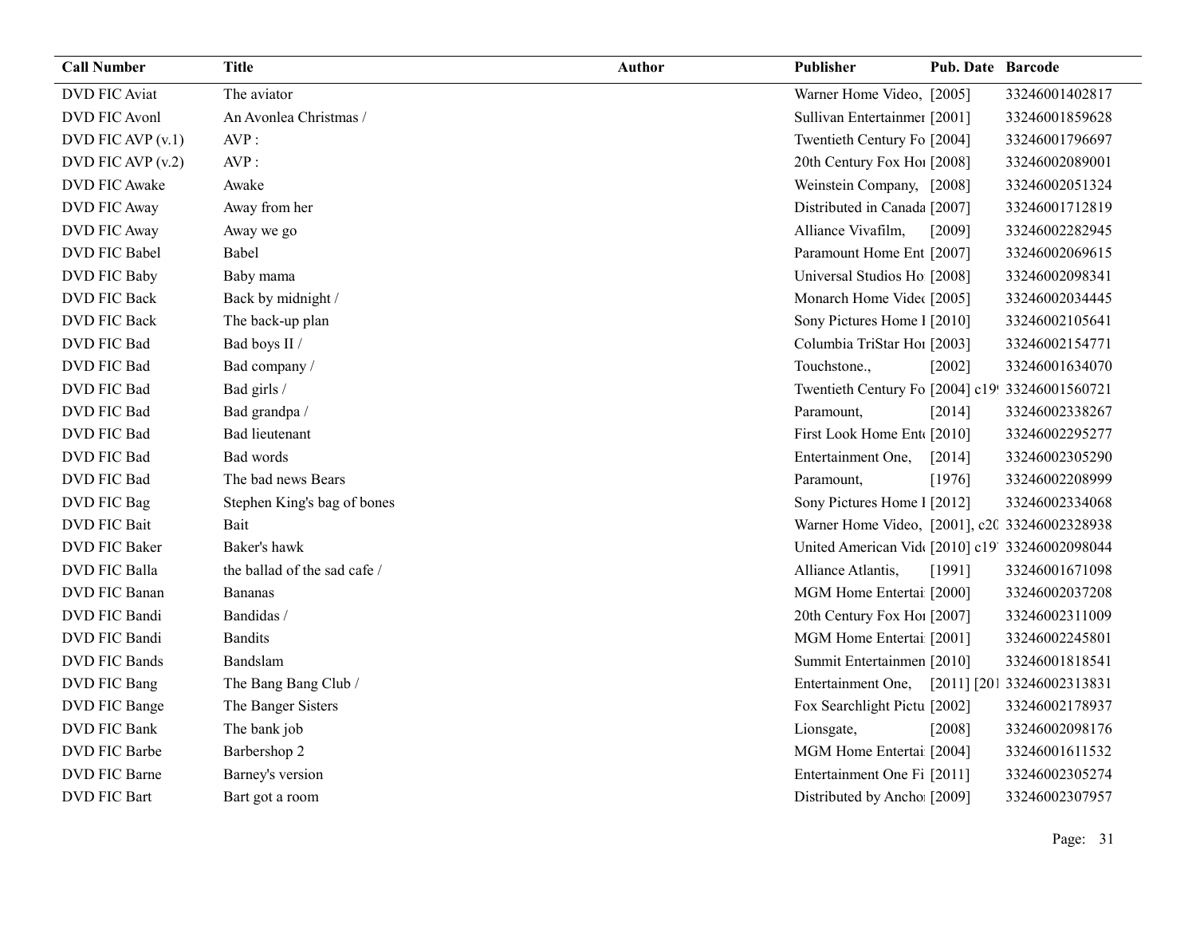| Call Number | Title | Author | Publisher | Pub. Date | Barcode |
| --- | --- | --- | --- | --- | --- |
| DVD FIC Aviat | The aviator | | Warner Home Video, | [2005] | 33246001402817 |
| DVD FIC Avonl | An Avonlea Christmas / | | Sullivan Entertainmer | [2001] | 33246001859628 |
| DVD FIC AVP (v.1) | AVP : | | Twentieth Century Fo | [2004] | 33246001796697 |
| DVD FIC AVP (v.2) | AVP : | | 20th Century Fox Hoı | [2008] | 33246002089001 |
| DVD FIC Awake | Awake | | Weinstein Company, | [2008] | 33246002051324 |
| DVD FIC Away | Away from her | | Distributed in Canada | [2007] | 33246001712819 |
| DVD FIC Away | Away we go | | Alliance Vivafilm, | [2009] | 33246002282945 |
| DVD FIC Babel | Babel | | Paramount Home Ent | [2007] | 33246002069615 |
| DVD FIC Baby | Baby mama | | Universal Studios Ho | [2008] | 33246002098341 |
| DVD FIC Back | Back by midnight / | | Monarch Home Videc | [2005] | 33246002034445 |
| DVD FIC Back | The back-up plan | | Sony Pictures Home I | [2010] | 33246002105641 |
| DVD FIC Bad | Bad boys II / | | Columbia TriStar Hoı | [2003] | 33246002154771 |
| DVD FIC Bad | Bad company / | | Touchstone., | [2002] | 33246001634070 |
| DVD FIC Bad | Bad girls / | | Twentieth Century Fo | [2004] c19 | 33246001560721 |
| DVD FIC Bad | Bad grandpa / | | Paramount, | [2014] | 33246002338267 |
| DVD FIC Bad | Bad lieutenant | | First Look Home Ent | [2010] | 33246002295277 |
| DVD FIC Bad | Bad words | | Entertainment One, | [2014] | 33246002305290 |
| DVD FIC Bad | The bad news Bears | | Paramount, | [1976] | 33246002208999 |
| DVD FIC Bag | Stephen King's bag of bones | | Sony Pictures Home I | [2012] | 33246002334068 |
| DVD FIC Bait | Bait | | Warner Home Video, | [2001], c20 | 33246002328938 |
| DVD FIC Baker | Baker's hawk | | United American Vid | [2010] c19 | 33246002098044 |
| DVD FIC Balla | the ballad of the sad cafe / | | Alliance Atlantis, | [1991] | 33246001671098 |
| DVD FIC Banan | Bananas | | MGM Home Entertai | [2000] | 33246002037208 |
| DVD FIC Bandi | Bandidas / | | 20th Century Fox Hoı | [2007] | 33246002311009 |
| DVD FIC Bandi | Bandits | | MGM Home Entertai | [2001] | 33246002245801 |
| DVD FIC Bands | Bandslam | | Summit Entertainmen | [2010] | 33246001818541 |
| DVD FIC Bang | The Bang Bang Club / | | Entertainment One, | [2011] [201 | 33246002313831 |
| DVD FIC Bange | The Banger Sisters | | Fox Searchlight Pictu | [2002] | 33246002178937 |
| DVD FIC Bank | The bank job | | Lionsgate, | [2008] | 33246002098176 |
| DVD FIC Barbe | Barbershop 2 | | MGM Home Entertai | [2004] | 33246001611532 |
| DVD FIC Barne | Barney's version | | Entertainment One Fi | [2011] | 33246002305274 |
| DVD FIC Bart | Bart got a room | | Distributed by Anchoı | [2009] | 33246002307957 |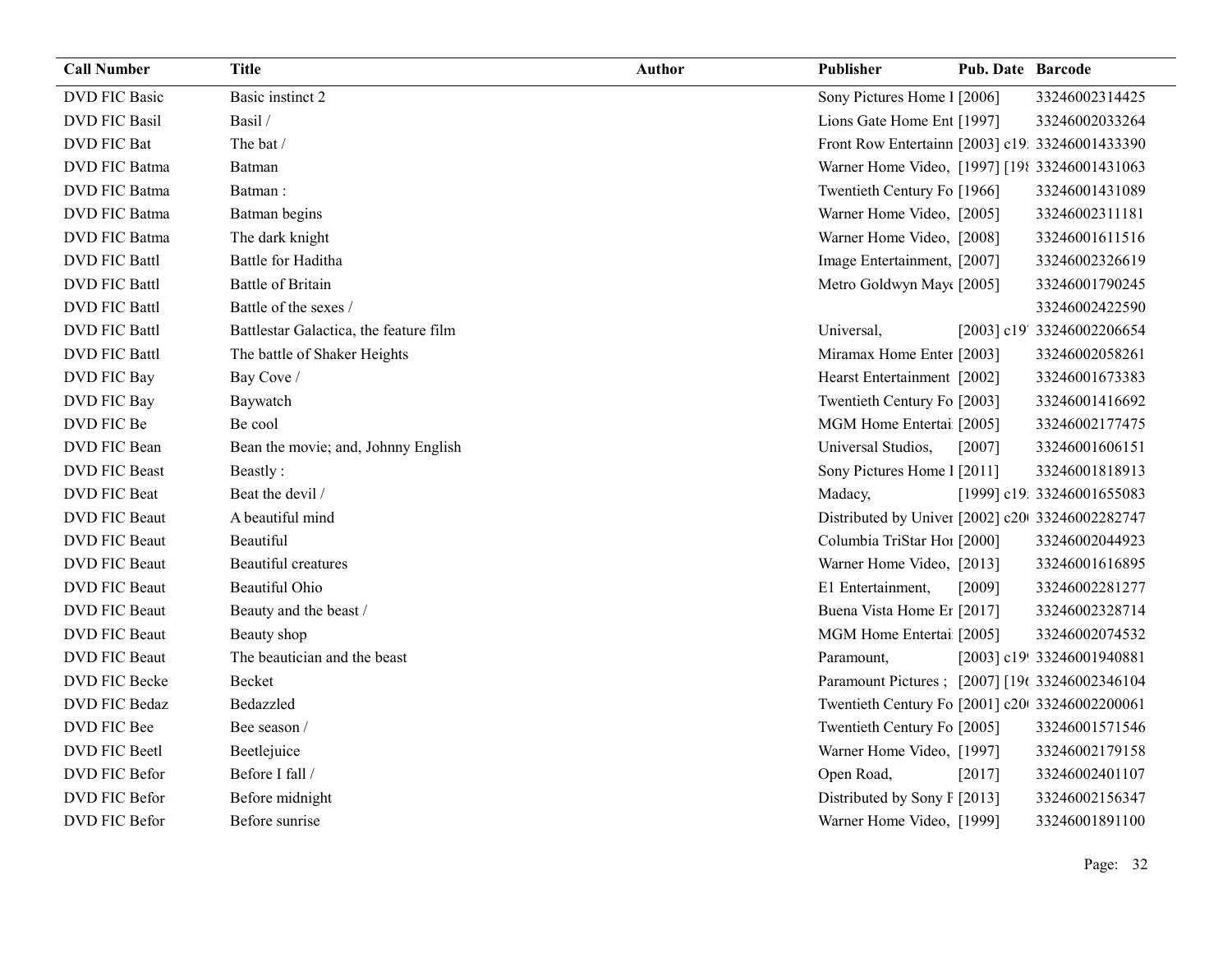| Call Number | Title | Author | Publisher | Pub. Date | Barcode |
|---|---|---|---|---|---|
| DVD FIC Basic | Basic instinct 2 | | Sony Pictures Home I | [2006] | 33246002314425 |
| DVD FIC Basil | Basil / | | Lions Gate Home Ent | [1997] | 33246002033264 |
| DVD FIC Bat | The bat / | | Front Row Entertainn | [2003] c19: | 33246001433390 |
| DVD FIC Batma | Batman | | Warner Home Video, | [1997] [198 | 33246001431063 |
| DVD FIC Batma | Batman : | | Twentieth Century Fo | [1966] | 33246001431089 |
| DVD FIC Batma | Batman begins | | Warner Home Video, | [2005] | 33246002311181 |
| DVD FIC Batma | The dark knight | | Warner Home Video, | [2008] | 33246001611516 |
| DVD FIC Battl | Battle for Haditha | | Image Entertainment, | [2007] | 33246002326619 |
| DVD FIC Battl | Battle of Britain | | Metro Goldwyn May | [2005] | 33246001790245 |
| DVD FIC Battl | Battle of the sexes / | | | | 33246002422590 |
| DVD FIC Battl | Battlestar Galactica, the feature film | | Universal, | [2003] c19' | 33246002206654 |
| DVD FIC Battl | The battle of Shaker Heights | | Miramax Home Enter | [2003] | 33246002058261 |
| DVD FIC Bay | Bay Cove / | | Hearst Entertainment | [2002] | 33246001673383 |
| DVD FIC Bay | Baywatch | | Twentieth Century Fo | [2003] | 33246001416692 |
| DVD FIC Be | Be cool | | MGM Home Entertai | [2005] | 33246002177475 |
| DVD FIC Bean | Bean the movie; and, Johnny English | | Universal Studios, | [2007] | 33246001606151 |
| DVD FIC Beast | Beastly : | | Sony Pictures Home I | [2011] | 33246001818913 |
| DVD FIC Beat | Beat the devil / | | Madacy, | [1999] c19: | 33246001655083 |
| DVD FIC Beaut | A beautiful mind | | Distributed by Univer | [2002] c20( | 33246002282747 |
| DVD FIC Beaut | Beautiful | | Columbia TriStar Hor | [2000] | 33246002044923 |
| DVD FIC Beaut | Beautiful creatures | | Warner Home Video, | [2013] | 33246001616895 |
| DVD FIC Beaut | Beautiful Ohio | | E1 Entertainment, | [2009] | 33246002281277 |
| DVD FIC Beaut | Beauty and the beast / | | Buena Vista Home Er | [2017] | 33246002328714 |
| DVD FIC Beaut | Beauty shop | | MGM Home Entertai | [2005] | 33246002074532 |
| DVD FIC Beaut | The beautician and the beast | | Paramount, | [2003] c19( | 33246001940881 |
| DVD FIC Becke | Becket | | Paramount Pictures ; | [2007] [19( | 33246002346104 |
| DVD FIC Bedaz | Bedazzled | | Twentieth Century Fo | [2001] c20( | 33246002200061 |
| DVD FIC Bee | Bee season / | | Twentieth Century Fo | [2005] | 33246001571546 |
| DVD FIC Beetl | Beetlejuice | | Warner Home Video, | [1997] | 33246002179158 |
| DVD FIC Befor | Before I fall / | | Open Road, | [2017] | 33246002401107 |
| DVD FIC Befor | Before midnight | | Distributed by Sony F | [2013] | 33246002156347 |
| DVD FIC Befor | Before sunrise | | Warner Home Video, | [1999] | 33246001891100 |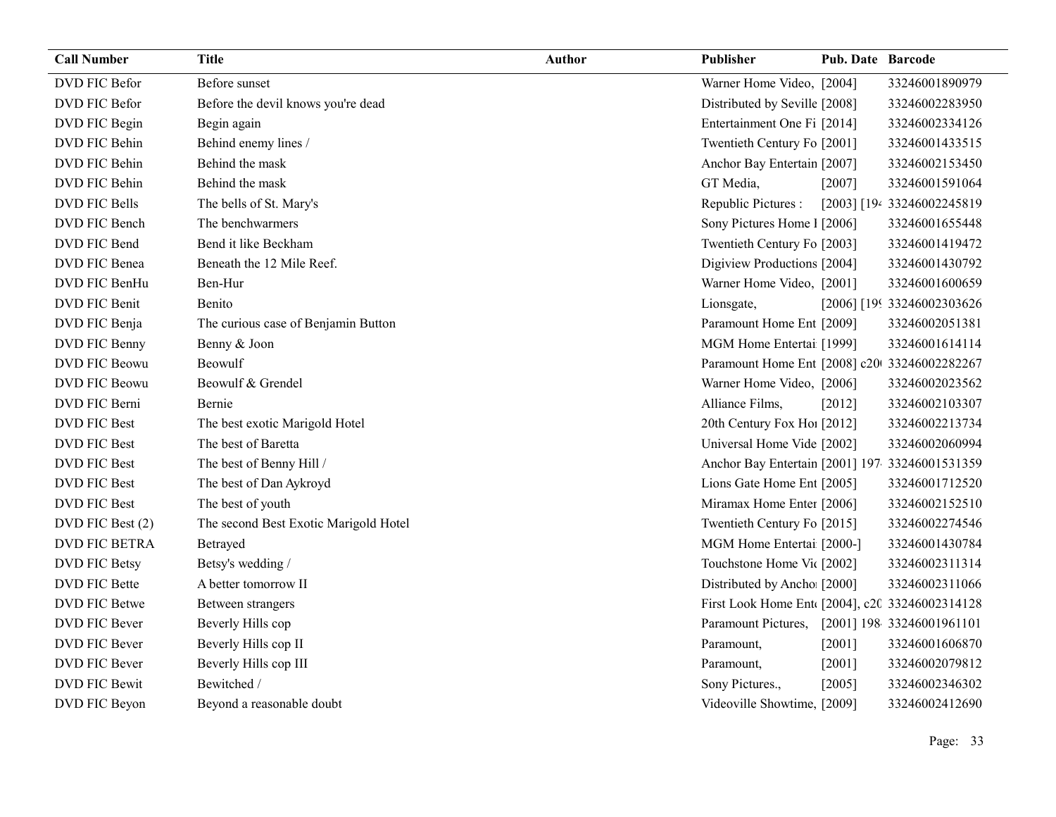| Call Number | Title | Author | Publisher | Pub. Date | Barcode |
| --- | --- | --- | --- | --- | --- |
| DVD FIC Befor | Before sunset | | Warner Home Video, | [2004] | 33246001890979 |
| DVD FIC Befor | Before the devil knows you're dead | | Distributed by Seville | [2008] | 33246002283950 |
| DVD FIC Begin | Begin again | | Entertainment One Fi | [2014] | 33246002334126 |
| DVD FIC Behin | Behind enemy lines / | | Twentieth Century Fo | [2001] | 33246001433515 |
| DVD FIC Behin | Behind the mask | | Anchor Bay Entertain | [2007] | 33246002153450 |
| DVD FIC Behin | Behind the mask | | GT Media, | [2007] | 33246001591064 |
| DVD FIC Bells | The bells of St. Mary's | | Republic Pictures : | [2003] [194 | 33246002245819 |
| DVD FIC Bench | The benchwarmers | | Sony Pictures Home I | [2006] | 33246001655448 |
| DVD FIC Bend | Bend it like Beckham | | Twentieth Century Fo | [2003] | 33246001419472 |
| DVD FIC Benea | Beneath the 12 Mile Reef. | | Digiview Productions | [2004] | 33246001430792 |
| DVD FIC BenHu | Ben-Hur | | Warner Home Video, | [2001] | 33246001600659 |
| DVD FIC Benit | Benito | | Lionsgate, | [2006] [199 | 33246002303626 |
| DVD FIC Benja | The curious case of Benjamin Button | | Paramount Home Ent | [2009] | 33246002051381 |
| DVD FIC Benny | Benny & Joon | | MGM Home Entertai | [1999] | 33246001614114 |
| DVD FIC Beowu | Beowulf | | Paramount Home Ent | [2008] c20 | 33246002282267 |
| DVD FIC Beowu | Beowulf & Grendel | | Warner Home Video, | [2006] | 33246002023562 |
| DVD FIC Berni | Bernie | | Alliance Films, | [2012] | 33246002103307 |
| DVD FIC Best | The best exotic Marigold Hotel | | 20th Century Fox Ho | [2012] | 33246002213734 |
| DVD FIC Best | The best of Baretta | | Universal Home Vide | [2002] | 33246002060994 |
| DVD FIC Best | The best of Benny Hill / | | Anchor Bay Entertain | [2001] 197 | 33246001531359 |
| DVD FIC Best | The best of Dan Aykroyd | | Lions Gate Home Ent | [2005] | 33246001712520 |
| DVD FIC Best | The best of youth | | Miramax Home Enter | [2006] | 33246002152510 |
| DVD FIC Best (2) | The second Best Exotic Marigold Hotel | | Twentieth Century Fo | [2015] | 33246002274546 |
| DVD FIC BETRA | Betrayed | | MGM Home Entertai | [2000-] | 33246001430784 |
| DVD FIC Betsy | Betsy's wedding / | | Touchstone Home Vi | [2002] | 33246002311314 |
| DVD FIC Bette | A better tomorrow II | | Distributed by Ancho | [2000] | 33246002311066 |
| DVD FIC Betwe | Between strangers | | First Look Home Ent | [2004], c20 | 33246002314128 |
| DVD FIC Bever | Beverly Hills cop | | Paramount Pictures, | [2001] 198 | 33246001961101 |
| DVD FIC Bever | Beverly Hills cop II | | Paramount, | [2001] | 33246001606870 |
| DVD FIC Bever | Beverly Hills cop III | | Paramount, | [2001] | 33246002079812 |
| DVD FIC Bewit | Bewitched / | | Sony Pictures., | [2005] | 33246002346302 |
| DVD FIC Beyon | Beyond a reasonable doubt | | Videoville Showtime, | [2009] | 33246002412690 |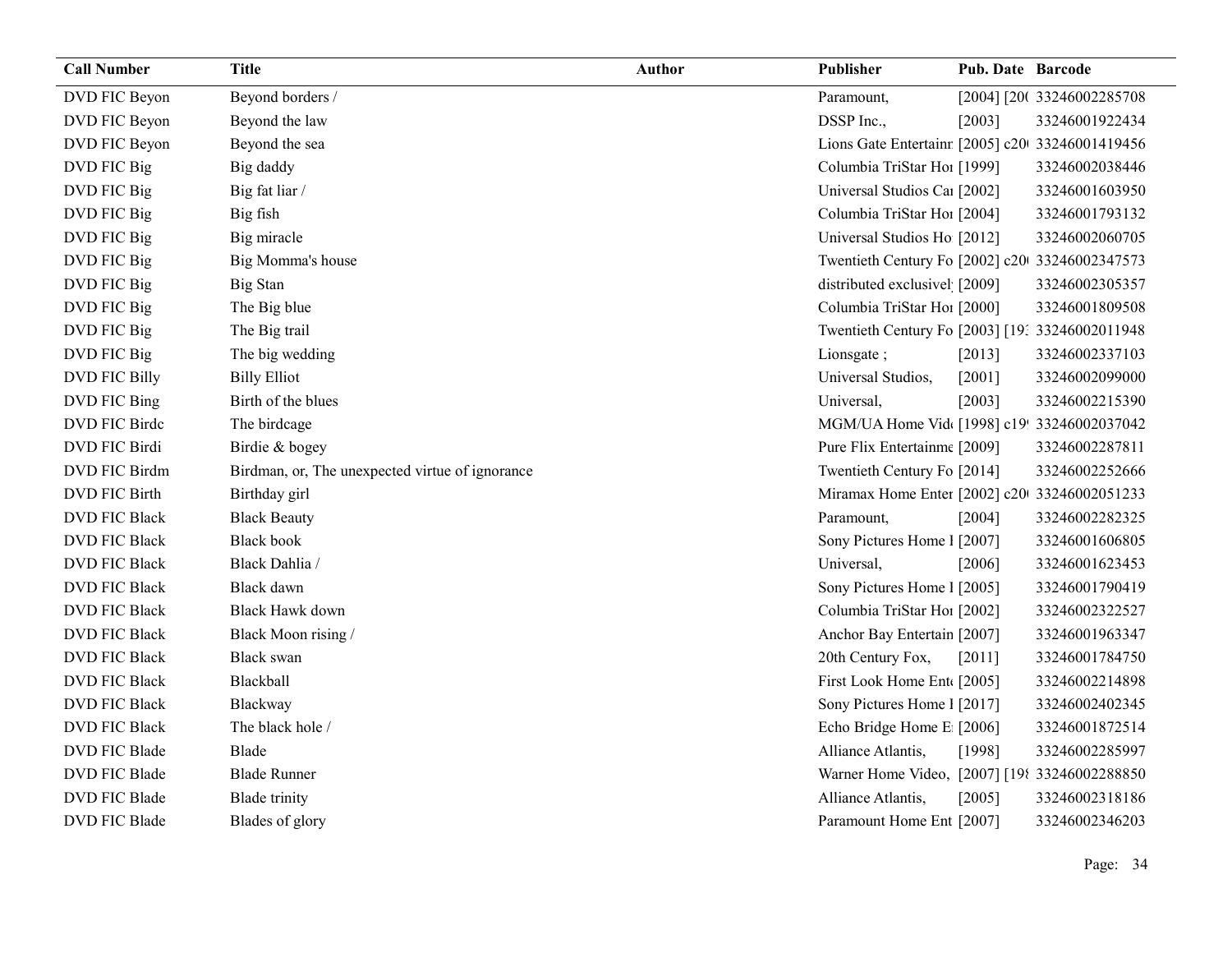| Call Number | Title | Author | Publisher | Pub. Date | Barcode |
|---|---|---|---|---|---|
| DVD FIC Beyon | Beyond borders / | | Paramount, | [2004] [20( | 33246002285708 |
| DVD FIC Beyon | Beyond the law | | DSSP Inc., | [2003] | 33246001922434 |
| DVD FIC Beyon | Beyond the sea | | Lions Gate Entertainr | [2005] c20( | 33246001419456 |
| DVD FIC Big | Big daddy | | Columbia TriStar Hoi | [1999] | 33246002038446 |
| DVD FIC Big | Big fat liar / | | Universal Studios Ca | [2002] | 33246001603950 |
| DVD FIC Big | Big fish | | Columbia TriStar Hoi | [2004] | 33246001793132 |
| DVD FIC Big | Big miracle | | Universal Studios Ho | [2012] | 33246002060705 |
| DVD FIC Big | Big Momma's house | | Twentieth Century Fo | [2002] c20( | 33246002347573 |
| DVD FIC Big | Big Stan | | distributed exclusivel | [2009] | 33246002305357 |
| DVD FIC Big | The Big blue | | Columbia TriStar Hoi | [2000] | 33246001809508 |
| DVD FIC Big | The Big trail | | Twentieth Century Fo | [2003] [19: | 33246002011948 |
| DVD FIC Big | The big wedding | | Lionsgate ; | [2013] | 33246002337103 |
| DVD FIC Billy | Billy Elliot | | Universal Studios, | [2001] | 33246002099000 |
| DVD FIC Bing | Birth of the blues | | Universal, | [2003] | 33246002215390 |
| DVD FIC Birdc | The birdcage | | MGM/UA Home Vid | [1998] c19 | 33246002037042 |
| DVD FIC Birdi | Birdie & bogey | | Pure Flix Entertainme | [2009] | 33246002287811 |
| DVD FIC Birdm | Birdman, or, The unexpected virtue of ignorance | | Twentieth Century Fo | [2014] | 33246002252666 |
| DVD FIC Birth | Birthday girl | | Miramax Home Enter | [2002] c20( | 33246002051233 |
| DVD FIC Black | Black Beauty | | Paramount, | [2004] | 33246002282325 |
| DVD FIC Black | Black book | | Sony Pictures Home I | [2007] | 33246001606805 |
| DVD FIC Black | Black Dahlia / | | Universal, | [2006] | 33246001623453 |
| DVD FIC Black | Black dawn | | Sony Pictures Home I | [2005] | 33246001790419 |
| DVD FIC Black | Black Hawk down | | Columbia TriStar Hoi | [2002] | 33246002322527 |
| DVD FIC Black | Black Moon rising / | | Anchor Bay Entertain | [2007] | 33246001963347 |
| DVD FIC Black | Black swan | | 20th Century Fox, | [2011] | 33246001784750 |
| DVD FIC Black | Blackball | | First Look Home Ent | [2005] | 33246002214898 |
| DVD FIC Black | Blackway | | Sony Pictures Home I | [2017] | 33246002402345 |
| DVD FIC Black | The black hole / | | Echo Bridge Home E | [2006] | 33246001872514 |
| DVD FIC Blade | Blade | | Alliance Atlantis, | [1998] | 33246002285997 |
| DVD FIC Blade | Blade Runner | | Warner Home Video, | [2007] [19{ | 33246002288850 |
| DVD FIC Blade | Blade trinity | | Alliance Atlantis, | [2005] | 33246002318186 |
| DVD FIC Blade | Blades of glory | | Paramount Home Ent | [2007] | 33246002346203 |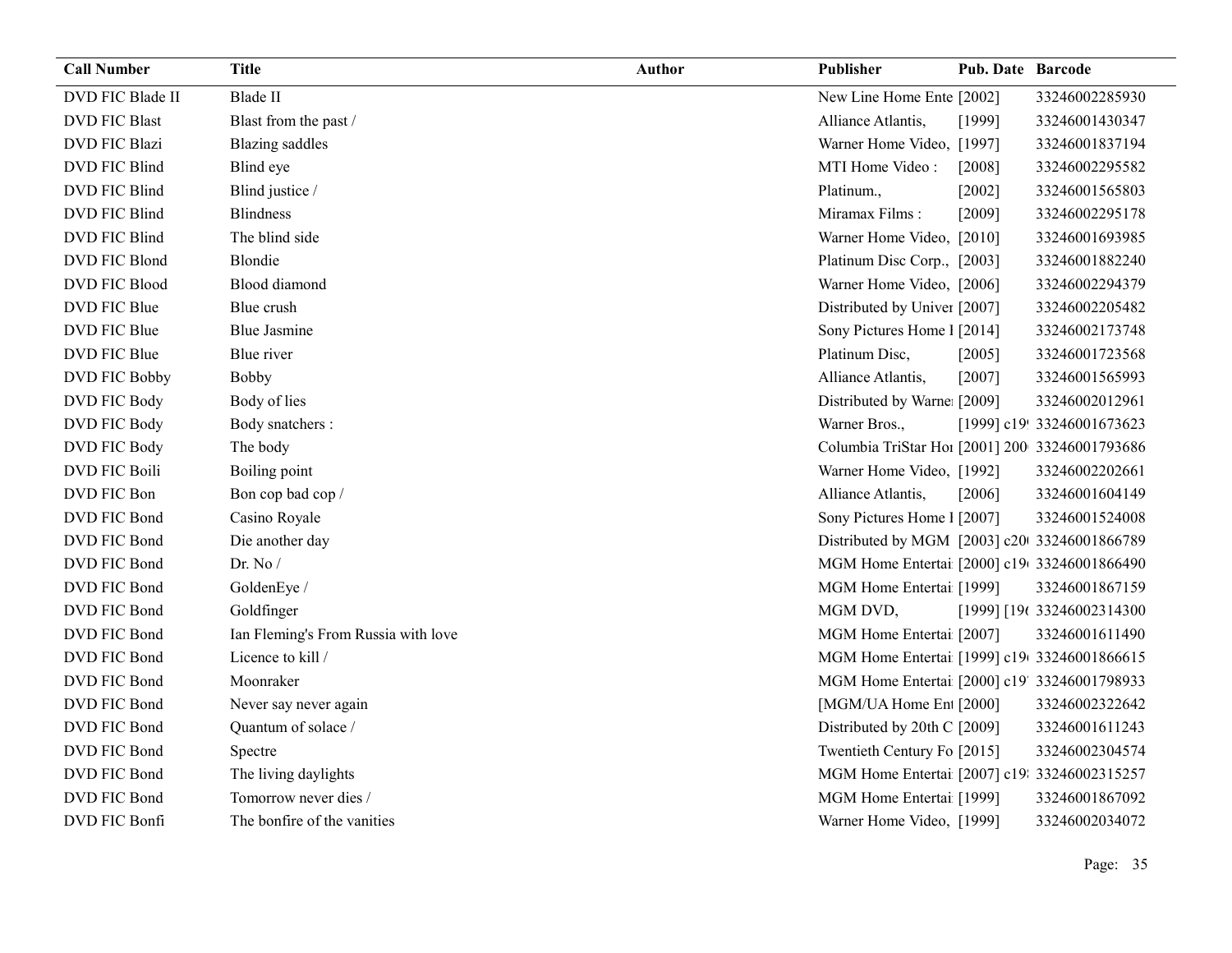| Call Number | Title | Author | Publisher | Pub. Date | Barcode |
|---|---|---|---|---|---|
| DVD FIC Blade II | Blade II | | New Line Home Ente | [2002] | 33246002285930 |
| DVD FIC Blast | Blast from the past / | | Alliance Atlantis, | [1999] | 33246001430347 |
| DVD FIC Blazi | Blazing saddles | | Warner Home Video, | [1997] | 33246001837194 |
| DVD FIC Blind | Blind eye | | MTI Home Video : | [2008] | 33246002295582 |
| DVD FIC Blind | Blind justice / | | Platinum., | [2002] | 33246001565803 |
| DVD FIC Blind | Blindness | | Miramax Films : | [2009] | 33246002295178 |
| DVD FIC Blind | The blind side | | Warner Home Video, | [2010] | 33246001693985 |
| DVD FIC Blond | Blondie | | Platinum Disc Corp., | [2003] | 33246001882240 |
| DVD FIC Blood | Blood diamond | | Warner Home Video, | [2006] | 33246002294379 |
| DVD FIC Blue | Blue crush | | Distributed by Univer | [2007] | 33246002205482 |
| DVD FIC Blue | Blue Jasmine | | Sony Pictures Home I | [2014] | 33246002173748 |
| DVD FIC Blue | Blue river | | Platinum Disc, | [2005] | 33246001723568 |
| DVD FIC Bobby | Bobby | | Alliance Atlantis, | [2007] | 33246001565993 |
| DVD FIC Body | Body of lies | | Distributed by Warne | [2009] | 33246002012961 |
| DVD FIC Body | Body snatchers : | | Warner Bros., | [1999] c19 | 33246001673623 |
| DVD FIC Body | The body | | Columbia TriStar Hor | [2001] 200 | 33246001793686 |
| DVD FIC Boili | Boiling point | | Warner Home Video, | [1992] | 33246002202661 |
| DVD FIC Bon | Bon cop bad cop / | | Alliance Atlantis, | [2006] | 33246001604149 |
| DVD FIC Bond | Casino Royale | | Sony Pictures Home I | [2007] | 33246001524008 |
| DVD FIC Bond | Die another day | | Distributed by MGM | [2003] c20 | 33246001866789 |
| DVD FIC Bond | Dr. No / | | MGM Home Entertai | [2000] c19 | 33246001866490 |
| DVD FIC Bond | GoldenEye / | | MGM Home Entertai | [1999] | 33246001867159 |
| DVD FIC Bond | Goldfinger | | MGM DVD, | [1999] [19 | 33246002314300 |
| DVD FIC Bond | Ian Fleming's From Russia with love | | MGM Home Entertai | [2007] | 33246001611490 |
| DVD FIC Bond | Licence to kill / | | MGM Home Entertai | [1999] c19 | 33246001866615 |
| DVD FIC Bond | Moonraker | | MGM Home Entertai | [2000] c19 | 33246001798933 |
| DVD FIC Bond | Never say never again | | [MGM/UA Home Ent | [2000] | 33246002322642 |
| DVD FIC Bond | Quantum of solace / | | Distributed by 20th C | [2009] | 33246001611243 |
| DVD FIC Bond | Spectre | | Twentieth Century Fo | [2015] | 33246002304574 |
| DVD FIC Bond | The living daylights | | MGM Home Entertai | [2007] c19 | 33246002315257 |
| DVD FIC Bond | Tomorrow never dies / | | MGM Home Entertai | [1999] | 33246001867092 |
| DVD FIC Bonfi | The bonfire of the vanities | | Warner Home Video, | [1999] | 33246002034072 |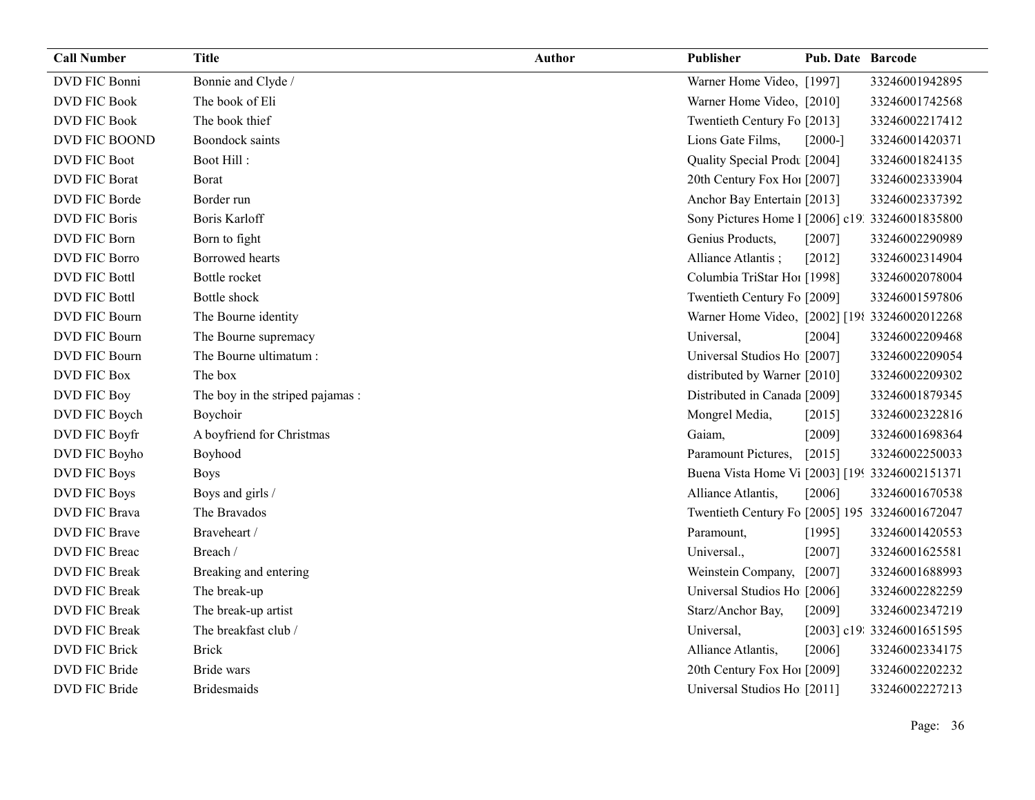| Call Number | Title | Author | Publisher | Pub. Date | Barcode |
|---|---|---|---|---|---|
| DVD FIC Bonni | Bonnie and Clyde / | | Warner Home Video, | [1997] | 33246001942895 |
| DVD FIC Book | The book of Eli | | Warner Home Video, | [2010] | 33246001742568 |
| DVD FIC Book | The book thief | | Twentieth Century Fo | [2013] | 33246002217412 |
| DVD FIC BOOND | Boondock saints | | Lions Gate Films, | [2000-] | 33246001420371 |
| DVD FIC Boot | Boot Hill : | | Quality Special Produ | [2004] | 33246001824135 |
| DVD FIC Borat | Borat | | 20th Century Fox Hor | [2007] | 33246002333904 |
| DVD FIC Borde | Border run | | Anchor Bay Entertain | [2013] | 33246002337392 |
| DVD FIC Boris | Boris Karloff | | Sony Pictures Home I | [2006] c19: | 33246001835800 |
| DVD FIC Born | Born to fight | | Genius Products, | [2007] | 33246002290989 |
| DVD FIC Borro | Borrowed hearts | | Alliance Atlantis ; | [2012] | 33246002314904 |
| DVD FIC Bottl | Bottle rocket | | Columbia TriStar Hor | [1998] | 33246002078004 |
| DVD FIC Bottl | Bottle shock | | Twentieth Century Fo | [2009] | 33246001597806 |
| DVD FIC Bourn | The Bourne identity | | Warner Home Video, | [2002] [198 | 33246002012268 |
| DVD FIC Bourn | The Bourne supremacy | | Universal, | [2004] | 33246002209468 |
| DVD FIC Bourn | The Bourne ultimatum : | | Universal Studios Ho | [2007] | 33246002209054 |
| DVD FIC Box | The box | | distributed by Warner | [2010] | 33246002209302 |
| DVD FIC Boy | The boy in the striped pajamas : | | Distributed in Canada | [2009] | 33246001879345 |
| DVD FIC Boych | Boychoir | | Mongrel Media, | [2015] | 33246002322816 |
| DVD FIC Boyfr | A boyfriend for Christmas | | Gaiam, | [2009] | 33246001698364 |
| DVD FIC Boyho | Boyhood | | Paramount Pictures, | [2015] | 33246002250033 |
| DVD FIC Boys | Boys | | Buena Vista Home Vi | [2003] [199 | 33246002151371 |
| DVD FIC Boys | Boys and girls / | | Alliance Atlantis, | [2006] | 33246001670538 |
| DVD FIC Brava | The Bravados | | Twentieth Century Fo | [2005] 195 | 33246001672047 |
| DVD FIC Brave | Braveheart / | | Paramount, | [1995] | 33246001420553 |
| DVD FIC Breac | Breach / | | Universal., | [2007] | 33246001625581 |
| DVD FIC Break | Breaking and entering | | Weinstein Company, | [2007] | 33246001688993 |
| DVD FIC Break | The break-up | | Universal Studios Ho | [2006] | 33246002282259 |
| DVD FIC Break | The break-up artist | | Starz/Anchor Bay, | [2009] | 33246002347219 |
| DVD FIC Break | The breakfast club / | | Universal, | [2003] c19: | 33246001651595 |
| DVD FIC Brick | Brick | | Alliance Atlantis, | [2006] | 33246002334175 |
| DVD FIC Bride | Bride wars | | 20th Century Fox Hor | [2009] | 33246002202232 |
| DVD FIC Bride | Bridesmaids | | Universal Studios Ho | [2011] | 33246002227213 |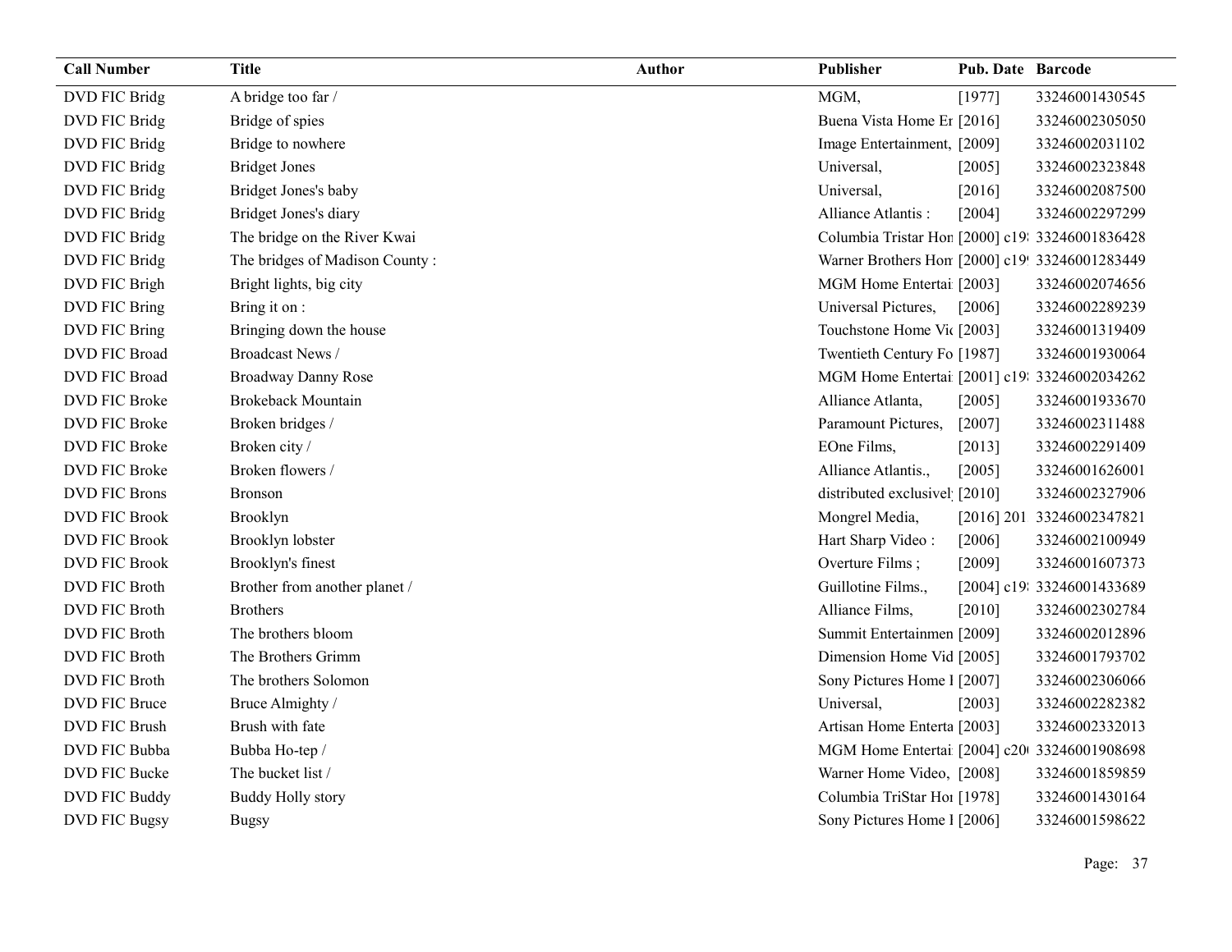| Call Number | Title | Author | Publisher | Pub. Date | Barcode |
|---|---|---|---|---|---|
| DVD FIC Bridg | A bridge too far / | | MGM, | [1977] | 33246001430545 |
| DVD FIC Bridg | Bridge of spies | | Buena Vista Home Er | [2016] | 33246002305050 |
| DVD FIC Bridg | Bridge to nowhere | | Image Entertainment, | [2009] | 33246002031102 |
| DVD FIC Bridg | Bridget Jones | | Universal, | [2005] | 33246002323848 |
| DVD FIC Bridg | Bridget Jones's baby | | Universal, | [2016] | 33246002087500 |
| DVD FIC Bridg | Bridget Jones's diary | | Alliance Atlantis : | [2004] | 33246002297299 |
| DVD FIC Bridg | The bridge on the River Kwai | | Columbia Tristar Hon | [2000] c19 | 33246001836428 |
| DVD FIC Bridg | The bridges of Madison County : | | Warner Brothers Hon | [2000] c19 | 33246001283449 |
| DVD FIC Brigh | Bright lights, big city | | MGM Home Entertai | [2003] | 33246002074656 |
| DVD FIC Bring | Bring it on : | | Universal Pictures, | [2006] | 33246002289239 |
| DVD FIC Bring | Bringing down the house | | Touchstone Home Vi | [2003] | 33246001319409 |
| DVD FIC Broad | Broadcast News / | | Twentieth Century Fo | [1987] | 33246001930064 |
| DVD FIC Broad | Broadway Danny Rose | | MGM Home Entertai | [2001] c19 | 33246002034262 |
| DVD FIC Broke | Brokeback Mountain | | Alliance Atlanta, | [2005] | 33246001933670 |
| DVD FIC Broke | Broken bridges / | | Paramount Pictures, | [2007] | 33246002311488 |
| DVD FIC Broke | Broken city / | | EOne Films, | [2013] | 33246002291409 |
| DVD FIC Broke | Broken flowers / | | Alliance Atlantis., | [2005] | 33246001626001 |
| DVD FIC Brons | Bronson | | distributed exclusivel | [2010] | 33246002327906 |
| DVD FIC Brook | Brooklyn | | Mongrel Media, | [2016] 201 | 33246002347821 |
| DVD FIC Brook | Brooklyn lobster | | Hart Sharp Video : | [2006] | 33246002100949 |
| DVD FIC Brook | Brooklyn's finest | | Overture Films ; | [2009] | 33246001607373 |
| DVD FIC Broth | Brother from another planet / | | Guillotine Films., | [2004] c19 | 33246001433689 |
| DVD FIC Broth | Brothers | | Alliance Films, | [2010] | 33246002302784 |
| DVD FIC Broth | The brothers bloom | | Summit Entertainmen | [2009] | 33246002012896 |
| DVD FIC Broth | The Brothers Grimm | | Dimension Home Vid | [2005] | 33246001793702 |
| DVD FIC Broth | The brothers Solomon | | Sony Pictures Home I | [2007] | 33246002306066 |
| DVD FIC Bruce | Bruce Almighty / | | Universal, | [2003] | 33246002282382 |
| DVD FIC Brush | Brush with fate | | Artisan Home Enterta | [2003] | 33246002332013 |
| DVD FIC Bubba | Bubba Ho-tep / | | MGM Home Entertai | [2004] c20 | 33246001908698 |
| DVD FIC Bucke | The bucket list / | | Warner Home Video, | [2008] | 33246001859859 |
| DVD FIC Buddy | Buddy Holly story | | Columbia TriStar Ho | [1978] | 33246001430164 |
| DVD FIC Bugsy | Bugsy | | Sony Pictures Home I | [2006] | 33246001598622 |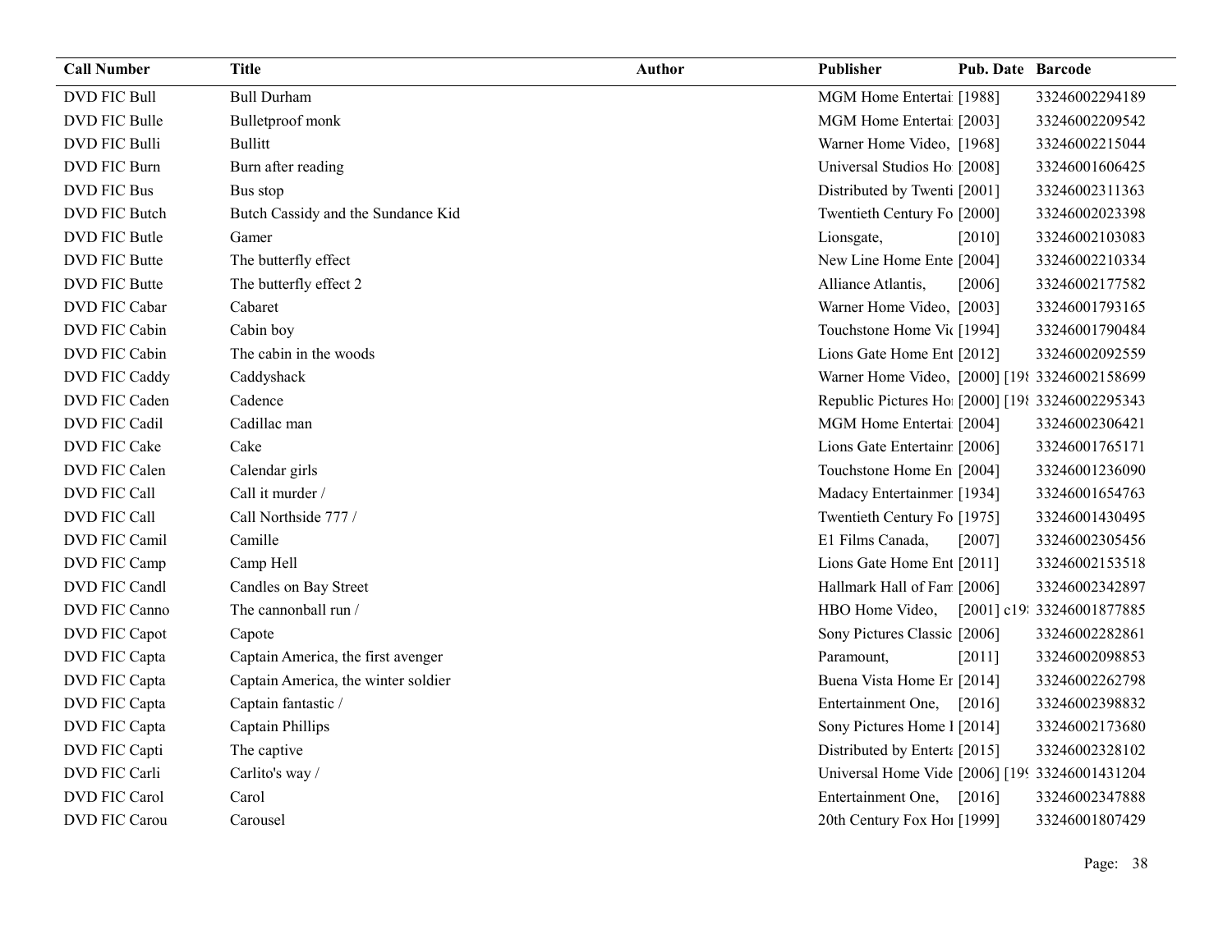| Call Number | Title | Author | Publisher | Pub. Date | Barcode |
|---|---|---|---|---|---|
| DVD FIC Bull | Bull Durham | | MGM Home Entertai | [1988] | 33246002294189 |
| DVD FIC Bulle | Bulletproof monk | | MGM Home Entertai | [2003] | 33246002209542 |
| DVD FIC Bulli | Bullitt | | Warner Home Video, | [1968] | 33246002215044 |
| DVD FIC Burn | Burn after reading | | Universal Studios Ho | [2008] | 33246001606425 |
| DVD FIC Bus | Bus stop | | Distributed by Twenti | [2001] | 33246002311363 |
| DVD FIC Butch | Butch Cassidy and the Sundance Kid | | Twentieth Century Fo | [2000] | 33246002023398 |
| DVD FIC Butle | Gamer | | Lionsgate, | [2010] | 33246002103083 |
| DVD FIC Butte | The butterfly effect | | New Line Home Ente | [2004] | 33246002210334 |
| DVD FIC Butte | The butterfly effect 2 | | Alliance Atlantis, | [2006] | 33246002177582 |
| DVD FIC Cabar | Cabaret | | Warner Home Video, | [2003] | 33246001793165 |
| DVD FIC Cabin | Cabin boy | | Touchstone Home Vi | [1994] | 33246001790484 |
| DVD FIC Cabin | The cabin in the woods | | Lions Gate Home Ent | [2012] | 33246002092559 |
| DVD FIC Caddy | Caddyshack | | Warner Home Video, | [2000] [19 | 33246002158699 |
| DVD FIC Caden | Cadence | | Republic Pictures Ho | [2000] [19 | 33246002295343 |
| DVD FIC Cadil | Cadillac man | | MGM Home Entertai | [2004] | 33246002306421 |
| DVD FIC Cake | Cake | | Lions Gate Entertainn | [2006] | 33246001765171 |
| DVD FIC Calen | Calendar girls | | Touchstone Home En | [2004] | 33246001236090 |
| DVD FIC Call | Call it murder / | | Madacy Entertainmer | [1934] | 33246001654763 |
| DVD FIC Call | Call Northside 777 / | | Twentieth Century Fo | [1975] | 33246001430495 |
| DVD FIC Camil | Camille | | E1 Films Canada, | [2007] | 33246002305456 |
| DVD FIC Camp | Camp Hell | | Lions Gate Home Ent | [2011] | 33246002153518 |
| DVD FIC Candl | Candles on Bay Street | | Hallmark Hall of Fan | [2006] | 33246002342897 |
| DVD FIC Canno | The cannonball run / | | HBO Home Video, | [2001] c19 | 33246001877885 |
| DVD FIC Capot | Capote | | Sony Pictures Classic | [2006] | 33246002282861 |
| DVD FIC Capta | Captain America, the first avenger | | Paramount, | [2011] | 33246002098853 |
| DVD FIC Capta | Captain America, the winter soldier | | Buena Vista Home Er | [2014] | 33246002262798 |
| DVD FIC Capta | Captain fantastic / | | Entertainment One, | [2016] | 33246002398832 |
| DVD FIC Capta | Captain Phillips | | Sony Pictures Home I | [2014] | 33246002173680 |
| DVD FIC Capti | The captive | | Distributed by Enterta | [2015] | 33246002328102 |
| DVD FIC Carli | Carlito's way / | | Universal Home Vide | [2006] [19 | 33246001431204 |
| DVD FIC Carol | Carol | | Entertainment One, | [2016] | 33246002347888 |
| DVD FIC Carou | Carousel | | 20th Century Fox Hoi | [1999] | 33246001807429 |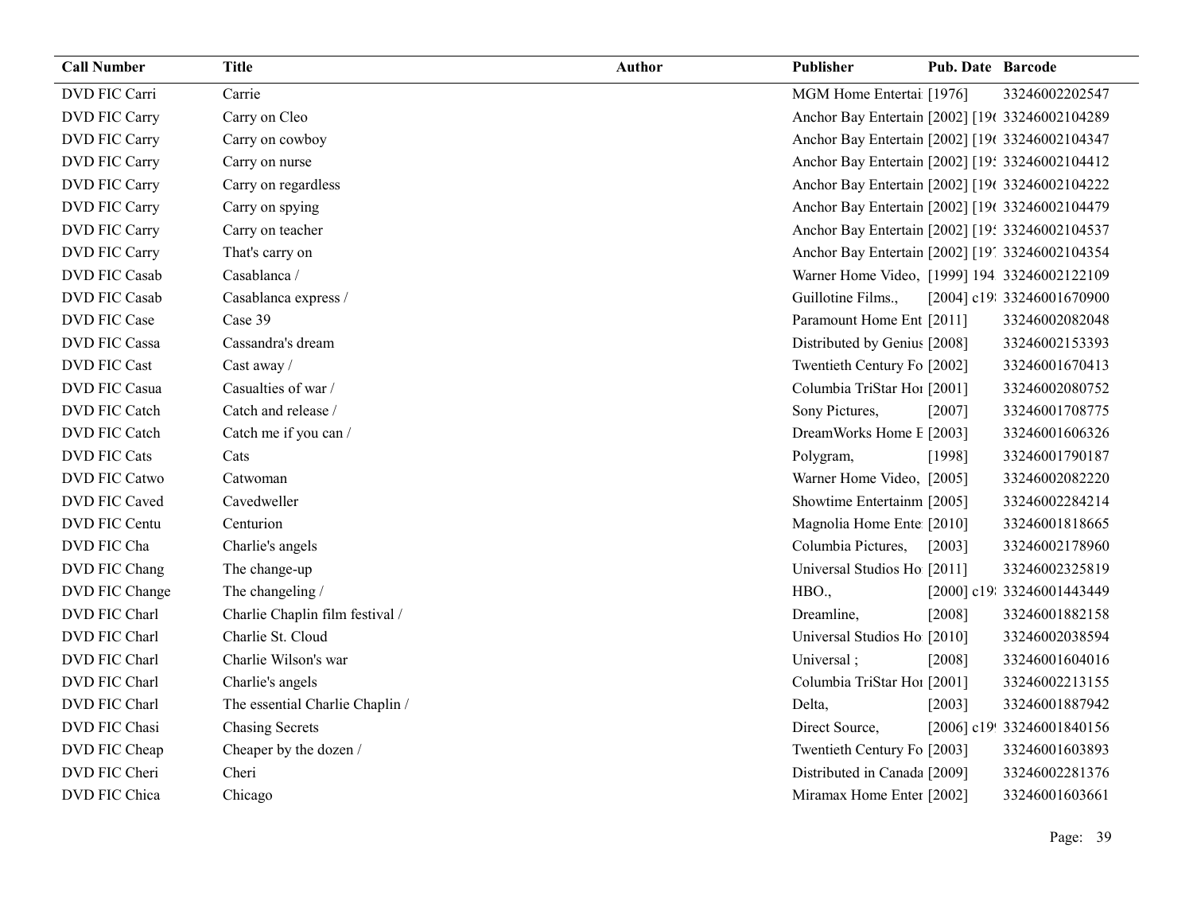| Call Number | Title | Author | Publisher | Pub. Date | Barcode |
|---|---|---|---|---|---|
| DVD FIC Carri | Carrie | | MGM Home Entertai | [1976] | 33246002202547 |
| DVD FIC Carry | Carry on Cleo | | Anchor Bay Entertain | [2002] [196 | 33246002104289 |
| DVD FIC Carry | Carry on cowboy | | Anchor Bay Entertain | [2002] [196 | 33246002104347 |
| DVD FIC Carry | Carry on nurse | | Anchor Bay Entertain | [2002] [195 | 33246002104412 |
| DVD FIC Carry | Carry on regardless | | Anchor Bay Entertain | [2002] [196 | 33246002104222 |
| DVD FIC Carry | Carry on spying | | Anchor Bay Entertain | [2002] [196 | 33246002104479 |
| DVD FIC Carry | Carry on teacher | | Anchor Bay Entertain | [2002] [195 | 33246002104537 |
| DVD FIC Carry | That's carry on | | Anchor Bay Entertain | [2002] [197 | 33246002104354 |
| DVD FIC Casab | Casablanca / | | Warner Home Video, | [1999] 194 | 33246002122109 |
| DVD FIC Casab | Casablanca express / | | Guillotine Films., | [2004] c19 | 33246001670900 |
| DVD FIC Case | Case 39 | | Paramount Home Ent | [2011] | 33246002082048 |
| DVD FIC Cassa | Cassandra's dream | | Distributed by Genius | [2008] | 33246002153393 |
| DVD FIC Cast | Cast away / | | Twentieth Century Fo | [2002] | 33246001670413 |
| DVD FIC Casua | Casualties of war / | | Columbia TriStar Hor | [2001] | 33246002080752 |
| DVD FIC Catch | Catch and release / | | Sony Pictures, | [2007] | 33246001708775 |
| DVD FIC Catch | Catch me if you can / | | DreamWorks Home E | [2003] | 33246001606326 |
| DVD FIC Cats | Cats | | Polygram, | [1998] | 33246001790187 |
| DVD FIC Catwo | Catwoman | | Warner Home Video, | [2005] | 33246002082220 |
| DVD FIC Caved | Cavedweller | | Showtime Entertainm | [2005] | 33246002284214 |
| DVD FIC Centu | Centurion | | Magnolia Home Ente | [2010] | 33246001818665 |
| DVD FIC Cha | Charlie's angels | | Columbia Pictures, | [2003] | 33246002178960 |
| DVD FIC Chang | The change-up | | Universal Studios Ho | [2011] | 33246002325819 |
| DVD FIC Change | The changeling / | | HBO., | [2000] c19 | 33246001443449 |
| DVD FIC Charl | Charlie Chaplin film festival / | | Dreamline, | [2008] | 33246001882158 |
| DVD FIC Charl | Charlie St. Cloud | | Universal Studios Ho | [2010] | 33246002038594 |
| DVD FIC Charl | Charlie Wilson's war | | Universal ; | [2008] | 33246001604016 |
| DVD FIC Charl | Charlie's angels | | Columbia TriStar Hor | [2001] | 33246002213155 |
| DVD FIC Charl | The essential Charlie Chaplin / | | Delta, | [2003] | 33246001887942 |
| DVD FIC Chasi | Chasing Secrets | | Direct Source, | [2006] c19 | 33246001840156 |
| DVD FIC Cheap | Cheaper by the dozen / | | Twentieth Century Fo | [2003] | 33246001603893 |
| DVD FIC Cheri | Cheri | | Distributed in Canada | [2009] | 33246002281376 |
| DVD FIC Chica | Chicago | | Miramax Home Enter | [2002] | 33246001603661 |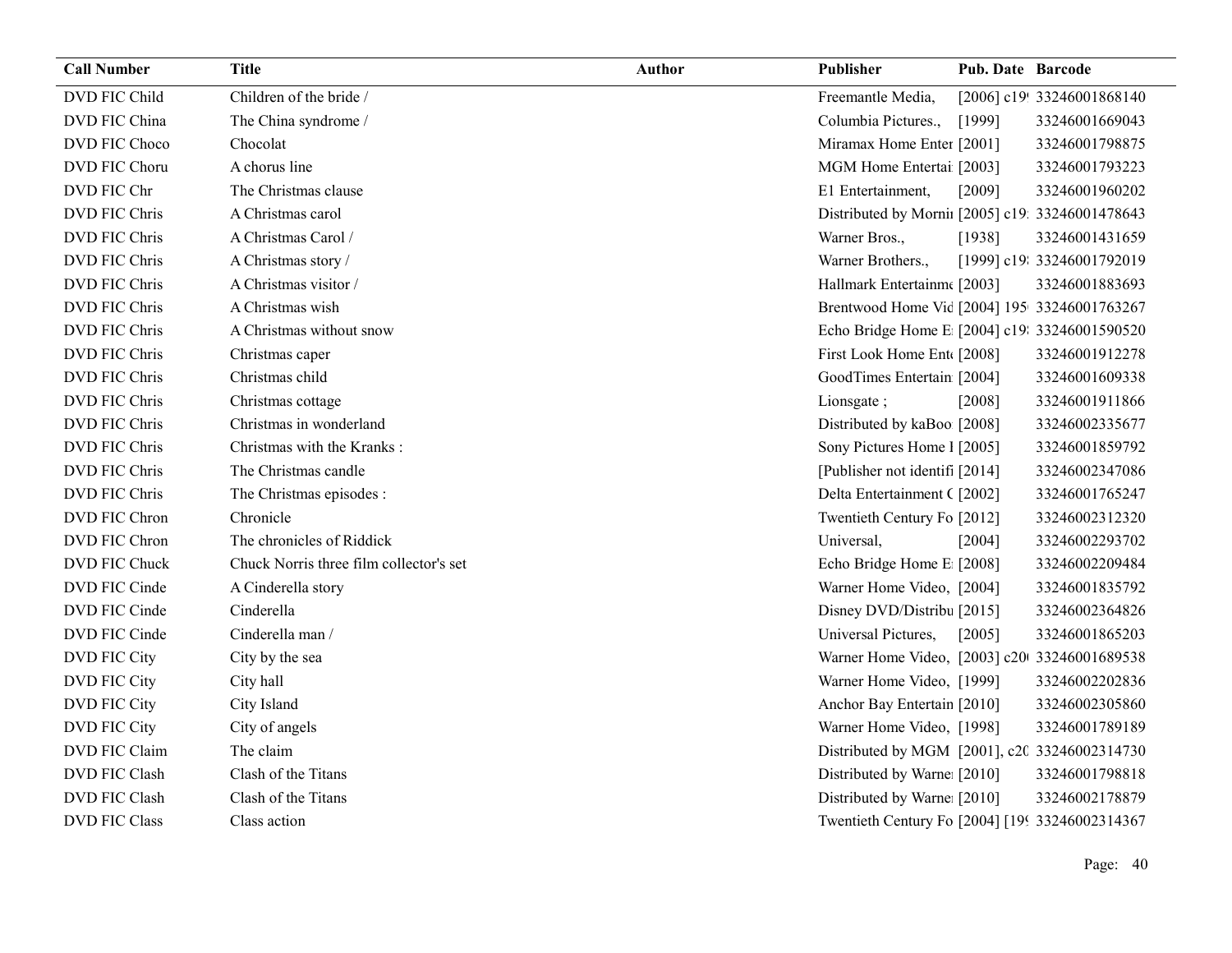| Call Number | Title | Author | Publisher | Pub. Date | Barcode |
|---|---|---|---|---|---|
| DVD FIC Child | Children of the bride / | | Freemantle Media, | [2006] c19 | 33246001868140 |
| DVD FIC China | The China syndrome / | | Columbia Pictures., | [1999] | 33246001669043 |
| DVD FIC Choco | Chocolat | | Miramax Home Enter | [2001] | 33246001798875 |
| DVD FIC Choru | A chorus line | | MGM Home Entertai | [2003] | 33246001793223 |
| DVD FIC Chr | The Christmas clause | | E1 Entertainment, | [2009] | 33246001960202 |
| DVD FIC Chris | A Christmas carol | | Distributed by Mornin | [2005] c19 | 33246001478643 |
| DVD FIC Chris | A Christmas Carol / | | Warner Bros., | [1938] | 33246001431659 |
| DVD FIC Chris | A Christmas story / | | Warner Brothers., | [1999] c19 | 33246001792019 |
| DVD FIC Chris | A Christmas visitor / | | Hallmark Entertainme | [2003] | 33246001883693 |
| DVD FIC Chris | A Christmas wish | | Brentwood Home Vid | [2004] 195 | 33246001763267 |
| DVD FIC Chris | A Christmas without snow | | Echo Bridge Home E | [2004] c19 | 33246001590520 |
| DVD FIC Chris | Christmas caper | | First Look Home Ent | [2008] | 33246001912278 |
| DVD FIC Chris | Christmas child | | GoodTimes Entertain | [2004] | 33246001609338 |
| DVD FIC Chris | Christmas cottage | | Lionsgate ; | [2008] | 33246001911866 |
| DVD FIC Chris | Christmas in wonderland | | Distributed by kaBoo | [2008] | 33246002335677 |
| DVD FIC Chris | Christmas with the Kranks : | | Sony Pictures Home I | [2005] | 33246001859792 |
| DVD FIC Chris | The Christmas candle | | [Publisher not identifi | [2014] | 33246002347086 |
| DVD FIC Chris | The Christmas episodes : | | Delta Entertainment C | [2002] | 33246001765247 |
| DVD FIC Chron | Chronicle | | Twentieth Century Fo | [2012] | 33246002312320 |
| DVD FIC Chron | The chronicles of Riddick | | Universal, | [2004] | 33246002293702 |
| DVD FIC Chuck | Chuck Norris three film collector's set | | Echo Bridge Home E | [2008] | 33246002209484 |
| DVD FIC Cinde | A Cinderella story | | Warner Home Video, | [2004] | 33246001835792 |
| DVD FIC Cinde | Cinderella | | Disney DVD/Distribu | [2015] | 33246002364826 |
| DVD FIC Cinde | Cinderella man / | | Universal Pictures, | [2005] | 33246001865203 |
| DVD FIC City | City by the sea | | Warner Home Video, | [2003] c20 | 33246001689538 |
| DVD FIC City | City hall | | Warner Home Video, | [1999] | 33246002202836 |
| DVD FIC City | City Island | | Anchor Bay Entertain | [2010] | 33246002305860 |
| DVD FIC City | City of angels | | Warner Home Video, | [1998] | 33246001789189 |
| DVD FIC Claim | The claim | | Distributed by MGM | [2001], c20 | 33246002314730 |
| DVD FIC Clash | Clash of the Titans | | Distributed by Warne | [2010] | 33246001798818 |
| DVD FIC Clash | Clash of the Titans | | Distributed by Warne | [2010] | 33246002178879 |
| DVD FIC Class | Class action | | Twentieth Century Fo | [2004] [19 | 33246002314367 |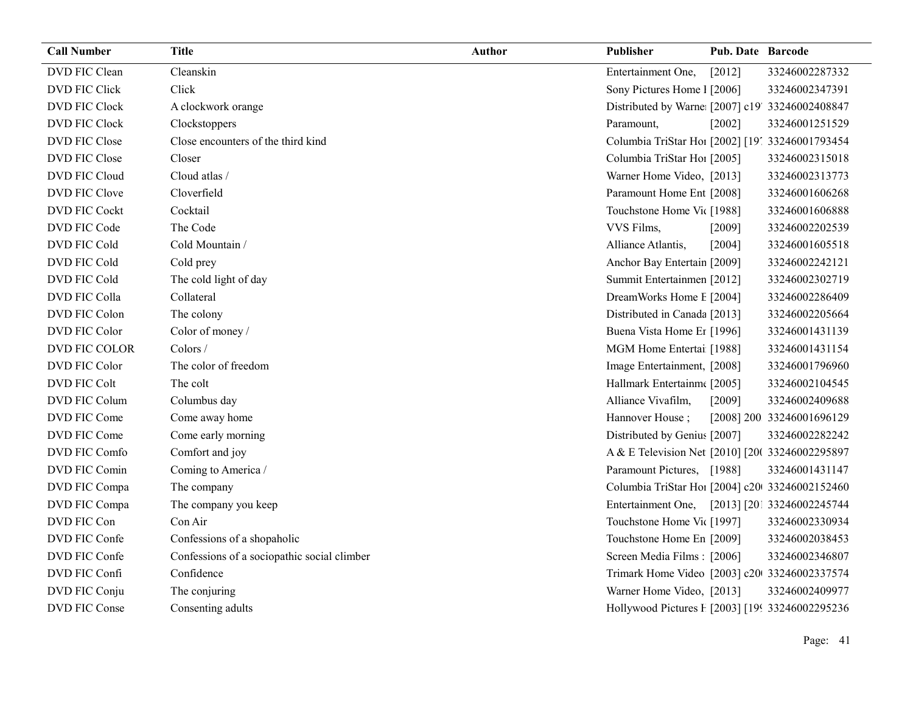| Call Number | Title | Author | Publisher | Pub. Date | Barcode |
|---|---|---|---|---|---|
| DVD FIC Clean | Cleanskin | | Entertainment One, | [2012] | 33246002287332 |
| DVD FIC Click | Click | | Sony Pictures Home I | [2006] | 33246002347391 |
| DVD FIC Clock | A clockwork orange | | Distributed by Warne | [2007] c19 | 33246002408847 |
| DVD FIC Clock | Clockstoppers | | Paramount, | [2002] | 33246001251529 |
| DVD FIC Close | Close encounters of the third kind | | Columbia TriStar Hor | [2002] [19 | 33246001793454 |
| DVD FIC Close | Closer | | Columbia TriStar Hor | [2005] | 33246002315018 |
| DVD FIC Cloud | Cloud atlas / | | Warner Home Video, | [2013] | 33246002313773 |
| DVD FIC Clove | Cloverfield | | Paramount Home Ent | [2008] | 33246001606268 |
| DVD FIC Cockt | Cocktail | | Touchstone Home Vic | [1988] | 33246001606888 |
| DVD FIC Code | The Code | | VVS Films, | [2009] | 33246002202539 |
| DVD FIC Cold | Cold Mountain / | | Alliance Atlantis, | [2004] | 33246001605518 |
| DVD FIC Cold | Cold prey | | Anchor Bay Entertain | [2009] | 33246002242121 |
| DVD FIC Cold | The cold light of day | | Summit Entertainmen | [2012] | 33246002302719 |
| DVD FIC Colla | Collateral | | DreamWorks Home E | [2004] | 33246002286409 |
| DVD FIC Colon | The colony | | Distributed in Canada | [2013] | 33246002205664 |
| DVD FIC Color | Color of money / | | Buena Vista Home Er | [1996] | 33246001431139 |
| DVD FIC COLOR | Colors / | | MGM Home Entertai | [1988] | 33246001431154 |
| DVD FIC Color | The color of freedom | | Image Entertainment, | [2008] | 33246001796960 |
| DVD FIC Colt | The colt | | Hallmark Entertainme | [2005] | 33246002104545 |
| DVD FIC Colum | Columbus day | | Alliance Vivafilm, | [2009] | 33246002409688 |
| DVD FIC Come | Come away home | | Hannover House ; | [2008] 200 | 33246001696129 |
| DVD FIC Come | Come early morning | | Distributed by Genius | [2007] | 33246002282242 |
| DVD FIC Comfo | Comfort and joy | | A & E Television Net | [2010] [20 | 33246002295897 |
| DVD FIC Comin | Coming to America / | | Paramount Pictures, | [1988] | 33246001431147 |
| DVD FIC Compa | The company | | Columbia TriStar Hor | [2004] c20 | 33246002152460 |
| DVD FIC Compa | The company you keep | | Entertainment One, | [2013] [20 | 33246002245744 |
| DVD FIC Con | Con Air | | Touchstone Home Vic | [1997] | 33246002330934 |
| DVD FIC Confe | Confessions of a shopaholic | | Touchstone Home En | [2009] | 33246002038453 |
| DVD FIC Confe | Confessions of a sociopathic social climber | | Screen Media Films : | [2006] | 33246002346807 |
| DVD FIC Confi | Confidence | | Trimark Home Video | [2003] c20 | 33246002337574 |
| DVD FIC Conju | The conjuring | | Warner Home Video, | [2013] | 33246002409977 |
| DVD FIC Conse | Consenting adults | | Hollywood Pictures H | [2003] [19 | 33246002295236 |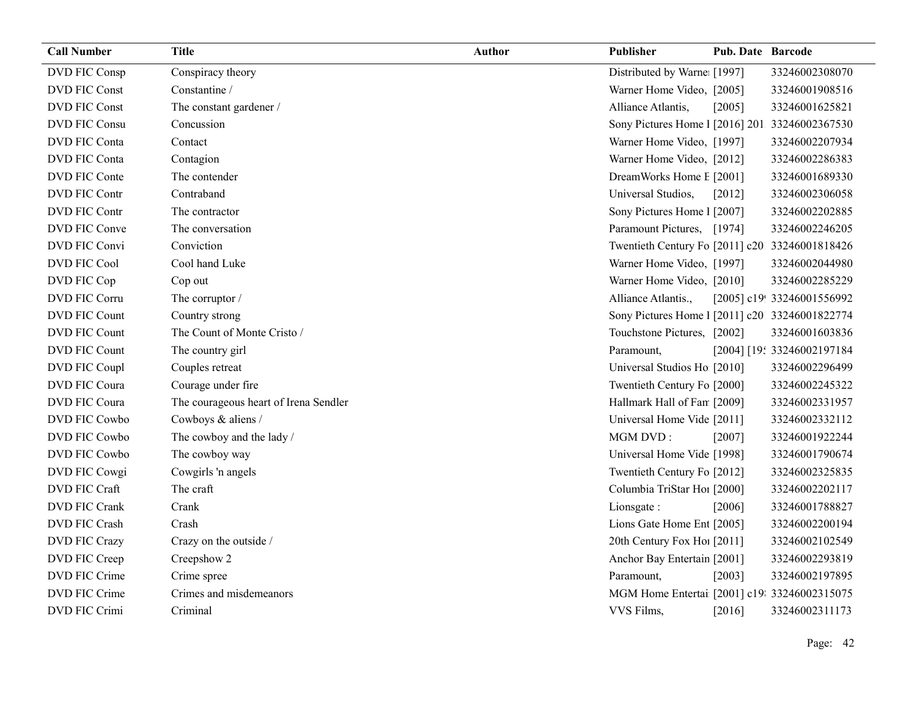| Call Number | Title | Author | Publisher | Pub. Date | Barcode |
|---|---|---|---|---|---|
| DVD FIC Consp | Conspiracy theory | | Distributed by Warne | [1997] | 33246002308070 |
| DVD FIC Const | Constantine / | | Warner Home Video, | [2005] | 33246001908516 |
| DVD FIC Const | The constant gardener / | | Alliance Atlantis, | [2005] | 33246001625821 |
| DVD FIC Consu | Concussion | | Sony Pictures Home I | [2016] 201 | 33246002367530 |
| DVD FIC Conta | Contact | | Warner Home Video, | [1997] | 33246002207934 |
| DVD FIC Conta | Contagion | | Warner Home Video, | [2012] | 33246002286383 |
| DVD FIC Conte | The contender | | DreamWorks Home E | [2001] | 33246001689330 |
| DVD FIC Contr | Contraband | | Universal Studios, | [2012] | 33246002306058 |
| DVD FIC Contr | The contractor | | Sony Pictures Home I | [2007] | 33246002202885 |
| DVD FIC Conve | The conversation | | Paramount Pictures, | [1974] | 33246002246205 |
| DVD FIC Convi | Conviction | | Twentieth Century Fo | [2011] c20 | 33246001818426 |
| DVD FIC Cool | Cool hand Luke | | Warner Home Video, | [1997] | 33246002044980 |
| DVD FIC Cop | Cop out | | Warner Home Video, | [2010] | 33246002285229 |
| DVD FIC Corru | The corruptor / | | Alliance Atlantis., | [2005] c19 | 33246001556992 |
| DVD FIC Count | Country strong | | Sony Pictures Home I | [2011] c20 | 33246001822774 |
| DVD FIC Count | The Count of Monte Cristo / | | Touchstone Pictures, | [2002] | 33246001603836 |
| DVD FIC Count | The country girl | | Paramount, | [2004] [19 | 33246002197184 |
| DVD FIC Coupl | Couples retreat | | Universal Studios Ho | [2010] | 33246002296499 |
| DVD FIC Coura | Courage under fire | | Twentieth Century Fo | [2000] | 33246002245322 |
| DVD FIC Coura | The courageous heart of Irena Sendler | | Hallmark Hall of Far | [2009] | 33246002331957 |
| DVD FIC Cowbo | Cowboys & aliens / | | Universal Home Vide | [2011] | 33246002332112 |
| DVD FIC Cowbo | The cowboy and the lady / | | MGM DVD : | [2007] | 33246001922244 |
| DVD FIC Cowbo | The cowboy way | | Universal Home Vide | [1998] | 33246001790674 |
| DVD FIC Cowgi | Cowgirls 'n angels | | Twentieth Century Fo | [2012] | 33246002325835 |
| DVD FIC Craft | The craft | | Columbia TriStar Hor | [2000] | 33246002202117 |
| DVD FIC Crank | Crank | | Lionsgate : | [2006] | 33246001788827 |
| DVD FIC Crash | Crash | | Lions Gate Home Ent | [2005] | 33246002200194 |
| DVD FIC Crazy | Crazy on the outside / | | 20th Century Fox Hor | [2011] | 33246002102549 |
| DVD FIC Creep | Creepshow 2 | | Anchor Bay Entertain | [2001] | 33246002293819 |
| DVD FIC Crime | Crime spree | | Paramount, | [2003] | 33246002197895 |
| DVD FIC Crime | Crimes and misdemeanors | | MGM Home Entertai | [2001] c19 | 33246002315075 |
| DVD FIC Crimi | Criminal | | VVS Films, | [2016] | 33246002311173 |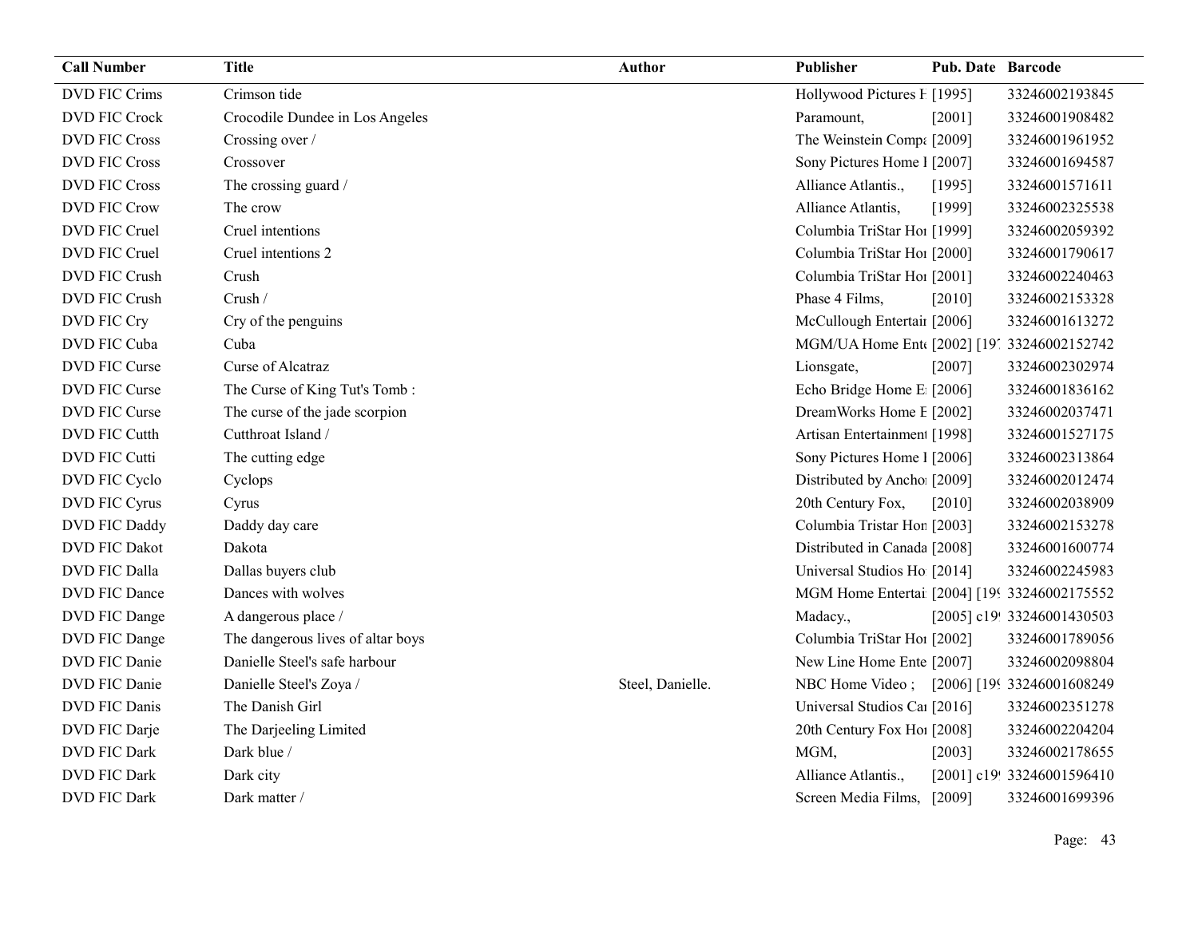| Call Number | Title | Author | Publisher | Pub. Date | Barcode |
| --- | --- | --- | --- | --- | --- |
| DVD FIC Crims | Crimson tide | | Hollywood Pictures H | [1995] | 33246002193845 |
| DVD FIC Crock | Crocodile Dundee in Los Angeles | | Paramount, | [2001] | 33246001908482 |
| DVD FIC Cross | Crossing over / | | The Weinstein Compa | [2009] | 33246001961952 |
| DVD FIC Cross | Crossover | | Sony Pictures Home I | [2007] | 33246001694587 |
| DVD FIC Cross | The crossing guard / | | Alliance Atlantis., | [1995] | 33246001571611 |
| DVD FIC Crow | The crow | | Alliance Atlantis, | [1999] | 33246002325538 |
| DVD FIC Cruel | Cruel intentions | | Columbia TriStar Hor | [1999] | 33246002059392 |
| DVD FIC Cruel | Cruel intentions 2 | | Columbia TriStar Hor | [2000] | 33246001790617 |
| DVD FIC Crush | Crush | | Columbia TriStar Hor | [2001] | 33246002240463 |
| DVD FIC Crush | Crush / | | Phase 4 Films, | [2010] | 33246002153328 |
| DVD FIC Cry | Cry of the penguins | | McCullough Entertair | [2006] | 33246001613272 |
| DVD FIC Cuba | Cuba | | MGM/UA Home Ente | [2002] [197 | 33246002152742 |
| DVD FIC Curse | Curse of Alcatraz | | Lionsgate, | [2007] | 33246002302974 |
| DVD FIC Curse | The Curse of King Tut's Tomb : | | Echo Bridge Home E | [2006] | 33246001836162 |
| DVD FIC Curse | The curse of the jade scorpion | | DreamWorks Home E | [2002] | 33246002037471 |
| DVD FIC Cutth | Cutthroat Island / | | Artisan Entertainment | [1998] | 33246001527175 |
| DVD FIC Cutti | The cutting edge | | Sony Pictures Home I | [2006] | 33246002313864 |
| DVD FIC Cyclo | Cyclops | | Distributed by Ancho | [2009] | 33246002012474 |
| DVD FIC Cyrus | Cyrus | | 20th Century Fox, | [2010] | 33246002038909 |
| DVD FIC Daddy | Daddy day care | | Columbia Tristar Hon | [2003] | 33246002153278 |
| DVD FIC Dakot | Dakota | | Distributed in Canada | [2008] | 33246001600774 |
| DVD FIC Dalla | Dallas buyers club | | Universal Studios Ho | [2014] | 33246002245983 |
| DVD FIC Dance | Dances with wolves | | MGM Home Entertai | [2004] [199 | 33246002175552 |
| DVD FIC Dange | A dangerous place / | | Madacy., | [2005] c19 | 33246001430503 |
| DVD FIC Dange | The dangerous lives of altar boys | | Columbia TriStar Hor | [2002] | 33246001789056 |
| DVD FIC Danie | Danielle Steel's safe harbour | | New Line Home Ente | [2007] | 33246002098804 |
| DVD FIC Danie | Danielle Steel's Zoya / | Steel, Danielle. | NBC Home Video ; | [2006] [199 | 33246001608249 |
| DVD FIC Danis | The Danish Girl | | Universal Studios Car | [2016] | 33246002351278 |
| DVD FIC Darje | The Darjeeling Limited | | 20th Century Fox Hor | [2008] | 33246002204204 |
| DVD FIC Dark | Dark blue / | | MGM, | [2003] | 33246002178655 |
| DVD FIC Dark | Dark city | | Alliance Atlantis., | [2001] c19 | 33246001596410 |
| DVD FIC Dark | Dark matter / | | Screen Media Films, | [2009] | 33246001699396 |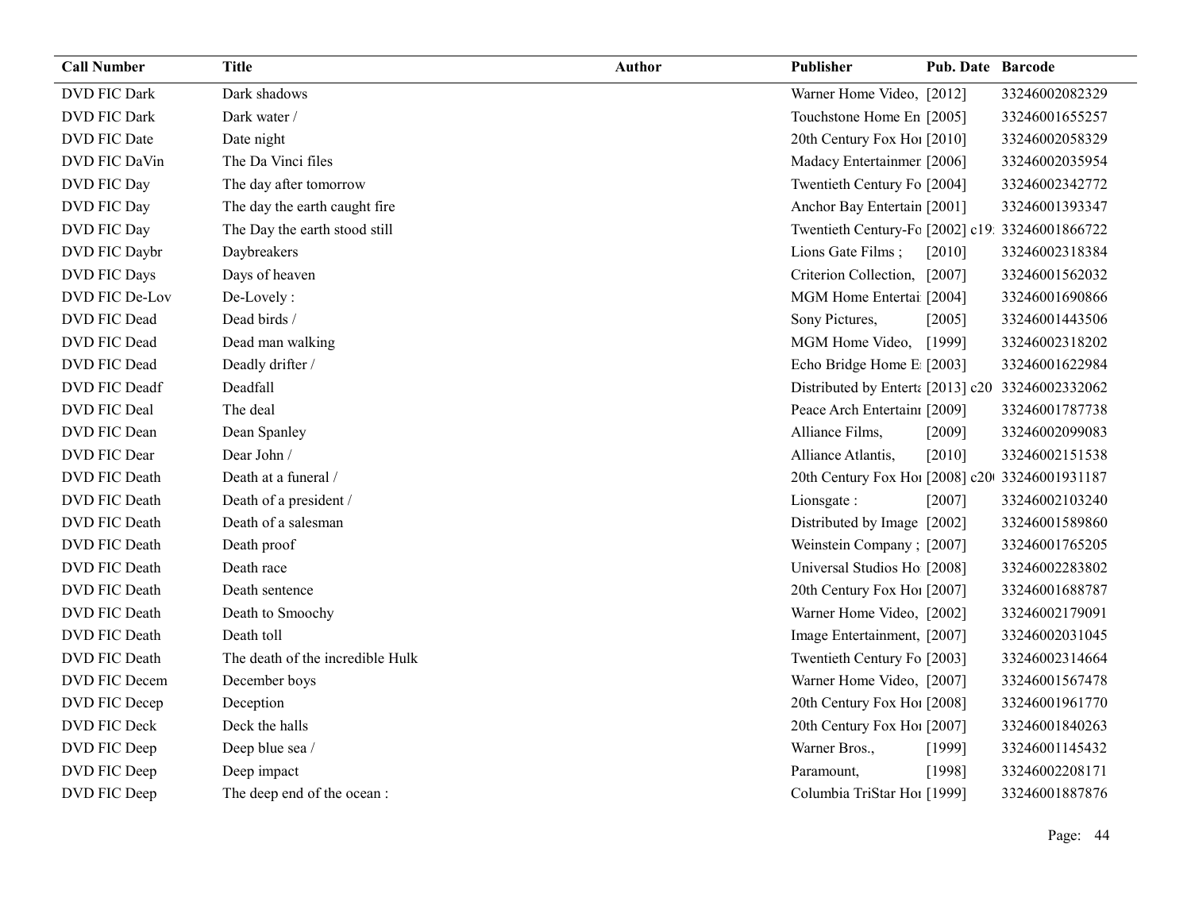| Call Number | Title | Author | Publisher | Pub. Date | Barcode |
|---|---|---|---|---|---|
| DVD FIC Dark | Dark shadows | | Warner Home Video, | [2012] | 33246002082329 |
| DVD FIC Dark | Dark water / | | Touchstone Home En | [2005] | 33246001655257 |
| DVD FIC Date | Date night | | 20th Century Fox Hor | [2010] | 33246002058329 |
| DVD FIC DaVin | The Da Vinci files | | Madacy Entertainmer | [2006] | 33246002035954 |
| DVD FIC Day | The day after tomorrow | | Twentieth Century Fo | [2004] | 33246002342772 |
| DVD FIC Day | The day the earth caught fire | | Anchor Bay Entertain | [2001] | 33246001393347 |
| DVD FIC Day | The Day the earth stood still | | Twentieth Century-Fo | [2002] c19: | 33246001866722 |
| DVD FIC Daybr | Daybreakers | | Lions Gate Films ; | [2010] | 33246002318384 |
| DVD FIC Days | Days of heaven | | Criterion Collection, | [2007] | 33246001562032 |
| DVD FIC De-Lov | De-Lovely : | | MGM Home Entertai | [2004] | 33246001690866 |
| DVD FIC Dead | Dead birds / | | Sony Pictures, | [2005] | 33246001443506 |
| DVD FIC Dead | Dead man walking | | MGM Home Video, | [1999] | 33246002318202 |
| DVD FIC Dead | Deadly drifter / | | Echo Bridge Home E | [2003] | 33246001622984 |
| DVD FIC Deadf | Deadfall | | Distributed by Enterta | [2013] c20 | 33246002332062 |
| DVD FIC Deal | The deal | | Peace Arch Entertainı | [2009] | 33246001787738 |
| DVD FIC Dean | Dean Spanley | | Alliance Films, | [2009] | 33246002099083 |
| DVD FIC Dear | Dear John / | | Alliance Atlantis, | [2010] | 33246002151538 |
| DVD FIC Death | Death at a funeral / | | 20th Century Fox Hor | [2008] c20( | 33246001931187 |
| DVD FIC Death | Death of a president / | | Lionsgate : | [2007] | 33246002103240 |
| DVD FIC Death | Death of a salesman | | Distributed by Image | [2002] | 33246001589860 |
| DVD FIC Death | Death proof | | Weinstein Company ; | [2007] | 33246001765205 |
| DVD FIC Death | Death race | | Universal Studios Ho | [2008] | 33246002283802 |
| DVD FIC Death | Death sentence | | 20th Century Fox Hor | [2007] | 33246001688787 |
| DVD FIC Death | Death to Smoochy | | Warner Home Video, | [2002] | 33246002179091 |
| DVD FIC Death | Death toll | | Image Entertainment, | [2007] | 33246002031045 |
| DVD FIC Death | The death of the incredible Hulk | | Twentieth Century Fo | [2003] | 33246002314664 |
| DVD FIC Decem | December boys | | Warner Home Video, | [2007] | 33246001567478 |
| DVD FIC Decep | Deception | | 20th Century Fox Hor | [2008] | 33246001961770 |
| DVD FIC Deck | Deck the halls | | 20th Century Fox Hor | [2007] | 33246001840263 |
| DVD FIC Deep | Deep blue sea / | | Warner Bros., | [1999] | 33246001145432 |
| DVD FIC Deep | Deep impact | | Paramount, | [1998] | 33246002208171 |
| DVD FIC Deep | The deep end of the ocean : | | Columbia TriStar Hor | [1999] | 33246001887876 |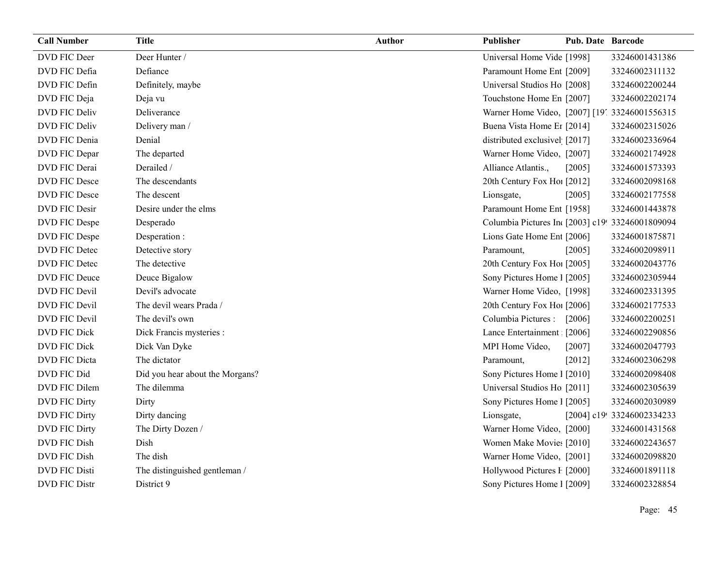| Call Number | Title | Author | Publisher | Pub. Date | Barcode |
|---|---|---|---|---|---|
| DVD FIC Deer | Deer Hunter / | | Universal Home Vide | [1998] | 33246001431386 |
| DVD FIC Defia | Defiance | | Paramount Home Ent | [2009] | 33246002311132 |
| DVD FIC Defin | Definitely, maybe | | Universal Studios Ho | [2008] | 33246002200244 |
| DVD FIC Deja | Deja vu | | Touchstone Home En | [2007] | 33246002202174 |
| DVD FIC Deliv | Deliverance | | Warner Home Video, | [2007] [197 | 33246001556315 |
| DVD FIC Deliv | Delivery man / | | Buena Vista Home Er | [2014] | 33246002315026 |
| DVD FIC Denia | Denial | | distributed exclusivel | [2017] | 33246002336964 |
| DVD FIC Depar | The departed | | Warner Home Video, | [2007] | 33246002174928 |
| DVD FIC Derai | Derailed / | | Alliance Atlantis., | [2005] | 33246001573393 |
| DVD FIC Desce | The descendants | | 20th Century Fox Hoı | [2012] | 33246002098168 |
| DVD FIC Desce | The descent | | Lionsgate, | [2005] | 33246002177558 |
| DVD FIC Desir | Desire under the elms | | Paramount Home Ent | [1958] | 33246001443878 |
| DVD FIC Despe | Desperado | | Columbia Pictures Inc | [2003] c19 | 33246001809094 |
| DVD FIC Despe | Desperation : | | Lions Gate Home Ent | [2006] | 33246001875871 |
| DVD FIC Detec | Detective story | | Paramount, | [2005] | 33246002098911 |
| DVD FIC Detec | The detective | | 20th Century Fox Hoı | [2005] | 33246002043776 |
| DVD FIC Deuce | Deuce Bigalow | | Sony Pictures Home I | [2005] | 33246002305944 |
| DVD FIC Devil | Devil's advocate | | Warner Home Video, | [1998] | 33246002331395 |
| DVD FIC Devil | The devil wears Prada / | | 20th Century Fox Hoı | [2006] | 33246002177533 |
| DVD FIC Devil | The devil's own | | Columbia Pictures : | [2006] | 33246002200251 |
| DVD FIC Dick | Dick Francis mysteries : | | Lance Entertainment : | [2006] | 33246002290856 |
| DVD FIC Dick | Dick Van Dyke | | MPI Home Video, | [2007] | 33246002047793 |
| DVD FIC Dicta | The dictator | | Paramount, | [2012] | 33246002306298 |
| DVD FIC Did | Did you hear about the Morgans? | | Sony Pictures Home I | [2010] | 33246002098408 |
| DVD FIC Dilem | The dilemma | | Universal Studios Ho | [2011] | 33246002305639 |
| DVD FIC Dirty | Dirty | | Sony Pictures Home I | [2005] | 33246002030989 |
| DVD FIC Dirty | Dirty dancing | | Lionsgate, | [2004] c19 | 33246002334233 |
| DVD FIC Dirty | The Dirty Dozen / | | Warner Home Video, | [2000] | 33246001431568 |
| DVD FIC Dish | Dish | | Women Make Movies | [2010] | 33246002243657 |
| DVD FIC Dish | The dish | | Warner Home Video, | [2001] | 33246002098820 |
| DVD FIC Disti | The distinguished gentleman / | | Hollywood Pictures F | [2000] | 33246001891118 |
| DVD FIC Distr | District 9 | | Sony Pictures Home I | [2009] | 33246002328854 |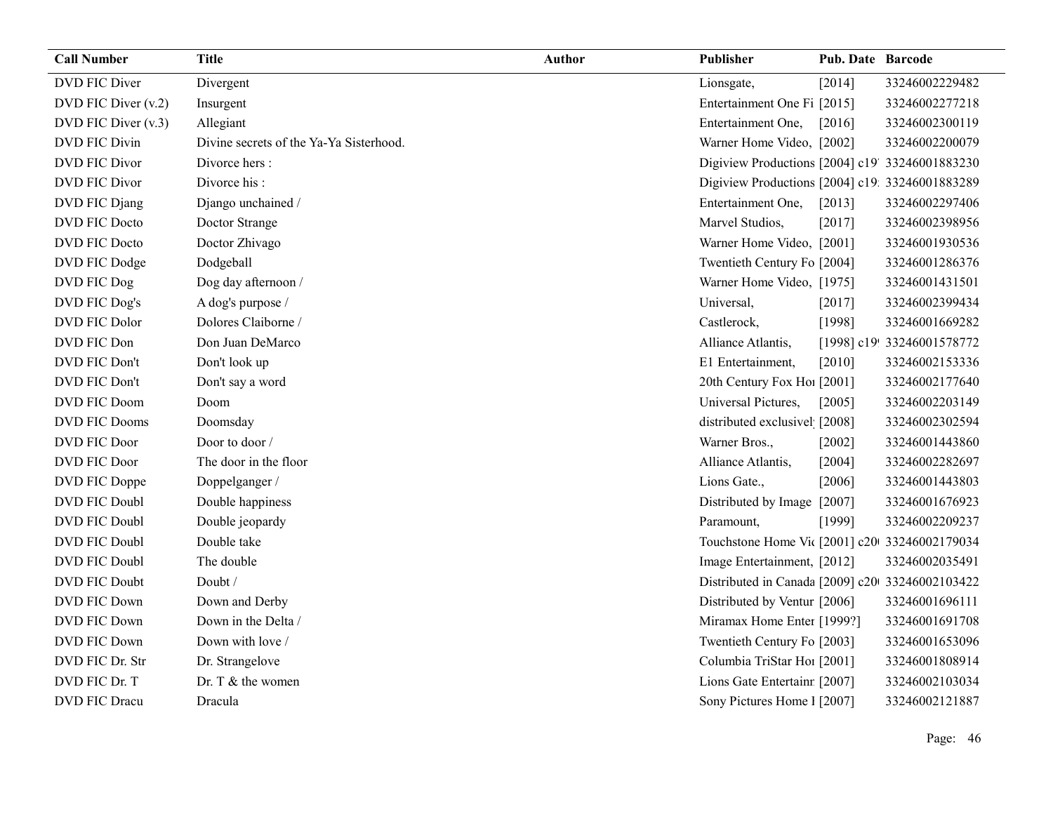| Call Number | Title | Author | Publisher | Pub. Date | Barcode |
|---|---|---|---|---|---|
| DVD FIC Diver | Divergent | | Lionsgate, | [2014] | 33246002229482 |
| DVD FIC Diver (v.2) | Insurgent | | Entertainment One Fi | [2015] | 33246002277218 |
| DVD FIC Diver (v.3) | Allegiant | | Entertainment One, | [2016] | 33246002300119 |
| DVD FIC Divin | Divine secrets of the Ya-Ya Sisterhood. | | Warner Home Video, | [2002] | 33246002200079 |
| DVD FIC Divor | Divorce hers : | | Digiview Productions | [2004] c19' | 33246001883230 |
| DVD FIC Divor | Divorce his : | | Digiview Productions | [2004] c19. | 33246001883289 |
| DVD FIC Djang | Django unchained / | | Entertainment One, | [2013] | 33246002297406 |
| DVD FIC Docto | Doctor Strange | | Marvel Studios, | [2017] | 33246002398956 |
| DVD FIC Docto | Doctor Zhivago | | Warner Home Video, | [2001] | 33246001930536 |
| DVD FIC Dodge | Dodgeball | | Twentieth Century Fo | [2004] | 33246001286376 |
| DVD FIC Dog | Dog day afternoon / | | Warner Home Video, | [1975] | 33246001431501 |
| DVD FIC Dog's | A dog's purpose / | | Universal, | [2017] | 33246002399434 |
| DVD FIC Dolor | Dolores Claiborne / | | Castlerock, | [1998] | 33246001669282 |
| DVD FIC Don | Don Juan DeMarco | | Alliance Atlantis, | [1998] c19' | 33246001578772 |
| DVD FIC Don't | Don't look up | | E1 Entertainment, | [2010] | 33246002153336 |
| DVD FIC Don't | Don't say a word | | 20th Century Fox Hoi | [2001] | 33246002177640 |
| DVD FIC Doom | Doom | | Universal Pictures, | [2005] | 33246002203149 |
| DVD FIC Dooms | Doomsday | | distributed exclusivel | [2008] | 33246002302594 |
| DVD FIC Door | Door to door / | | Warner Bros., | [2002] | 33246001443860 |
| DVD FIC Door | The door in the floor | | Alliance Atlantis, | [2004] | 33246002282697 |
| DVD FIC Doppe | Doppelganger / | | Lions Gate., | [2006] | 33246001443803 |
| DVD FIC Doubl | Double happiness | | Distributed by Image | [2007] | 33246001676923 |
| DVD FIC Doubl | Double jeopardy | | Paramount, | [1999] | 33246002209237 |
| DVD FIC Doubl | Double take | | Touchstone Home Vi | [2001] c20 | 33246002179034 |
| DVD FIC Doubl | The double | | Image Entertainment, | [2012] | 33246002035491 |
| DVD FIC Doubt | Doubt / | | Distributed in Canada | [2009] c20 | 33246002103422 |
| DVD FIC Down | Down and Derby | | Distributed by Ventur | [2006] | 33246001696111 |
| DVD FIC Down | Down in the Delta / | | Miramax Home Enter | [1999?] | 33246001691708 |
| DVD FIC Down | Down with love / | | Twentieth Century Fo | [2003] | 33246001653096 |
| DVD FIC Dr. Str | Dr. Strangelove | | Columbia TriStar Hoi | [2001] | 33246001808914 |
| DVD FIC Dr. T | Dr. T & the women | | Lions Gate Entertainr | [2007] | 33246002103034 |
| DVD FIC Dracu | Dracula | | Sony Pictures Home I | [2007] | 33246002121887 |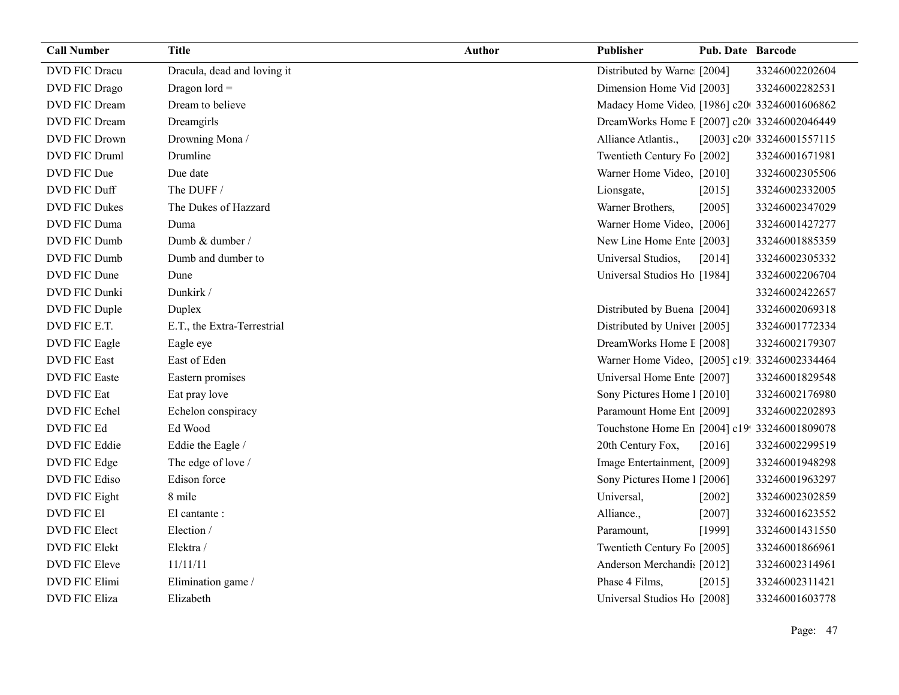| Call Number | Title | Author | Publisher | Pub. Date | Barcode |
|---|---|---|---|---|---|
| DVD FIC Dracu | Dracula, dead and loving it | | Distributed by Warner | [2004] | 33246002202604 |
| DVD FIC Drago | Dragon lord = | | Dimension Home Vid | [2003] | 33246002282531 |
| DVD FIC Dream | Dream to believe | | Madacy Home Video, | [1986] c20 | 33246001606862 |
| DVD FIC Dream | Dreamgirls | | DreamWorks Home E | [2007] c20 | 33246002046449 |
| DVD FIC Drown | Drowning Mona / | | Alliance Atlantis., | [2003] c20 | 33246001557115 |
| DVD FIC Druml | Drumline | | Twentieth Century Fo | [2002] | 33246001671981 |
| DVD FIC Due | Due date | | Warner Home Video, | [2010] | 33246002305506 |
| DVD FIC Duff | The DUFF / | | Lionsgate, | [2015] | 33246002332005 |
| DVD FIC Dukes | The Dukes of Hazzard | | Warner Brothers, | [2005] | 33246002347029 |
| DVD FIC Duma | Duma | | Warner Home Video, | [2006] | 33246001427277 |
| DVD FIC Dumb | Dumb & dumber / | | New Line Home Ente | [2003] | 33246001885359 |
| DVD FIC Dumb | Dumb and dumber to | | Universal Studios, | [2014] | 33246002305332 |
| DVD FIC Dune | Dune | | Universal Studios Ho | [1984] | 33246002206704 |
| DVD FIC Dunki | Dunkirk / | | | | 33246002422657 |
| DVD FIC Duple | Duplex | | Distributed by Buena | [2004] | 33246002069318 |
| DVD FIC E.T. | E.T., the Extra-Terrestrial | | Distributed by Univer | [2005] | 33246001772334 |
| DVD FIC Eagle | Eagle eye | | DreamWorks Home E | [2008] | 33246002179307 |
| DVD FIC East | East of Eden | | Warner Home Video, | [2005] c19 | 33246002334464 |
| DVD FIC Easte | Eastern promises | | Universal Home Ente | [2007] | 33246001829548 |
| DVD FIC Eat | Eat pray love | | Sony Pictures Home I | [2010] | 33246002176980 |
| DVD FIC Echel | Echelon conspiracy | | Paramount Home Ent | [2009] | 33246002202893 |
| DVD FIC Ed | Ed Wood | | Touchstone Home En | [2004] c19 | 33246001809078 |
| DVD FIC Eddie | Eddie the Eagle / | | 20th Century Fox, | [2016] | 33246002299519 |
| DVD FIC Edge | The edge of love / | | Image Entertainment, | [2009] | 33246001948298 |
| DVD FIC Ediso | Edison force | | Sony Pictures Home I | [2006] | 33246001963297 |
| DVD FIC Eight | 8 mile | | Universal, | [2002] | 33246002302859 |
| DVD FIC El | El cantante : | | Alliance., | [2007] | 33246001623552 |
| DVD FIC Elect | Election / | | Paramount, | [1999] | 33246001431550 |
| DVD FIC Elekt | Elektra / | | Twentieth Century Fo | [2005] | 33246001866961 |
| DVD FIC Eleve | 11/11/11 | | Anderson Merchandis | [2012] | 33246002314961 |
| DVD FIC Elimi | Elimination game / | | Phase 4 Films, | [2015] | 33246002311421 |
| DVD FIC Eliza | Elizabeth | | Universal Studios Ho | [2008] | 33246001603778 |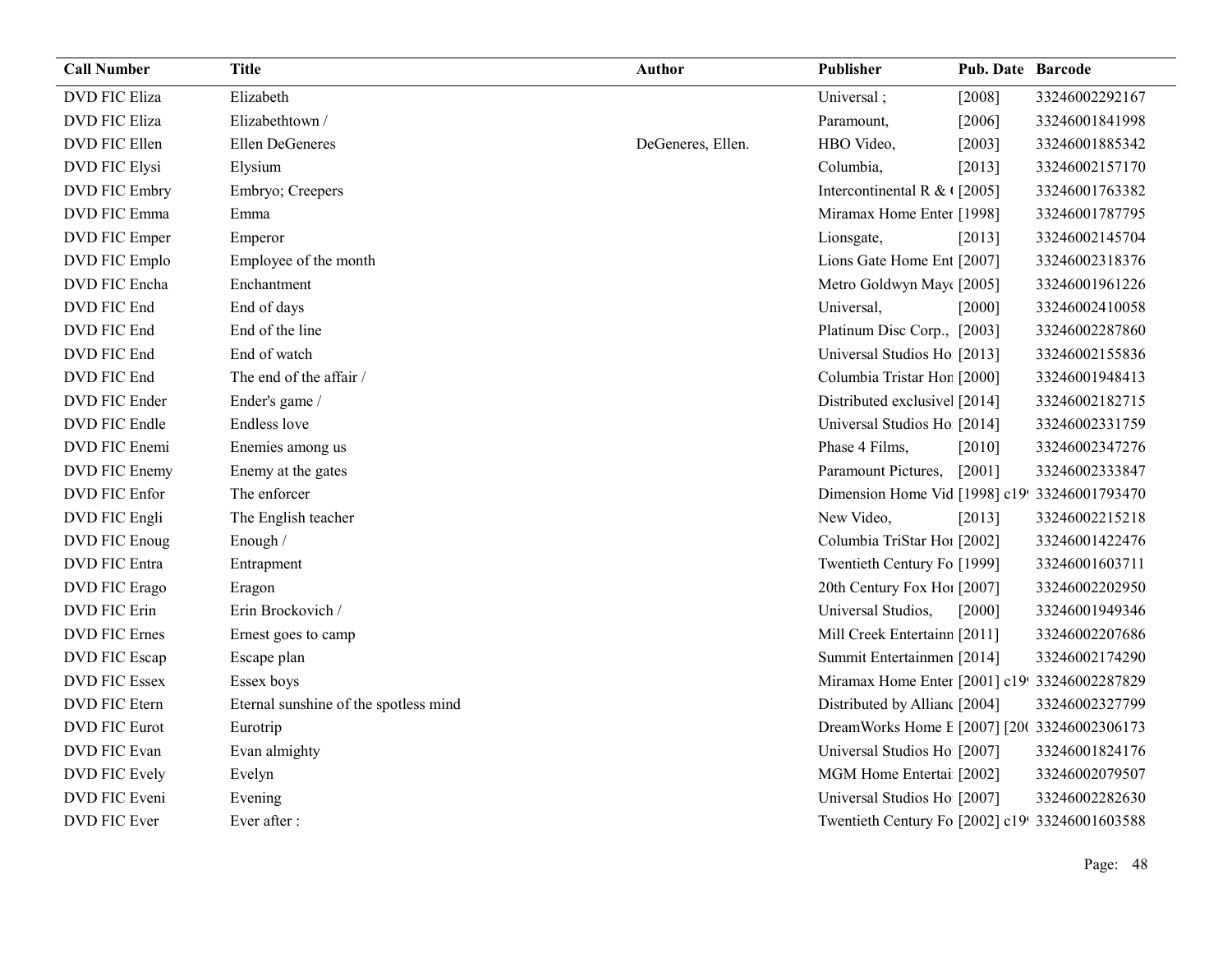| Call Number | Title | Author | Publisher | Pub. Date | Barcode |
|---|---|---|---|---|---|
| DVD FIC Eliza | Elizabeth | | Universal ; | [2008] | 33246002292167 |
| DVD FIC Eliza | Elizabethtown / | | Paramount, | [2006] | 33246001841998 |
| DVD FIC Ellen | Ellen DeGeneres | DeGeneres, Ellen. | HBO Video, | [2003] | 33246001885342 |
| DVD FIC Elysi | Elysium | | Columbia, | [2013] | 33246002157170 |
| DVD FIC Embry | Embryo; Creepers | | Intercontinental R & ( | [2005] | 33246001763382 |
| DVD FIC Emma | Emma | | Miramax Home Enter | [1998] | 33246001787795 |
| DVD FIC Emper | Emperor | | Lionsgate, | [2013] | 33246002145704 |
| DVD FIC Emplo | Employee of the month | | Lions Gate Home Ent | [2007] | 33246002318376 |
| DVD FIC Encha | Enchantment | | Metro Goldwyn Mayo | [2005] | 33246001961226 |
| DVD FIC End | End of days | | Universal, | [2000] | 33246002410058 |
| DVD FIC End | End of the line | | Platinum Disc Corp., | [2003] | 33246002287860 |
| DVD FIC End | End of watch | | Universal Studios Ho | [2013] | 33246002155836 |
| DVD FIC End | The end of the affair / | | Columbia Tristar Hon | [2000] | 33246001948413 |
| DVD FIC Ender | Ender's game / | | Distributed exclusivel | [2014] | 33246002182715 |
| DVD FIC Endle | Endless love | | Universal Studios Ho | [2014] | 33246002331759 |
| DVD FIC Enemi | Enemies among us | | Phase 4 Films, | [2010] | 33246002347276 |
| DVD FIC Enemy | Enemy at the gates | | Paramount Pictures, | [2001] | 33246002333847 |
| DVD FIC Enfor | The enforcer | | Dimension Home Vid | [1998] c19 | 33246001793470 |
| DVD FIC Engli | The English teacher | | New Video, | [2013] | 33246002215218 |
| DVD FIC Enoug | Enough / | | Columbia TriStar Hor | [2002] | 33246001422476 |
| DVD FIC Entra | Entrapment | | Twentieth Century Fo | [1999] | 33246001603711 |
| DVD FIC Erago | Eragon | | 20th Century Fox Hor | [2007] | 33246002202950 |
| DVD FIC Erin | Erin Brockovich / | | Universal Studios, | [2000] | 33246001949346 |
| DVD FIC Ernes | Ernest goes to camp | | Mill Creek Entertainn | [2011] | 33246002207686 |
| DVD FIC Escap | Escape plan | | Summit Entertainmen | [2014] | 33246002174290 |
| DVD FIC Essex | Essex boys | | Miramax Home Enter | [2001] c19 | 33246002287829 |
| DVD FIC Etern | Eternal sunshine of the spotless mind | | Distributed by Allianc | [2004] | 33246002327799 |
| DVD FIC Eurot | Eurotrip | | DreamWorks Home E | [2007] [20( | 33246002306173 |
| DVD FIC Evan | Evan almighty | | Universal Studios Ho | [2007] | 33246001824176 |
| DVD FIC Evely | Evelyn | | MGM Home Entertai | [2002] | 33246002079507 |
| DVD FIC Eveni | Evening | | Universal Studios Ho | [2007] | 33246002282630 |
| DVD FIC Ever | Ever after : | | Twentieth Century Fo | [2002] c19 | 33246001603588 |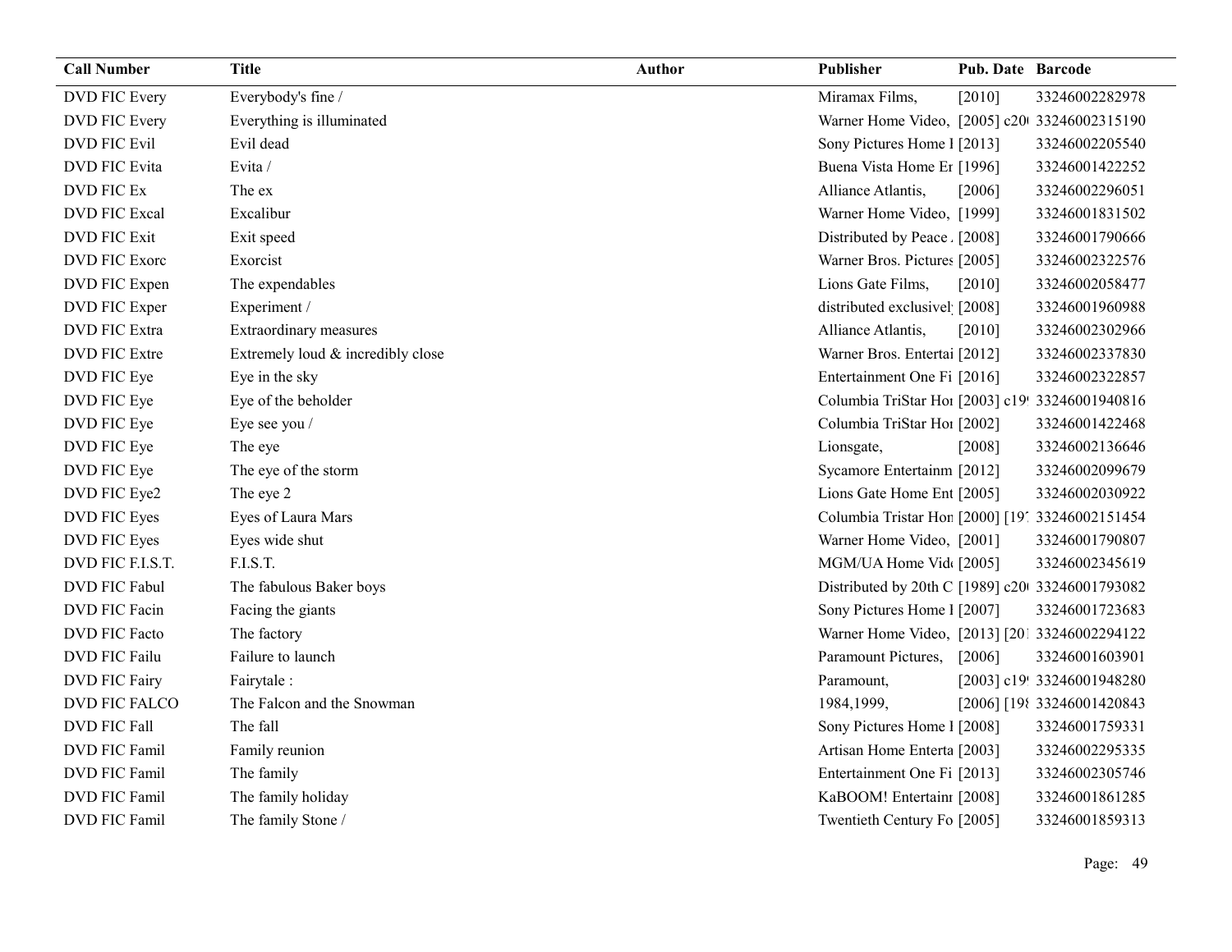| Call Number | Title | Author | Publisher | Pub. Date | Barcode |
|---|---|---|---|---|---|
| DVD FIC Every | Everybody's fine / | | Miramax Films, | [2010] | 33246002282978 |
| DVD FIC Every | Everything is illuminated | | Warner Home Video, | [2005] c20( | 33246002315190 |
| DVD FIC Evil | Evil dead | | Sony Pictures Home I | [2013] | 33246002205540 |
| DVD FIC Evita | Evita / | | Buena Vista Home Er | [1996] | 33246001422252 |
| DVD FIC Ex | The ex | | Alliance Atlantis, | [2006] | 33246002296051 |
| DVD FIC Excal | Excalibur | | Warner Home Video, | [1999] | 33246001831502 |
| DVD FIC Exit | Exit speed | | Distributed by Peace . | [2008] | 33246001790666 |
| DVD FIC Exorc | Exorcist | | Warner Bros. Pictures | [2005] | 33246002322576 |
| DVD FIC Expen | The expendables | | Lions Gate Films, | [2010] | 33246002058477 |
| DVD FIC Exper | Experiment / | | distributed exclusivel | [2008] | 33246001960988 |
| DVD FIC Extra | Extraordinary measures | | Alliance Atlantis, | [2010] | 33246002302966 |
| DVD FIC Extre | Extremely loud & incredibly close | | Warner Bros. Entertai | [2012] | 33246002337830 |
| DVD FIC Eye | Eye in the sky | | Entertainment One Fi | [2016] | 33246002322857 |
| DVD FIC Eye | Eye of the beholder | | Columbia TriStar Hor | [2003] c19 | 33246001940816 |
| DVD FIC Eye | Eye see you / | | Columbia TriStar Hor | [2002] | 33246001422468 |
| DVD FIC Eye | The eye | | Lionsgate, | [2008] | 33246002136646 |
| DVD FIC Eye | The eye of the storm | | Sycamore Entertainm | [2012] | 33246002099679 |
| DVD FIC Eye2 | The eye 2 | | Lions Gate Home Ent | [2005] | 33246002030922 |
| DVD FIC Eyes | Eyes of Laura Mars | | Columbia Tristar Hor | [2000] [197 | 33246002151454 |
| DVD FIC Eyes | Eyes wide shut | | Warner Home Video, | [2001] | 33246001790807 |
| DVD FIC F.I.S.T. | F.I.S.T. | | MGM/UA Home Vid | [2005] | 33246002345619 |
| DVD FIC Fabul | The fabulous Baker boys | | Distributed by 20th C | [1989] c20( | 33246001793082 |
| DVD FIC Facin | Facing the giants | | Sony Pictures Home I | [2007] | 33246001723683 |
| DVD FIC Facto | The factory | | Warner Home Video, | [2013] [201 | 33246002294122 |
| DVD FIC Failu | Failure to launch | | Paramount Pictures, | [2006] | 33246001603901 |
| DVD FIC Fairy | Fairytale : | | Paramount, | [2003] c19 | 33246001948280 |
| DVD FIC FALCO | The Falcon and the Snowman | | 1984,1999, | [2006] [198 | 33246001420843 |
| DVD FIC Fall | The fall | | Sony Pictures Home I | [2008] | 33246001759331 |
| DVD FIC Famil | Family reunion | | Artisan Home Enterta | [2003] | 33246002295335 |
| DVD FIC Famil | The family | | Entertainment One Fi | [2013] | 33246002305746 |
| DVD FIC Famil | The family holiday | | KaBOOM! Entertainr | [2008] | 33246001861285 |
| DVD FIC Famil | The family Stone / | | Twentieth Century Fo | [2005] | 33246001859313 |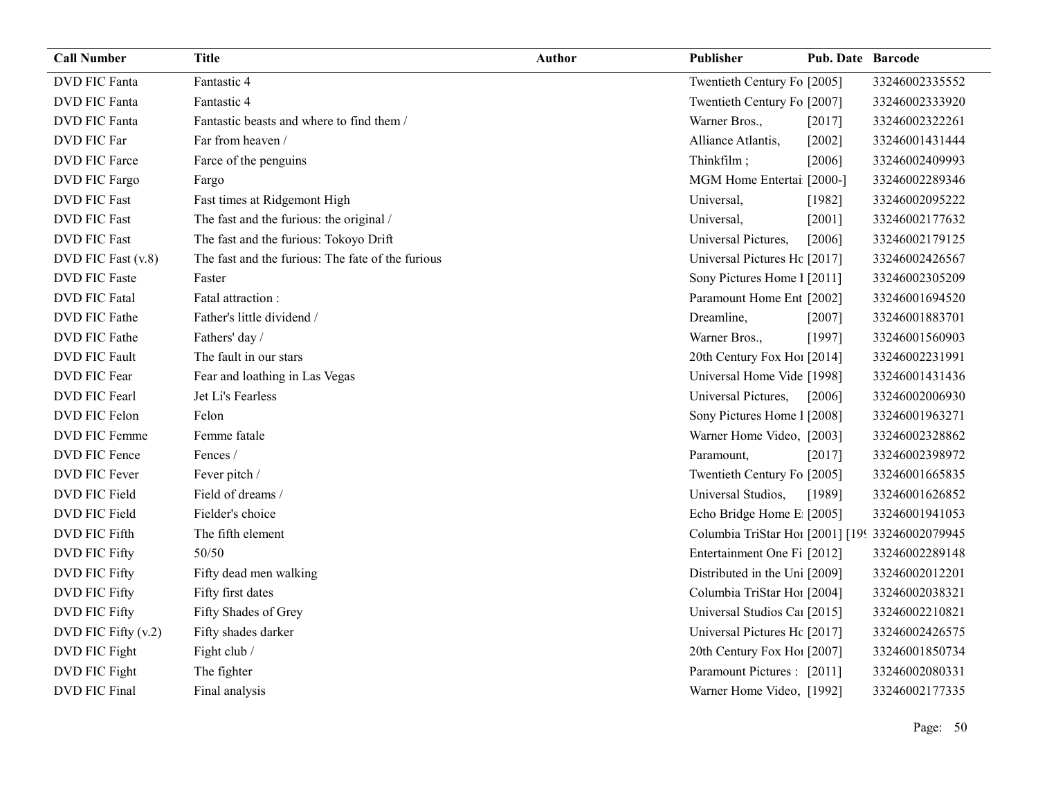| Call Number | Title | Author | Publisher | Pub. Date | Barcode |
|---|---|---|---|---|---|
| DVD FIC Fanta | Fantastic 4 | | Twentieth Century Fo | [2005] | 33246002335552 |
| DVD FIC Fanta | Fantastic 4 | | Twentieth Century Fo | [2007] | 33246002333920 |
| DVD FIC Fanta | Fantastic beasts and where to find them / | | Warner Bros., | [2017] | 33246002322261 |
| DVD FIC Far | Far from heaven / | | Alliance Atlantis, | [2002] | 33246001431444 |
| DVD FIC Farce | Farce of the penguins | | Thinkfilm ; | [2006] | 33246002409993 |
| DVD FIC Fargo | Fargo | | MGM Home Entertai | [2000-] | 33246002289346 |
| DVD FIC Fast | Fast times at Ridgemont High | | Universal, | [1982] | 33246002095222 |
| DVD FIC Fast | The fast and the furious: the original / | | Universal, | [2001] | 33246002177632 |
| DVD FIC Fast | The fast and the furious: Tokoyo Drift | | Universal Pictures, | [2006] | 33246002179125 |
| DVD FIC Fast (v.8) | The fast and the furious: The fate of the furious | | Universal Pictures Hc | [2017] | 33246002426567 |
| DVD FIC Faste | Faster | | Sony Pictures Home I | [2011] | 33246002305209 |
| DVD FIC Fatal | Fatal attraction : | | Paramount Home Ent | [2002] | 33246001694520 |
| DVD FIC Fathe | Father's little dividend / | | Dreamline, | [2007] | 33246001883701 |
| DVD FIC Fathe | Fathers' day / | | Warner Bros., | [1997] | 33246001560903 |
| DVD FIC Fault | The fault in our stars | | 20th Century Fox Hoi | [2014] | 33246002231991 |
| DVD FIC Fear | Fear and loathing in Las Vegas | | Universal Home Vide | [1998] | 33246001431436 |
| DVD FIC Fearl | Jet Li's Fearless | | Universal Pictures, | [2006] | 33246002006930 |
| DVD FIC Felon | Felon | | Sony Pictures Home I | [2008] | 33246001963271 |
| DVD FIC Femme | Femme fatale | | Warner Home Video, | [2003] | 33246002328862 |
| DVD FIC Fence | Fences / | | Paramount, | [2017] | 33246002398972 |
| DVD FIC Fever | Fever pitch / | | Twentieth Century Fo | [2005] | 33246001665835 |
| DVD FIC Field | Field of dreams / | | Universal Studios, | [1989] | 33246001626852 |
| DVD FIC Field | Fielder's choice | | Echo Bridge Home E | [2005] | 33246001941053 |
| DVD FIC Fifth | The fifth element | | Columbia TriStar Hoi | [2001] [19 | 33246002079945 |
| DVD FIC Fifty | 50/50 | | Entertainment One Fi | [2012] | 33246002289148 |
| DVD FIC Fifty | Fifty dead men walking | | Distributed in the Uni | [2009] | 33246002012201 |
| DVD FIC Fifty | Fifty first dates | | Columbia TriStar Hoi | [2004] | 33246002038321 |
| DVD FIC Fifty | Fifty Shades of Grey | | Universal Studios Ca | [2015] | 33246002210821 |
| DVD FIC Fifty (v.2) | Fifty shades darker | | Universal Pictures Hc | [2017] | 33246002426575 |
| DVD FIC Fight | Fight club / | | 20th Century Fox Hoi | [2007] | 33246001850734 |
| DVD FIC Fight | The fighter | | Paramount Pictures : | [2011] | 33246002080331 |
| DVD FIC Final | Final analysis | | Warner Home Video, | [1992] | 33246002177335 |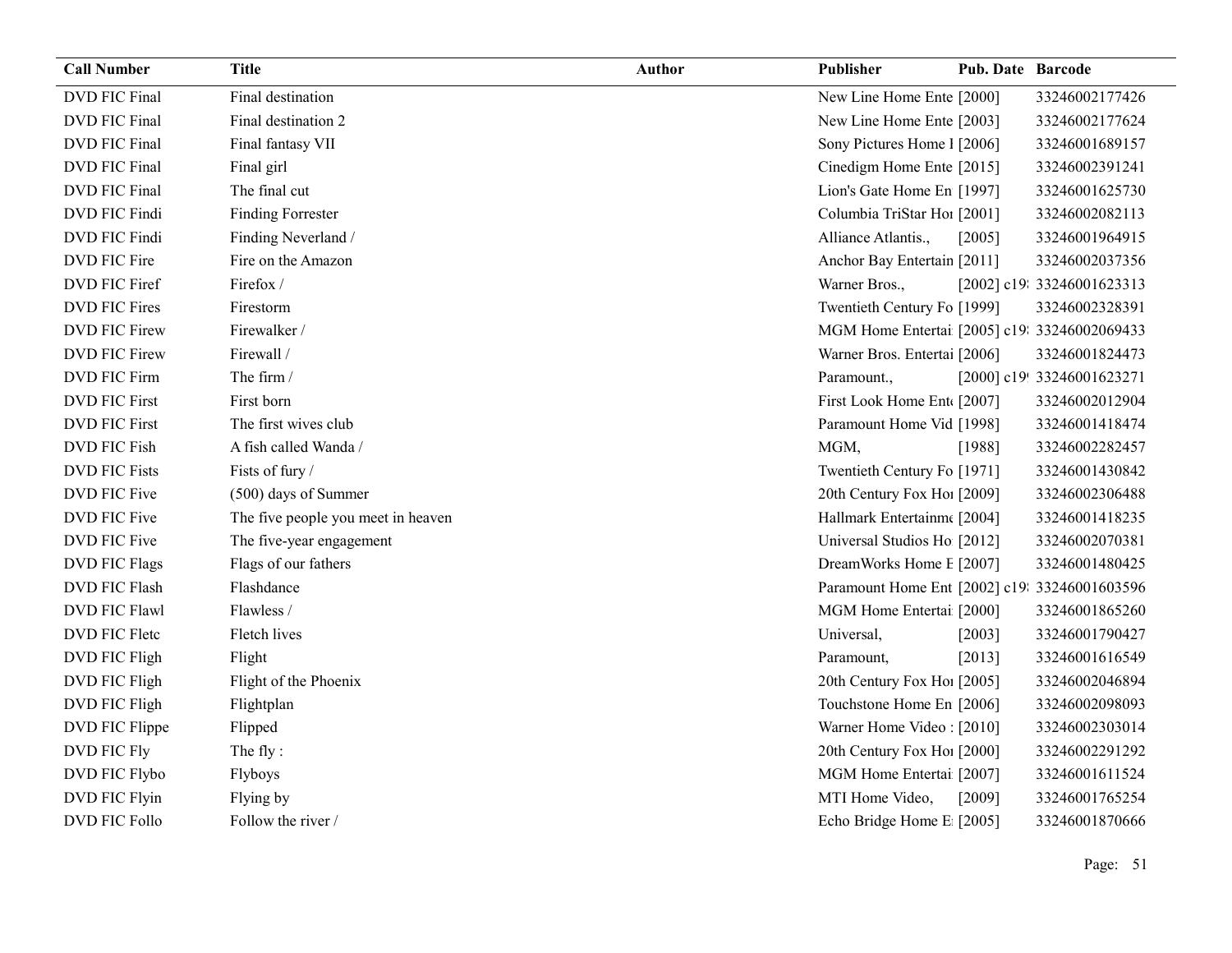| Call Number | Title | Author | Publisher | Pub. Date | Barcode |
|---|---|---|---|---|---|
| DVD FIC Final | Final destination | | New Line Home Ente | [2000] | 33246002177426 |
| DVD FIC Final | Final destination 2 | | New Line Home Ente | [2003] | 33246002177624 |
| DVD FIC Final | Final fantasy VII | | Sony Pictures Home I | [2006] | 33246001689157 |
| DVD FIC Final | Final girl | | Cinedigm Home Ente | [2015] | 33246002391241 |
| DVD FIC Final | The final cut | | Lion's Gate Home En | [1997] | 33246001625730 |
| DVD FIC Findi | Finding Forrester | | Columbia TriStar Hoı | [2001] | 33246002082113 |
| DVD FIC Findi | Finding Neverland / | | Alliance Atlantis., | [2005] | 33246001964915 |
| DVD FIC Fire | Fire on the Amazon | | Anchor Bay Entertain | [2011] | 33246002037356 |
| DVD FIC Firef | Firefox / | | Warner Bros., | [2002] c19 | 33246001623313 |
| DVD FIC Fires | Firestorm | | Twentieth Century Fo | [1999] | 33246002328391 |
| DVD FIC Firew | Firewalker / | | MGM Home Entertai | [2005] c19 | 33246002069433 |
| DVD FIC Firew | Firewall / | | Warner Bros. Entertai | [2006] | 33246001824473 |
| DVD FIC Firm | The firm / | | Paramount., | [2000] c19 | 33246001623271 |
| DVD FIC First | First born | | First Look Home Ent | [2007] | 33246002012904 |
| DVD FIC First | The first wives club | | Paramount Home Vid | [1998] | 33246001418474 |
| DVD FIC Fish | A fish called Wanda / | | MGM, | [1988] | 33246002282457 |
| DVD FIC Fists | Fists of fury / | | Twentieth Century Fo | [1971] | 33246001430842 |
| DVD FIC Five | (500) days of Summer | | 20th Century Fox Hoı | [2009] | 33246002306488 |
| DVD FIC Five | The five people you meet in heaven | | Hallmark Entertainme | [2004] | 33246001418235 |
| DVD FIC Five | The five-year engagement | | Universal Studios Ho | [2012] | 33246002070381 |
| DVD FIC Flags | Flags of our fathers | | DreamWorks Home E | [2007] | 33246001480425 |
| DVD FIC Flash | Flashdance | | Paramount Home Ent | [2002] c19 | 33246001603596 |
| DVD FIC Flawl | Flawless / | | MGM Home Entertai | [2000] | 33246001865260 |
| DVD FIC Fletc | Fletch lives | | Universal, | [2003] | 33246001790427 |
| DVD FIC Fligh | Flight | | Paramount, | [2013] | 33246001616549 |
| DVD FIC Fligh | Flight of the Phoenix | | 20th Century Fox Hoı | [2005] | 33246002046894 |
| DVD FIC Fligh | Flightplan | | Touchstone Home En | [2006] | 33246002098093 |
| DVD FIC Flippe | Flipped | | Warner Home Video : | [2010] | 33246002303014 |
| DVD FIC Fly | The fly : | | 20th Century Fox Hoı | [2000] | 33246002291292 |
| DVD FIC Flybo | Flyboys | | MGM Home Entertai | [2007] | 33246001611524 |
| DVD FIC Flyin | Flying by | | MTI Home Video, | [2009] | 33246001765254 |
| DVD FIC Follo | Follow the river / | | Echo Bridge Home E | [2005] | 33246001870666 |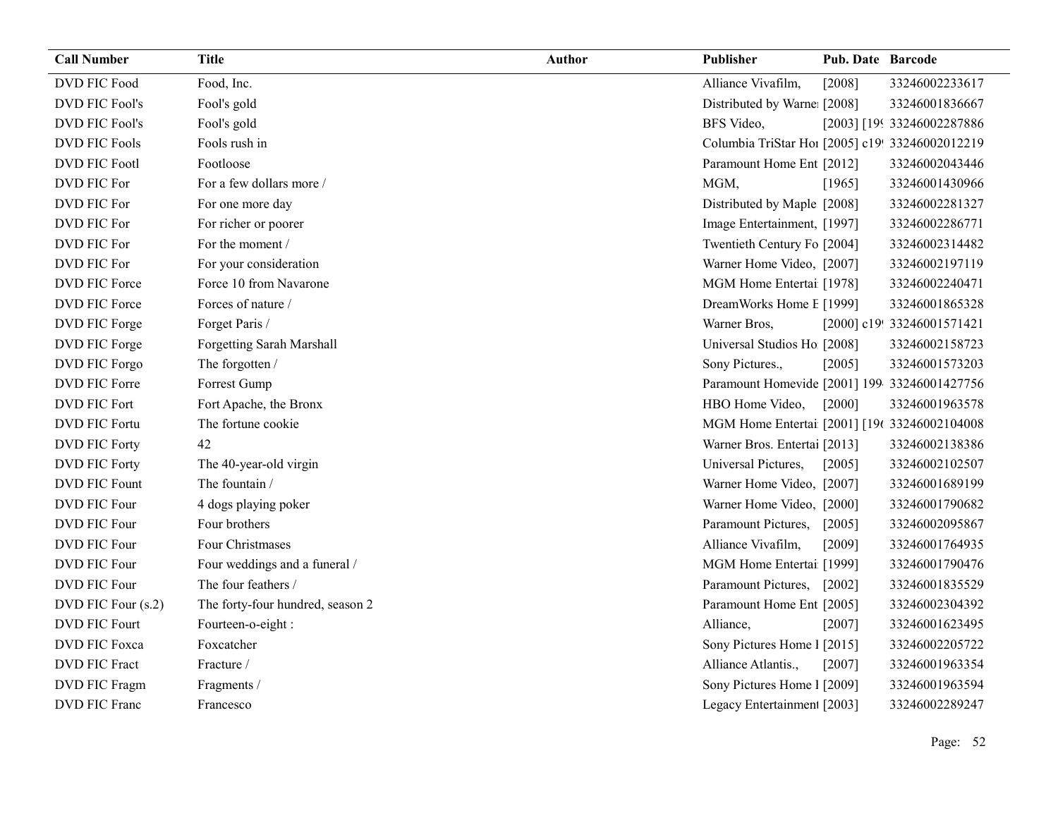| Call Number | Title | Author | Publisher | Pub. Date | Barcode |
|---|---|---|---|---|---|
| DVD FIC Food | Food, Inc. | | Alliance Vivafilm, | [2008] | 33246002233617 |
| DVD FIC Fool's | Fool's gold | | Distributed by Warne | [2008] | 33246001836667 |
| DVD FIC Fool's | Fool's gold | | BFS Video, | [2003] [19 | 33246002287886 |
| DVD FIC Fools | Fools rush in | | Columbia TriStar Hor | [2005] c19 | 33246002012219 |
| DVD FIC Footl | Footloose | | Paramount Home Ent | [2012] | 33246002043446 |
| DVD FIC For | For a few dollars more / | | MGM, | [1965] | 33246001430966 |
| DVD FIC For | For one more day | | Distributed by Maple | [2008] | 33246002281327 |
| DVD FIC For | For richer or poorer | | Image Entertainment, | [1997] | 33246002286771 |
| DVD FIC For | For the moment / | | Twentieth Century Fo | [2004] | 33246002314482 |
| DVD FIC For | For your consideration | | Warner Home Video, | [2007] | 33246002197119 |
| DVD FIC Force | Force 10 from Navarone | | MGM Home Entertai | [1978] | 33246002240471 |
| DVD FIC Force | Forces of nature / | | DreamWorks Home E | [1999] | 33246001865328 |
| DVD FIC Forge | Forget Paris / | | Warner Bros, | [2000] c19 | 33246001571421 |
| DVD FIC Forge | Forgetting Sarah Marshall | | Universal Studios Ho | [2008] | 33246002158723 |
| DVD FIC Forgo | The forgotten / | | Sony Pictures., | [2005] | 33246001573203 |
| DVD FIC Forre | Forrest Gump | | Paramount Homevide | [2001] 199 | 33246001427756 |
| DVD FIC Fort | Fort Apache, the Bronx | | HBO Home Video, | [2000] | 33246001963578 |
| DVD FIC Fortu | The fortune cookie | | MGM Home Entertai | [2001] [19 | 33246002104008 |
| DVD FIC Forty | 42 | | Warner Bros. Entertai | [2013] | 33246002138386 |
| DVD FIC Forty | The 40-year-old virgin | | Universal Pictures, | [2005] | 33246002102507 |
| DVD FIC Fount | The fountain / | | Warner Home Video, | [2007] | 33246001689199 |
| DVD FIC Four | 4 dogs playing poker | | Warner Home Video, | [2000] | 33246001790682 |
| DVD FIC Four | Four brothers | | Paramount Pictures, | [2005] | 33246002095867 |
| DVD FIC Four | Four Christmases | | Alliance Vivafilm, | [2009] | 33246001764935 |
| DVD FIC Four | Four weddings and a funeral / | | MGM Home Entertai | [1999] | 33246001790476 |
| DVD FIC Four | The four feathers / | | Paramount Pictures, | [2002] | 33246001835529 |
| DVD FIC Four (s.2) | The forty-four hundred, season 2 | | Paramount Home Ent | [2005] | 33246002304392 |
| DVD FIC Fourt | Fourteen-o-eight : | | Alliance, | [2007] | 33246001623495 |
| DVD FIC Foxca | Foxcatcher | | Sony Pictures Home I | [2015] | 33246002205722 |
| DVD FIC Fract | Fracture / | | Alliance Atlantis., | [2007] | 33246001963354 |
| DVD FIC Fragm | Fragments / | | Sony Pictures Home I | [2009] | 33246001963594 |
| DVD FIC Franc | Francesco | | Legacy Entertainment | [2003] | 33246002289247 |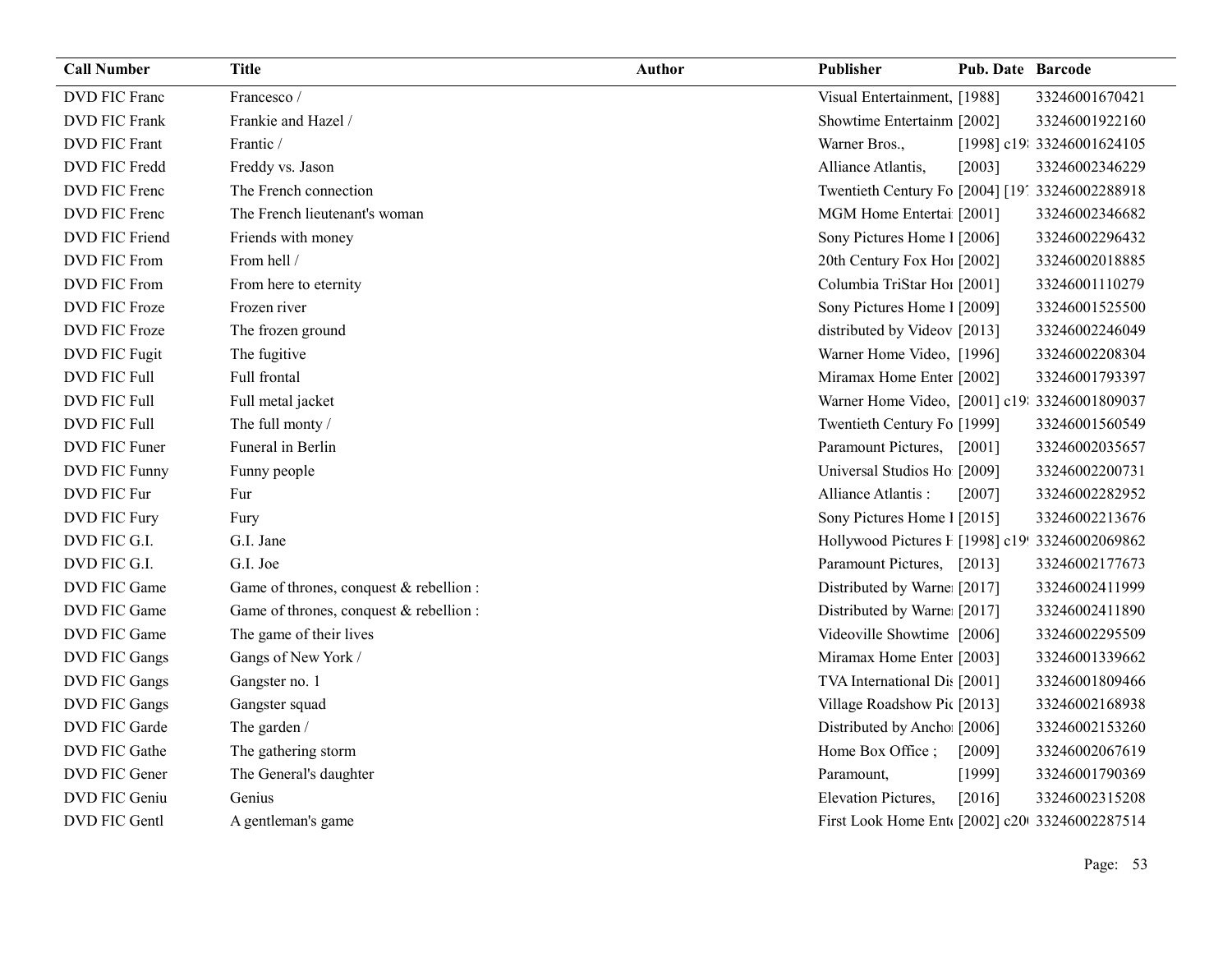| Call Number | Title | Author | Publisher | Pub. Date | Barcode |
|---|---|---|---|---|---|
| DVD FIC Franc | Francesco / | | Visual Entertainment, | [1988] | 33246001670421 |
| DVD FIC Frank | Frankie and Hazel / | | Showtime Entertainm | [2002] | 33246001922160 |
| DVD FIC Frant | Frantic / | | Warner Bros., | [1998] c19 | 33246001624105 |
| DVD FIC Fredd | Freddy vs. Jason | | Alliance Atlantis, | [2003] | 33246002346229 |
| DVD FIC Frenc | The French connection | | Twentieth Century Fo | [2004] [19 | 33246002288918 |
| DVD FIC Frenc | The French lieutenant's woman | | MGM Home Entertai | [2001] | 33246002346682 |
| DVD FIC Friend | Friends with money | | Sony Pictures Home I | [2006] | 33246002296432 |
| DVD FIC From | From hell / | | 20th Century Fox Ho | [2002] | 33246002018885 |
| DVD FIC From | From here to eternity | | Columbia TriStar Ho | [2001] | 33246001110279 |
| DVD FIC Froze | Frozen river | | Sony Pictures Home I | [2009] | 33246001525500 |
| DVD FIC Froze | The frozen ground | | distributed by Videov | [2013] | 33246002246049 |
| DVD FIC Fugit | The fugitive | | Warner Home Video, | [1996] | 33246002208304 |
| DVD FIC Full | Full frontal | | Miramax Home Enter | [2002] | 33246001793397 |
| DVD FIC Full | Full metal jacket | | Warner Home Video, | [2001] c19 | 33246001809037 |
| DVD FIC Full | The full monty / | | Twentieth Century Fo | [1999] | 33246001560549 |
| DVD FIC Funer | Funeral in Berlin | | Paramount Pictures, | [2001] | 33246002035657 |
| DVD FIC Funny | Funny people | | Universal Studios Ho | [2009] | 33246002200731 |
| DVD FIC Fur | Fur | | Alliance Atlantis : | [2007] | 33246002282952 |
| DVD FIC Fury | Fury | | Sony Pictures Home I | [2015] | 33246002213676 |
| DVD FIC G.I. | G.I. Jane | | Hollywood Pictures H | [1998] c19 | 33246002069862 |
| DVD FIC G.I. | G.I. Joe | | Paramount Pictures, | [2013] | 33246002177673 |
| DVD FIC Game | Game of thrones, conquest & rebellion : | | Distributed by Warne | [2017] | 33246002411999 |
| DVD FIC Game | Game of thrones, conquest & rebellion : | | Distributed by Warne | [2017] | 33246002411890 |
| DVD FIC Game | The game of their lives | | Videoville Showtime | [2006] | 33246002295509 |
| DVD FIC Gangs | Gangs of New York / | | Miramax Home Enter | [2003] | 33246001339662 |
| DVD FIC Gangs | Gangster no. 1 | | TVA International Di | [2001] | 33246001809466 |
| DVD FIC Gangs | Gangster squad | | Village Roadshow Pic | [2013] | 33246002168938 |
| DVD FIC Garde | The garden / | | Distributed by Ancho | [2006] | 33246002153260 |
| DVD FIC Gathe | The gathering storm | | Home Box Office ; | [2009] | 33246002067619 |
| DVD FIC Gener | The General's daughter | | Paramount, | [1999] | 33246001790369 |
| DVD FIC Geniu | Genius | | Elevation Pictures, | [2016] | 33246002315208 |
| DVD FIC Gentl | A gentleman's game | | First Look Home Ent | [2002] c20 | 33246002287514 |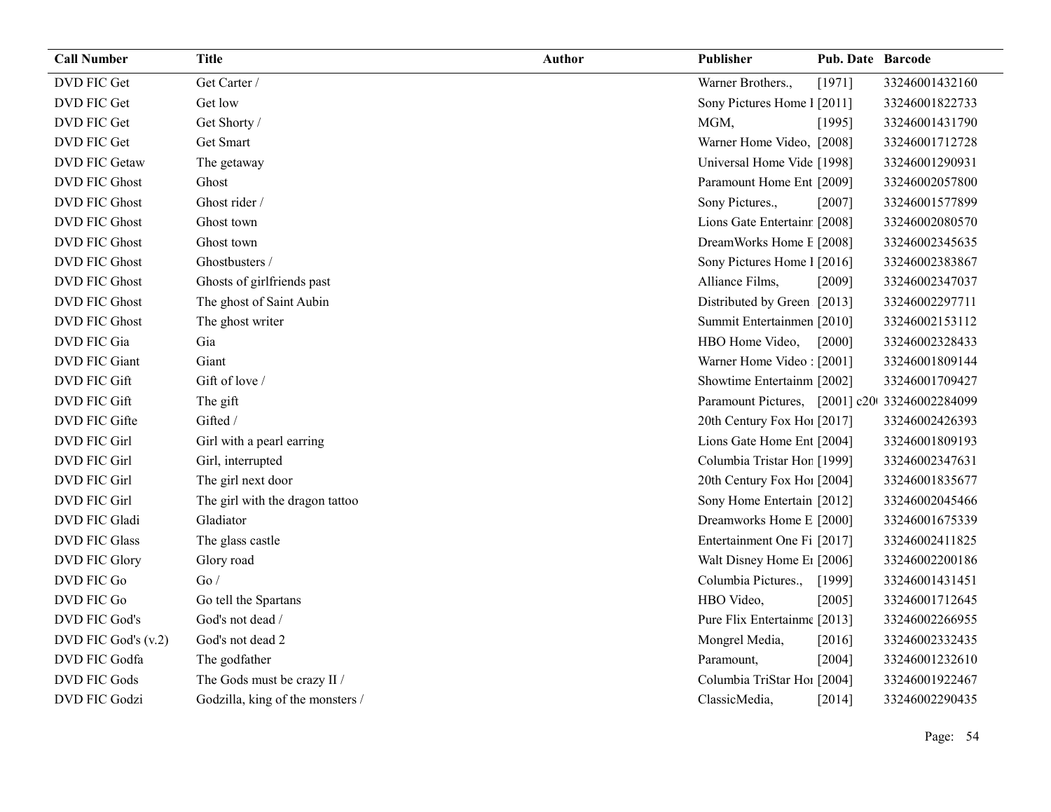| Call Number | Title | Author | Publisher | Pub. Date | Barcode |
|---|---|---|---|---|---|
| DVD FIC Get | Get Carter / | | Warner Brothers., | [1971] | 33246001432160 |
| DVD FIC Get | Get low | | Sony Pictures Home I | [2011] | 33246001822733 |
| DVD FIC Get | Get Shorty / | | MGM, | [1995] | 33246001431790 |
| DVD FIC Get | Get Smart | | Warner Home Video, | [2008] | 33246001712728 |
| DVD FIC Getaw | The getaway | | Universal Home Vide | [1998] | 33246001290931 |
| DVD FIC Ghost | Ghost | | Paramount Home Ent | [2009] | 33246002057800 |
| DVD FIC Ghost | Ghost rider / | | Sony Pictures., | [2007] | 33246001577899 |
| DVD FIC Ghost | Ghost town | | Lions Gate Entertainr | [2008] | 33246002080570 |
| DVD FIC Ghost | Ghost town | | DreamWorks Home E | [2008] | 33246002345635 |
| DVD FIC Ghost | Ghostbusters / | | Sony Pictures Home I | [2016] | 33246002383867 |
| DVD FIC Ghost | Ghosts of girlfriends past | | Alliance Films, | [2009] | 33246002347037 |
| DVD FIC Ghost | The ghost of Saint Aubin | | Distributed by Green | [2013] | 33246002297711 |
| DVD FIC Ghost | The ghost writer | | Summit Entertainmen | [2010] | 33246002153112 |
| DVD FIC Gia | Gia | | HBO Home Video, | [2000] | 33246002328433 |
| DVD FIC Giant | Giant | | Warner Home Video : | [2001] | 33246001809144 |
| DVD FIC Gift | Gift of love / | | Showtime Entertainm | [2002] | 33246001709427 |
| DVD FIC Gift | The gift | | Paramount Pictures, | [2001] c20 | 33246002284099 |
| DVD FIC Gifte | Gifted / | | 20th Century Fox Ho | [2017] | 33246002426393 |
| DVD FIC Girl | Girl with a pearl earring | | Lions Gate Home Ent | [2004] | 33246001809193 |
| DVD FIC Girl | Girl, interrupted | | Columbia Tristar Hor | [1999] | 33246002347631 |
| DVD FIC Girl | The girl next door | | 20th Century Fox Ho | [2004] | 33246001835677 |
| DVD FIC Girl | The girl with the dragon tattoo | | Sony Home Entertain | [2012] | 33246002045466 |
| DVD FIC Gladi | Gladiator | | Dreamworks Home E | [2000] | 33246001675339 |
| DVD FIC Glass | The glass castle | | Entertainment One Fi | [2017] | 33246002411825 |
| DVD FIC Glory | Glory road | | Walt Disney Home Eı | [2006] | 33246002200186 |
| DVD FIC Go | Go / | | Columbia Pictures., | [1999] | 33246001431451 |
| DVD FIC Go | Go tell the Spartans | | HBO Video, | [2005] | 33246001712645 |
| DVD FIC God's | God's not dead / | | Pure Flix Entertainme | [2013] | 33246002266955 |
| DVD FIC God's (v.2) | God's not dead 2 | | Mongrel Media, | [2016] | 33246002332435 |
| DVD FIC Godfa | The godfather | | Paramount, | [2004] | 33246001232610 |
| DVD FIC Gods | The Gods must be crazy II / | | Columbia TriStar Ho | [2004] | 33246001922467 |
| DVD FIC Godzi | Godzilla, king of the monsters / | | ClassicMedia, | [2014] | 33246002290435 |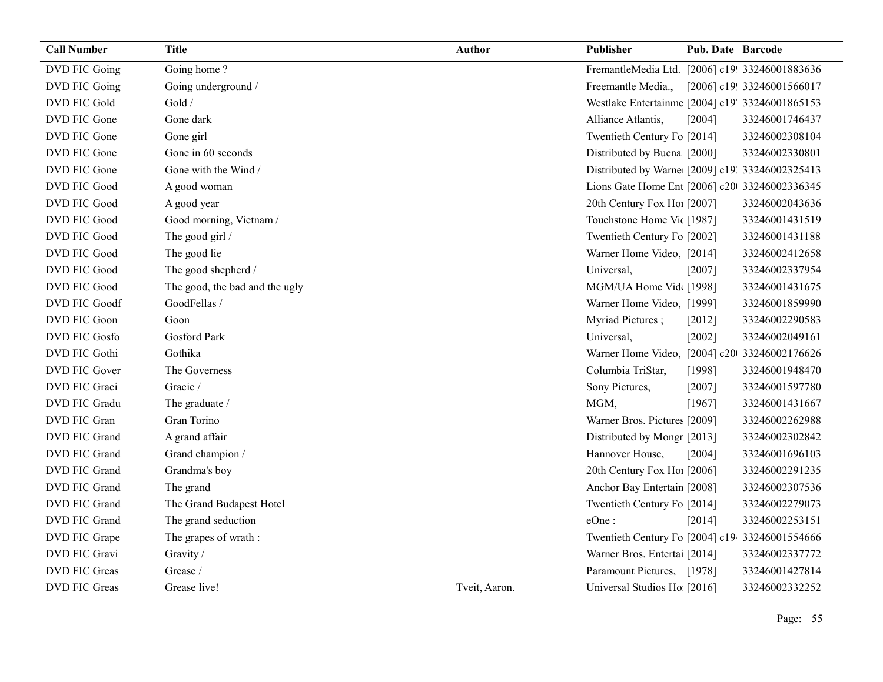| Call Number | Title | Author | Publisher | Pub. Date | Barcode |
|---|---|---|---|---|---|
| DVD FIC Going | Going home ? | | FremantleMedia Ltd. | [2006] c19 | 33246001883636 |
| DVD FIC Going | Going underground / | | Freemantle Media., | [2006] c19 | 33246001566017 |
| DVD FIC Gold | Gold / | | Westlake Entertainme | [2004] c19 | 33246001865153 |
| DVD FIC Gone | Gone dark | | Alliance Atlantis, | [2004] | 33246001746437 |
| DVD FIC Gone | Gone girl | | Twentieth Century Fo | [2014] | 33246002308104 |
| DVD FIC Gone | Gone in 60 seconds | | Distributed by Buena | [2000] | 33246002330801 |
| DVD FIC Gone | Gone with the Wind / | | Distributed by Warne | [2009] c19 | 33246002325413 |
| DVD FIC Good | A good woman | | Lions Gate Home Ent | [2006] c20 | 33246002336345 |
| DVD FIC Good | A good year | | 20th Century Fox Ho | [2007] | 33246002043636 |
| DVD FIC Good | Good morning, Vietnam / | | Touchstone Home Vi | [1987] | 33246001431519 |
| DVD FIC Good | The good girl / | | Twentieth Century Fo | [2002] | 33246001431188 |
| DVD FIC Good | The good lie | | Warner Home Video, | [2014] | 33246002412658 |
| DVD FIC Good | The good shepherd / | | Universal, | [2007] | 33246002337954 |
| DVD FIC Good | The good, the bad and the ugly | | MGM/UA Home Vid | [1998] | 33246001431675 |
| DVD FIC Goodf | GoodFellas / | | Warner Home Video, | [1999] | 33246001859990 |
| DVD FIC Goon | Goon | | Myriad Pictures ; | [2012] | 33246002290583 |
| DVD FIC Gosfo | Gosford Park | | Universal, | [2002] | 33246002049161 |
| DVD FIC Gothi | Gothika | | Warner Home Video, | [2004] c20 | 33246002176626 |
| DVD FIC Gover | The Governess | | Columbia TriStar, | [1998] | 33246001948470 |
| DVD FIC Graci | Gracie / | | Sony Pictures, | [2007] | 33246001597780 |
| DVD FIC Gradu | The graduate / | | MGM, | [1967] | 33246001431667 |
| DVD FIC Gran | Gran Torino | | Warner Bros. Pictures | [2009] | 33246002262988 |
| DVD FIC Grand | A grand affair | | Distributed by Mongr | [2013] | 33246002302842 |
| DVD FIC Grand | Grand champion / | | Hannover House, | [2004] | 33246001696103 |
| DVD FIC Grand | Grandma's boy | | 20th Century Fox Ho | [2006] | 33246002291235 |
| DVD FIC Grand | The grand | | Anchor Bay Entertain | [2008] | 33246002307536 |
| DVD FIC Grand | The Grand Budapest Hotel | | Twentieth Century Fo | [2014] | 33246002279073 |
| DVD FIC Grand | The grand seduction | | eOne : | [2014] | 33246002253151 |
| DVD FIC Grape | The grapes of wrath : | | Twentieth Century Fo | [2004] c19 | 33246001554666 |
| DVD FIC Gravi | Gravity / | | Warner Bros. Entertai | [2014] | 33246002337772 |
| DVD FIC Greas | Grease / | | Paramount Pictures, | [1978] | 33246001427814 |
| DVD FIC Greas | Grease live! | Tveit, Aaron. | Universal Studios Ho | [2016] | 33246002332252 |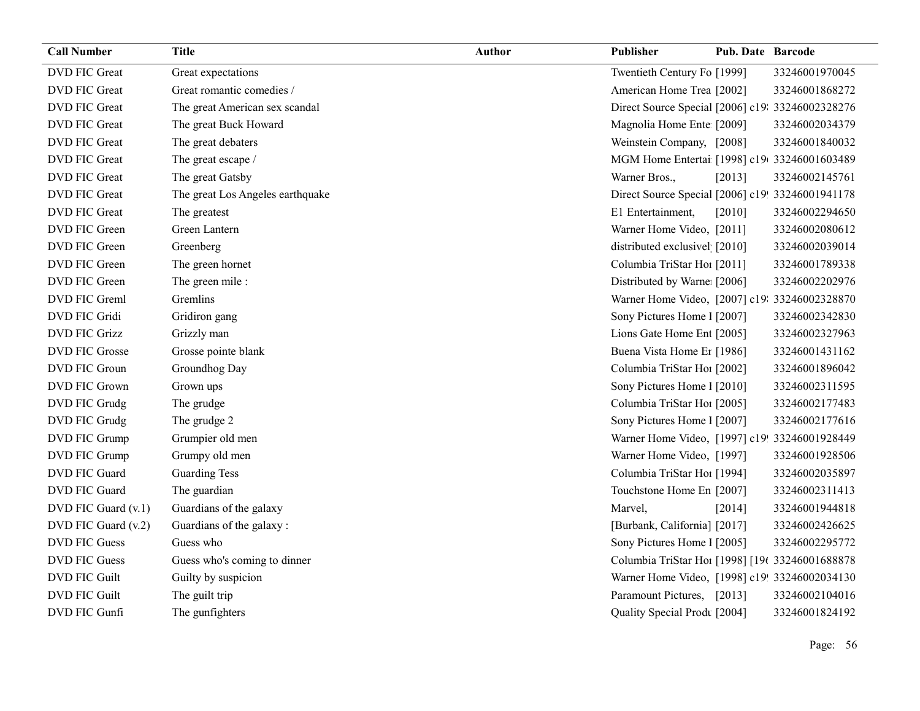| Call Number | Title | Author | Publisher | Pub. Date | Barcode |
|---|---|---|---|---|---|
| DVD FIC Great | Great expectations | | Twentieth Century Fo | [1999] | 33246001970045 |
| DVD FIC Great | Great romantic comedies / | | American Home Trea | [2002] | 33246001868272 |
| DVD FIC Great | The great American sex scandal | | Direct Source Special | [2006] c19: | 33246002328276 |
| DVD FIC Great | The great Buck Howard | | Magnolia Home Ente | [2009] | 33246002034379 |
| DVD FIC Great | The great debaters | | Weinstein Company, | [2008] | 33246001840032 |
| DVD FIC Great | The great escape / | | MGM Home Entertai | [1998] c19 | 33246001603489 |
| DVD FIC Great | The great Gatsby | | Warner Bros., | [2013] | 33246002145761 |
| DVD FIC Great | The great Los Angeles earthquake | | Direct Source Special | [2006] c19 | 33246001941178 |
| DVD FIC Great | The greatest | | E1 Entertainment, | [2010] | 33246002294650 |
| DVD FIC Green | Green Lantern | | Warner Home Video, | [2011] | 33246002080612 |
| DVD FIC Green | Greenberg | | distributed exclusivel | [2010] | 33246002039014 |
| DVD FIC Green | The green hornet | | Columbia TriStar Hoi | [2011] | 33246001789338 |
| DVD FIC Green | The green mile : | | Distributed by Warne | [2006] | 33246002202976 |
| DVD FIC Greml | Gremlins | | Warner Home Video, | [2007] c19: | 33246002328870 |
| DVD FIC Gridi | Gridiron gang | | Sony Pictures Home I | [2007] | 33246002342830 |
| DVD FIC Grizz | Grizzly man | | Lions Gate Home Ent | [2005] | 33246002327963 |
| DVD FIC Grosse | Grosse pointe blank | | Buena Vista Home Er | [1986] | 33246001431162 |
| DVD FIC Groun | Groundhog Day | | Columbia TriStar Hoi | [2002] | 33246001896042 |
| DVD FIC Grown | Grown ups | | Sony Pictures Home I | [2010] | 33246002311595 |
| DVD FIC Grudg | The grudge | | Columbia TriStar Hoi | [2005] | 33246002177483 |
| DVD FIC Grudg | The grudge 2 | | Sony Pictures Home I | [2007] | 33246002177616 |
| DVD FIC Grump | Grumpier old men | | Warner Home Video, | [1997] c19 | 33246001928449 |
| DVD FIC Grump | Grumpy old men | | Warner Home Video, | [1997] | 33246001928506 |
| DVD FIC Guard | Guarding Tess | | Columbia TriStar Hoi | [1994] | 33246002035897 |
| DVD FIC Guard | The guardian | | Touchstone Home En | [2007] | 33246002311413 |
| DVD FIC Guard (v.1) | Guardians of the galaxy | | Marvel, | [2014] | 33246001944818 |
| DVD FIC Guard (v.2) | Guardians of the galaxy : | | [Burbank, California] | [2017] | 33246002426625 |
| DVD FIC Guess | Guess who | | Sony Pictures Home I | [2005] | 33246002295772 |
| DVD FIC Guess | Guess who's coming to dinner | | Columbia TriStar Hoi | [1998] [19( | 33246001688878 |
| DVD FIC Guilt | Guilty by suspicion | | Warner Home Video, | [1998] c19 | 33246002034130 |
| DVD FIC Guilt | The guilt trip | | Paramount Pictures, | [2013] | 33246002104016 |
| DVD FIC Gunfi | The gunfighters | | Quality Special Produ | [2004] | 33246001824192 |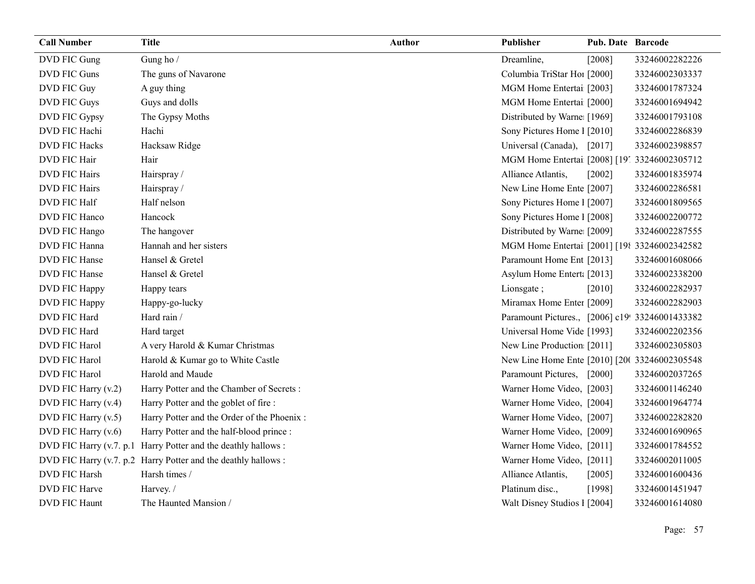| Call Number | Title | Author | Publisher | Pub. Date | Barcode |
|---|---|---|---|---|---|
| DVD FIC Gung | Gung ho / | | Dreamline, | [2008] | 33246002282226 |
| DVD FIC Guns | The guns of Navarone | | Columbia TriStar Hor | [2000] | 33246002303337 |
| DVD FIC Guy | A guy thing | | MGM Home Entertai | [2003] | 33246001787324 |
| DVD FIC Guys | Guys and dolls | | MGM Home Entertai | [2000] | 33246001694942 |
| DVD FIC Gypsy | The Gypsy Moths | | Distributed by Warne | [1969] | 33246001793108 |
| DVD FIC Hachi | Hachi | | Sony Pictures Home I | [2010] | 33246002286839 |
| DVD FIC Hacks | Hacksaw Ridge | | Universal (Canada), | [2017] | 33246002398857 |
| DVD FIC Hair | Hair | | MGM Home Entertai | [2008] [197 | 33246002305712 |
| DVD FIC Hairs | Hairspray / | | Alliance Atlantis, | [2002] | 33246001835974 |
| DVD FIC Hairs | Hairspray / | | New Line Home Ente | [2007] | 33246002286581 |
| DVD FIC Half | Half nelson | | Sony Pictures Home I | [2007] | 33246001809565 |
| DVD FIC Hanco | Hancock | | Sony Pictures Home I | [2008] | 33246002200772 |
| DVD FIC Hango | The hangover | | Distributed by Warne | [2009] | 33246002287555 |
| DVD FIC Hanna | Hannah and her sisters | | MGM Home Entertai | [2001] [198 | 33246002342582 |
| DVD FIC Hanse | Hansel & Gretel | | Paramount Home Ent | [2013] | 33246001608066 |
| DVD FIC Hanse | Hansel & Gretel | | Asylum Home Enterta | [2013] | 33246002338200 |
| DVD FIC Happy | Happy tears | | Lionsgate ; | [2010] | 33246002282937 |
| DVD FIC Happy | Happy-go-lucky | | Miramax Home Enter | [2009] | 33246002282903 |
| DVD FIC Hard | Hard rain / | | Paramount Pictures., | [2006] c199 | 33246001433382 |
| DVD FIC Hard | Hard target | | Universal Home Vide | [1993] | 33246002202356 |
| DVD FIC Harol | A very Harold & Kumar Christmas | | New Line Production | [2011] | 33246002305803 |
| DVD FIC Harol | Harold & Kumar go to White Castle | | New Line Home Ente | [2010] [200 | 33246002305548 |
| DVD FIC Harol | Harold and Maude | | Paramount Pictures, | [2000] | 33246002037265 |
| DVD FIC Harry (v.2) | Harry Potter and the Chamber of Secrets : | | Warner Home Video, | [2003] | 33246001146240 |
| DVD FIC Harry (v.4) | Harry Potter and the goblet of fire : | | Warner Home Video, | [2004] | 33246001964774 |
| DVD FIC Harry (v.5) | Harry Potter and the Order of the Phoenix : | | Warner Home Video, | [2007] | 33246002282820 |
| DVD FIC Harry (v.6) | Harry Potter and the half-blood prince : | | Warner Home Video, | [2009] | 33246001690965 |
| DVD FIC Harry (v.7. p.1 | Harry Potter and the deathly hallows : | | Warner Home Video, | [2011] | 33246001784552 |
| DVD FIC Harry (v.7. p.2 | Harry Potter and the deathly hallows : | | Warner Home Video, | [2011] | 33246002011005 |
| DVD FIC Harsh | Harsh times / | | Alliance Atlantis, | [2005] | 33246001600436 |
| DVD FIC Harve | Harvey. / | | Platinum disc., | [1998] | 33246001451947 |
| DVD FIC Haunt | The Haunted Mansion / | | Walt Disney Studios I | [2004] | 33246001614080 |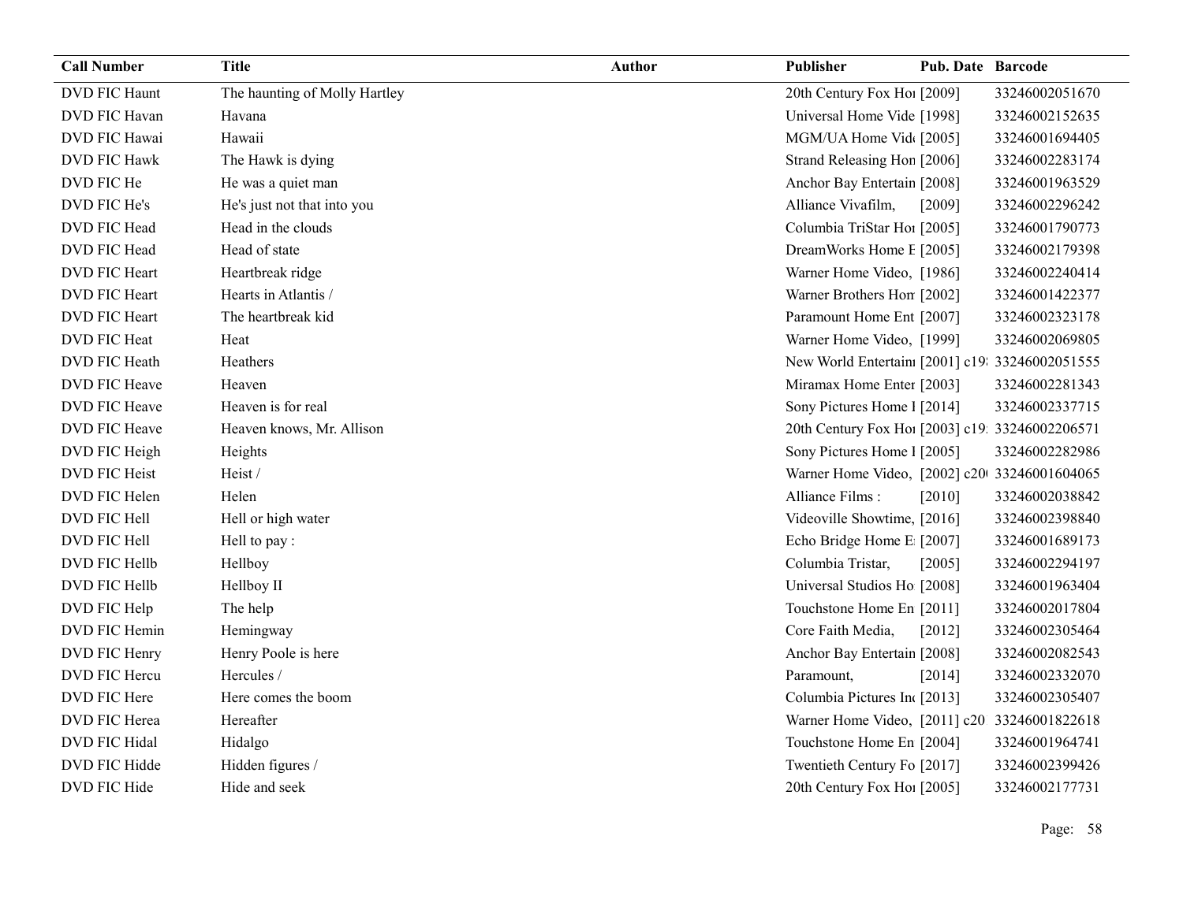| Call Number | Title | Author | Publisher | Pub. Date | Barcode |
|---|---|---|---|---|---|
| DVD FIC Haunt | The haunting of Molly Hartley | | 20th Century Fox Hoı | [2009] | 33246002051670 |
| DVD FIC Havan | Havana | | Universal Home Vide | [1998] | 33246002152635 |
| DVD FIC Hawai | Hawaii | | MGM/UA Home Vid | [2005] | 33246001694405 |
| DVD FIC Hawk | The Hawk is dying | | Strand Releasing Hon | [2006] | 33246002283174 |
| DVD FIC He | He was a quiet man | | Anchor Bay Entertain | [2008] | 33246001963529 |
| DVD FIC He's | He's just not that into you | | Alliance Vivafilm, | [2009] | 33246002296242 |
| DVD FIC Head | Head in the clouds | | Columbia TriStar Hoı | [2005] | 33246001790773 |
| DVD FIC Head | Head of state | | DreamWorks Home E | [2005] | 33246002179398 |
| DVD FIC Heart | Heartbreak ridge | | Warner Home Video, | [1986] | 33246002240414 |
| DVD FIC Heart | Hearts in Atlantis / | | Warner Brothers Hon | [2002] | 33246001422377 |
| DVD FIC Heart | The heartbreak kid | | Paramount Home Ent | [2007] | 33246002323178 |
| DVD FIC Heat | Heat | | Warner Home Video, | [1999] | 33246002069805 |
| DVD FIC Heath | Heathers | | New World Entertainı | [2001] c19 | 33246002051555 |
| DVD FIC Heave | Heaven | | Miramax Home Enter | [2003] | 33246002281343 |
| DVD FIC Heave | Heaven is for real | | Sony Pictures Home I | [2014] | 33246002337715 |
| DVD FIC Heave | Heaven knows, Mr. Allison | | 20th Century Fox Hoı | [2003] c19 | 33246002206571 |
| DVD FIC Heigh | Heights | | Sony Pictures Home I | [2005] | 33246002282986 |
| DVD FIC Heist | Heist / | | Warner Home Video, | [2002] c20 | 33246001604065 |
| DVD FIC Helen | Helen | | Alliance Films : | [2010] | 33246002038842 |
| DVD FIC Hell | Hell or high water | | Videoville Showtime, | [2016] | 33246002398840 |
| DVD FIC Hell | Hell to pay : | | Echo Bridge Home E | [2007] | 33246001689173 |
| DVD FIC Hellb | Hellboy | | Columbia Tristar, | [2005] | 33246002294197 |
| DVD FIC Hellb | Hellboy II | | Universal Studios Ho | [2008] | 33246001963404 |
| DVD FIC Help | The help | | Touchstone Home En | [2011] | 33246002017804 |
| DVD FIC Hemin | Hemingway | | Core Faith Media, | [2012] | 33246002305464 |
| DVD FIC Henry | Henry Poole is here | | Anchor Bay Entertain | [2008] | 33246002082543 |
| DVD FIC Hercu | Hercules / | | Paramount, | [2014] | 33246002332070 |
| DVD FIC Here | Here comes the boom | | Columbia Pictures Inc | [2013] | 33246002305407 |
| DVD FIC Herea | Hereafter | | Warner Home Video, | [2011] c20 | 33246001822618 |
| DVD FIC Hidal | Hidalgo | | Touchstone Home En | [2004] | 33246001964741 |
| DVD FIC Hidde | Hidden figures / | | Twentieth Century Fo | [2017] | 33246002399426 |
| DVD FIC Hide | Hide and seek | | 20th Century Fox Hoı | [2005] | 33246002177731 |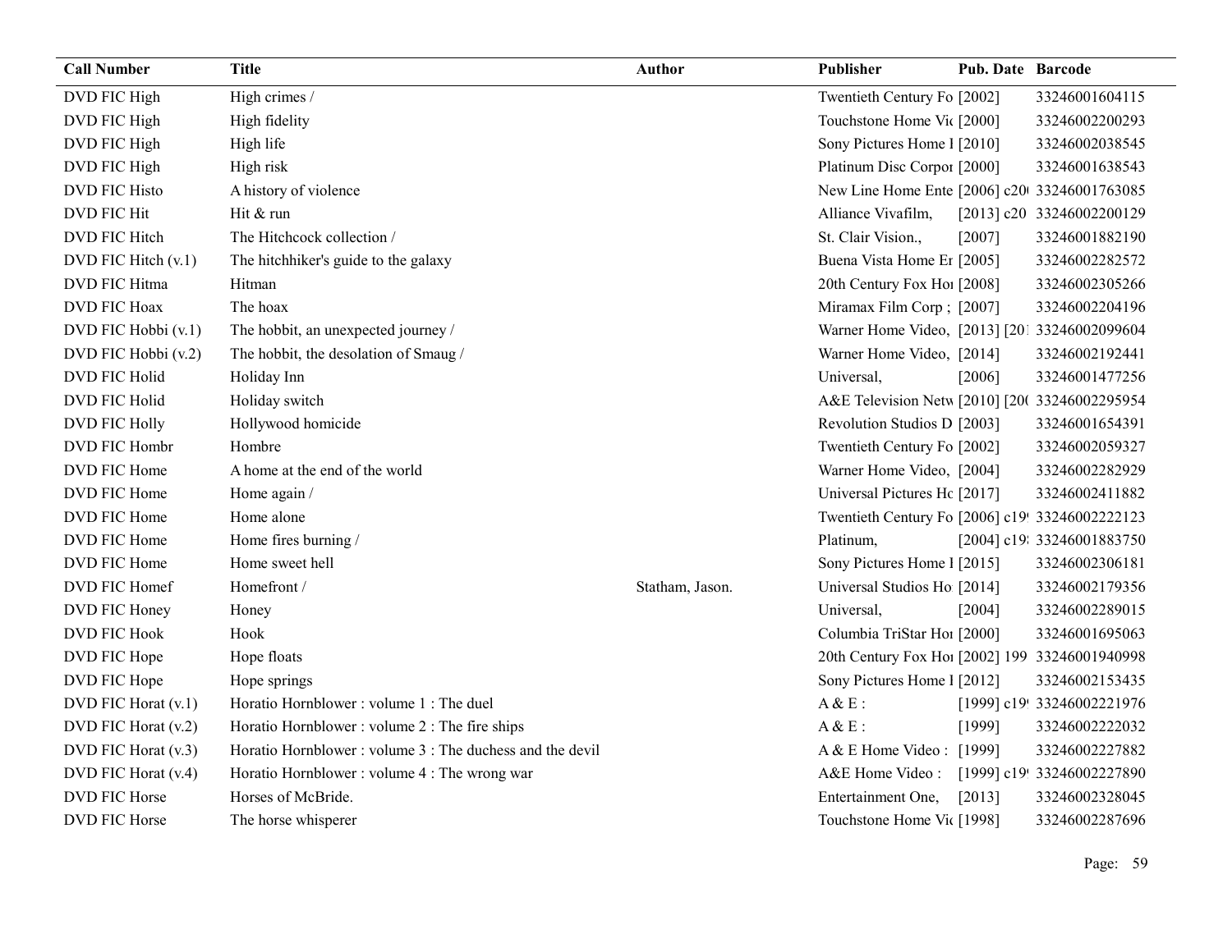| Call Number | Title | Author | Publisher | Pub. Date | Barcode |
|---|---|---|---|---|---|
| DVD FIC High | High crimes / | | Twentieth Century Fo | [2002] | 33246001604115 |
| DVD FIC High | High fidelity | | Touchstone Home Vi | [2000] | 33246002200293 |
| DVD FIC High | High life | | Sony Pictures Home I | [2010] | 33246002038545 |
| DVD FIC High | High risk | | Platinum Disc Corpo | [2000] | 33246001638543 |
| DVD FIC Histo | A history of violence | | New Line Home Ente | [2006] c20 | 33246001763085 |
| DVD FIC Hit | Hit & run | | Alliance Vivafilm, | [2013] c20 | 33246002200129 |
| DVD FIC Hitch | The Hitchcock collection / | | St. Clair Vision., | [2007] | 33246001882190 |
| DVD FIC Hitch (v.1) | The hitchhiker's guide to the galaxy | | Buena Vista Home E | [2005] | 33246002282572 |
| DVD FIC Hitma | Hitman | | 20th Century Fox Ho | [2008] | 33246002305266 |
| DVD FIC Hoax | The hoax | | Miramax Film Corp ; | [2007] | 33246002204196 |
| DVD FIC Hobbi (v.1) | The hobbit, an unexpected journey / | | Warner Home Video, | [2013] [20 | 33246002099604 |
| DVD FIC Hobbi (v.2) | The hobbit, the desolation of Smaug / | | Warner Home Video, | [2014] | 33246002192441 |
| DVD FIC Holid | Holiday Inn | | Universal, | [2006] | 33246001477256 |
| DVD FIC Holid | Holiday switch | | A&E Television Netw | [2010] [20 | 33246002295954 |
| DVD FIC Holly | Hollywood homicide | | Revolution Studios D | [2003] | 33246001654391 |
| DVD FIC Hombr | Hombre | | Twentieth Century Fo | [2002] | 33246002059327 |
| DVD FIC Home | A home at the end of the world | | Warner Home Video, | [2004] | 33246002282929 |
| DVD FIC Home | Home again / | | Universal Pictures Ho | [2017] | 33246002411882 |
| DVD FIC Home | Home alone | | Twentieth Century Fo | [2006] c19 | 33246002222123 |
| DVD FIC Home | Home fires burning / | | Platinum, | [2004] c19 | 33246001883750 |
| DVD FIC Home | Home sweet hell | | Sony Pictures Home I | [2015] | 33246002306181 |
| DVD FIC Homef | Homefront / | Statham, Jason. | Universal Studios Ho | [2014] | 33246002179356 |
| DVD FIC Honey | Honey | | Universal, | [2004] | 33246002289015 |
| DVD FIC Hook | Hook | | Columbia TriStar Ho | [2000] | 33246001695063 |
| DVD FIC Hope | Hope floats | | 20th Century Fox Ho | [2002] 199 | 33246001940998 |
| DVD FIC Hope | Hope springs | | Sony Pictures Home I | [2012] | 33246002153435 |
| DVD FIC Horat (v.1) | Horatio Hornblower : volume 1 : The duel | | A & E : | [1999] c19 | 33246002221976 |
| DVD FIC Horat (v.2) | Horatio Hornblower : volume 2 : The fire ships | | A & E : | [1999] | 33246002222032 |
| DVD FIC Horat (v.3) | Horatio Hornblower : volume 3 : The duchess and the devil | | A & E Home Video : | [1999] | 33246002227882 |
| DVD FIC Horat (v.4) | Horatio Hornblower : volume 4 : The wrong war | | A&E Home Video : | [1999] c19 | 33246002227890 |
| DVD FIC Horse | Horses of McBride. | | Entertainment One, | [2013] | 33246002328045 |
| DVD FIC Horse | The horse whisperer | | Touchstone Home Vi | [1998] | 33246002287696 |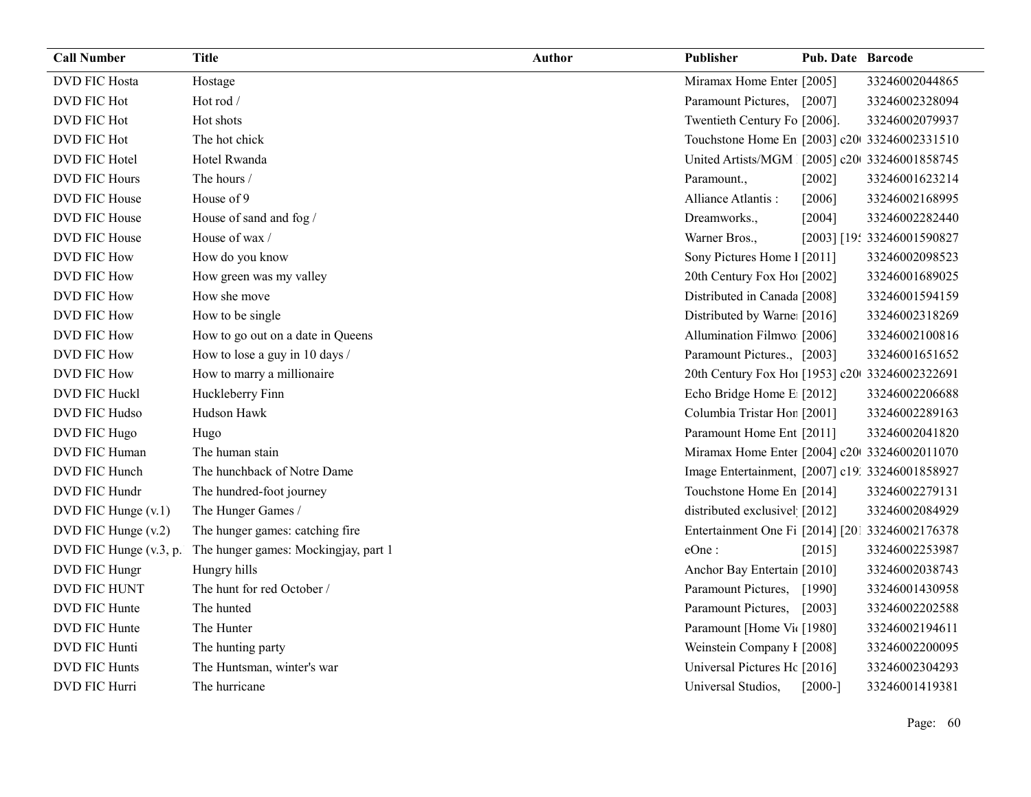| Call Number | Title | Author | Publisher | Pub. Date | Barcode |
|---|---|---|---|---|---|
| DVD FIC Hosta | Hostage | | Miramax Home Enter | [2005] | 33246002044865 |
| DVD FIC Hot | Hot rod / | | Paramount Pictures, | [2007] | 33246002328094 |
| DVD FIC Hot | Hot shots | | Twentieth Century Fo | [2006]. | 33246002079937 |
| DVD FIC Hot | The hot chick | | Touchstone Home En | [2003] c20( | 33246002331510 |
| DVD FIC Hotel | Hotel Rwanda | | United Artists/MGM | [2005] c20( | 33246001858745 |
| DVD FIC Hours | The hours / | | Paramount., | [2002] | 33246001623214 |
| DVD FIC House | House of 9 | | Alliance Atlantis : | [2006] | 33246002168995 |
| DVD FIC House | House of sand and fog / | | Dreamworks., | [2004] | 33246002282440 |
| DVD FIC House | House of wax / | | Warner Bros., | [2003] [19: | 33246001590827 |
| DVD FIC How | How do you know | | Sony Pictures Home I | [2011] | 33246002098523 |
| DVD FIC How | How green was my valley | | 20th Century Fox Hoi | [2002] | 33246001689025 |
| DVD FIC How | How she move | | Distributed in Canada | [2008] | 33246001594159 |
| DVD FIC How | How to be single | | Distributed by Warne | [2016] | 33246002318269 |
| DVD FIC How | How to go out on a date in Queens | | Allumination Filmwo | [2006] | 33246002100816 |
| DVD FIC How | How to lose a guy in 10 days / | | Paramount Pictures., | [2003] | 33246001651652 |
| DVD FIC How | How to marry a millionaire | | 20th Century Fox Hoi | [1953] c20( | 33246002322691 |
| DVD FIC Huckl | Huckleberry Finn | | Echo Bridge Home E | [2012] | 33246002206688 |
| DVD FIC Hudso | Hudson Hawk | | Columbia Tristar Hon | [2001] | 33246002289163 |
| DVD FIC Hugo | Hugo | | Paramount Home Ent | [2011] | 33246002041820 |
| DVD FIC Human | The human stain | | Miramax Home Enter | [2004] c20( | 33246002011070 |
| DVD FIC Hunch | The hunchback of Notre Dame | | Image Entertainment, | [2007] c19: | 33246001858927 |
| DVD FIC Hundr | The hundred-foot journey | | Touchstone Home En | [2014] | 33246002279131 |
| DVD FIC Hunge (v.1) | The Hunger Games / | | distributed exclusivel | [2012] | 33246002084929 |
| DVD FIC Hunge (v.2) | The hunger games: catching fire | | Entertainment One Fi | [2014] [201 | 33246002176378 |
| DVD FIC Hunge (v.3, p. | The hunger games: Mockingjay, part 1 | | eOne : | [2015] | 33246002253987 |
| DVD FIC Hungr | Hungry hills | | Anchor Bay Entertain | [2010] | 33246002038743 |
| DVD FIC HUNT | The hunt for red October / | | Paramount Pictures, | [1990] | 33246001430958 |
| DVD FIC Hunte | The hunted | | Paramount Pictures, | [2003] | 33246002202588 |
| DVD FIC Hunte | The Hunter | | Paramount [Home Vi | [1980] | 33246002194611 |
| DVD FIC Hunti | The hunting party | | Weinstein Company I | [2008] | 33246002200095 |
| DVD FIC Hunts | The Huntsman, winter's war | | Universal Pictures Hc | [2016] | 33246002304293 |
| DVD FIC Hurri | The hurricane | | Universal Studios, | [2000-] | 33246001419381 |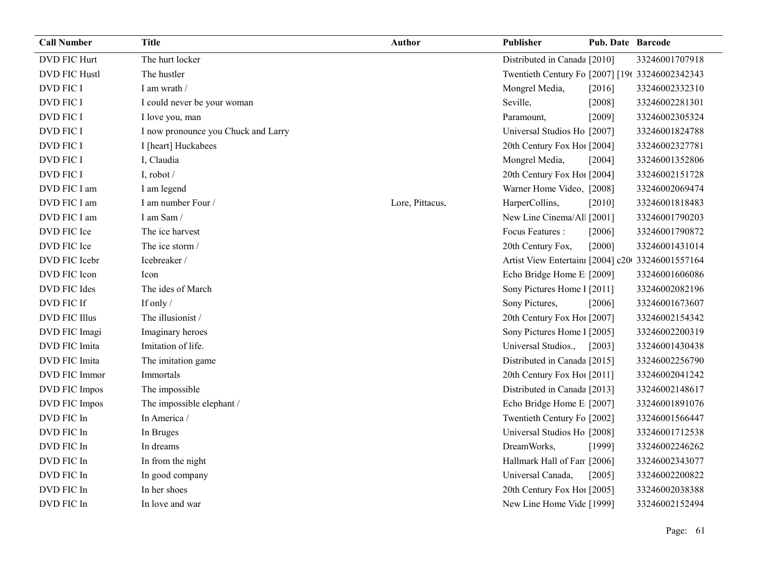| Call Number | Title | Author | Publisher | Pub. Date | Barcode |
|---|---|---|---|---|---|
| DVD FIC Hurt | The hurt locker | | Distributed in Canada | [2010] | 33246001707918 |
| DVD FIC Hustl | The hustler | | Twentieth Century Fo | [2007] [19( | 33246002342343 |
| DVD FIC I | I am wrath / | | Mongrel Media, | [2016] | 33246002332310 |
| DVD FIC I | I could never be your woman | | Seville, | [2008] | 33246002281301 |
| DVD FIC I | I love you, man | | Paramount, | [2009] | 33246002305324 |
| DVD FIC I | I now pronounce you Chuck and Larry | | Universal Studios Ho | [2007] | 33246001824788 |
| DVD FIC I | I [heart] Huckabees | | 20th Century Fox Ho | [2004] | 33246002327781 |
| DVD FIC I | I, Claudia | | Mongrel Media, | [2004] | 33246001352806 |
| DVD FIC I | I, robot / | | 20th Century Fox Ho | [2004] | 33246002151728 |
| DVD FIC I am | I am legend | | Warner Home Video, | [2008] | 33246002069474 |
| DVD FIC I am | I am number Four / | Lore, Pittacus, | HarperCollins, | [2010] | 33246001818483 |
| DVD FIC I am | I am Sam / | | New Line Cinema/All | [2001] | 33246001790203 |
| DVD FIC Ice | The ice harvest | | Focus Features : | [2006] | 33246001790872 |
| DVD FIC Ice | The ice storm / | | 20th Century Fox, | [2000] | 33246001431014 |
| DVD FIC Icebr | Icebreaker / | | Artist View Entertain | [2004] c20( | 33246001557164 |
| DVD FIC Icon | Icon | | Echo Bridge Home E | [2009] | 33246001606086 |
| DVD FIC Ides | The ides of March | | Sony Pictures Home I | [2011] | 33246002082196 |
| DVD FIC If | If only / | | Sony Pictures, | [2006] | 33246001673607 |
| DVD FIC Illus | The illusionist / | | 20th Century Fox Ho | [2007] | 33246002154342 |
| DVD FIC Imagi | Imaginary heroes | | Sony Pictures Home I | [2005] | 33246002200319 |
| DVD FIC Imita | Imitation of life. | | Universal Studios., | [2003] | 33246001430438 |
| DVD FIC Imita | The imitation game | | Distributed in Canada | [2015] | 33246002256790 |
| DVD FIC Immor | Immortals | | 20th Century Fox Ho | [2011] | 33246002041242 |
| DVD FIC Impos | The impossible | | Distributed in Canada | [2013] | 33246002148617 |
| DVD FIC Impos | The impossible elephant / | | Echo Bridge Home E | [2007] | 33246001891076 |
| DVD FIC In | In America / | | Twentieth Century Fo | [2002] | 33246001566447 |
| DVD FIC In | In Bruges | | Universal Studios Ho | [2008] | 33246001712538 |
| DVD FIC In | In dreams | | DreamWorks, | [1999] | 33246002246262 |
| DVD FIC In | In from the night | | Hallmark Hall of Fam | [2006] | 33246002343077 |
| DVD FIC In | In good company | | Universal Canada, | [2005] | 33246002200822 |
| DVD FIC In | In her shoes | | 20th Century Fox Ho | [2005] | 33246002038388 |
| DVD FIC In | In love and war | | New Line Home Vide | [1999] | 33246002152494 |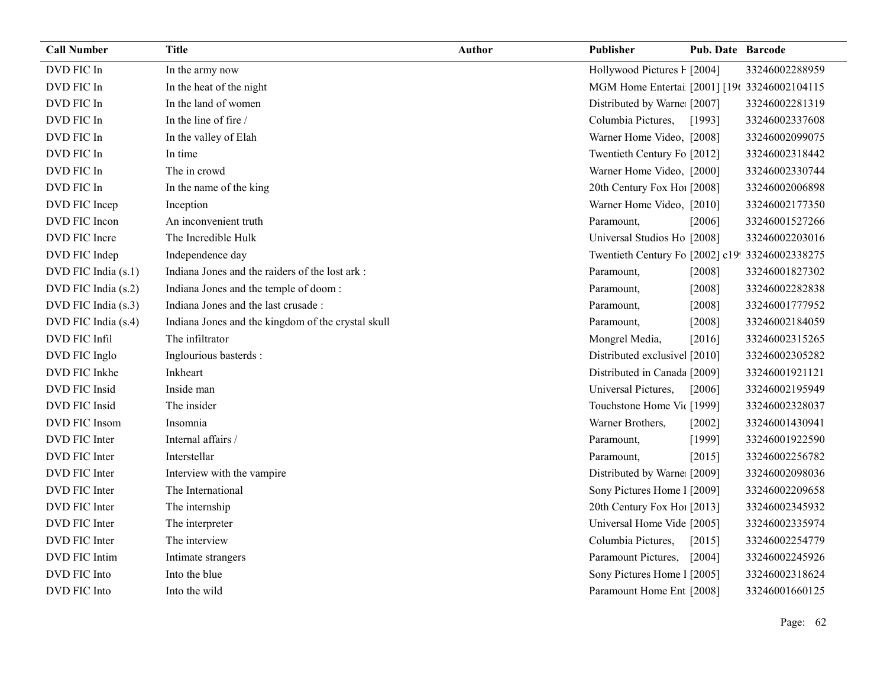| Call Number | Title | Author | Publisher | Pub. Date | Barcode |
|---|---|---|---|---|---|
| DVD FIC In | In the army now | | Hollywood Pictures H | [2004] | 33246002288959 |
| DVD FIC In | In the heat of the night | | MGM Home Entertai | [2001] [196 | 33246002104115 |
| DVD FIC In | In the land of women | | Distributed by Warne | [2007] | 33246002281319 |
| DVD FIC In | In the line of fire / | | Columbia Pictures, | [1993] | 33246002337608 |
| DVD FIC In | In the valley of Elah | | Warner Home Video, | [2008] | 33246002099075 |
| DVD FIC In | In time | | Twentieth Century Fo | [2012] | 33246002318442 |
| DVD FIC In | The in crowd | | Warner Home Video, | [2000] | 33246002330744 |
| DVD FIC In | In the name of the king | | 20th Century Fox Ho | [2008] | 33246002006898 |
| DVD FIC Incep | Inception | | Warner Home Video, | [2010] | 33246002177350 |
| DVD FIC Incon | An inconvenient truth | | Paramount, | [2006] | 33246001527266 |
| DVD FIC Incre | The Incredible Hulk | | Universal Studios Ho | [2008] | 33246002203016 |
| DVD FIC Indep | Independence day | | Twentieth Century Fo | [2002] c19 | 33246002338275 |
| DVD FIC India (s.1) | Indiana Jones and the raiders of the lost ark : | | Paramount, | [2008] | 33246001827302 |
| DVD FIC India (s.2) | Indiana Jones and the temple of doom : | | Paramount, | [2008] | 33246002282838 |
| DVD FIC India (s.3) | Indiana Jones and the last crusade : | | Paramount, | [2008] | 33246001777952 |
| DVD FIC India (s.4) | Indiana Jones and the kingdom of the crystal skull | | Paramount, | [2008] | 33246002184059 |
| DVD FIC Infil | The infiltrator | | Mongrel Media, | [2016] | 33246002315265 |
| DVD FIC Inglo | Inglourious basterds : | | Distributed exclusivel | [2010] | 33246002305282 |
| DVD FIC Inkhe | Inkheart | | Distributed in Canada | [2009] | 33246001921121 |
| DVD FIC Insid | Inside man | | Universal Pictures, | [2006] | 33246002195949 |
| DVD FIC Insid | The insider | | Touchstone Home Vi | [1999] | 33246002328037 |
| DVD FIC Insom | Insomnia | | Warner Brothers, | [2002] | 33246001430941 |
| DVD FIC Inter | Internal affairs / | | Paramount, | [1999] | 33246001922590 |
| DVD FIC Inter | Interstellar | | Paramount, | [2015] | 33246002256782 |
| DVD FIC Inter | Interview with the vampire | | Distributed by Warne | [2009] | 33246002098036 |
| DVD FIC Inter | The International | | Sony Pictures Home I | [2009] | 33246002209658 |
| DVD FIC Inter | The internship | | 20th Century Fox Ho | [2013] | 33246002345932 |
| DVD FIC Inter | The interpreter | | Universal Home Vide | [2005] | 33246002335974 |
| DVD FIC Inter | The interview | | Columbia Pictures, | [2015] | 33246002254779 |
| DVD FIC Intim | Intimate strangers | | Paramount Pictures, | [2004] | 33246002245926 |
| DVD FIC Into | Into the blue | | Sony Pictures Home I | [2005] | 33246002318624 |
| DVD FIC Into | Into the wild | | Paramount Home Ent | [2008] | 33246001660125 |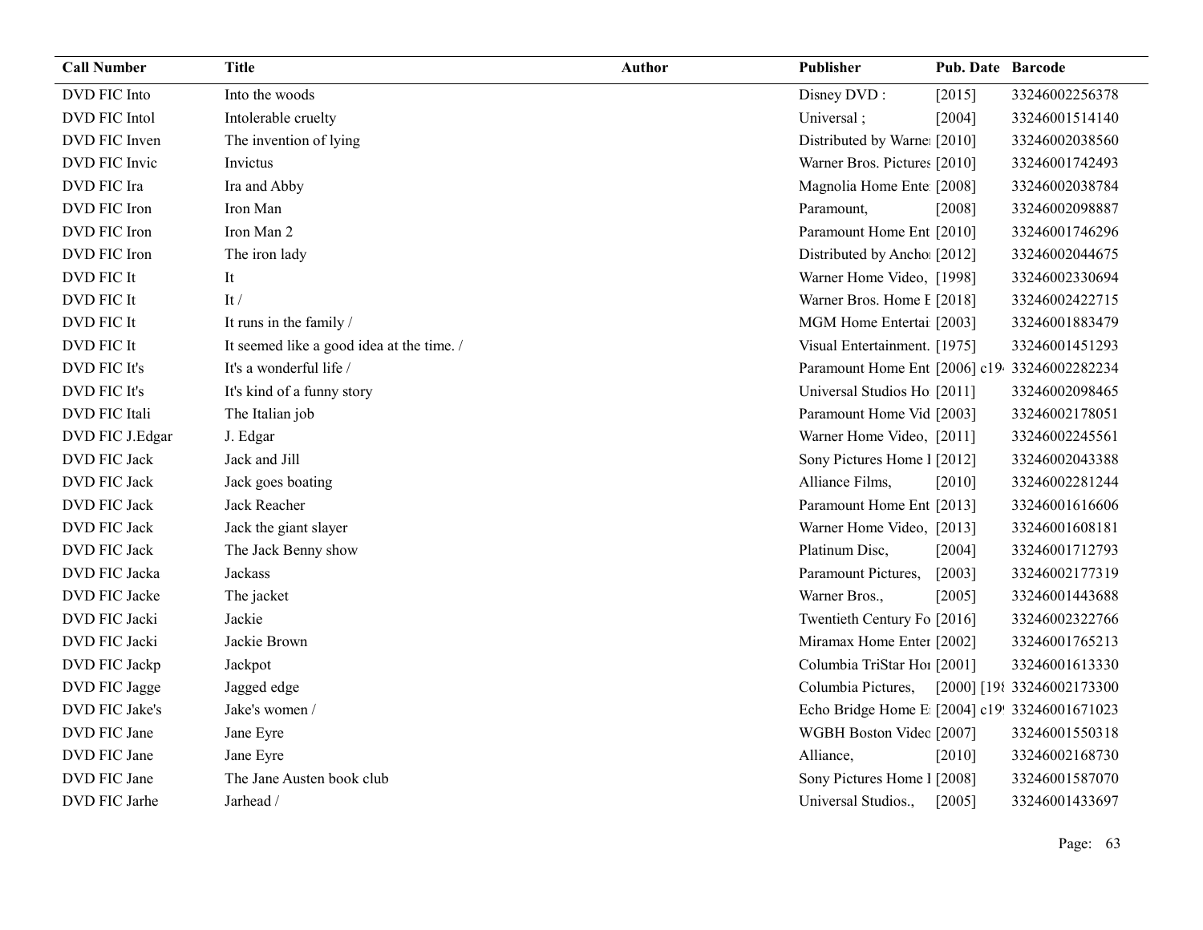| Call Number | Title | Author | Publisher | Pub. Date | Barcode |
| --- | --- | --- | --- | --- | --- |
| DVD FIC Into | Into the woods | | Disney DVD : | [2015] | 33246002256378 |
| DVD FIC Intol | Intolerable cruelty | | Universal ; | [2004] | 33246001514140 |
| DVD FIC Inven | The invention of lying | | Distributed by Warne | [2010] | 33246002038560 |
| DVD FIC Invic | Invictus | | Warner Bros. Pictures | [2010] | 33246001742493 |
| DVD FIC Ira | Ira and Abby | | Magnolia Home Ente | [2008] | 33246002038784 |
| DVD FIC Iron | Iron Man | | Paramount, | [2008] | 33246002098887 |
| DVD FIC Iron | Iron Man 2 | | Paramount Home Ent | [2010] | 33246001746296 |
| DVD FIC Iron | The iron lady | | Distributed by Ancho | [2012] | 33246002044675 |
| DVD FIC It | It | | Warner Home Video, | [1998] | 33246002330694 |
| DVD FIC It | It / | | Warner Bros. Home E | [2018] | 33246002422715 |
| DVD FIC It | It runs in the family / | | MGM Home Entertai | [2003] | 33246001883479 |
| DVD FIC It | It seemed like a good idea at the time. / | | Visual Entertainment. | [1975] | 33246001451293 |
| DVD FIC It's | It's a wonderful life / | | Paramount Home Ent | [2006] c19 | 33246002282234 |
| DVD FIC It's | It's kind of a funny story | | Universal Studios Ho | [2011] | 33246002098465 |
| DVD FIC Itali | The Italian job | | Paramount Home Vid | [2003] | 33246002178051 |
| DVD FIC J.Edgar | J. Edgar | | Warner Home Video, | [2011] | 33246002245561 |
| DVD FIC Jack | Jack and Jill | | Sony Pictures Home I | [2012] | 33246002043388 |
| DVD FIC Jack | Jack goes boating | | Alliance Films, | [2010] | 33246002281244 |
| DVD FIC Jack | Jack Reacher | | Paramount Home Ent | [2013] | 33246001616606 |
| DVD FIC Jack | Jack the giant slayer | | Warner Home Video, | [2013] | 33246001608181 |
| DVD FIC Jack | The Jack Benny show | | Platinum Disc, | [2004] | 33246001712793 |
| DVD FIC Jacka | Jackass | | Paramount Pictures, | [2003] | 33246002177319 |
| DVD FIC Jacke | The jacket | | Warner Bros., | [2005] | 33246001443688 |
| DVD FIC Jacki | Jackie | | Twentieth Century Fo | [2016] | 33246002322766 |
| DVD FIC Jacki | Jackie Brown | | Miramax Home Enter | [2002] | 33246001765213 |
| DVD FIC Jackp | Jackpot | | Columbia TriStar Hor | [2001] | 33246001613330 |
| DVD FIC Jagge | Jagged edge | | Columbia Pictures, | [2000] [198 | 33246002173300 |
| DVD FIC Jake's | Jake's women / | | Echo Bridge Home E | [2004] c19 | 33246001671023 |
| DVD FIC Jane | Jane Eyre | | WGBH Boston Videc | [2007] | 33246001550318 |
| DVD FIC Jane | Jane Eyre | | Alliance, | [2010] | 33246002168730 |
| DVD FIC Jane | The Jane Austen book club | | Sony Pictures Home I | [2008] | 33246001587070 |
| DVD FIC Jarhe | Jarhead / | | Universal Studios., | [2005] | 33246001433697 |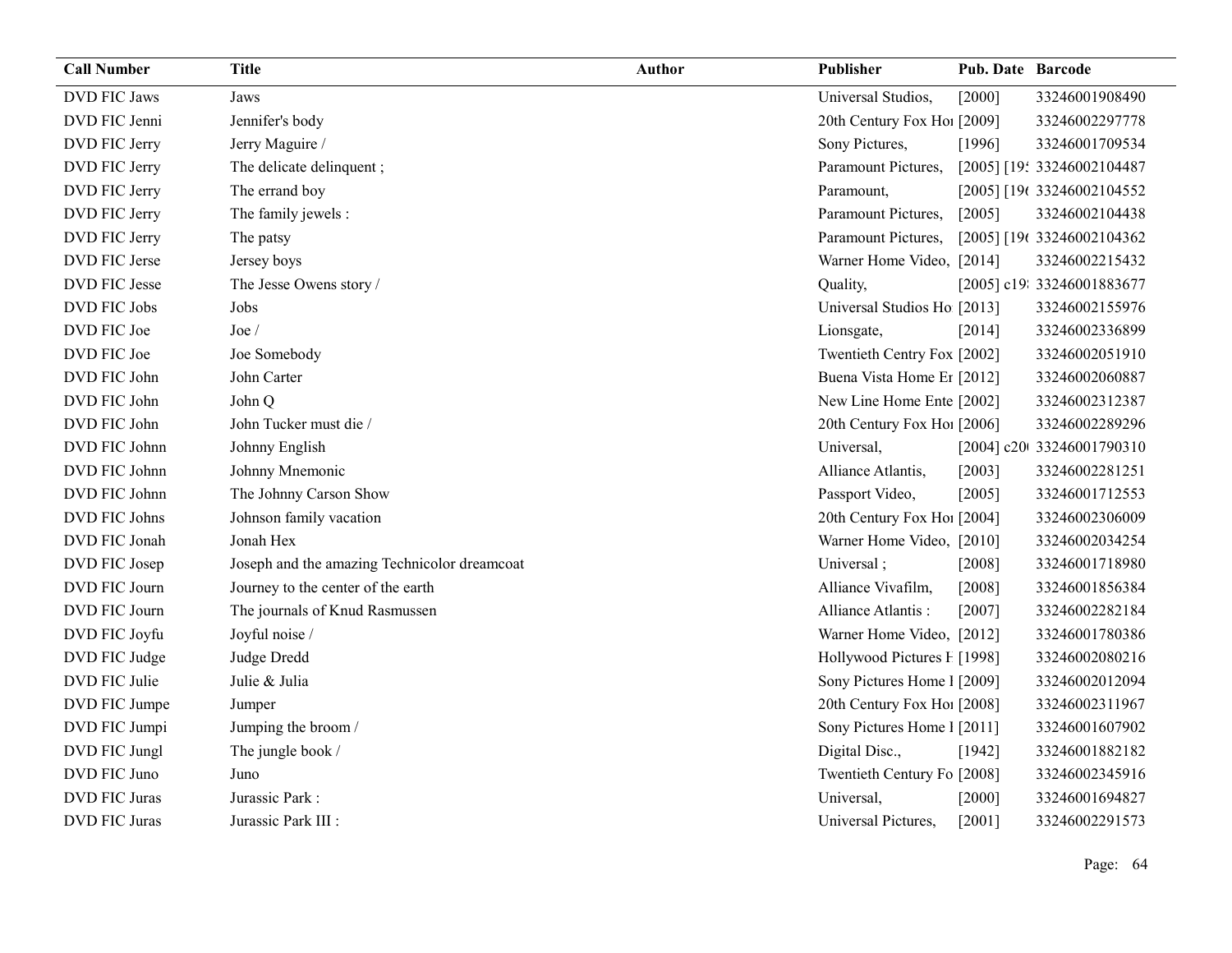| Call Number | Title | Author | Publisher | Pub. Date | Barcode |
| --- | --- | --- | --- | --- | --- |
| DVD FIC Jaws | Jaws | | Universal Studios, | [2000] | 33246001908490 |
| DVD FIC Jenni | Jennifer's body | | 20th Century Fox Hoı | [2009] | 33246002297778 |
| DVD FIC Jerry | Jerry Maguire / | | Sony Pictures, | [1996] | 33246001709534 |
| DVD FIC Jerry | The delicate delinquent ; | | Paramount Pictures, | [2005] [19: | 33246002104487 |
| DVD FIC Jerry | The errand boy | | Paramount, | [2005] [19( | 33246002104552 |
| DVD FIC Jerry | The family jewels : | | Paramount Pictures, | [2005] | 33246002104438 |
| DVD FIC Jerry | The patsy | | Paramount Pictures, | [2005] [19( | 33246002104362 |
| DVD FIC Jerse | Jersey boys | | Warner Home Video, | [2014] | 33246002215432 |
| DVD FIC Jesse | The Jesse Owens story / | | Quality, | [2005] c19: | 33246001883677 |
| DVD FIC Jobs | Jobs | | Universal Studios Ho | [2013] | 33246002155976 |
| DVD FIC Joe | Joe / | | Lionsgate, | [2014] | 33246002336899 |
| DVD FIC Joe | Joe Somebody | | Twentieth Centry Fox | [2002] | 33246002051910 |
| DVD FIC John | John Carter | | Buena Vista Home Er | [2012] | 33246002060887 |
| DVD FIC John | John Q | | New Line Home Ente | [2002] | 33246002312387 |
| DVD FIC John | John Tucker must die / | | 20th Century Fox Hoı | [2006] | 33246002289296 |
| DVD FIC Johnn | Johnny English | | Universal, | [2004] c20( | 33246001790310 |
| DVD FIC Johnn | Johnny Mnemonic | | Alliance Atlantis, | [2003] | 33246002281251 |
| DVD FIC Johnn | The Johnny Carson Show | | Passport Video, | [2005] | 33246001712553 |
| DVD FIC Johns | Johnson family vacation | | 20th Century Fox Hoı | [2004] | 33246002306009 |
| DVD FIC Jonah | Jonah Hex | | Warner Home Video, | [2010] | 33246002034254 |
| DVD FIC Josep | Joseph and the amazing Technicolor dreamcoat | | Universal ; | [2008] | 33246001718980 |
| DVD FIC Journ | Journey to the center of the earth | | Alliance Vivafilm, | [2008] | 33246001856384 |
| DVD FIC Journ | The journals of Knud Rasmussen | | Alliance Atlantis : | [2007] | 33246002282184 |
| DVD FIC Joyfu | Joyful noise / | | Warner Home Video, | [2012] | 33246001780386 |
| DVD FIC Judge | Judge Dredd | | Hollywood Pictures H | [1998] | 33246002080216 |
| DVD FIC Julie | Julie & Julia | | Sony Pictures Home I | [2009] | 33246002012094 |
| DVD FIC Jumpe | Jumper | | 20th Century Fox Hoı | [2008] | 33246002311967 |
| DVD FIC Jumpi | Jumping the broom / | | Sony Pictures Home I | [2011] | 33246001607902 |
| DVD FIC Jungl | The jungle book / | | Digital Disc., | [1942] | 33246001882182 |
| DVD FIC Juno | Juno | | Twentieth Century Fo | [2008] | 33246002345916 |
| DVD FIC Juras | Jurassic Park : | | Universal, | [2000] | 33246001694827 |
| DVD FIC Juras | Jurassic Park III : | | Universal Pictures, | [2001] | 33246002291573 |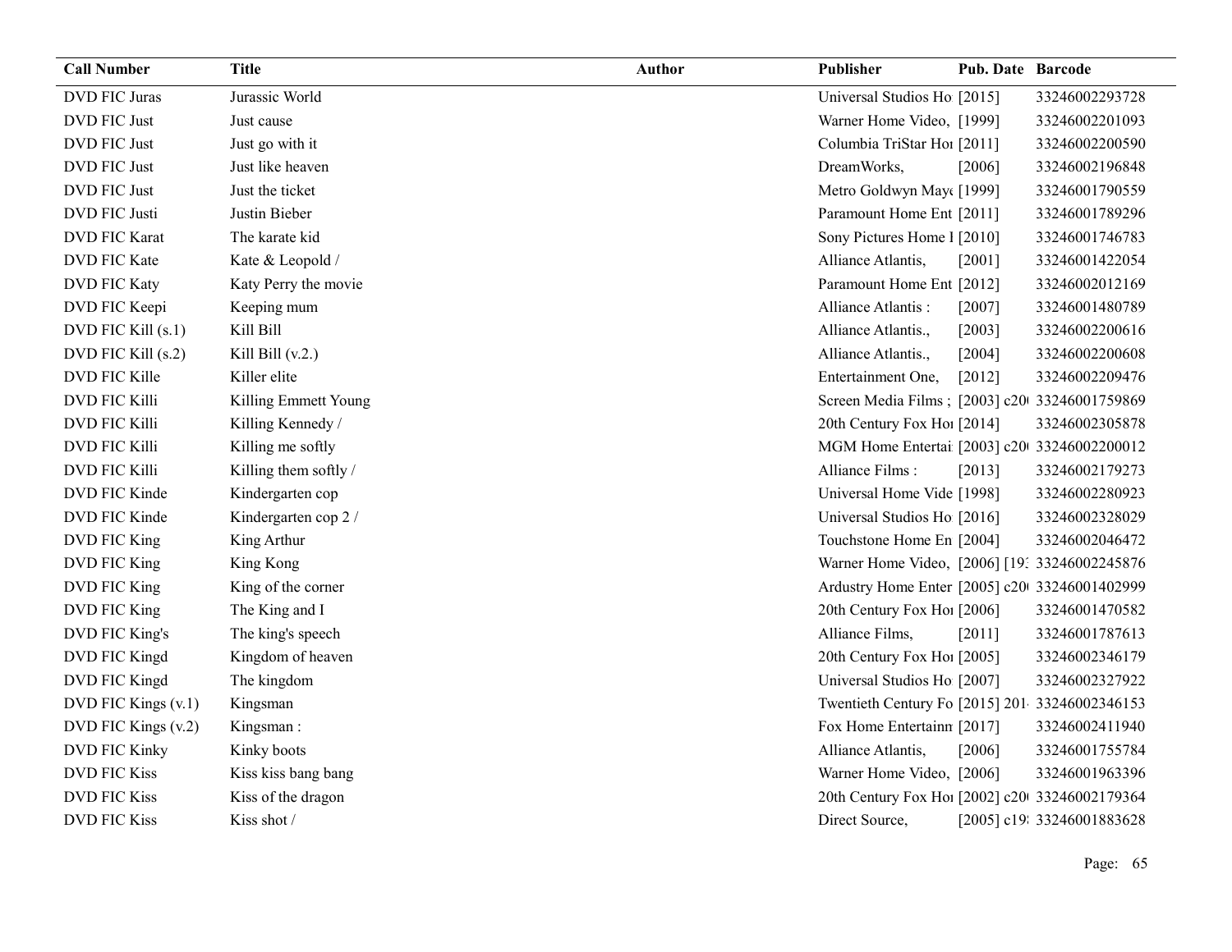| Call Number | Title | Author | Publisher | Pub. Date | Barcode |
|---|---|---|---|---|---|
| DVD FIC Juras | Jurassic World | | Universal Studios Ho | [2015] | 33246002293728 |
| DVD FIC Just | Just cause | | Warner Home Video, | [1999] | 33246002201093 |
| DVD FIC Just | Just go with it | | Columbia TriStar Hor | [2011] | 33246002200590 |
| DVD FIC Just | Just like heaven | | DreamWorks, | [2006] | 33246002196848 |
| DVD FIC Just | Just the ticket | | Metro Goldwyn May | [1999] | 33246001790559 |
| DVD FIC Justi | Justin Bieber | | Paramount Home Ent | [2011] | 33246001789296 |
| DVD FIC Karat | The karate kid | | Sony Pictures Home I | [2010] | 33246001746783 |
| DVD FIC Kate | Kate & Leopold / | | Alliance Atlantis, | [2001] | 33246001422054 |
| DVD FIC Katy | Katy Perry the movie | | Paramount Home Ent | [2012] | 33246002012169 |
| DVD FIC Keepi | Keeping mum | | Alliance Atlantis : | [2007] | 33246001480789 |
| DVD FIC Kill (s.1) | Kill Bill | | Alliance Atlantis., | [2003] | 33246002200616 |
| DVD FIC Kill (s.2) | Kill Bill (v.2.) | | Alliance Atlantis., | [2004] | 33246002200608 |
| DVD FIC Kille | Killer elite | | Entertainment One, | [2012] | 33246002209476 |
| DVD FIC Killi | Killing Emmett Young | | Screen Media Films ; | [2003] c20 | 33246001759869 |
| DVD FIC Killi | Killing Kennedy / | | 20th Century Fox Hor | [2014] | 33246002305878 |
| DVD FIC Killi | Killing me softly | | MGM Home Entertai | [2003] c20 | 33246002200012 |
| DVD FIC Killi | Killing them softly / | | Alliance Films : | [2013] | 33246002179273 |
| DVD FIC Kinde | Kindergarten cop | | Universal Home Vide | [1998] | 33246002280923 |
| DVD FIC Kinde | Kindergarten cop 2 / | | Universal Studios Ho | [2016] | 33246002328029 |
| DVD FIC King | King Arthur | | Touchstone Home En | [2004] | 33246002046472 |
| DVD FIC King | King Kong | | Warner Home Video, | [2006] [19 | 33246002245876 |
| DVD FIC King | King of the corner | | Ardustry Home Enter | [2005] c20 | 33246001402999 |
| DVD FIC King | The King and I | | 20th Century Fox Hor | [2006] | 33246001470582 |
| DVD FIC King's | The king's speech | | Alliance Films, | [2011] | 33246001787613 |
| DVD FIC Kingd | Kingdom of heaven | | 20th Century Fox Hor | [2005] | 33246002346179 |
| DVD FIC Kingd | The kingdom | | Universal Studios Ho | [2007] | 33246002327922 |
| DVD FIC Kings (v.1) | Kingsman | | Twentieth Century Fo | [2015] 201 | 33246002346153 |
| DVD FIC Kings (v.2) | Kingsman : | | Fox Home Entertainn | [2017] | 33246002411940 |
| DVD FIC Kinky | Kinky boots | | Alliance Atlantis, | [2006] | 33246001755784 |
| DVD FIC Kiss | Kiss kiss bang bang | | Warner Home Video, | [2006] | 33246001963396 |
| DVD FIC Kiss | Kiss of the dragon | | 20th Century Fox Hor | [2002] c20 | 33246002179364 |
| DVD FIC Kiss | Kiss shot / | | Direct Source, | [2005] c19 | 33246001883628 |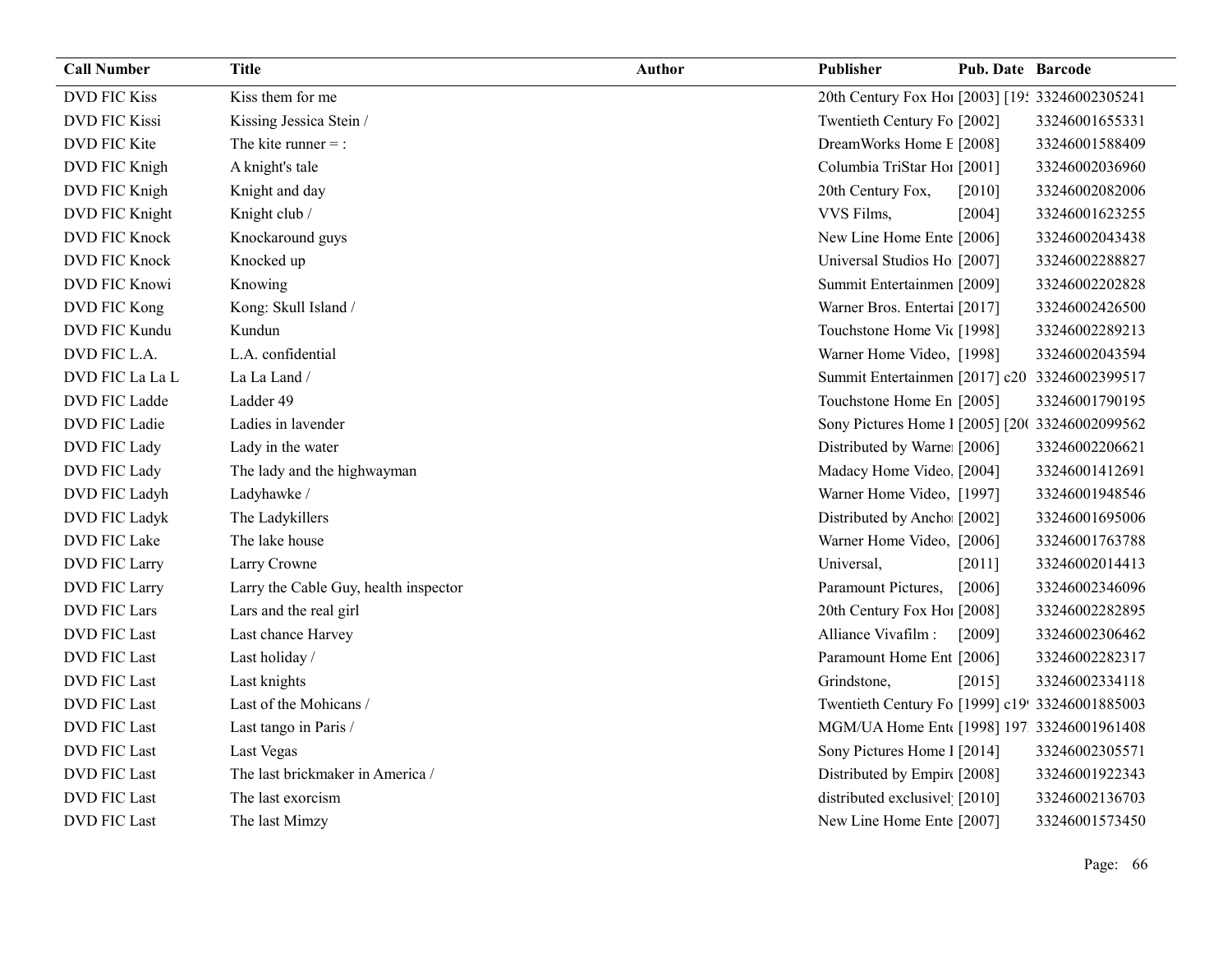| Call Number | Title | Author | Publisher | Pub. Date | Barcode |
|---|---|---|---|---|---|
| DVD FIC Kiss | Kiss them for me | | 20th Century Fox Ho | [2003] [19 | 33246002305241 |
| DVD FIC Kissi | Kissing Jessica Stein / | | Twentieth Century Fo | [2002] | 33246001655331 |
| DVD FIC Kite | The kite runner = : | | DreamWorks Home E | [2008] | 33246001588409 |
| DVD FIC Knigh | A knight's tale | | Columbia TriStar Ho | [2001] | 33246002036960 |
| DVD FIC Knigh | Knight and day | | 20th Century Fox, | [2010] | 33246002082006 |
| DVD FIC Knight | Knight club / | | VVS Films, | [2004] | 33246001623255 |
| DVD FIC Knock | Knockaround guys | | New Line Home Ente | [2006] | 33246002043438 |
| DVD FIC Knock | Knocked up | | Universal Studios Ho | [2007] | 33246002288827 |
| DVD FIC Knowi | Knowing | | Summit Entertainmen | [2009] | 33246002202828 |
| DVD FIC Kong | Kong: Skull Island / | | Warner Bros. Entertai | [2017] | 33246002426500 |
| DVD FIC Kundu | Kundun | | Touchstone Home Vi | [1998] | 33246002289213 |
| DVD FIC L.A. | L.A. confidential | | Warner Home Video, | [1998] | 33246002043594 |
| DVD FIC La La L | La La Land / | | Summit Entertainmen | [2017] c20 | 33246002399517 |
| DVD FIC Ladde | Ladder 49 | | Touchstone Home En | [2005] | 33246001790195 |
| DVD FIC Ladie | Ladies in lavender | | Sony Pictures Home I | [2005] [20 | 33246002099562 |
| DVD FIC Lady | Lady in the water | | Distributed by Warne | [2006] | 33246002206621 |
| DVD FIC Lady | The lady and the highwayman | | Madacy Home Video. | [2004] | 33246001412691 |
| DVD FIC Ladyh | Ladyhawke / | | Warner Home Video, | [1997] | 33246001948546 |
| DVD FIC Ladyk | The Ladykillers | | Distributed by Ancho | [2002] | 33246001695006 |
| DVD FIC Lake | The lake house | | Warner Home Video, | [2006] | 33246001763788 |
| DVD FIC Larry | Larry Crowne | | Universal, | [2011] | 33246002014413 |
| DVD FIC Larry | Larry the Cable Guy, health inspector | | Paramount Pictures, | [2006] | 33246002346096 |
| DVD FIC Lars | Lars and the real girl | | 20th Century Fox Ho | [2008] | 33246002282895 |
| DVD FIC Last | Last chance Harvey | | Alliance Vivafilm : | [2009] | 33246002306462 |
| DVD FIC Last | Last holiday / | | Paramount Home Ent | [2006] | 33246002282317 |
| DVD FIC Last | Last knights | | Grindstone, | [2015] | 33246002334118 |
| DVD FIC Last | Last of the Mohicans / | | Twentieth Century Fo | [1999] c19 | 33246001885003 |
| DVD FIC Last | Last tango in Paris / | | MGM/UA Home Ent | [1998] 197 | 33246001961408 |
| DVD FIC Last | Last Vegas | | Sony Pictures Home I | [2014] | 33246002305571 |
| DVD FIC Last | The last brickmaker in America / | | Distributed by Empir | [2008] | 33246001922343 |
| DVD FIC Last | The last exorcism | | distributed exclusivel | [2010] | 33246002136703 |
| DVD FIC Last | The last Mimzy | | New Line Home Ente | [2007] | 33246001573450 |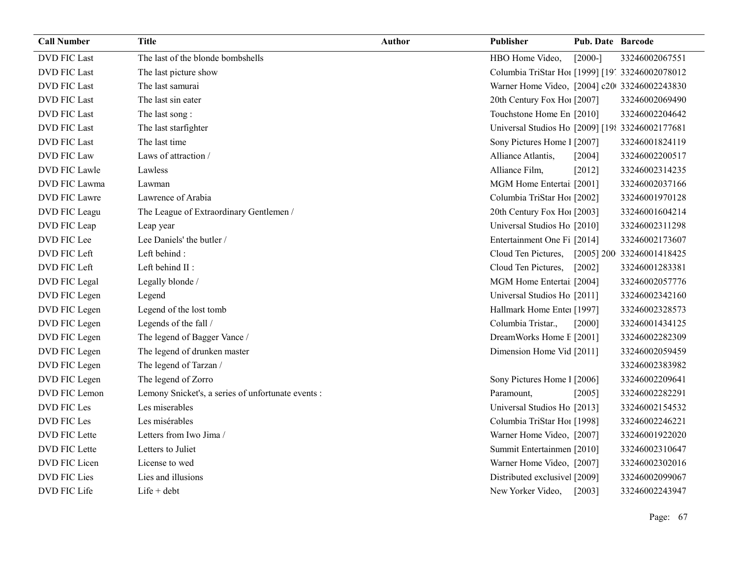| Call Number | Title | Author | Publisher | Pub. Date | Barcode |
|---|---|---|---|---|---|
| DVD FIC Last | The last of the blonde bombshells | | HBO Home Video, | [2000-] | 33246002067551 |
| DVD FIC Last | The last picture show | | Columbia TriStar Hoı | [1999] [19' | 33246002078012 |
| DVD FIC Last | The last samurai | | Warner Home Video, | [2004] c20( | 33246002243830 |
| DVD FIC Last | The last sin eater | | 20th Century Fox Hoı | [2007] | 33246002069490 |
| DVD FIC Last | The last song : | | Touchstone Home En | [2010] | 33246002204642 |
| DVD FIC Last | The last starfighter | | Universal Studios Ho | [2009] [198 | 33246002177681 |
| DVD FIC Last | The last time | | Sony Pictures Home I | [2007] | 33246001824119 |
| DVD FIC Law | Laws of attraction / | | Alliance Atlantis, | [2004] | 33246002200517 |
| DVD FIC Lawle | Lawless | | Alliance Film, | [2012] | 33246002314235 |
| DVD FIC Lawma | Lawman | | MGM Home Entertai | [2001] | 33246002037166 |
| DVD FIC Lawre | Lawrence of Arabia | | Columbia TriStar Hoı | [2002] | 33246001970128 |
| DVD FIC Leagu | The League of Extraordinary Gentlemen / | | 20th Century Fox Hoı | [2003] | 33246001604214 |
| DVD FIC Leap | Leap year | | Universal Studios Ho | [2010] | 33246002311298 |
| DVD FIC Lee | Lee Daniels' the butler / | | Entertainment One Fi | [2014] | 33246002173607 |
| DVD FIC Left | Left behind : | | Cloud Ten Pictures, | [2005] 200 | 33246001418425 |
| DVD FIC Left | Left behind II : | | Cloud Ten Pictures, | [2002] | 33246001283381 |
| DVD FIC Legal | Legally blonde / | | MGM Home Entertai | [2004] | 33246002057776 |
| DVD FIC Legen | Legend | | Universal Studios Ho | [2011] | 33246002342160 |
| DVD FIC Legen | Legend of the lost tomb | | Hallmark Home Enteı | [1997] | 33246002328573 |
| DVD FIC Legen | Legends of the fall / | | Columbia Tristar., | [2000] | 33246001434125 |
| DVD FIC Legen | The legend of Bagger Vance / | | DreamWorks Home E | [2001] | 33246002282309 |
| DVD FIC Legen | The legend of drunken master | | Dimension Home Vid | [2011] | 33246002059459 |
| DVD FIC Legen | The legend of Tarzan / | | | | 33246002383982 |
| DVD FIC Legen | The legend of Zorro | | Sony Pictures Home I | [2006] | 33246002209641 |
| DVD FIC Lemon | Lemony Snicket's, a series of unfortunate events : | | Paramount, | [2005] | 33246002282291 |
| DVD FIC Les | Les miserables | | Universal Studios Ho | [2013] | 33246002154532 |
| DVD FIC Les | Les misérables | | Columbia TriStar Hoı | [1998] | 33246002246221 |
| DVD FIC Lette | Letters from Iwo Jima / | | Warner Home Video, | [2007] | 33246001922020 |
| DVD FIC Lette | Letters to Juliet | | Summit Entertainmen | [2010] | 33246002310647 |
| DVD FIC Licen | License to wed | | Warner Home Video, | [2007] | 33246002302016 |
| DVD FIC Lies | Lies and illusions | | Distributed exclusivel | [2009] | 33246002099067 |
| DVD FIC Life | Life + debt | | New Yorker Video, | [2003] | 33246002243947 |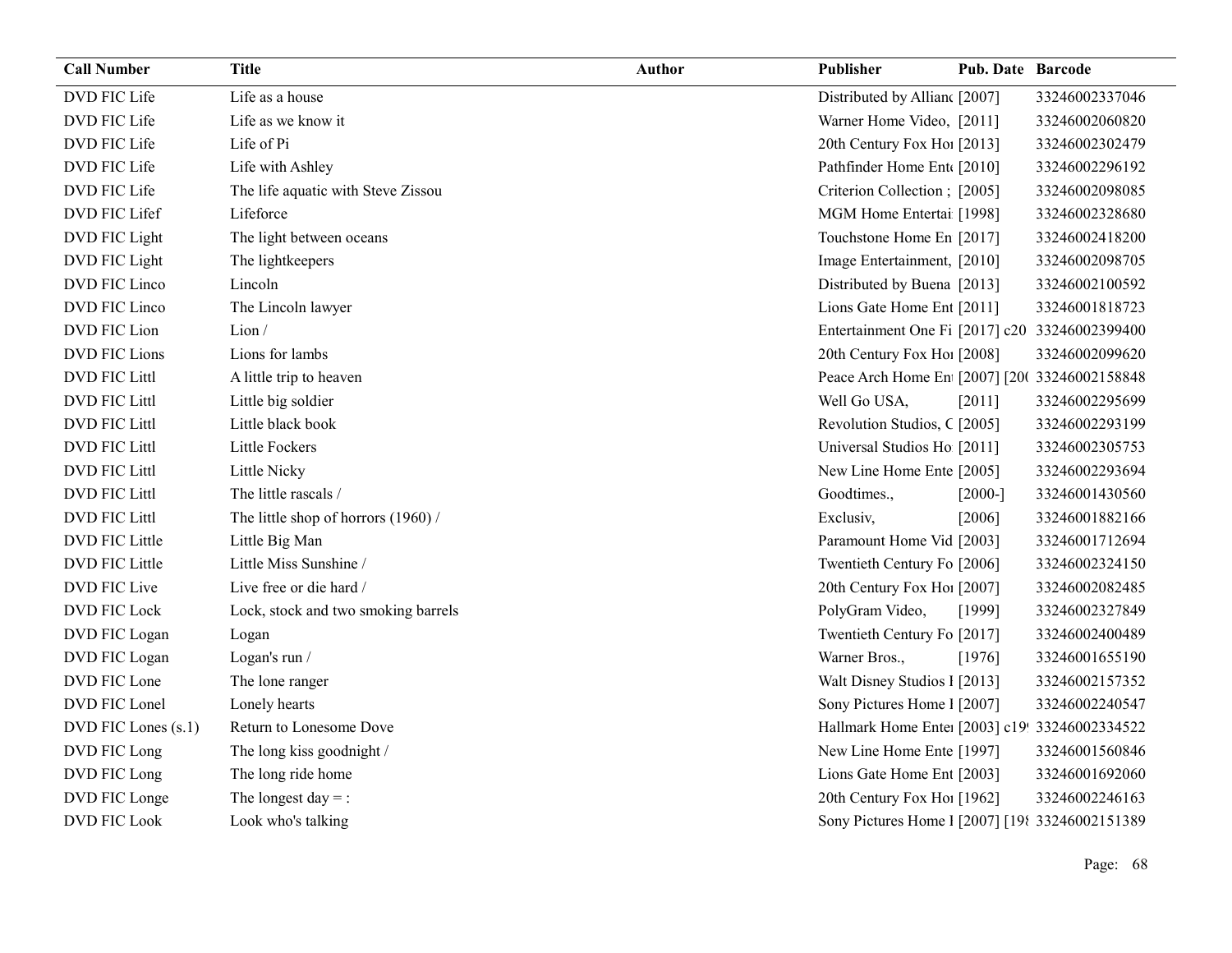| Call Number | Title | Author | Publisher | Pub. Date | Barcode |
|---|---|---|---|---|---|
| DVD FIC Life | Life as a house | | Distributed by Allianc | [2007] | 33246002337046 |
| DVD FIC Life | Life as we know it | | Warner Home Video, | [2011] | 33246002060820 |
| DVD FIC Life | Life of Pi | | 20th Century Fox Hor | [2013] | 33246002302479 |
| DVD FIC Life | Life with Ashley | | Pathfinder Home Ent | [2010] | 33246002296192 |
| DVD FIC Life | The life aquatic with Steve Zissou | | Criterion Collection ; | [2005] | 33246002098085 |
| DVD FIC Lifef | Lifeforce | | MGM Home Entertai | [1998] | 33246002328680 |
| DVD FIC Light | The light between oceans | | Touchstone Home En | [2017] | 33246002418200 |
| DVD FIC Light | The lightkeepers | | Image Entertainment, | [2010] | 33246002098705 |
| DVD FIC Linco | Lincoln | | Distributed by Buena | [2013] | 33246002100592 |
| DVD FIC Linco | The Lincoln lawyer | | Lions Gate Home Ent | [2011] | 33246001818723 |
| DVD FIC Lion | Lion / | | Entertainment One Fi | [2017] c20 | 33246002399400 |
| DVD FIC Lions | Lions for lambs | | 20th Century Fox Hor | [2008] | 33246002099620 |
| DVD FIC Littl | A little trip to heaven | | Peace Arch Home En | [2007] [20( | 33246002158848 |
| DVD FIC Littl | Little big soldier | | Well Go USA, | [2011] | 33246002295699 |
| DVD FIC Littl | Little black book | | Revolution Studios, C | [2005] | 33246002293199 |
| DVD FIC Littl | Little Fockers | | Universal Studios Ho | [2011] | 33246002305753 |
| DVD FIC Littl | Little Nicky | | New Line Home Ente | [2005] | 33246002293694 |
| DVD FIC Littl | The little rascals / | | Goodtimes., | [2000-] | 33246001430560 |
| DVD FIC Littl | The little shop of horrors (1960) / | | Exclusiv, | [2006] | 33246001882166 |
| DVD FIC Little | Little Big Man | | Paramount Home Vid | [2003] | 33246001712694 |
| DVD FIC Little | Little Miss Sunshine / | | Twentieth Century Fo | [2006] | 33246002324150 |
| DVD FIC Live | Live free or die hard / | | 20th Century Fox Hor | [2007] | 33246002082485 |
| DVD FIC Lock | Lock, stock and two smoking barrels | | PolyGram Video, | [1999] | 33246002327849 |
| DVD FIC Logan | Logan | | Twentieth Century Fo | [2017] | 33246002400489 |
| DVD FIC Logan | Logan's run / | | Warner Bros., | [1976] | 33246001655190 |
| DVD FIC Lone | The lone ranger | | Walt Disney Studios I | [2013] | 33246002157352 |
| DVD FIC Lonel | Lonely hearts | | Sony Pictures Home I | [2007] | 33246002240547 |
| DVD FIC Lones (s.1) | Return to Lonesome Dove | | Hallmark Home Enter | [2003] c19 | 33246002334522 |
| DVD FIC Long | The long kiss goodnight / | | New Line Home Ente | [1997] | 33246001560846 |
| DVD FIC Long | The long ride home | | Lions Gate Home Ent | [2003] | 33246001692060 |
| DVD FIC Longe | The longest day = : | | 20th Century Fox Hor | [1962] | 33246002246163 |
| DVD FIC Look | Look who's talking | | Sony Pictures Home I | [2007] [198 | 33246002151389 |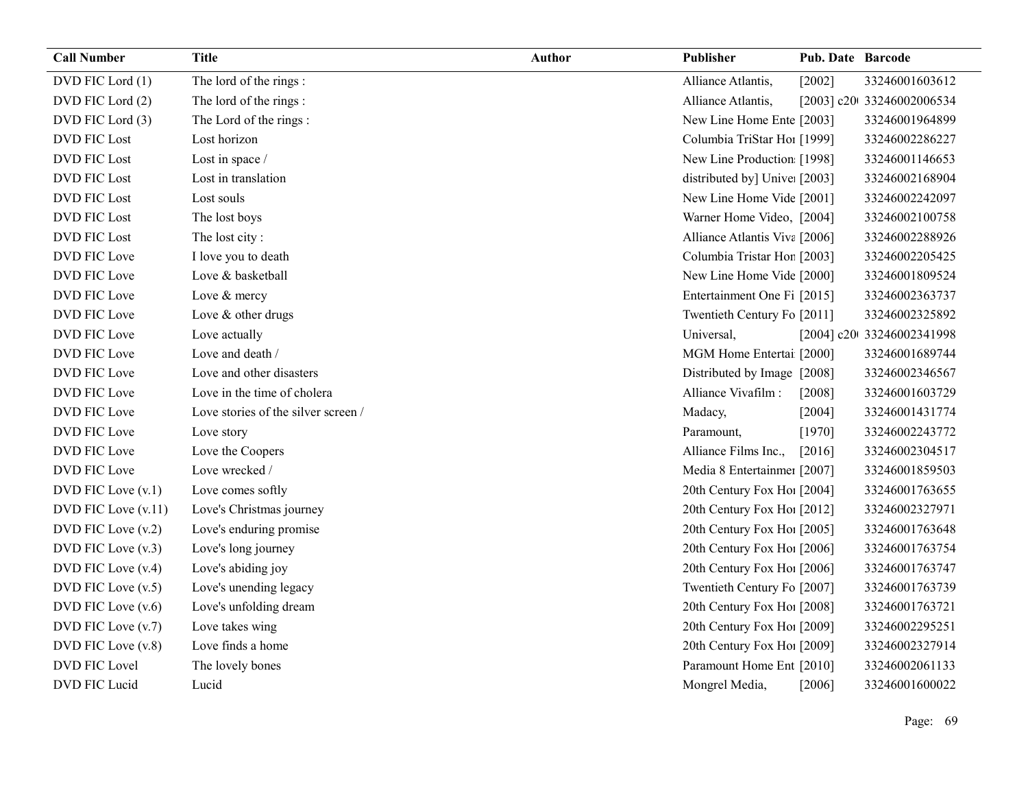| Call Number | Title | Author | Publisher | Pub. Date | Barcode |
|---|---|---|---|---|---|
| DVD FIC Lord (1) | The lord of the rings : | | Alliance Atlantis, | [2002] | 33246001603612 |
| DVD FIC Lord (2) | The lord of the rings : | | Alliance Atlantis, | [2003] c20 | 33246002006534 |
| DVD FIC Lord (3) | The Lord of the rings : | | New Line Home Ente | [2003] | 33246001964899 |
| DVD FIC Lost | Lost horizon | | Columbia TriStar Ho | [1999] | 33246002286227 |
| DVD FIC Lost | Lost in space / | | New Line Production | [1998] | 33246001146653 |
| DVD FIC Lost | Lost in translation | | distributed by] Unive | [2003] | 33246002168904 |
| DVD FIC Lost | Lost souls | | New Line Home Vide | [2001] | 33246002242097 |
| DVD FIC Lost | The lost boys | | Warner Home Video, | [2004] | 33246002100758 |
| DVD FIC Lost | The lost city : | | Alliance Atlantis Viva | [2006] | 33246002288926 |
| DVD FIC Love | I love you to death | | Columbia Tristar Hon | [2003] | 33246002205425 |
| DVD FIC Love | Love & basketball | | New Line Home Vide | [2000] | 33246001809524 |
| DVD FIC Love | Love & mercy | | Entertainment One Fi | [2015] | 33246002363737 |
| DVD FIC Love | Love & other drugs | | Twentieth Century Fo | [2011] | 33246002325892 |
| DVD FIC Love | Love actually | | Universal, | [2004] c20 | 33246002341998 |
| DVD FIC Love | Love and death / | | MGM Home Entertai | [2000] | 33246001689744 |
| DVD FIC Love | Love and other disasters | | Distributed by Image | [2008] | 33246002346567 |
| DVD FIC Love | Love in the time of cholera | | Alliance Vivafilm : | [2008] | 33246001603729 |
| DVD FIC Love | Love stories of the silver screen / | | Madacy, | [2004] | 33246001431774 |
| DVD FIC Love | Love story | | Paramount, | [1970] | 33246002243772 |
| DVD FIC Love | Love the Coopers | | Alliance Films Inc., | [2016] | 33246002304517 |
| DVD FIC Love | Love wrecked / | | Media 8 Entertainme | [2007] | 33246001859503 |
| DVD FIC Love (v.1) | Love comes softly | | 20th Century Fox Ho | [2004] | 33246001763655 |
| DVD FIC Love (v.11) | Love's Christmas journey | | 20th Century Fox Ho | [2012] | 33246002327971 |
| DVD FIC Love (v.2) | Love's enduring promise | | 20th Century Fox Ho | [2005] | 33246001763648 |
| DVD FIC Love (v.3) | Love's long journey | | 20th Century Fox Ho | [2006] | 33246001763754 |
| DVD FIC Love (v.4) | Love's abiding joy | | 20th Century Fox Ho | [2006] | 33246001763747 |
| DVD FIC Love (v.5) | Love's unending legacy | | Twentieth Century Fo | [2007] | 33246001763739 |
| DVD FIC Love (v.6) | Love's unfolding dream | | 20th Century Fox Ho | [2008] | 33246001763721 |
| DVD FIC Love (v.7) | Love takes wing | | 20th Century Fox Ho | [2009] | 33246002295251 |
| DVD FIC Love (v.8) | Love finds a home | | 20th Century Fox Ho | [2009] | 33246002327914 |
| DVD FIC Lovel | The lovely bones | | Paramount Home Ent | [2010] | 33246002061133 |
| DVD FIC Lucid | Lucid | | Mongrel Media, | [2006] | 33246001600022 |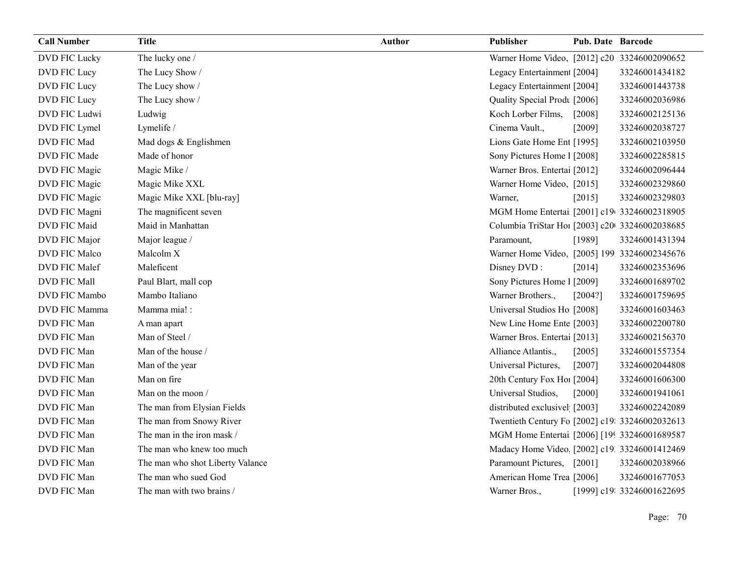| Call Number | Title | Author | Publisher | Pub. Date | Barcode |
| --- | --- | --- | --- | --- | --- |
| DVD FIC Lucky | The lucky one / | | Warner Home Video, | [2012] c20 | 33246002090652 |
| DVD FIC Lucy | The Lucy Show / | | Legacy Entertainment | [2004] | 33246001434182 |
| DVD FIC Lucy | The Lucy show / | | Legacy Entertainment | [2004] | 33246001443738 |
| DVD FIC Lucy | The Lucy show / | | Quality Special Produ | [2006] | 33246002036986 |
| DVD FIC Ludwi | Ludwig | | Koch Lorber Films, | [2008] | 33246002125136 |
| DVD FIC Lymel | Lymelife / | | Cinema Vault., | [2009] | 33246002038727 |
| DVD FIC Mad | Mad dogs & Englishmen | | Lions Gate Home Ent | [1995] | 33246002103950 |
| DVD FIC Made | Made of honor | | Sony Pictures Home I | [2008] | 33246002285815 |
| DVD FIC Magic | Magic Mike / | | Warner Bros. Entertai | [2012] | 33246002096444 |
| DVD FIC Magic | Magic Mike XXL | | Warner Home Video, | [2015] | 33246002329860 |
| DVD FIC Magic | Magic Mike XXL [blu-ray] | | Warner, | [2015] | 33246002329803 |
| DVD FIC Magni | The magnificent seven | | MGM Home Entertai | [2001] c19 | 33246002318905 |
| DVD FIC Maid | Maid in Manhattan | | Columbia TriStar Hor | [2003] c20 | 33246002038685 |
| DVD FIC Major | Major league / | | Paramount, | [1989] | 33246001431394 |
| DVD FIC Malco | Malcolm X | | Warner Home Video, | [2005] 199 | 33246002345676 |
| DVD FIC Malef | Maleficent | | Disney DVD : | [2014] | 33246002353696 |
| DVD FIC Mall | Paul Blart, mall cop | | Sony Pictures Home I | [2009] | 33246001689702 |
| DVD FIC Mambo | Mambo Italiano | | Warner Brothers., | [2004?] | 33246001759695 |
| DVD FIC Mamma | Mamma mia! : | | Universal Studios Ho | [2008] | 33246001603463 |
| DVD FIC Man | A man apart | | New Line Home Ente | [2003] | 33246002200780 |
| DVD FIC Man | Man of Steel / | | Warner Bros. Entertai | [2013] | 33246002156370 |
| DVD FIC Man | Man of the house / | | Alliance Atlantis., | [2005] | 33246001557354 |
| DVD FIC Man | Man of the year | | Universal Pictures, | [2007] | 33246002044808 |
| DVD FIC Man | Man on fire | | 20th Century Fox Hor | [2004] | 33246001606300 |
| DVD FIC Man | Man on the moon / | | Universal Studios, | [2000] | 33246001941061 |
| DVD FIC Man | The man from Elysian Fields | | distributed exclusivel | [2003] | 33246002242089 |
| DVD FIC Man | The man from Snowy River | | Twentieth Century Fo | [2002] c19 | 33246002032613 |
| DVD FIC Man | The man in the iron mask / | | MGM Home Entertai | [2006] [19 | 33246001689587 |
| DVD FIC Man | The man who knew too much | | Madacy Home Video. | [2002] c19 | 33246001412469 |
| DVD FIC Man | The man who shot Liberty Valance | | Paramount Pictures, | [2001] | 33246002038966 |
| DVD FIC Man | The man who sued God | | American Home Trea | [2006] | 33246001677053 |
| DVD FIC Man | The man with two brains / | | Warner Bros., | [1999] c19 | 33246001622695 |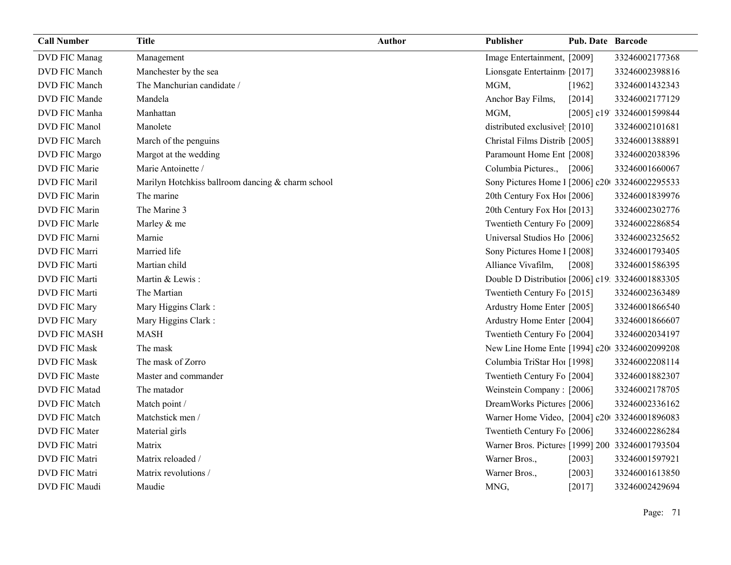| Call Number | Title | Author | Publisher | Pub. Date | Barcode |
| --- | --- | --- | --- | --- | --- |
| DVD FIC Manag | Management | | Image Entertainment, | [2009] | 33246002177368 |
| DVD FIC Manch | Manchester by the sea | | Lionsgate Entertainm | [2017] | 33246002398816 |
| DVD FIC Manch | The Manchurian candidate / | | MGM, | [1962] | 33246001432343 |
| DVD FIC Mande | Mandela | | Anchor Bay Films, | [2014] | 33246002177129 |
| DVD FIC Manha | Manhattan | | MGM, | [2005] c19 | 33246001599844 |
| DVD FIC Manol | Manolete | | distributed exclusivel | [2010] | 33246002101681 |
| DVD FIC March | March of the penguins | | Christal Films Distrib | [2005] | 33246001388891 |
| DVD FIC Margo | Margot at the wedding | | Paramount Home Ent | [2008] | 33246002038396 |
| DVD FIC Marie | Marie Antoinette / | | Columbia Pictures., | [2006] | 33246001660067 |
| DVD FIC Maril | Marilyn Hotchkiss ballroom dancing & charm school | | Sony Pictures Home I | [2006] c20 | 33246002295533 |
| DVD FIC Marin | The marine | | 20th Century Fox Hor | [2006] | 33246001839976 |
| DVD FIC Marin | The Marine 3 | | 20th Century Fox Hor | [2013] | 33246002302776 |
| DVD FIC Marle | Marley & me | | Twentieth Century Fo | [2009] | 33246002286854 |
| DVD FIC Marni | Marnie | | Universal Studios Ho | [2006] | 33246002325652 |
| DVD FIC Marri | Married life | | Sony Pictures Home I | [2008] | 33246001793405 |
| DVD FIC Marti | Martian child | | Alliance Vivafilm, | [2008] | 33246001586395 |
| DVD FIC Marti | Martin & Lewis : | | Double D Distributior | [2006] c19 | 33246001883305 |
| DVD FIC Marti | The Martian | | Twentieth Century Fo | [2015] | 33246002363489 |
| DVD FIC Mary | Mary Higgins Clark : | | Ardustry Home Enter | [2005] | 33246001866540 |
| DVD FIC Mary | Mary Higgins Clark : | | Ardustry Home Enter | [2004] | 33246001866607 |
| DVD FIC MASH | MASH | | Twentieth Century Fo | [2004] | 33246002034197 |
| DVD FIC Mask | The mask | | New Line Home Ente | [1994] c20 | 33246002099208 |
| DVD FIC Mask | The mask of Zorro | | Columbia TriStar Hor | [1998] | 33246002208114 |
| DVD FIC Maste | Master and commander | | Twentieth Century Fo | [2004] | 33246001882307 |
| DVD FIC Matad | The matador | | Weinstein Company : | [2006] | 33246002178705 |
| DVD FIC Match | Match point / | | DreamWorks Pictures | [2006] | 33246002336162 |
| DVD FIC Match | Matchstick men / | | Warner Home Video, | [2004] c20 | 33246001896083 |
| DVD FIC Mater | Material girls | | Twentieth Century Fo | [2006] | 33246002286284 |
| DVD FIC Matri | Matrix | | Warner Bros. Pictures | [1999] 200 | 33246001793504 |
| DVD FIC Matri | Matrix reloaded / | | Warner Bros., | [2003] | 33246001597921 |
| DVD FIC Matri | Matrix revolutions / | | Warner Bros., | [2003] | 33246001613850 |
| DVD FIC Maudi | Maudie | | MNG, | [2017] | 33246002429694 |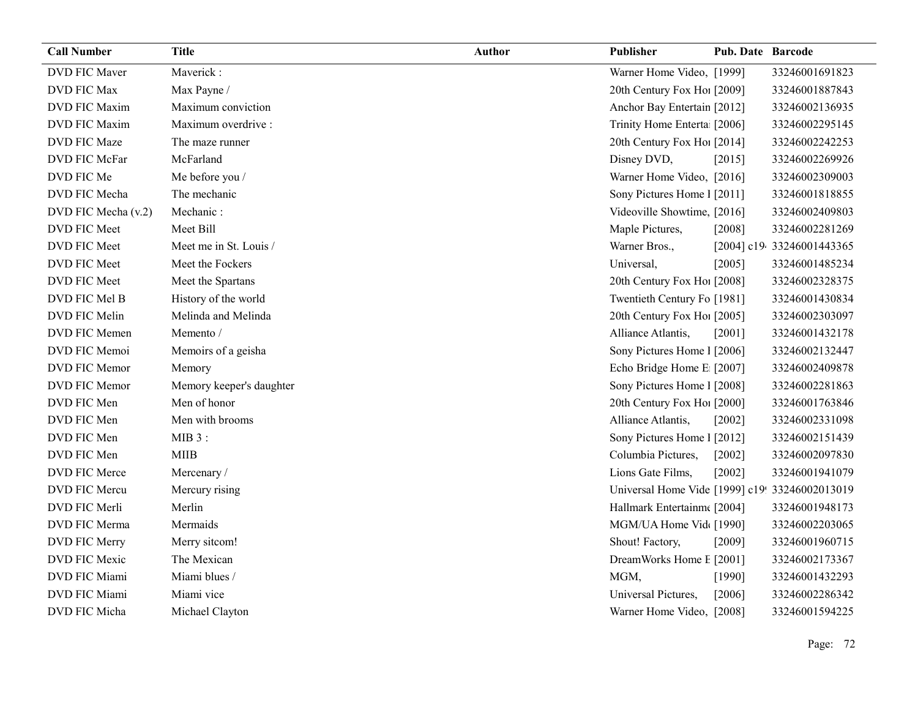| Call Number | Title | Author | Publisher | Pub. Date | Barcode |
|---|---|---|---|---|---|
| DVD FIC Maver | Maverick : | | Warner Home Video, | [1999] | 33246001691823 |
| DVD FIC Max | Max Payne / | | 20th Century Fox Hoı | [2009] | 33246001887843 |
| DVD FIC Maxim | Maximum conviction | | Anchor Bay Entertain | [2012] | 33246002136935 |
| DVD FIC Maxim | Maximum overdrive : | | Trinity Home Enterta | [2006] | 33246002295145 |
| DVD FIC Maze | The maze runner | | 20th Century Fox Hoı | [2014] | 33246002242253 |
| DVD FIC McFar | McFarland | | Disney DVD, | [2015] | 33246002269926 |
| DVD FIC Me | Me before you / | | Warner Home Video, | [2016] | 33246002309003 |
| DVD FIC Mecha | The mechanic | | Sony Pictures Home I | [2011] | 33246001818855 |
| DVD FIC Mecha (v.2) | Mechanic : | | Videoville Showtime, | [2016] | 33246002409803 |
| DVD FIC Meet | Meet Bill | | Maple Pictures, | [2008] | 33246002281269 |
| DVD FIC Meet | Meet me in St. Louis / | | Warner Bros., | [2004] c19 | 33246001443365 |
| DVD FIC Meet | Meet the Fockers | | Universal, | [2005] | 33246001485234 |
| DVD FIC Meet | Meet the Spartans | | 20th Century Fox Hoı | [2008] | 33246002328375 |
| DVD FIC Mel B | History of the world | | Twentieth Century Fo | [1981] | 33246001430834 |
| DVD FIC Melin | Melinda and Melinda | | 20th Century Fox Hoı | [2005] | 33246002303097 |
| DVD FIC Memen | Memento / | | Alliance Atlantis, | [2001] | 33246001432178 |
| DVD FIC Memoi | Memoirs of a geisha | | Sony Pictures Home I | [2006] | 33246002132447 |
| DVD FIC Memor | Memory | | Echo Bridge Home E | [2007] | 33246002409878 |
| DVD FIC Memor | Memory keeper's daughter | | Sony Pictures Home I | [2008] | 33246002281863 |
| DVD FIC Men | Men of honor | | 20th Century Fox Hoı | [2000] | 33246001763846 |
| DVD FIC Men | Men with brooms | | Alliance Atlantis, | [2002] | 33246002331098 |
| DVD FIC Men | MIB 3 : | | Sony Pictures Home I | [2012] | 33246002151439 |
| DVD FIC Men | MIIB | | Columbia Pictures, | [2002] | 33246002097830 |
| DVD FIC Merce | Mercenary / | | Lions Gate Films, | [2002] | 33246001941079 |
| DVD FIC Mercu | Mercury rising | | Universal Home Vide | [1999] c19 | 33246002013019 |
| DVD FIC Merli | Merlin | | Hallmark Entertainme | [2004] | 33246001948173 |
| DVD FIC Merma | Mermaids | | MGM/UA Home Vid | [1990] | 33246002203065 |
| DVD FIC Merry | Merry sitcom! | | Shout! Factory, | [2009] | 33246001960715 |
| DVD FIC Mexic | The Mexican | | DreamWorks Home E | [2001] | 33246002173367 |
| DVD FIC Miami | Miami blues / | | MGM, | [1990] | 33246001432293 |
| DVD FIC Miami | Miami vice | | Universal Pictures, | [2006] | 33246002286342 |
| DVD FIC Micha | Michael Clayton | | Warner Home Video, | [2008] | 33246001594225 |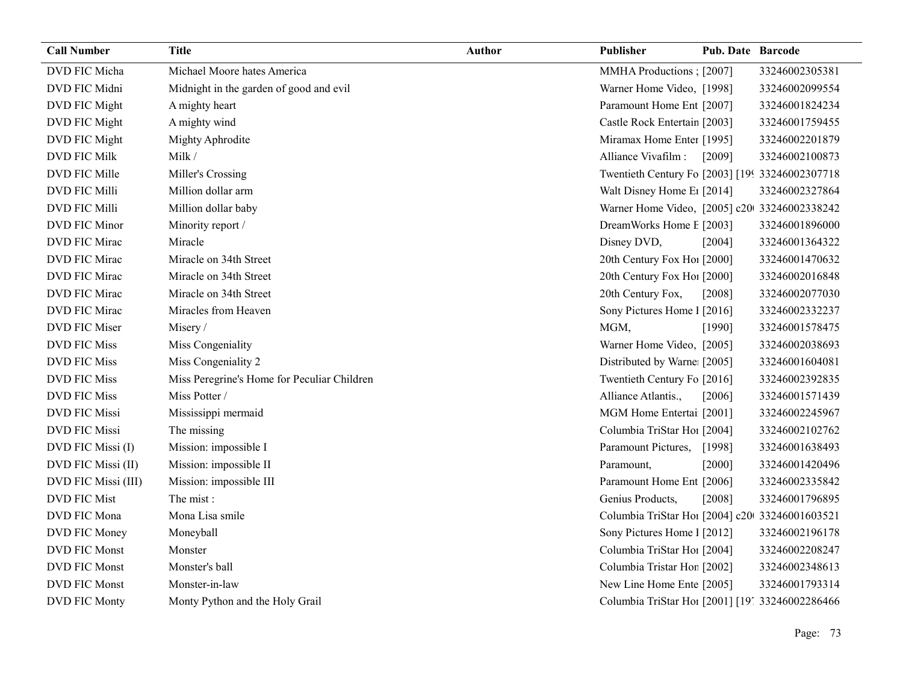| Call Number | Title | Author | Publisher | Pub. Date | Barcode |
|---|---|---|---|---|---|
| DVD FIC Micha | Michael Moore hates America | | MMHA Productions ; | [2007] | 33246002305381 |
| DVD FIC Midni | Midnight in the garden of good and evil | | Warner Home Video, | [1998] | 33246002099554 |
| DVD FIC Might | A mighty heart | | Paramount Home Ent | [2007] | 33246001824234 |
| DVD FIC Might | A mighty wind | | Castle Rock Entertain | [2003] | 33246001759455 |
| DVD FIC Might | Mighty Aphrodite | | Miramax Home Enter | [1995] | 33246002201879 |
| DVD FIC Milk | Milk / | | Alliance Vivafilm : | [2009] | 33246002100873 |
| DVD FIC Mille | Miller's Crossing | | Twentieth Century Fo | [2003] [19 | 33246002307718 |
| DVD FIC Milli | Million dollar arm | | Walt Disney Home E | [2014] | 33246002327864 |
| DVD FIC Milli | Million dollar baby | | Warner Home Video, | [2005] c20 | 33246002338242 |
| DVD FIC Minor | Minority report / | | DreamWorks Home E | [2003] | 33246001896000 |
| DVD FIC Mirac | Miracle | | Disney DVD, | [2004] | 33246001364322 |
| DVD FIC Mirac | Miracle on 34th Street | | 20th Century Fox Ho | [2000] | 33246001470632 |
| DVD FIC Mirac | Miracle on 34th Street | | 20th Century Fox Ho | [2000] | 33246002016848 |
| DVD FIC Mirac | Miracle on 34th Street | | 20th Century Fox, | [2008] | 33246002077030 |
| DVD FIC Mirac | Miracles from Heaven | | Sony Pictures Home I | [2016] | 33246002332237 |
| DVD FIC Miser | Misery / | | MGM, | [1990] | 33246001578475 |
| DVD FIC Miss | Miss Congeniality | | Warner Home Video, | [2005] | 33246002038693 |
| DVD FIC Miss | Miss Congeniality 2 | | Distributed by Warne | [2005] | 33246001604081 |
| DVD FIC Miss | Miss Peregrine's Home for Peculiar Children | | Twentieth Century Fo | [2016] | 33246002392835 |
| DVD FIC Miss | Miss Potter / | | Alliance Atlantis., | [2006] | 33246001571439 |
| DVD FIC Missi | Mississippi mermaid | | MGM Home Entertai | [2001] | 33246002245967 |
| DVD FIC Missi | The missing | | Columbia TriStar Ho | [2004] | 33246002102762 |
| DVD FIC Missi (I) | Mission: impossible I | | Paramount Pictures, | [1998] | 33246001638493 |
| DVD FIC Missi (II) | Mission: impossible II | | Paramount, | [2000] | 33246001420496 |
| DVD FIC Missi (III) | Mission: impossible III | | Paramount Home Ent | [2006] | 33246002335842 |
| DVD FIC Mist | The mist : | | Genius Products, | [2008] | 33246001796895 |
| DVD FIC Mona | Mona Lisa smile | | Columbia TriStar Ho | [2004] c20 | 33246001603521 |
| DVD FIC Money | Moneyball | | Sony Pictures Home I | [2012] | 33246002196178 |
| DVD FIC Monst | Monster | | Columbia TriStar Ho | [2004] | 33246002208247 |
| DVD FIC Monst | Monster's ball | | Columbia Tristar Hon | [2002] | 33246002348613 |
| DVD FIC Monst | Monster-in-law | | New Line Home Ente | [2005] | 33246001793314 |
| DVD FIC Monty | Monty Python and the Holy Grail | | Columbia TriStar Ho | [2001] [19 | 33246002286466 |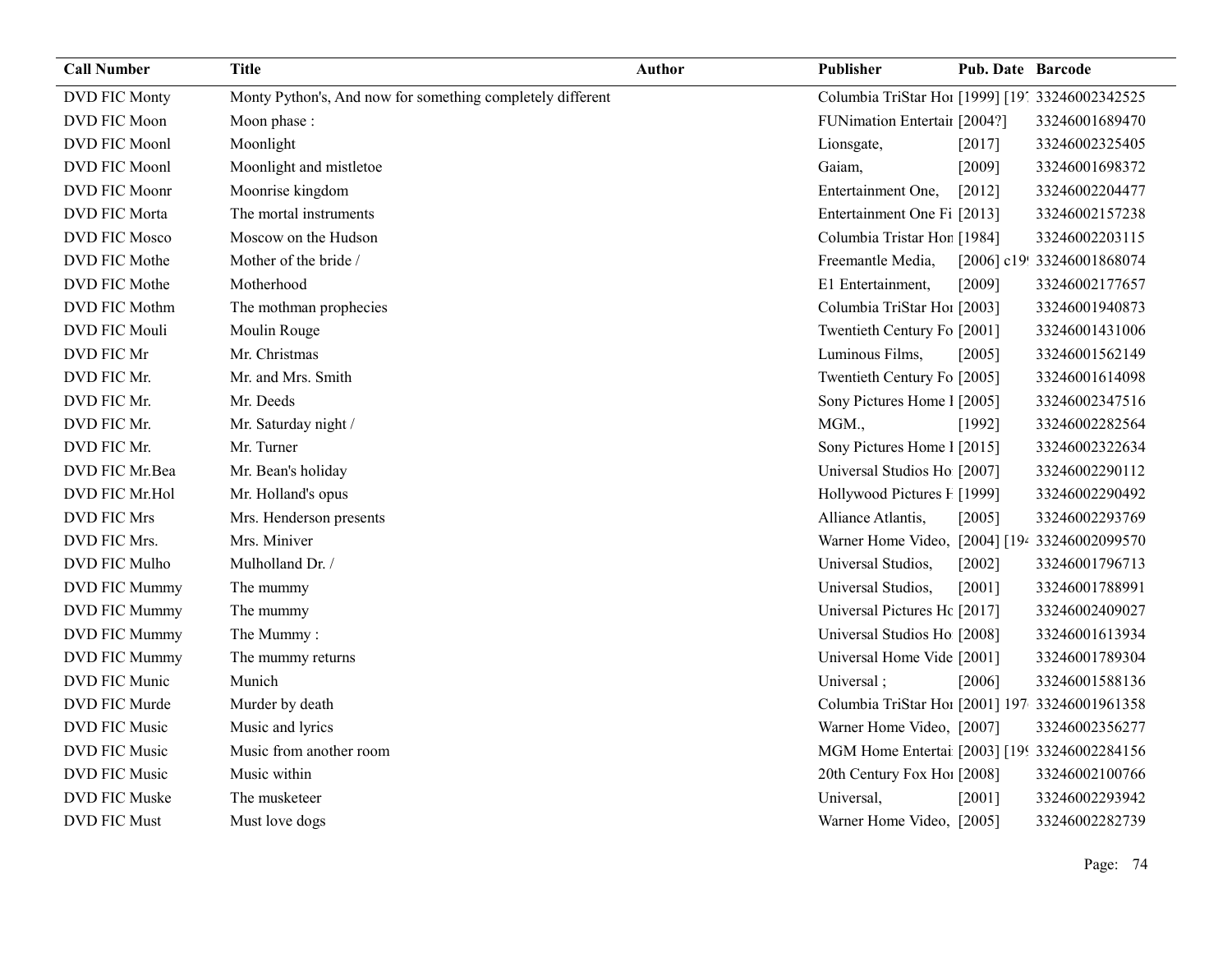| Call Number | Title | Author | Publisher | Pub. Date | Barcode |
|---|---|---|---|---|---|
| DVD FIC Monty | Monty Python's, And now for something completely different | | Columbia TriStar Hoı | [1999] [19 | 33246002342525 |
| DVD FIC Moon | Moon phase : | | FUNimation Entertaiı | [2004?] | 33246001689470 |
| DVD FIC Moonl | Moonlight | | Lionsgate, | [2017] | 33246002325405 |
| DVD FIC Moonl | Moonlight and mistletoe | | Gaiam, | [2009] | 33246001698372 |
| DVD FIC Moonr | Moonrise kingdom | | Entertainment One, | [2012] | 33246002204477 |
| DVD FIC Morta | The mortal instruments | | Entertainment One Fi | [2013] | 33246002157238 |
| DVD FIC Mosco | Moscow on the Hudson | | Columbia Tristar Hon | [1984] | 33246002203115 |
| DVD FIC Mothe | Mother of the bride / | | Freemantle Media, | [2006] c19 | 33246001868074 |
| DVD FIC Mothe | Motherhood | | E1 Entertainment, | [2009] | 33246002177657 |
| DVD FIC Mothm | The mothman prophecies | | Columbia TriStar Hoı | [2003] | 33246001940873 |
| DVD FIC Mouli | Moulin Rouge | | Twentieth Century Fo | [2001] | 33246001431006 |
| DVD FIC Mr | Mr. Christmas | | Luminous Films, | [2005] | 33246001562149 |
| DVD FIC Mr. | Mr. and Mrs. Smith | | Twentieth Century Fo | [2005] | 33246001614098 |
| DVD FIC Mr. | Mr. Deeds | | Sony Pictures Home I | [2005] | 33246002347516 |
| DVD FIC Mr. | Mr. Saturday night / | | MGM., | [1992] | 33246002282564 |
| DVD FIC Mr. | Mr. Turner | | Sony Pictures Home I | [2015] | 33246002322634 |
| DVD FIC Mr.Bea | Mr. Bean's holiday | | Universal Studios Ho | [2007] | 33246002290112 |
| DVD FIC Mr.Hol | Mr. Holland's opus | | Hollywood Pictures F | [1999] | 33246002290492 |
| DVD FIC Mrs | Mrs. Henderson presents | | Alliance Atlantis, | [2005] | 33246002293769 |
| DVD FIC Mrs. | Mrs. Miniver | | Warner Home Video, | [2004] [19 | 33246002099570 |
| DVD FIC Mulho | Mulholland Dr. / | | Universal Studios, | [2002] | 33246001796713 |
| DVD FIC Mummy | The mummy | | Universal Studios, | [2001] | 33246001788991 |
| DVD FIC Mummy | The mummy | | Universal Pictures Hc | [2017] | 33246002409027 |
| DVD FIC Mummy | The Mummy : | | Universal Studios Ho | [2008] | 33246001613934 |
| DVD FIC Mummy | The mummy returns | | Universal Home Vide | [2001] | 33246001789304 |
| DVD FIC Munic | Munich | | Universal ; | [2006] | 33246001588136 |
| DVD FIC Murde | Murder by death | | Columbia TriStar Hoı | [2001] 197 | 33246001961358 |
| DVD FIC Music | Music and lyrics | | Warner Home Video, | [2007] | 33246002356277 |
| DVD FIC Music | Music from another room | | MGM Home Entertai | [2003] [19 | 33246002284156 |
| DVD FIC Music | Music within | | 20th Century Fox Hoı | [2008] | 33246002100766 |
| DVD FIC Muske | The musketeer | | Universal, | [2001] | 33246002293942 |
| DVD FIC Must | Must love dogs | | Warner Home Video, | [2005] | 33246002282739 |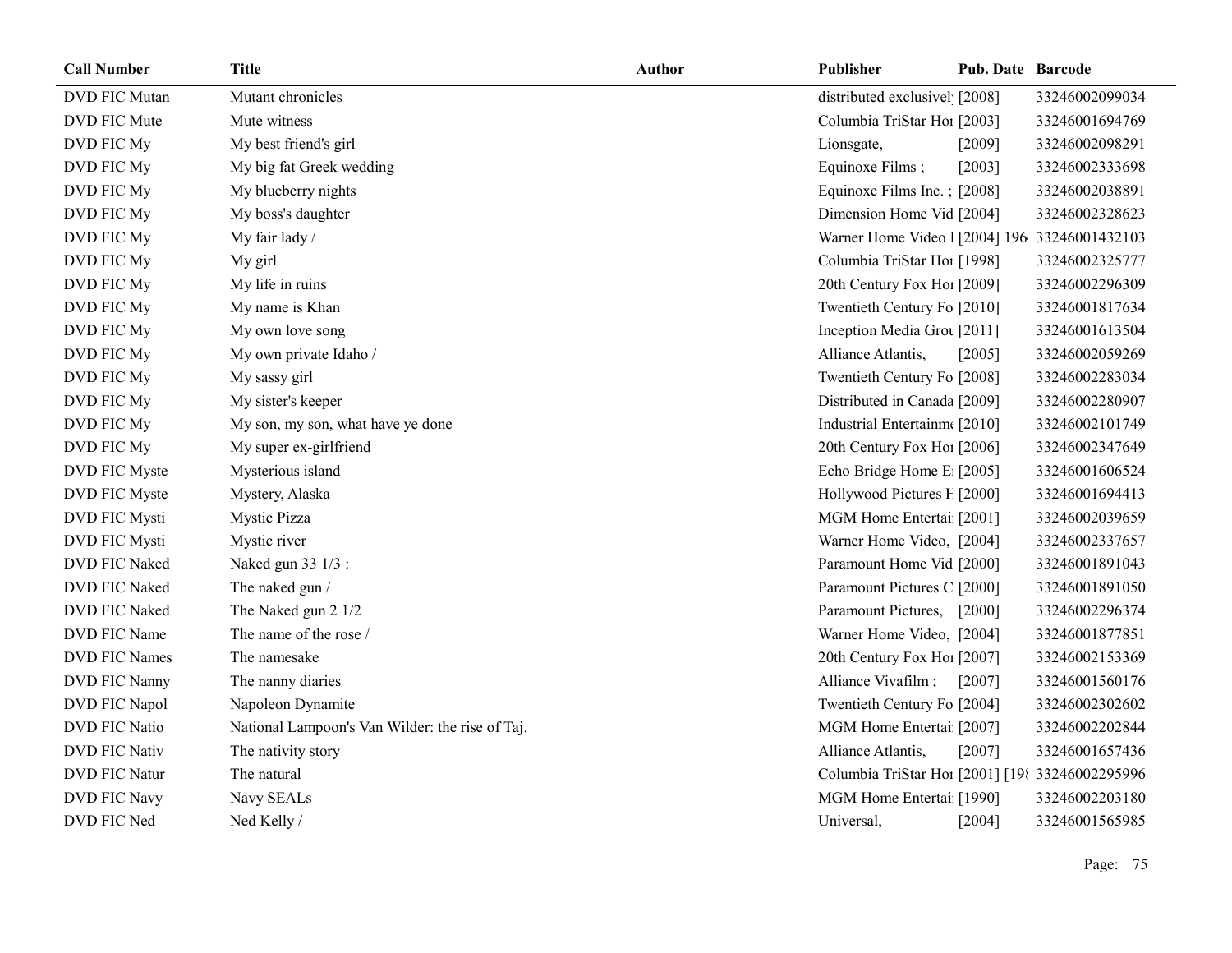| Call Number | Title | Author | Publisher | Pub. Date | Barcode |
|---|---|---|---|---|---|
| DVD FIC Mutan | Mutant chronicles | | distributed exclusivel | [2008] | 33246002099034 |
| DVD FIC Mute | Mute witness | | Columbia TriStar Hoi | [2003] | 33246001694769 |
| DVD FIC My | My best friend's girl | | Lionsgate, | [2009] | 33246002098291 |
| DVD FIC My | My big fat Greek wedding | | Equinoxe Films ; | [2003] | 33246002333698 |
| DVD FIC My | My blueberry nights | | Equinoxe Films Inc. ; | [2008] | 33246002038891 |
| DVD FIC My | My boss's daughter | | Dimension Home Vid | [2004] | 33246002328623 |
| DVD FIC My | My fair lady / | | Warner Home Video I | [2004] 196 | 33246001432103 |
| DVD FIC My | My girl | | Columbia TriStar Hoi | [1998] | 33246002325777 |
| DVD FIC My | My life in ruins | | 20th Century Fox Hoi | [2009] | 33246002296309 |
| DVD FIC My | My name is Khan | | Twentieth Century Fo | [2010] | 33246001817634 |
| DVD FIC My | My own love song | | Inception Media Grou | [2011] | 33246001613504 |
| DVD FIC My | My own private Idaho / | | Alliance Atlantis, | [2005] | 33246002059269 |
| DVD FIC My | My sassy girl | | Twentieth Century Fo | [2008] | 33246002283034 |
| DVD FIC My | My sister's keeper | | Distributed in Canada | [2009] | 33246002280907 |
| DVD FIC My | My son, my son, what have ye done | | Industrial Entertainm | [2010] | 33246002101749 |
| DVD FIC My | My super ex-girlfriend | | 20th Century Fox Hoi | [2006] | 33246002347649 |
| DVD FIC Myste | Mysterious island | | Echo Bridge Home E | [2005] | 33246001606524 |
| DVD FIC Myste | Mystery, Alaska | | Hollywood Pictures F | [2000] | 33246001694413 |
| DVD FIC Mysti | Mystic Pizza | | MGM Home Entertai | [2001] | 33246002039659 |
| DVD FIC Mysti | Mystic river | | Warner Home Video, | [2004] | 33246002337657 |
| DVD FIC Naked | Naked gun 33 1/3 : | | Paramount Home Vid | [2000] | 33246001891043 |
| DVD FIC Naked | The naked gun / | | Paramount Pictures C | [2000] | 33246001891050 |
| DVD FIC Naked | The Naked gun 2 1/2 | | Paramount Pictures, | [2000] | 33246002296374 |
| DVD FIC Name | The name of the rose / | | Warner Home Video, | [2004] | 33246001877851 |
| DVD FIC Names | The namesake | | 20th Century Fox Hoi | [2007] | 33246002153369 |
| DVD FIC Nanny | The nanny diaries | | Alliance Vivafilm ; | [2007] | 33246001560176 |
| DVD FIC Napol | Napoleon Dynamite | | Twentieth Century Fo | [2004] | 33246002302602 |
| DVD FIC Natio | National Lampoon's Van Wilder: the rise of Taj. | | MGM Home Entertai | [2007] | 33246002202844 |
| DVD FIC Nativ | The nativity story | | Alliance Atlantis, | [2007] | 33246001657436 |
| DVD FIC Natur | The natural | | Columbia TriStar Hoi | [2001] [19 | 33246002295996 |
| DVD FIC Navy | Navy SEALs | | MGM Home Entertai | [1990] | 33246002203180 |
| DVD FIC Ned | Ned Kelly / | | Universal, | [2004] | 33246001565985 |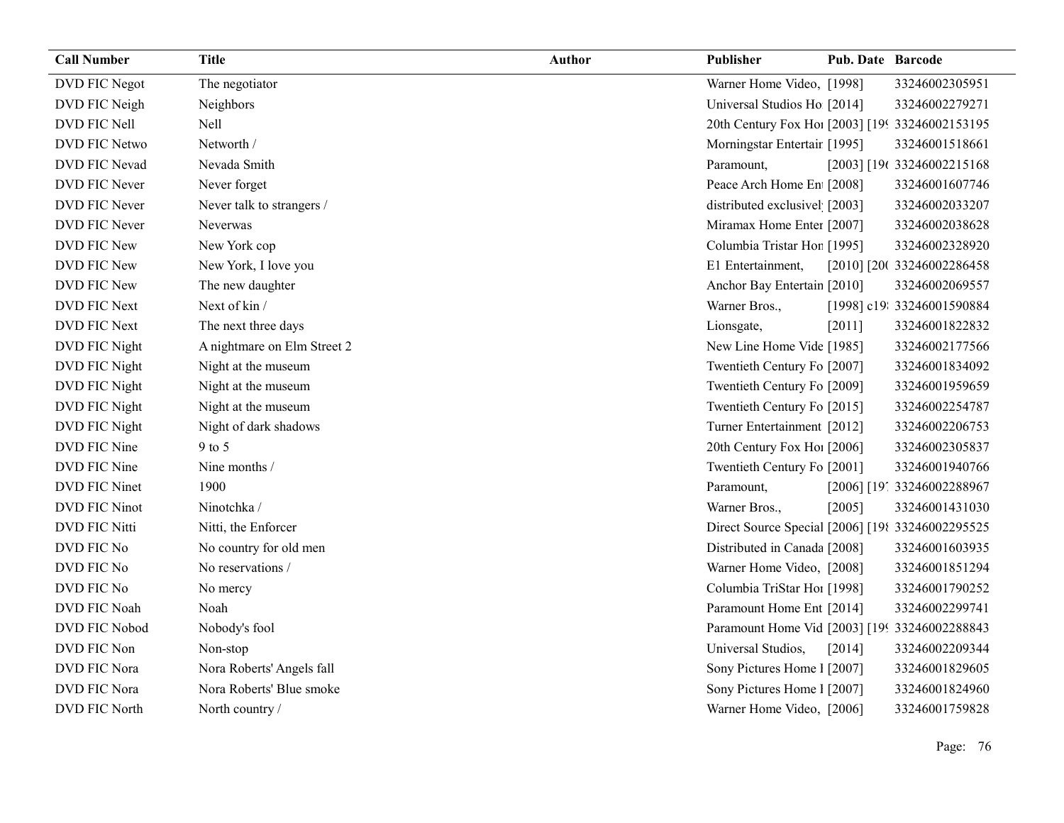| Call Number | Title | Author | Publisher | Pub. Date | Barcode |
|---|---|---|---|---|---|
| DVD FIC Negot | The negotiator | | Warner Home Video, | [1998] | 33246002305951 |
| DVD FIC Neigh | Neighbors | | Universal Studios Ho | [2014] | 33246002279271 |
| DVD FIC Nell | Nell | | 20th Century Fox Hoı | [2003] [199 | 33246002153195 |
| DVD FIC Netwo | Networth / | | Morningstar Entertair | [1995] | 33246001518661 |
| DVD FIC Nevad | Nevada Smith | | Paramount, | [2003] [196 | 33246002215168 |
| DVD FIC Never | Never forget | | Peace Arch Home En | [2008] | 33246001607746 |
| DVD FIC Never | Never talk to strangers / | | distributed exclusivel | [2003] | 33246002033207 |
| DVD FIC Never | Neverwas | | Miramax Home Enter | [2007] | 33246002038628 |
| DVD FIC New | New York cop | | Columbia Tristar Hon | [1995] | 33246002328920 |
| DVD FIC New | New York, I love you | | E1 Entertainment, | [2010] [200 | 33246002286458 |
| DVD FIC New | The new daughter | | Anchor Bay Entertain | [2010] | 33246002069557 |
| DVD FIC Next | Next of kin / | | Warner Bros., | [1998] c19 | 33246001590884 |
| DVD FIC Next | The next three days | | Lionsgate, | [2011] | 33246001822832 |
| DVD FIC Night | A nightmare on Elm Street 2 | | New Line Home Vide | [1985] | 33246002177566 |
| DVD FIC Night | Night at the museum | | Twentieth Century Fo | [2007] | 33246001834092 |
| DVD FIC Night | Night at the museum | | Twentieth Century Fo | [2009] | 33246001959659 |
| DVD FIC Night | Night at the museum | | Twentieth Century Fo | [2015] | 33246002254787 |
| DVD FIC Night | Night of dark shadows | | Turner Entertainment | [2012] | 33246002206753 |
| DVD FIC Nine | 9 to 5 | | 20th Century Fox Hoı | [2006] | 33246002305837 |
| DVD FIC Nine | Nine months / | | Twentieth Century Fo | [2001] | 33246001940766 |
| DVD FIC Ninet | 1900 | | Paramount, | [2006] [197 | 33246002288967 |
| DVD FIC Ninot | Ninotchka / | | Warner Bros., | [2005] | 33246001431030 |
| DVD FIC Nitti | Nitti, the Enforcer | | Direct Source Special | [2006] [198 | 33246002295525 |
| DVD FIC No | No country for old men | | Distributed in Canada | [2008] | 33246001603935 |
| DVD FIC No | No reservations / | | Warner Home Video, | [2008] | 33246001851294 |
| DVD FIC No | No mercy | | Columbia TriStar Hoı | [1998] | 33246001790252 |
| DVD FIC Noah | Noah | | Paramount Home Ent | [2014] | 33246002299741 |
| DVD FIC Nobod | Nobody's fool | | Paramount Home Vid | [2003] [199 | 33246002288843 |
| DVD FIC Non | Non-stop | | Universal Studios, | [2014] | 33246002209344 |
| DVD FIC Nora | Nora Roberts' Angels fall | | Sony Pictures Home I | [2007] | 33246001829605 |
| DVD FIC Nora | Nora Roberts' Blue smoke | | Sony Pictures Home I | [2007] | 33246001824960 |
| DVD FIC North | North country / | | Warner Home Video, | [2006] | 33246001759828 |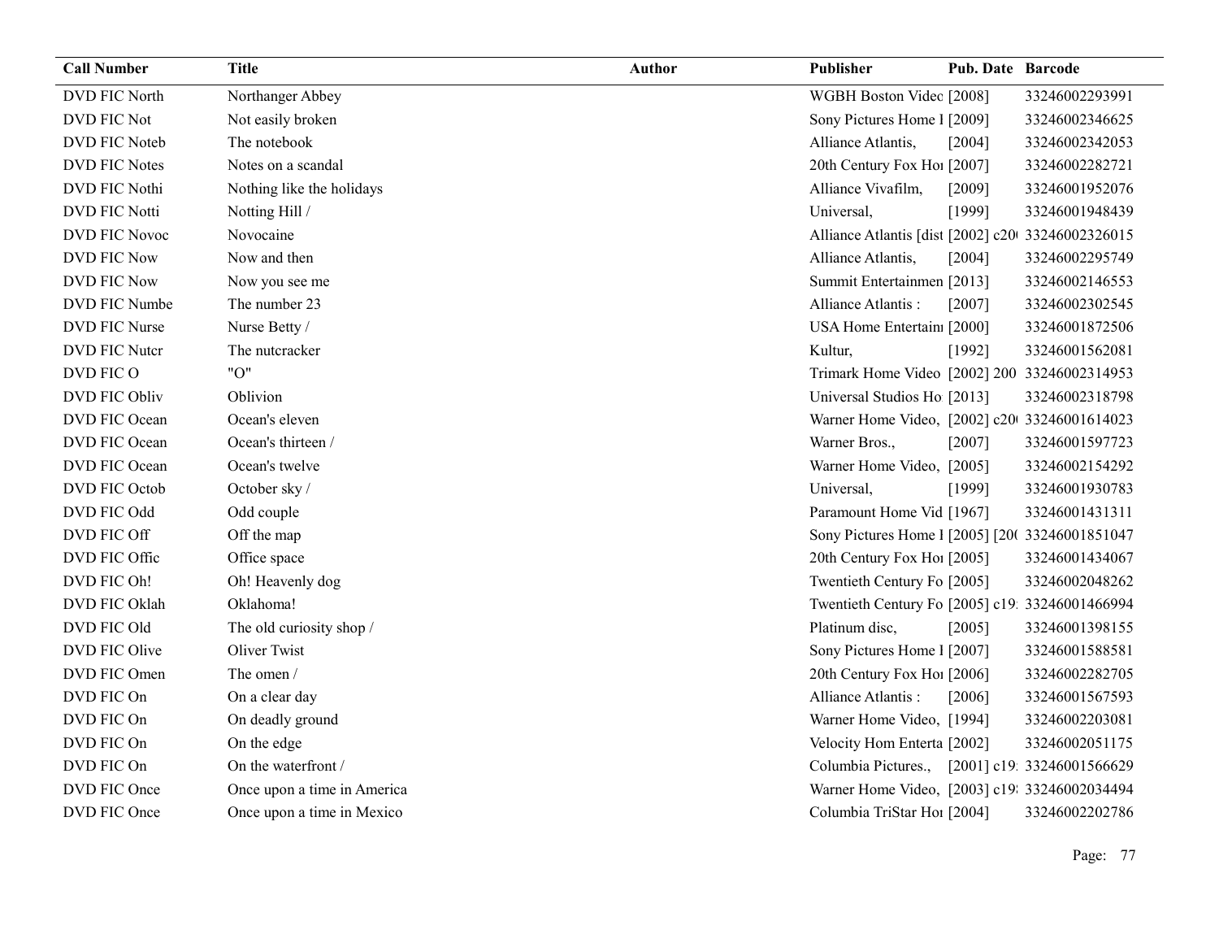| Call Number | Title | Author | Publisher | Pub. Date | Barcode |
|---|---|---|---|---|---|
| DVD FIC North | Northanger Abbey | | WGBH Boston Videc | [2008] | 33246002293991 |
| DVD FIC Not | Not easily broken | | Sony Pictures Home I | [2009] | 33246002346625 |
| DVD FIC Noteb | The notebook | | Alliance Atlantis, | [2004] | 33246002342053 |
| DVD FIC Notes | Notes on a scandal | | 20th Century Fox Hoı | [2007] | 33246002282721 |
| DVD FIC Nothi | Nothing like the holidays | | Alliance Vivafilm, | [2009] | 33246001952076 |
| DVD FIC Notti | Notting Hill / | | Universal, | [1999] | 33246001948439 |
| DVD FIC Novoc | Novocaine | | Alliance Atlantis [dist | [2002] c20 | 33246002326015 |
| DVD FIC Now | Now and then | | Alliance Atlantis, | [2004] | 33246002295749 |
| DVD FIC Now | Now you see me | | Summit Entertainmen | [2013] | 33246002146553 |
| DVD FIC Numbe | The number 23 | | Alliance Atlantis : | [2007] | 33246002302545 |
| DVD FIC Nurse | Nurse Betty / | | USA Home Entertainı | [2000] | 33246001872506 |
| DVD FIC Nutcr | The nutcracker | | Kultur, | [1992] | 33246001562081 |
| DVD FIC O | "O" | | Trimark Home Video | [2002] 200 | 33246002314953 |
| DVD FIC Obliv | Oblivion | | Universal Studios Ho | [2013] | 33246002318798 |
| DVD FIC Ocean | Ocean's eleven | | Warner Home Video, | [2002] c20 | 33246001614023 |
| DVD FIC Ocean | Ocean's thirteen / | | Warner Bros., | [2007] | 33246001597723 |
| DVD FIC Ocean | Ocean's twelve | | Warner Home Video, | [2005] | 33246002154292 |
| DVD FIC Octob | October sky / | | Universal, | [1999] | 33246001930783 |
| DVD FIC Odd | Odd couple | | Paramount Home Vid | [1967] | 33246001431311 |
| DVD FIC Off | Off the map | | Sony Pictures Home I | [2005] [20 | 33246001851047 |
| DVD FIC Offic | Office space | | 20th Century Fox Hoı | [2005] | 33246001434067 |
| DVD FIC Oh! | Oh! Heavenly dog | | Twentieth Century Fo | [2005] | 33246002048262 |
| DVD FIC Oklah | Oklahoma! | | Twentieth Century Fo | [2005] c19 | 33246001466994 |
| DVD FIC Old | The old curiosity shop / | | Platinum disc, | [2005] | 33246001398155 |
| DVD FIC Olive | Oliver Twist | | Sony Pictures Home I | [2007] | 33246001588581 |
| DVD FIC Omen | The omen / | | 20th Century Fox Hoı | [2006] | 33246002282705 |
| DVD FIC On | On a clear day | | Alliance Atlantis : | [2006] | 33246001567593 |
| DVD FIC On | On deadly ground | | Warner Home Video, | [1994] | 33246002203081 |
| DVD FIC On | On the edge | | Velocity Hom Enterta | [2002] | 33246002051175 |
| DVD FIC On | On the waterfront / | | Columbia Pictures., | [2001] c19 | 33246001566629 |
| DVD FIC Once | Once upon a time in America | | Warner Home Video, | [2003] c19 | 33246002034494 |
| DVD FIC Once | Once upon a time in Mexico | | Columbia TriStar Hoı | [2004] | 33246002202786 |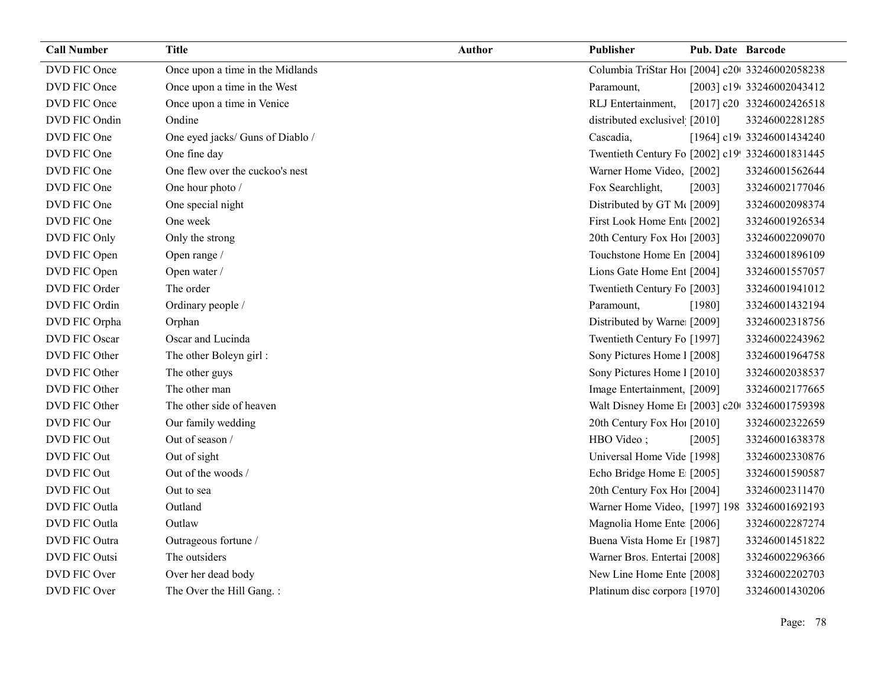| Call Number | Title | Author | Publisher | Pub. Date | Barcode |
| --- | --- | --- | --- | --- | --- |
| DVD FIC Once | Once upon a time in the Midlands | | Columbia TriStar Hor | [2004] c20( | 33246002058238 |
| DVD FIC Once | Once upon a time in the West | | Paramount, | [2003] c19( | 33246002043412 |
| DVD FIC Once | Once upon a time in Venice | | RLJ Entertainment, | [2017] c20 | 33246002426518 |
| DVD FIC Ondin | Ondine | | distributed exclusivel | [2010] | 33246002281285 |
| DVD FIC One | One eyed jacks/ Guns of Diablo / | | Cascadia, | [1964] c19( | 33246001434240 |
| DVD FIC One | One fine day | | Twentieth Century Fo | [2002] c19! | 33246001831445 |
| DVD FIC One | One flew over the cuckoo's nest | | Warner Home Video, | [2002] | 33246001562644 |
| DVD FIC One | One hour photo / | | Fox Searchlight, | [2003] | 33246002177046 |
| DVD FIC One | One special night | | Distributed by GT M( | [2009] | 33246002098374 |
| DVD FIC One | One week | | First Look Home Ent( | [2002] | 33246001926534 |
| DVD FIC Only | Only the strong | | 20th Century Fox Hor | [2003] | 33246002209070 |
| DVD FIC Open | Open range / | | Touchstone Home En | [2004] | 33246001896109 |
| DVD FIC Open | Open water / | | Lions Gate Home Ent | [2004] | 33246001557057 |
| DVD FIC Order | The order | | Twentieth Century Fo | [2003] | 33246001941012 |
| DVD FIC Ordin | Ordinary people / | | Paramount, | [1980] | 33246001432194 |
| DVD FIC Orpha | Orphan | | Distributed by Warne | [2009] | 33246002318756 |
| DVD FIC Oscar | Oscar and Lucinda | | Twentieth Century Fo | [1997] | 33246002243962 |
| DVD FIC Other | The other Boleyn girl : | | Sony Pictures Home I | [2008] | 33246001964758 |
| DVD FIC Other | The other guys | | Sony Pictures Home I | [2010] | 33246002038537 |
| DVD FIC Other | The other man | | Image Entertainment, | [2009] | 33246002177665 |
| DVD FIC Other | The other side of heaven | | Walt Disney Home Er | [2003] c20( | 33246001759398 |
| DVD FIC Our | Our family wedding | | 20th Century Fox Hor | [2010] | 33246002322659 |
| DVD FIC Out | Out of season / | | HBO Video ; | [2005] | 33246001638378 |
| DVD FIC Out | Out of sight | | Universal Home Vide | [1998] | 33246002330876 |
| DVD FIC Out | Out of the woods / | | Echo Bridge Home E | [2005] | 33246001590587 |
| DVD FIC Out | Out to sea | | 20th Century Fox Hor | [2004] | 33246002311470 |
| DVD FIC Outla | Outland | | Warner Home Video, | [1997] 198 | 33246001692193 |
| DVD FIC Outla | Outlaw | | Magnolia Home Ente | [2006] | 33246002287274 |
| DVD FIC Outra | Outrageous fortune / | | Buena Vista Home Er | [1987] | 33246001451822 |
| DVD FIC Outsi | The outsiders | | Warner Bros. Entertai | [2008] | 33246002296366 |
| DVD FIC Over | Over her dead body | | New Line Home Ente | [2008] | 33246002202703 |
| DVD FIC Over | The Over the Hill Gang. : | | Platinum disc corpora | [1970] | 33246001430206 |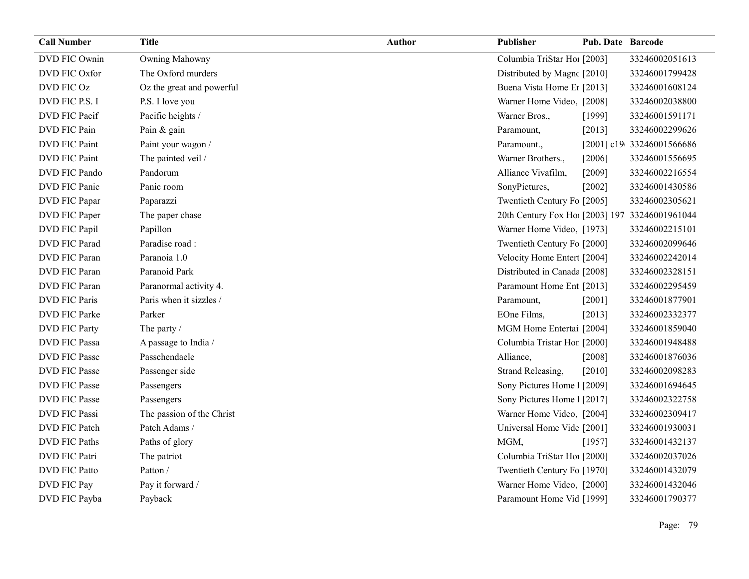| Call Number | Title | Author | Publisher | Pub. Date | Barcode |
|---|---|---|---|---|---|
| DVD FIC Ownin | Owning Mahowny | | Columbia TriStar Hoı | [2003] | 33246002051613 |
| DVD FIC Oxfor | The Oxford murders | | Distributed by Magno | [2010] | 33246001799428 |
| DVD FIC Oz | Oz the great and powerful | | Buena Vista Home Er | [2013] | 33246001608124 |
| DVD FIC P.S. I | P.S. I love you | | Warner Home Video, | [2008] | 33246002038800 |
| DVD FIC Pacif | Pacific heights / | | Warner Bros., | [1999] | 33246001591171 |
| DVD FIC Pain | Pain & gain | | Paramount, | [2013] | 33246002299626 |
| DVD FIC Paint | Paint your wagon / | | Paramount., | [2001] c19 | 33246001566686 |
| DVD FIC Paint | The painted veil / | | Warner Brothers., | [2006] | 33246001556695 |
| DVD FIC Pando | Pandorum | | Alliance Vivafilm, | [2009] | 33246002216554 |
| DVD FIC Panic | Panic room | | SonyPictures, | [2002] | 33246001430586 |
| DVD FIC Papar | Paparazzi | | Twentieth Century Fo | [2005] | 33246002305621 |
| DVD FIC Paper | The paper chase | | 20th Century Fox Hoı | [2003] 197 | 33246001961044 |
| DVD FIC Papil | Papillon | | Warner Home Video, | [1973] | 33246002215101 |
| DVD FIC Parad | Paradise road : | | Twentieth Century Fo | [2000] | 33246002099646 |
| DVD FIC Paran | Paranoia 1.0 | | Velocity Home Entert | [2004] | 33246002242014 |
| DVD FIC Paran | Paranoid Park | | Distributed in Canada | [2008] | 33246002328151 |
| DVD FIC Paran | Paranormal activity 4. | | Paramount Home Ent | [2013] | 33246002295459 |
| DVD FIC Paris | Paris when it sizzles / | | Paramount, | [2001] | 33246001877901 |
| DVD FIC Parke | Parker | | EOne Films, | [2013] | 33246002332377 |
| DVD FIC Party | The party / | | MGM Home Entertai | [2004] | 33246001859040 |
| DVD FIC Passa | A passage to India / | | Columbia Tristar Hon | [2000] | 33246001948488 |
| DVD FIC Passc | Passchendaele | | Alliance, | [2008] | 33246001876036 |
| DVD FIC Passe | Passenger side | | Strand Releasing, | [2010] | 33246002098283 |
| DVD FIC Passe | Passengers | | Sony Pictures Home I | [2009] | 33246001694645 |
| DVD FIC Passe | Passengers | | Sony Pictures Home I | [2017] | 33246002322758 |
| DVD FIC Passi | The passion of the Christ | | Warner Home Video, | [2004] | 33246002309417 |
| DVD FIC Patch | Patch Adams / | | Universal Home Vide | [2001] | 33246001930031 |
| DVD FIC Paths | Paths of glory | | MGM, | [1957] | 33246001432137 |
| DVD FIC Patri | The patriot | | Columbia TriStar Hoı | [2000] | 33246002037026 |
| DVD FIC Patto | Patton / | | Twentieth Century Fo | [1970] | 33246001432079 |
| DVD FIC Pay | Pay it forward / | | Warner Home Video, | [2000] | 33246001432046 |
| DVD FIC Payba | Payback | | Paramount Home Vid | [1999] | 33246001790377 |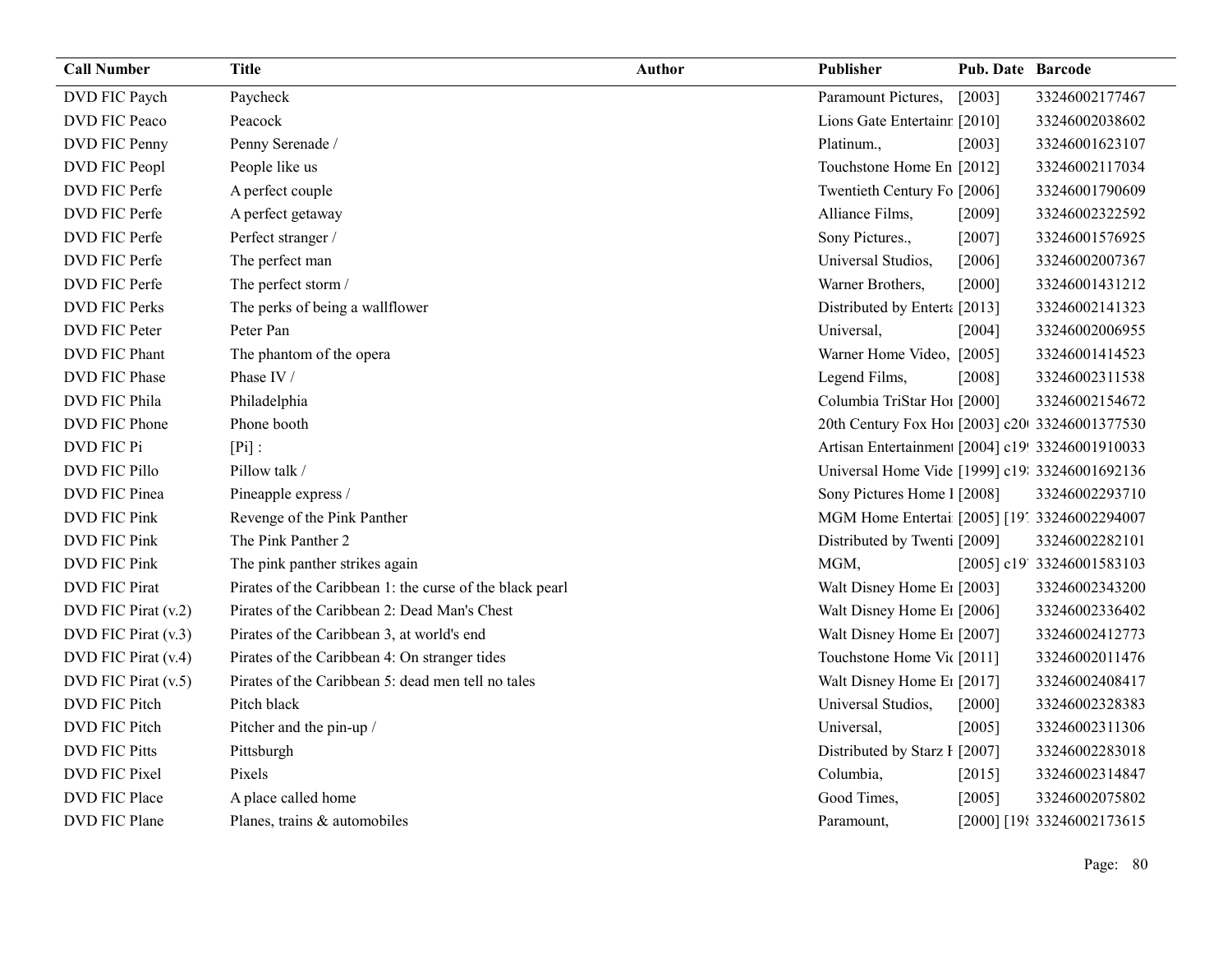| Call Number | Title | Author | Publisher | Pub. Date | Barcode |
|---|---|---|---|---|---|
| DVD FIC Paych | Paycheck | | Paramount Pictures, | [2003] | 33246002177467 |
| DVD FIC Peaco | Peacock | | Lions Gate Entertainr | [2010] | 33246002038602 |
| DVD FIC Penny | Penny Serenade / | | Platinum., | [2003] | 33246001623107 |
| DVD FIC Peopl | People like us | | Touchstone Home En | [2012] | 33246002117034 |
| DVD FIC Perfe | A perfect couple | | Twentieth Century Fo | [2006] | 33246001790609 |
| DVD FIC Perfe | A perfect getaway | | Alliance Films, | [2009] | 33246002322592 |
| DVD FIC Perfe | Perfect stranger / | | Sony Pictures., | [2007] | 33246001576925 |
| DVD FIC Perfe | The perfect man | | Universal Studios, | [2006] | 33246002007367 |
| DVD FIC Perfe | The perfect storm / | | Warner Brothers, | [2000] | 33246001431212 |
| DVD FIC Perks | The perks of being a wallflower | | Distributed by Enterta | [2013] | 33246002141323 |
| DVD FIC Peter | Peter Pan | | Universal, | [2004] | 33246002006955 |
| DVD FIC Phant | The phantom of the opera | | Warner Home Video, | [2005] | 33246001414523 |
| DVD FIC Phase | Phase IV / | | Legend Films, | [2008] | 33246002311538 |
| DVD FIC Phila | Philadelphia | | Columbia TriStar Hor | [2000] | 33246002154672 |
| DVD FIC Phone | Phone booth | | 20th Century Fox Hor | [2003] c20( | 33246001377530 |
| DVD FIC Pi | [Pi] : | | Artisan Entertainment | [2004] c19 | 33246001910033 |
| DVD FIC Pillo | Pillow talk / | | Universal Home Vide | [1999] c19 | 33246001692136 |
| DVD FIC Pinea | Pineapple express / | | Sony Pictures Home I | [2008] | 33246002293710 |
| DVD FIC Pink | Revenge of the Pink Panther | | MGM Home Entertai | [2005] [19 | 33246002294007 |
| DVD FIC Pink | The Pink Panther 2 | | Distributed by Twenti | [2009] | 33246002282101 |
| DVD FIC Pink | The pink panther strikes again | | MGM, | [2005] c19 | 33246001583103 |
| DVD FIC Pirat | Pirates of the Caribbean 1: the curse of the black pearl | | Walt Disney Home Er | [2003] | 33246002343200 |
| DVD FIC Pirat (v.2) | Pirates of the Caribbean 2: Dead Man's Chest | | Walt Disney Home Er | [2006] | 33246002336402 |
| DVD FIC Pirat (v.3) | Pirates of the Caribbean 3, at world's end | | Walt Disney Home Er | [2007] | 33246002412773 |
| DVD FIC Pirat (v.4) | Pirates of the Caribbean 4: On stranger tides | | Touchstone Home Vic | [2011] | 33246002011476 |
| DVD FIC Pirat (v.5) | Pirates of the Caribbean 5: dead men tell no tales | | Walt Disney Home Er | [2017] | 33246002408417 |
| DVD FIC Pitch | Pitch black | | Universal Studios, | [2000] | 33246002328383 |
| DVD FIC Pitch | Pitcher and the pin-up / | | Universal, | [2005] | 33246002311306 |
| DVD FIC Pitts | Pittsburgh | | Distributed by Starz I | [2007] | 33246002283018 |
| DVD FIC Pixel | Pixels | | Columbia, | [2015] | 33246002314847 |
| DVD FIC Place | A place called home | | Good Times, | [2005] | 33246002075802 |
| DVD FIC Plane | Planes, trains & automobiles | | Paramount, | [2000] [198 | 33246002173615 |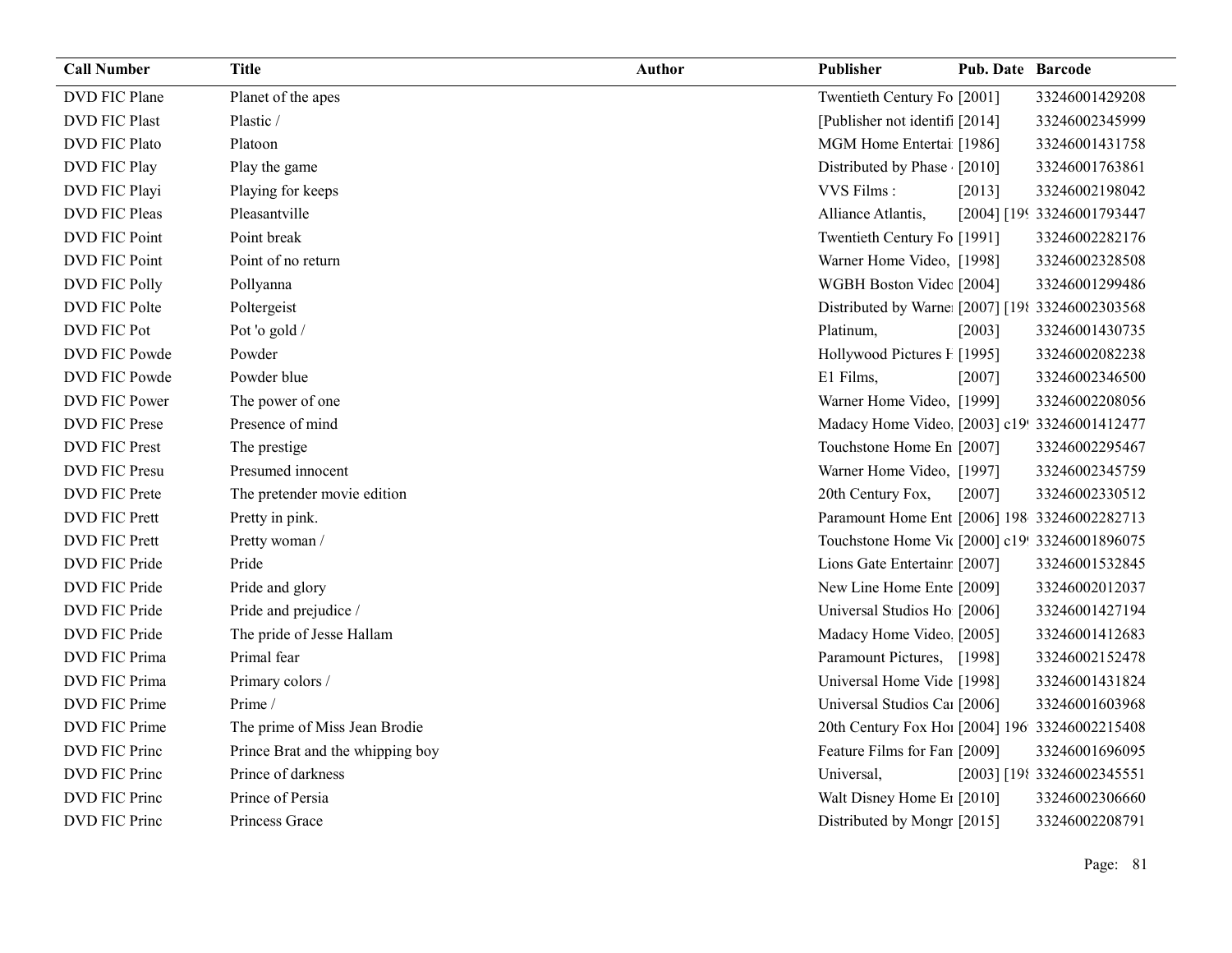| Call Number | Title | Author | Publisher | Pub. Date | Barcode |
|---|---|---|---|---|---|
| DVD FIC Plane | Planet of the apes | | Twentieth Century Fo | [2001] | 33246001429208 |
| DVD FIC Plast | Plastic / | | [Publisher not identifi | [2014] | 33246002345999 |
| DVD FIC Plato | Platoon | | MGM Home Entertai | [1986] | 33246001431758 |
| DVD FIC Play | Play the game | | Distributed by Phase | [2010] | 33246001763861 |
| DVD FIC Playi | Playing for keeps | | VVS Films : | [2013] | 33246002198042 |
| DVD FIC Pleas | Pleasantville | | Alliance Atlantis, | [2004] [19 | 33246001793447 |
| DVD FIC Point | Point break | | Twentieth Century Fo | [1991] | 33246002282176 |
| DVD FIC Point | Point of no return | | Warner Home Video, | [1998] | 33246002328508 |
| DVD FIC Polly | Pollyanna | | WGBH Boston Videc | [2004] | 33246001299486 |
| DVD FIC Polte | Poltergeist | | Distributed by Warne | [2007] [19 | 33246002303568 |
| DVD FIC Pot | Pot 'o gold / | | Platinum, | [2003] | 33246001430735 |
| DVD FIC Powde | Powder | | Hollywood Pictures H | [1995] | 33246002082238 |
| DVD FIC Powde | Powder blue | | E1 Films, | [2007] | 33246002346500 |
| DVD FIC Power | The power of one | | Warner Home Video, | [1999] | 33246002208056 |
| DVD FIC Prese | Presence of mind | | Madacy Home Video, | [2003] c19 | 33246001412477 |
| DVD FIC Prest | The prestige | | Touchstone Home En | [2007] | 33246002295467 |
| DVD FIC Presu | Presumed innocent | | Warner Home Video, | [1997] | 33246002345759 |
| DVD FIC Prete | The pretender movie edition | | 20th Century Fox, | [2007] | 33246002330512 |
| DVD FIC Prett | Pretty in pink. | | Paramount Home Ent | [2006] 198 | 33246002282713 |
| DVD FIC Prett | Pretty woman / | | Touchstone Home Vi | [2000] c19 | 33246001896075 |
| DVD FIC Pride | Pride | | Lions Gate Entertainn | [2007] | 33246001532845 |
| DVD FIC Pride | Pride and glory | | New Line Home Ente | [2009] | 33246002012037 |
| DVD FIC Pride | Pride and prejudice / | | Universal Studios Ho | [2006] | 33246001427194 |
| DVD FIC Pride | The pride of Jesse Hallam | | Madacy Home Video, | [2005] | 33246001412683 |
| DVD FIC Prima | Primal fear | | Paramount Pictures, | [1998] | 33246002152478 |
| DVD FIC Prima | Primary colors / | | Universal Home Vide | [1998] | 33246001431824 |
| DVD FIC Prime | Prime / | | Universal Studios Ca | [2006] | 33246001603968 |
| DVD FIC Prime | The prime of Miss Jean Brodie | | 20th Century Fox Ho | [2004] 196 | 33246002215408 |
| DVD FIC Princ | Prince Brat and the whipping boy | | Feature Films for Fan | [2009] | 33246001696095 |
| DVD FIC Princ | Prince of darkness | | Universal, | [2003] [19 | 33246002345551 |
| DVD FIC Princ | Prince of Persia | | Walt Disney Home E | [2010] | 33246002306660 |
| DVD FIC Princ | Princess Grace | | Distributed by Mongr | [2015] | 33246002208791 |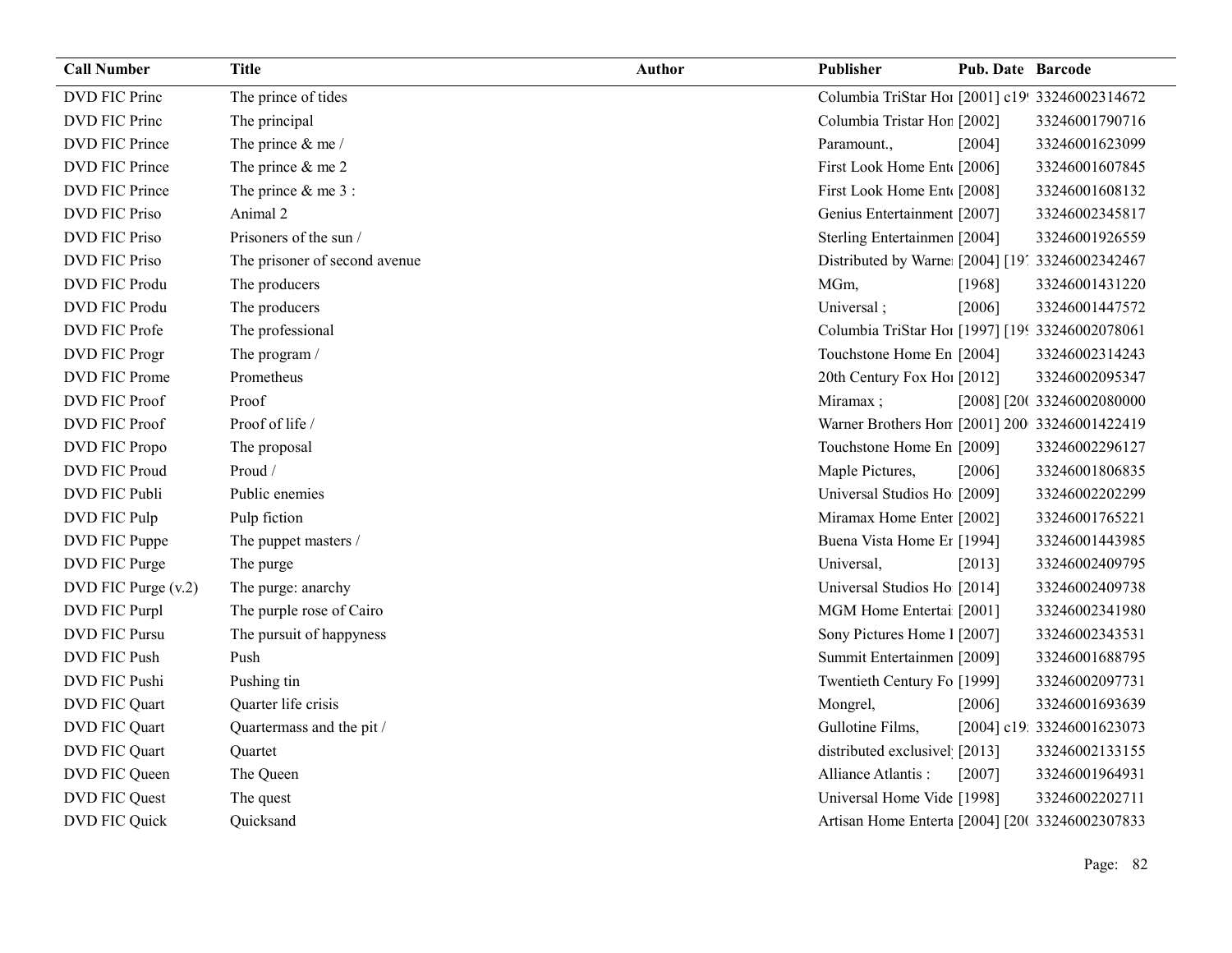| Call Number | Title | Author | Publisher | Pub. Date | Barcode |
|---|---|---|---|---|---|
| DVD FIC Princ | The prince of tides | | Columbia TriStar Hoı | [2001] c19! | 33246002314672 |
| DVD FIC Princ | The principal | | Columbia Tristar Hon | [2002] | 33246001790716 |
| DVD FIC Prince | The prince & me / | | Paramount., | [2004] | 33246001623099 |
| DVD FIC Prince | The prince & me 2 | | First Look Home Ent | [2006] | 33246001607845 |
| DVD FIC Prince | The prince & me 3 : | | First Look Home Ent | [2008] | 33246001608132 |
| DVD FIC Priso | Animal 2 | | Genius Entertainment | [2007] | 33246002345817 |
| DVD FIC Priso | Prisoners of the sun / | | Sterling Entertainmen | [2004] | 33246001926559 |
| DVD FIC Priso | The prisoner of second avenue | | Distributed by Warne | [2004] [19' | 33246002342467 |
| DVD FIC Produ | The producers | | MGm, | [1968] | 33246001431220 |
| DVD FIC Produ | The producers | | Universal ; | [2006] | 33246001447572 |
| DVD FIC Profe | The professional | | Columbia TriStar Hoı | [1997] [19! | 33246002078061 |
| DVD FIC Progr | The program / | | Touchstone Home En | [2004] | 33246002314243 |
| DVD FIC Prome | Prometheus | | 20th Century Fox Hoı | [2012] | 33246002095347 |
| DVD FIC Proof | Proof | | Miramax ; | [2008] [20( | 33246002080000 |
| DVD FIC Proof | Proof of life / | | Warner Brothers Hon | [2001] 200 | 33246001422419 |
| DVD FIC Propo | The proposal | | Touchstone Home En | [2009] | 33246002296127 |
| DVD FIC Proud | Proud / | | Maple Pictures, | [2006] | 33246001806835 |
| DVD FIC Publi | Public enemies | | Universal Studios Ho | [2009] | 33246002202299 |
| DVD FIC Pulp | Pulp fiction | | Miramax Home Enter | [2002] | 33246001765221 |
| DVD FIC Puppe | The puppet masters / | | Buena Vista Home Er | [1994] | 33246001443985 |
| DVD FIC Purge | The purge | | Universal, | [2013] | 33246002409795 |
| DVD FIC Purge (v.2) | The purge: anarchy | | Universal Studios Ho | [2014] | 33246002409738 |
| DVD FIC Purpl | The purple rose of Cairo | | MGM Home Entertai | [2001] | 33246002341980 |
| DVD FIC Pursu | The pursuit of happyness | | Sony Pictures Home I | [2007] | 33246002343531 |
| DVD FIC Push | Push | | Summit Entertainmen | [2009] | 33246001688795 |
| DVD FIC Pushi | Pushing tin | | Twentieth Century Fo | [1999] | 33246002097731 |
| DVD FIC Quart | Quarter life crisis | | Mongrel, | [2006] | 33246001693639 |
| DVD FIC Quart | Quartermass and the pit / | | Gullotine Films, | [2004] c19: | 33246001623073 |
| DVD FIC Quart | Quartet | | distributed exclusivel | [2013] | 33246002133155 |
| DVD FIC Queen | The Queen | | Alliance Atlantis : | [2007] | 33246001964931 |
| DVD FIC Quest | The quest | | Universal Home Vide | [1998] | 33246002202711 |
| DVD FIC Quick | Quicksand | | Artisan Home Enterta | [2004] [20( | 33246002307833 |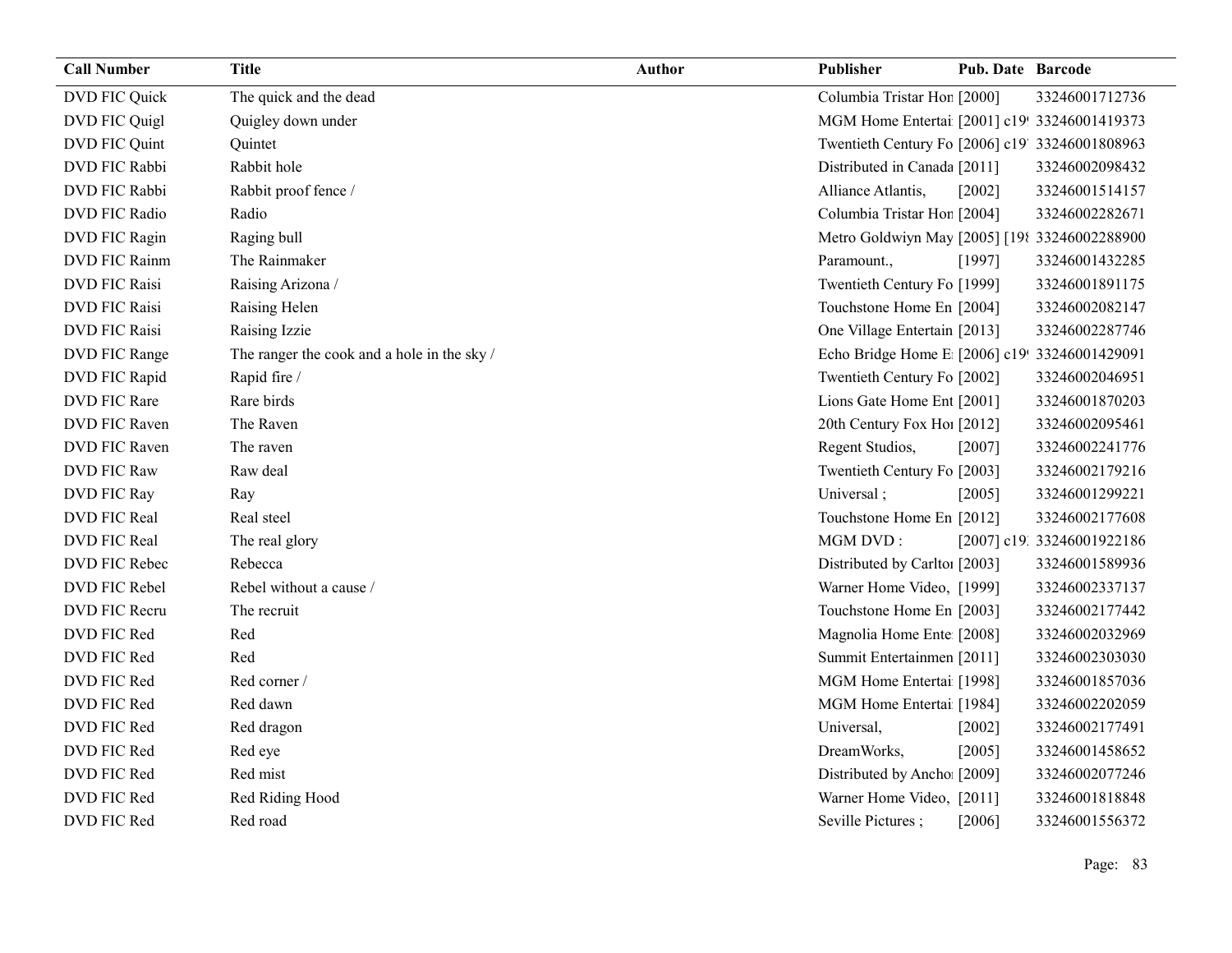| Call Number | Title | Author | Publisher | Pub. Date | Barcode |
|---|---|---|---|---|---|
| DVD FIC Quick | The quick and the dead | | Columbia Tristar Hon | [2000] | 33246001712736 |
| DVD FIC Quigl | Quigley down under | | MGM Home Entertai | [2001] c19 | 33246001419373 |
| DVD FIC Quint | Quintet | | Twentieth Century Fo | [2006] c19 | 33246001808963 |
| DVD FIC Rabbi | Rabbit hole | | Distributed in Canada | [2011] | 33246002098432 |
| DVD FIC Rabbi | Rabbit proof fence / | | Alliance Atlantis, | [2002] | 33246001514157 |
| DVD FIC Radio | Radio | | Columbia Tristar Hon | [2004] | 33246002282671 |
| DVD FIC Ragin | Raging bull | | Metro Goldwyn May | [2005] [198 | 33246002288900 |
| DVD FIC Rainm | The Rainmaker | | Paramount., | [1997] | 33246001432285 |
| DVD FIC Raisi | Raising Arizona / | | Twentieth Century Fo | [1999] | 33246001891175 |
| DVD FIC Raisi | Raising Helen | | Touchstone Home En | [2004] | 33246002082147 |
| DVD FIC Raisi | Raising Izzie | | One Village Entertain | [2013] | 33246002287746 |
| DVD FIC Range | The ranger the cook and a hole in the sky / | | Echo Bridge Home E | [2006] c19 | 33246001429091 |
| DVD FIC Rapid | Rapid fire / | | Twentieth Century Fo | [2002] | 33246002046951 |
| DVD FIC Rare | Rare birds | | Lions Gate Home Ent | [2001] | 33246001870203 |
| DVD FIC Raven | The Raven | | 20th Century Fox Ho | [2012] | 33246002095461 |
| DVD FIC Raven | The raven | | Regent Studios, | [2007] | 33246002241776 |
| DVD FIC Raw | Raw deal | | Twentieth Century Fo | [2003] | 33246002179216 |
| DVD FIC Ray | Ray | | Universal ; | [2005] | 33246001299221 |
| DVD FIC Real | Real steel | | Touchstone Home En | [2012] | 33246002177608 |
| DVD FIC Real | The real glory | | MGM DVD : | [2007] c19 | 33246001922186 |
| DVD FIC Rebec | Rebecca | | Distributed by Carlto | [2003] | 33246001589936 |
| DVD FIC Rebel | Rebel without a cause / | | Warner Home Video, | [1999] | 33246002337137 |
| DVD FIC Recru | The recruit | | Touchstone Home En | [2003] | 33246002177442 |
| DVD FIC Red | Red | | Magnolia Home Ente | [2008] | 33246002032969 |
| DVD FIC Red | Red | | Summit Entertainmen | [2011] | 33246002303030 |
| DVD FIC Red | Red corner / | | MGM Home Entertai | [1998] | 33246001857036 |
| DVD FIC Red | Red dawn | | MGM Home Entertai | [1984] | 33246002202059 |
| DVD FIC Red | Red dragon | | Universal, | [2002] | 33246002177491 |
| DVD FIC Red | Red eye | | DreamWorks, | [2005] | 33246001458652 |
| DVD FIC Red | Red mist | | Distributed by Ancho | [2009] | 33246002077246 |
| DVD FIC Red | Red Riding Hood | | Warner Home Video, | [2011] | 33246001818848 |
| DVD FIC Red | Red road | | Seville Pictures ; | [2006] | 33246001556372 |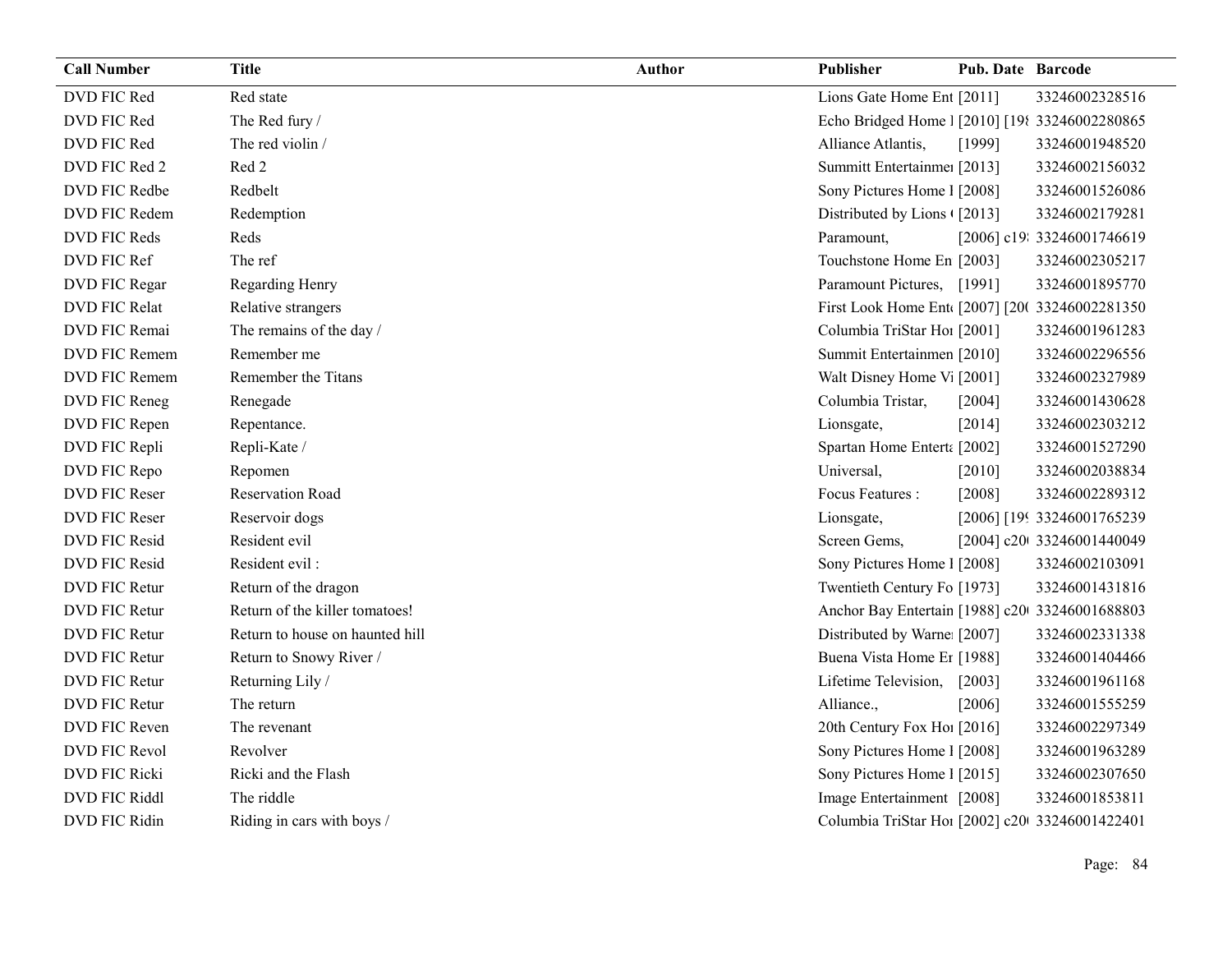| Call Number | Title | Author | Publisher | Pub. Date | Barcode |
| --- | --- | --- | --- | --- | --- |
| DVD FIC Red | Red state | | Lions Gate Home Ent | [2011] | 33246002328516 |
| DVD FIC Red | The Red fury / | | Echo Bridged Home l | [2010] [198 | 33246002280865 |
| DVD FIC Red | The red violin / | | Alliance Atlantis, | [1999] | 33246001948520 |
| DVD FIC Red 2 | Red 2 | | Summitt Entertainmen | [2013] | 33246002156032 |
| DVD FIC Redbe | Redbelt | | Sony Pictures Home I | [2008] | 33246001526086 |
| DVD FIC Redem | Redemption | | Distributed by Lions | [2013] | 33246002179281 |
| DVD FIC Reds | Reds | | Paramount, | [2006] c19 | 33246001746619 |
| DVD FIC Ref | The ref | | Touchstone Home En | [2003] | 33246002305217 |
| DVD FIC Regar | Regarding Henry | | Paramount Pictures, | [1991] | 33246001895770 |
| DVD FIC Relat | Relative strangers | | First Look Home Ente | [2007] [200 | 33246002281350 |
| DVD FIC Remai | The remains of the day / | | Columbia TriStar Hor | [2001] | 33246001961283 |
| DVD FIC Remem | Remember me | | Summit Entertainmen | [2010] | 33246002296556 |
| DVD FIC Remem | Remember the Titans | | Walt Disney Home Vi | [2001] | 33246002327989 |
| DVD FIC Reneg | Renegade | | Columbia Tristar, | [2004] | 33246001430628 |
| DVD FIC Repen | Repentance. | | Lionsgate, | [2014] | 33246002303212 |
| DVD FIC Repli | Repli-Kate / | | Spartan Home Enterta | [2002] | 33246001527290 |
| DVD FIC Repo | Repomen | | Universal, | [2010] | 33246002038834 |
| DVD FIC Reser | Reservation Road | | Focus Features : | [2008] | 33246002289312 |
| DVD FIC Reser | Reservoir dogs | | Lionsgate, | [2006] [199 | 33246001765239 |
| DVD FIC Resid | Resident evil | | Screen Gems, | [2004] c200 | 33246001440049 |
| DVD FIC Resid | Resident evil : | | Sony Pictures Home I | [2008] | 33246002103091 |
| DVD FIC Retur | Return of the dragon | | Twentieth Century Fo | [1973] | 33246001431816 |
| DVD FIC Retur | Return of the killer tomatoes! | | Anchor Bay Entertain | [1988] c200 | 33246001688803 |
| DVD FIC Retur | Return to house on haunted hill | | Distributed by Warner | [2007] | 33246002331338 |
| DVD FIC Retur | Return to Snowy River / | | Buena Vista Home Er | [1988] | 33246001404466 |
| DVD FIC Retur | Returning Lily / | | Lifetime Television, | [2003] | 33246001961168 |
| DVD FIC Retur | The return | | Alliance., | [2006] | 33246001555259 |
| DVD FIC Reven | The revenant | | 20th Century Fox Hor | [2016] | 33246002297349 |
| DVD FIC Revol | Revolver | | Sony Pictures Home I | [2008] | 33246001963289 |
| DVD FIC Ricki | Ricki and the Flash | | Sony Pictures Home I | [2015] | 33246002307650 |
| DVD FIC Riddl | The riddle | | Image Entertainment | [2008] | 33246001853811 |
| DVD FIC Ridin | Riding in cars with boys / | | Columbia TriStar Hor | [2002] c200 | 33246001422401 |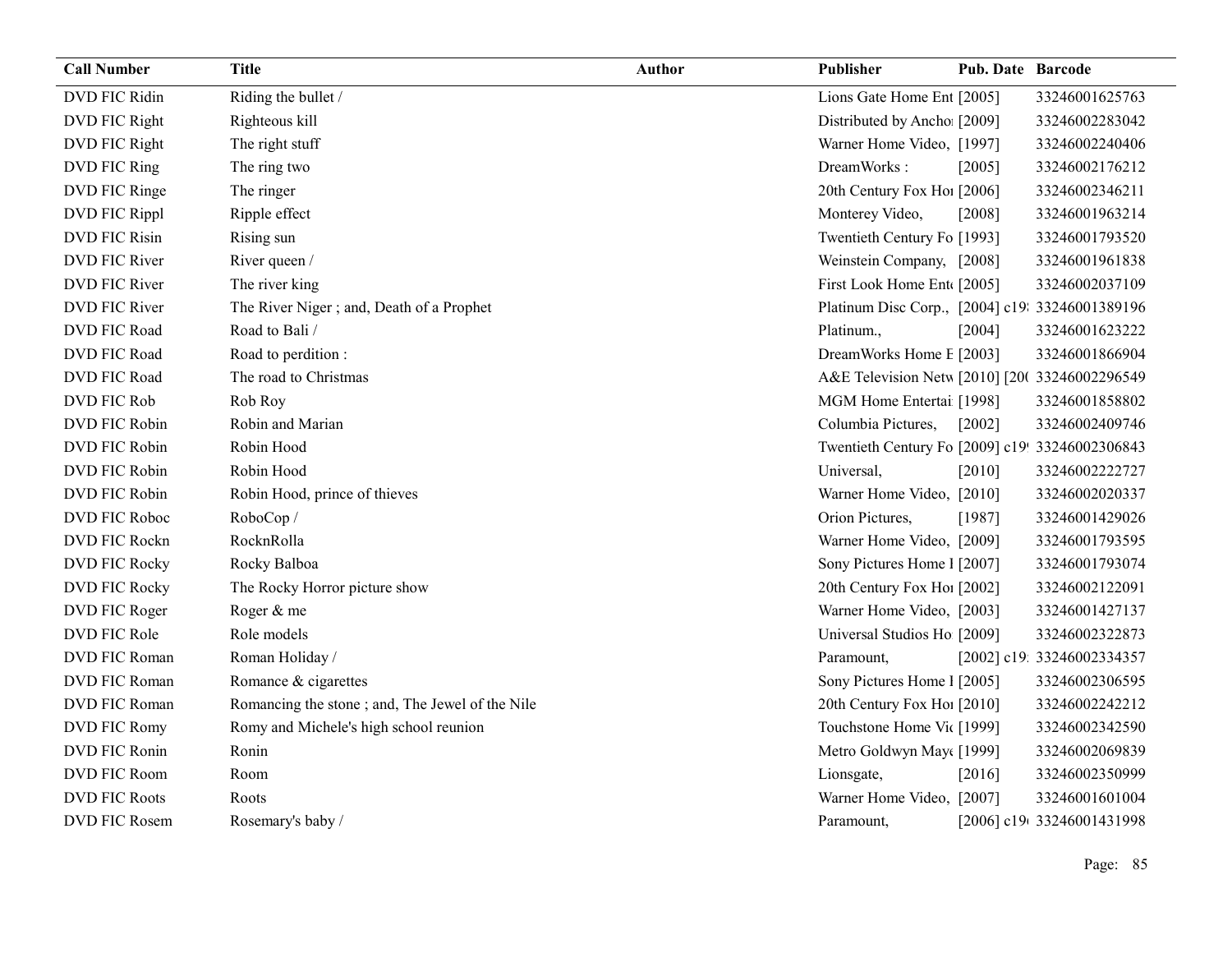| Call Number | Title | Author | Publisher | Pub. Date | Barcode |
|---|---|---|---|---|---|
| DVD FIC Ridin | Riding the bullet / | | Lions Gate Home Ent | [2005] | 33246001625763 |
| DVD FIC Right | Righteous kill | | Distributed by Ancho | [2009] | 33246002283042 |
| DVD FIC Right | The right stuff | | Warner Home Video, | [1997] | 33246002240406 |
| DVD FIC Ring | The ring two | | DreamWorks : | [2005] | 33246002176212 |
| DVD FIC Ringe | The ringer | | 20th Century Fox Ho | [2006] | 33246002346211 |
| DVD FIC Rippl | Ripple effect | | Monterey Video, | [2008] | 33246001963214 |
| DVD FIC Risin | Rising sun | | Twentieth Century Fo | [1993] | 33246001793520 |
| DVD FIC River | River queen / | | Weinstein Company, | [2008] | 33246001961838 |
| DVD FIC River | The river king | | First Look Home Ent | [2005] | 33246002037109 |
| DVD FIC River | The River Niger ; and, Death of a Prophet | | Platinum Disc Corp., | [2004] c19 | 33246001389196 |
| DVD FIC Road | Road to Bali / | | Platinum., | [2004] | 33246001623222 |
| DVD FIC Road | Road to perdition : | | DreamWorks Home E | [2003] | 33246001866904 |
| DVD FIC Road | The road to Christmas | | A&E Television Netw | [2010] [20 | 33246002296549 |
| DVD FIC Rob | Rob Roy | | MGM Home Entertai | [1998] | 33246001858802 |
| DVD FIC Robin | Robin and Marian | | Columbia Pictures, | [2002] | 33246002409746 |
| DVD FIC Robin | Robin Hood | | Twentieth Century Fo | [2009] c19 | 33246002306843 |
| DVD FIC Robin | Robin Hood | | Universal, | [2010] | 33246002222727 |
| DVD FIC Robin | Robin Hood, prince of thieves | | Warner Home Video, | [2010] | 33246002020337 |
| DVD FIC Roboc | RoboCop / | | Orion Pictures, | [1987] | 33246001429026 |
| DVD FIC Rockn | RocknRolla | | Warner Home Video, | [2009] | 33246001793595 |
| DVD FIC Rocky | Rocky Balboa | | Sony Pictures Home I | [2007] | 33246001793074 |
| DVD FIC Rocky | The Rocky Horror picture show | | 20th Century Fox Ho | [2002] | 33246002122091 |
| DVD FIC Roger | Roger & me | | Warner Home Video, | [2003] | 33246001427137 |
| DVD FIC Role | Role models | | Universal Studios Ho | [2009] | 33246002322873 |
| DVD FIC Roman | Roman Holiday / | | Paramount, | [2002] c19 | 33246002334357 |
| DVD FIC Roman | Romance & cigarettes | | Sony Pictures Home I | [2005] | 33246002306595 |
| DVD FIC Roman | Romancing the stone ; and, The Jewel of the Nile | | 20th Century Fox Ho | [2010] | 33246002242212 |
| DVD FIC Romy | Romy and Michele's high school reunion | | Touchstone Home Vi | [1999] | 33246002342590 |
| DVD FIC Ronin | Ronin | | Metro Goldwyn May | [1999] | 33246002069839 |
| DVD FIC Room | Room | | Lionsgate, | [2016] | 33246002350999 |
| DVD FIC Roots | Roots | | Warner Home Video, | [2007] | 33246001601004 |
| DVD FIC Rosem | Rosemary's baby / | | Paramount, | [2006] c19 | 33246001431998 |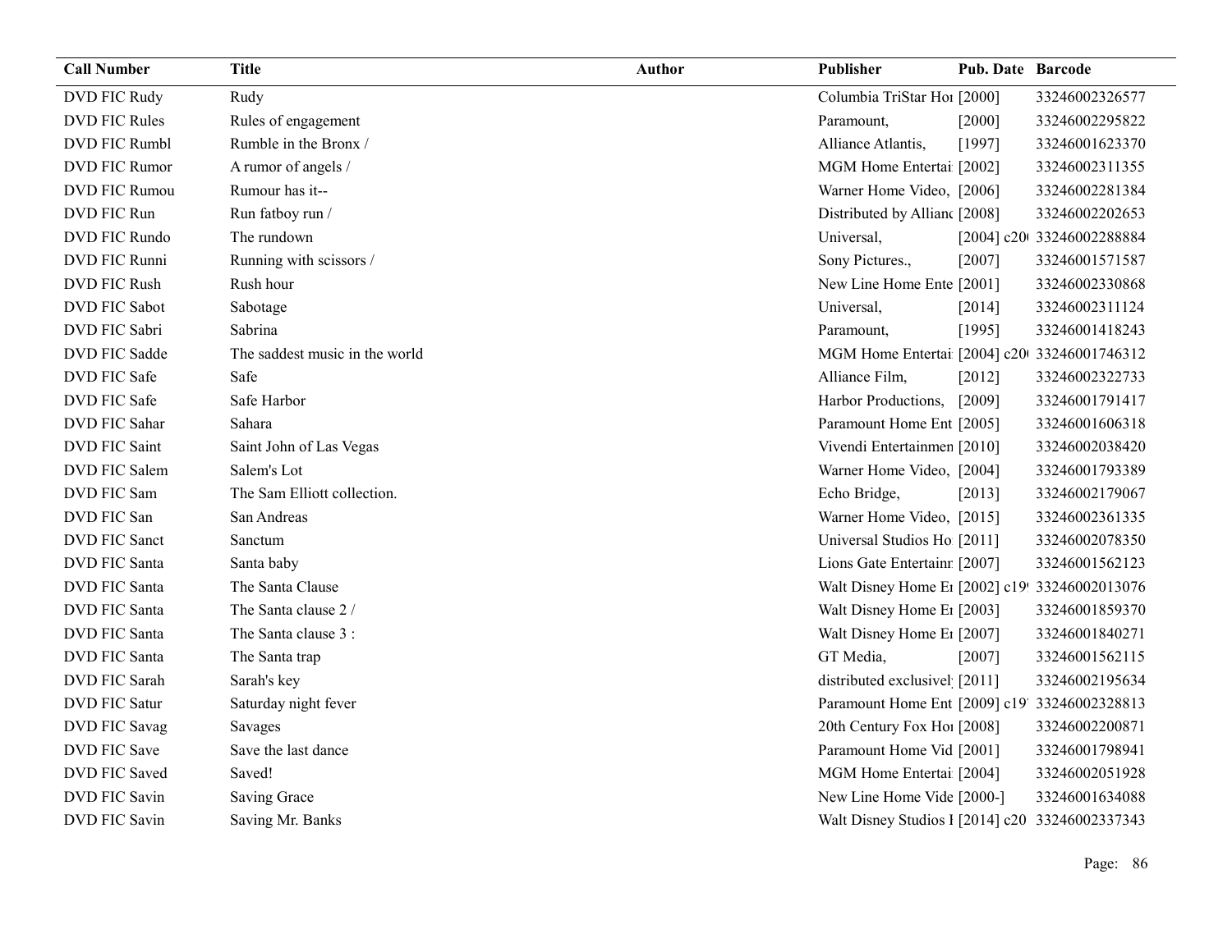| Call Number | Title | Author | Publisher | Pub. Date | Barcode |
|---|---|---|---|---|---|
| DVD FIC Rudy | Rudy | | Columbia TriStar Hoı | [2000] | 33246002326577 |
| DVD FIC Rules | Rules of engagement | | Paramount, | [2000] | 33246002295822 |
| DVD FIC Rumbl | Rumble in the Bronx / | | Alliance Atlantis, | [1997] | 33246001623370 |
| DVD FIC Rumor | A rumor of angels / | | MGM Home Entertai | [2002] | 33246002311355 |
| DVD FIC Rumou | Rumour has it-- | | Warner Home Video, | [2006] | 33246002281384 |
| DVD FIC Run | Run fatboy run / | | Distributed by Allianc | [2008] | 33246002202653 |
| DVD FIC Rundo | The rundown | | Universal, | [2004] c20 | 33246002288884 |
| DVD FIC Runni | Running with scissors / | | Sony Pictures., | [2007] | 33246001571587 |
| DVD FIC Rush | Rush hour | | New Line Home Ente | [2001] | 33246002330868 |
| DVD FIC Sabot | Sabotage | | Universal, | [2014] | 33246002311124 |
| DVD FIC Sabri | Sabrina | | Paramount, | [1995] | 33246001418243 |
| DVD FIC Sadde | The saddest music in the world | | MGM Home Entertai | [2004] c20 | 33246001746312 |
| DVD FIC Safe | Safe | | Alliance Film, | [2012] | 33246002322733 |
| DVD FIC Safe | Safe Harbor | | Harbor Productions, | [2009] | 33246001791417 |
| DVD FIC Sahar | Sahara | | Paramount Home Ent | [2005] | 33246001606318 |
| DVD FIC Saint | Saint John of Las Vegas | | Vivendi Entertainmen | [2010] | 33246002038420 |
| DVD FIC Salem | Salem's Lot | | Warner Home Video, | [2004] | 33246001793389 |
| DVD FIC Sam | The Sam Elliott collection. | | Echo Bridge, | [2013] | 33246002179067 |
| DVD FIC San | San Andreas | | Warner Home Video, | [2015] | 33246002361335 |
| DVD FIC Sanct | Sanctum | | Universal Studios Ho | [2011] | 33246002078350 |
| DVD FIC Santa | Santa baby | | Lions Gate Entertainı | [2007] | 33246001562123 |
| DVD FIC Santa | The Santa Clause | | Walt Disney Home Eı | [2002] c19 | 33246002013076 |
| DVD FIC Santa | The Santa clause 2 / | | Walt Disney Home Eı | [2003] | 33246001859370 |
| DVD FIC Santa | The Santa clause 3 : | | Walt Disney Home Eı | [2007] | 33246001840271 |
| DVD FIC Santa | The Santa trap | | GT Media, | [2007] | 33246001562115 |
| DVD FIC Sarah | Sarah's key | | distributed exclusivel | [2011] | 33246002195634 |
| DVD FIC Satur | Saturday night fever | | Paramount Home Ent | [2009] c19 | 33246002328813 |
| DVD FIC Savag | Savages | | 20th Century Fox Hoı | [2008] | 33246002200871 |
| DVD FIC Save | Save the last dance | | Paramount Home Vid | [2001] | 33246001798941 |
| DVD FIC Saved | Saved! | | MGM Home Entertai | [2004] | 33246002051928 |
| DVD FIC Savin | Saving Grace | | New Line Home Vide | [2000-] | 33246001634088 |
| DVD FIC Savin | Saving Mr. Banks | | Walt Disney Studios I | [2014] c20 | 33246002337343 |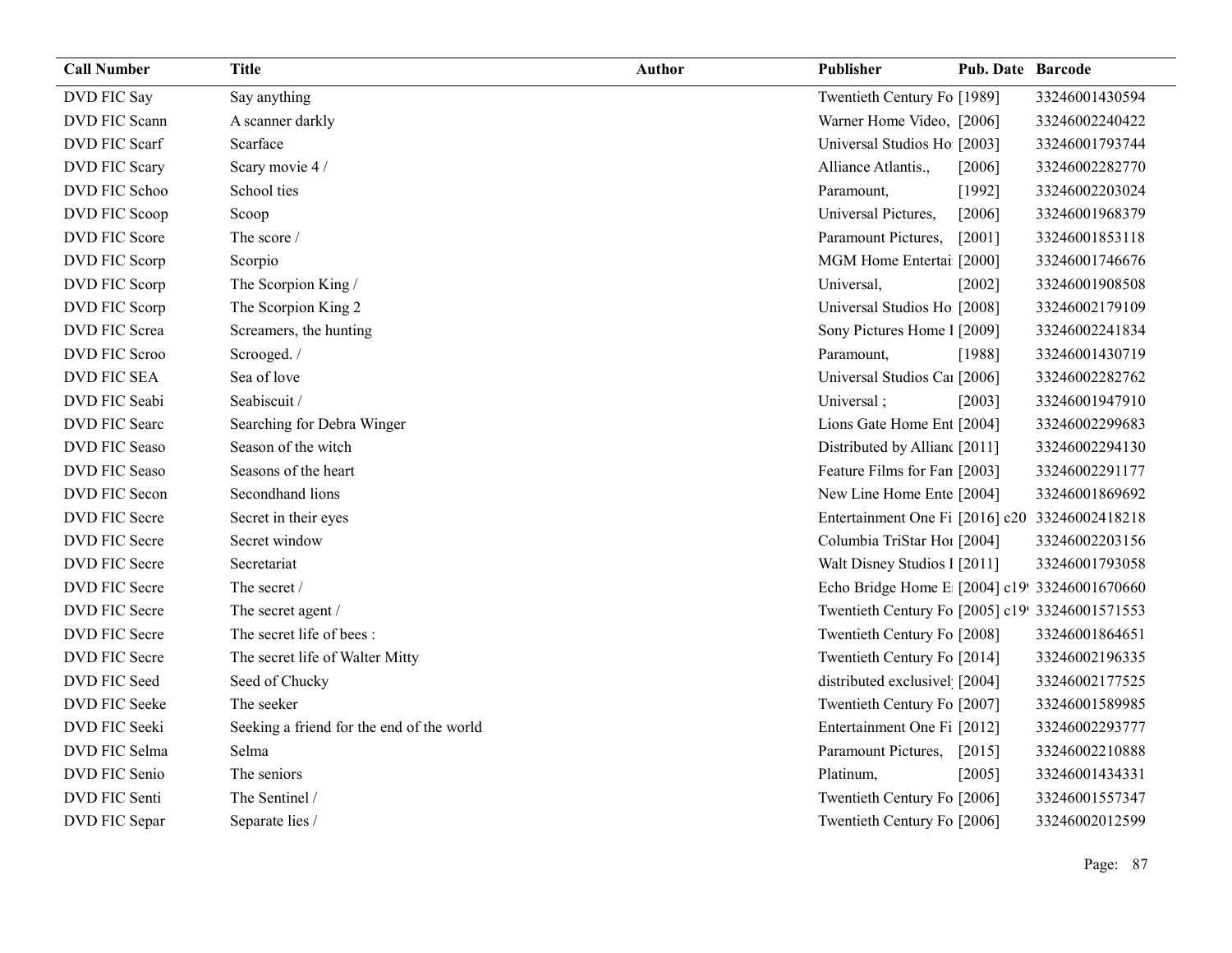| Call Number | Title | Author | Publisher | Pub. Date | Barcode |
|---|---|---|---|---|---|
| DVD FIC Say | Say anything | | Twentieth Century Fo | [1989] | 33246001430594 |
| DVD FIC Scann | A scanner darkly | | Warner Home Video, | [2006] | 33246002240422 |
| DVD FIC Scarf | Scarface | | Universal Studios Ho | [2003] | 33246001793744 |
| DVD FIC Scary | Scary movie 4 / | | Alliance Atlantis., | [2006] | 33246002282770 |
| DVD FIC Schoo | School ties | | Paramount, | [1992] | 33246002203024 |
| DVD FIC Scoop | Scoop | | Universal Pictures, | [2006] | 33246001968379 |
| DVD FIC Score | The score / | | Paramount Pictures, | [2001] | 33246001853118 |
| DVD FIC Scorp | Scorpio | | MGM Home Entertai | [2000] | 33246001746676 |
| DVD FIC Scorp | The Scorpion King / | | Universal, | [2002] | 33246001908508 |
| DVD FIC Scorp | The Scorpion King 2 | | Universal Studios Ho | [2008] | 33246002179109 |
| DVD FIC Screa | Screamers, the hunting | | Sony Pictures Home I | [2009] | 33246002241834 |
| DVD FIC Scroo | Scrooged. / | | Paramount, | [1988] | 33246001430719 |
| DVD FIC SEA | Sea of love | | Universal Studios Ca | [2006] | 33246002282762 |
| DVD FIC Seabi | Seabiscuit / | | Universal ; | [2003] | 33246001947910 |
| DVD FIC Searc | Searching for Debra Winger | | Lions Gate Home Ent | [2004] | 33246002299683 |
| DVD FIC Seaso | Season of the witch | | Distributed by Allianc | [2011] | 33246002294130 |
| DVD FIC Seaso | Seasons of the heart | | Feature Films for Fan | [2003] | 33246002291177 |
| DVD FIC Secon | Secondhand lions | | New Line Home Ente | [2004] | 33246001869692 |
| DVD FIC Secre | Secret in their eyes | | Entertainment One Fi | [2016] c20 | 33246002418218 |
| DVD FIC Secre | Secret window | | Columbia TriStar Hor | [2004] | 33246002203156 |
| DVD FIC Secre | Secretariat | | Walt Disney Studios I | [2011] | 33246001793058 |
| DVD FIC Secre | The secret / | | Echo Bridge Home E | [2004] c19 | 33246001670660 |
| DVD FIC Secre | The secret agent / | | Twentieth Century Fo | [2005] c19 | 33246001571553 |
| DVD FIC Secre | The secret life of bees : | | Twentieth Century Fo | [2008] | 33246001864651 |
| DVD FIC Secre | The secret life of Walter Mitty | | Twentieth Century Fo | [2014] | 33246002196335 |
| DVD FIC Seed | Seed of Chucky | | distributed exclusivel | [2004] | 33246002177525 |
| DVD FIC Seeke | The seeker | | Twentieth Century Fo | [2007] | 33246001589985 |
| DVD FIC Seeki | Seeking a friend for the end of the world | | Entertainment One Fi | [2012] | 33246002293777 |
| DVD FIC Selma | Selma | | Paramount Pictures, | [2015] | 33246002210888 |
| DVD FIC Senio | The seniors | | Platinum, | [2005] | 33246001434331 |
| DVD FIC Senti | The Sentinel / | | Twentieth Century Fo | [2006] | 33246001557347 |
| DVD FIC Separ | Separate lies / | | Twentieth Century Fo | [2006] | 33246002012599 |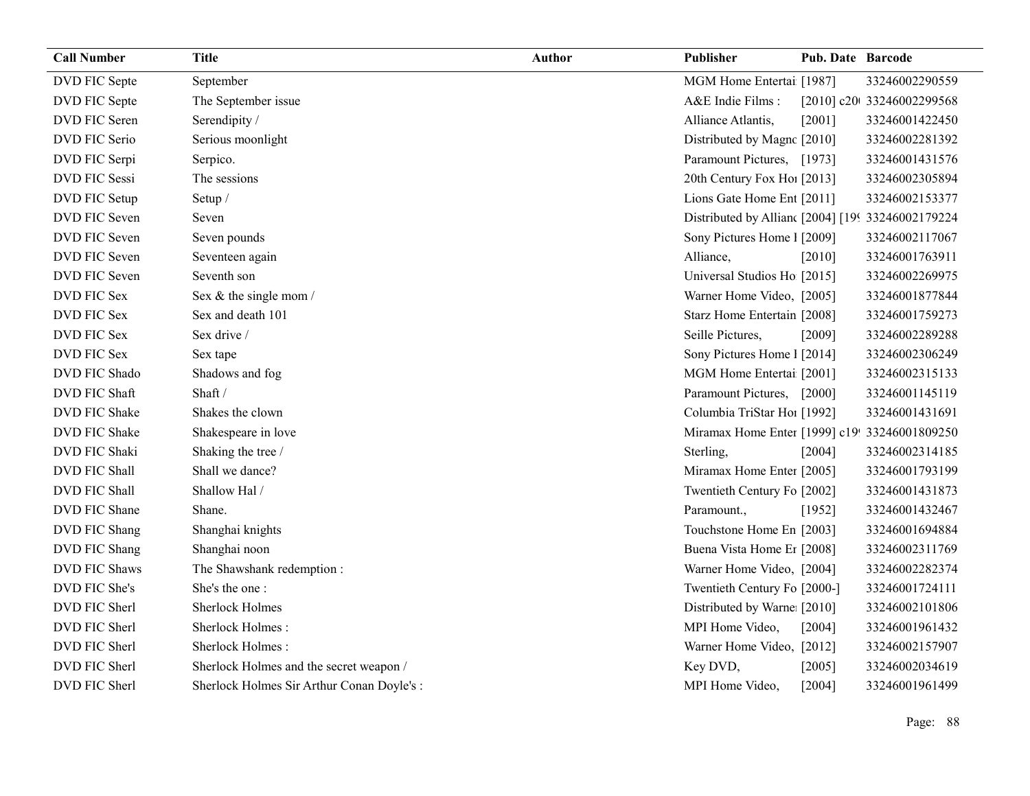| Call Number | Title | Author | Publisher | Pub. Date | Barcode |
|---|---|---|---|---|---|
| DVD FIC Septe | September | | MGM Home Entertai | [1987] | 33246002290559 |
| DVD FIC Septe | The September issue | | A&E Indie Films : | [2010] c20( | 33246002299568 |
| DVD FIC Seren | Serendipity / | | Alliance Atlantis, | [2001] | 33246001422450 |
| DVD FIC Serio | Serious moonlight | | Distributed by Magnc | [2010] | 33246002281392 |
| DVD FIC Serpi | Serpico. | | Paramount Pictures, | [1973] | 33246001431576 |
| DVD FIC Sessi | The sessions | | 20th Century Fox Hoi | [2013] | 33246002305894 |
| DVD FIC Setup | Setup / | | Lions Gate Home Ent | [2011] | 33246002153377 |
| DVD FIC Seven | Seven | | Distributed by Allianc | [2004] [19( | 33246002179224 |
| DVD FIC Seven | Seven pounds | | Sony Pictures Home I | [2009] | 33246002117067 |
| DVD FIC Seven | Seventeen again | | Alliance, | [2010] | 33246001763911 |
| DVD FIC Seven | Seventh son | | Universal Studios Ho | [2015] | 33246002269975 |
| DVD FIC Sex | Sex & the single mom / | | Warner Home Video, | [2005] | 33246001877844 |
| DVD FIC Sex | Sex and death 101 | | Starz Home Entertain | [2008] | 33246001759273 |
| DVD FIC Sex | Sex drive / | | Seille Pictures, | [2009] | 33246002289288 |
| DVD FIC Sex | Sex tape | | Sony Pictures Home I | [2014] | 33246002306249 |
| DVD FIC Shado | Shadows and fog | | MGM Home Entertai | [2001] | 33246002315133 |
| DVD FIC Shaft | Shaft / | | Paramount Pictures, | [2000] | 33246001145119 |
| DVD FIC Shake | Shakes the clown | | Columbia TriStar Hoi | [1992] | 33246001431691 |
| DVD FIC Shake | Shakespeare in love | | Miramax Home Enter | [1999] c19( | 33246001809250 |
| DVD FIC Shaki | Shaking the tree / | | Sterling, | [2004] | 33246002314185 |
| DVD FIC Shall | Shall we dance? | | Miramax Home Enter | [2005] | 33246001793199 |
| DVD FIC Shall | Shallow Hal / | | Twentieth Century Fo | [2002] | 33246001431873 |
| DVD FIC Shane | Shane. | | Paramount., | [1952] | 33246001432467 |
| DVD FIC Shang | Shanghai knights | | Touchstone Home En | [2003] | 33246001694884 |
| DVD FIC Shang | Shanghai noon | | Buena Vista Home Er | [2008] | 33246002311769 |
| DVD FIC Shaws | The Shawshank redemption : | | Warner Home Video, | [2004] | 33246002282374 |
| DVD FIC She's | She's the one : | | Twentieth Century Fo | [2000-] | 33246001724111 |
| DVD FIC Sherl | Sherlock Holmes | | Distributed by Warne | [2010] | 33246002101806 |
| DVD FIC Sherl | Sherlock Holmes : | | MPI Home Video, | [2004] | 33246001961432 |
| DVD FIC Sherl | Sherlock Holmes : | | Warner Home Video, | [2012] | 33246002157907 |
| DVD FIC Sherl | Sherlock Holmes and the secret weapon / | | Key DVD, | [2005] | 33246002034619 |
| DVD FIC Sherl | Sherlock Holmes Sir Arthur Conan Doyle's : | | MPI Home Video, | [2004] | 33246001961499 |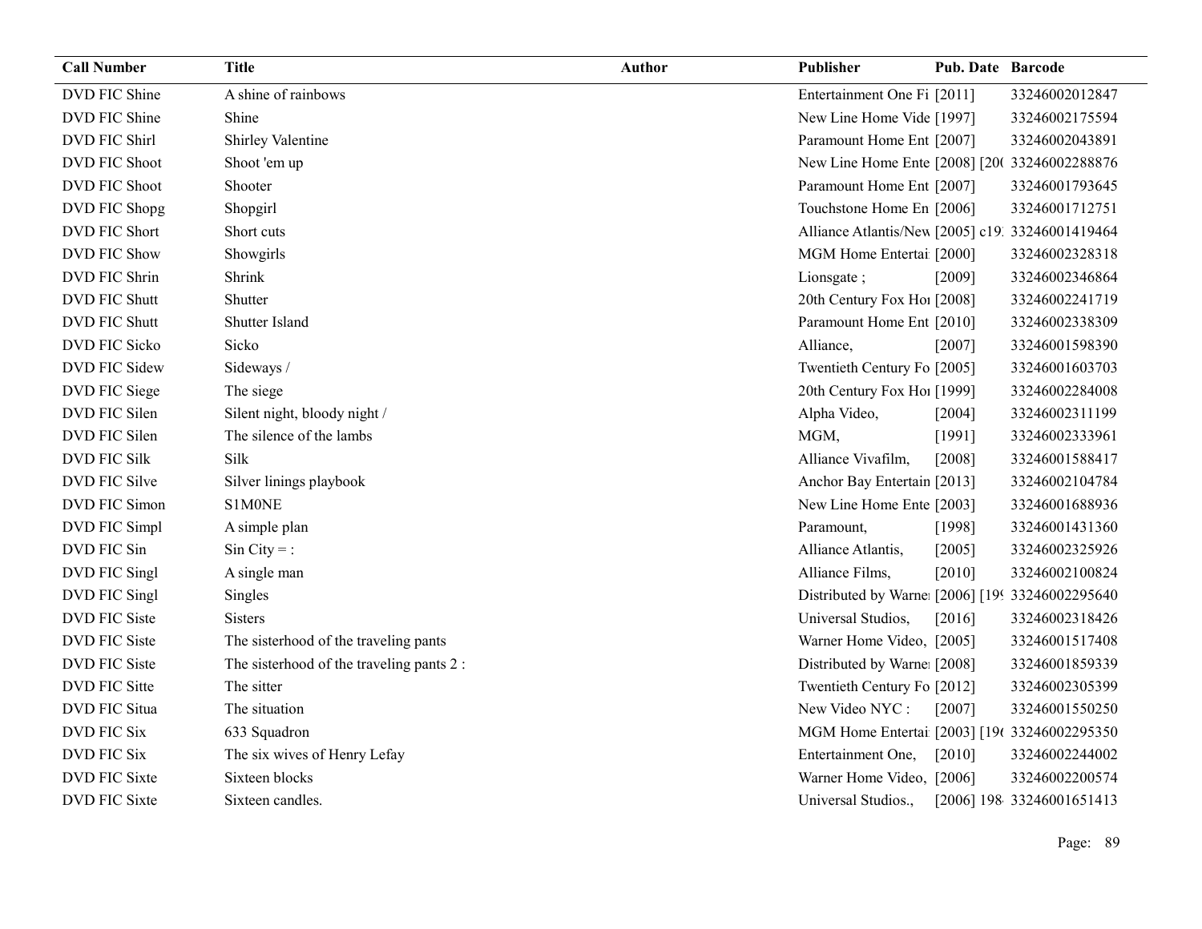| Call Number | Title | Author | Publisher | Pub. Date | Barcode |
|---|---|---|---|---|---|
| DVD FIC Shine | A shine of rainbows | | Entertainment One Fi | [2011] | 33246002012847 |
| DVD FIC Shine | Shine | | New Line Home Vide | [1997] | 33246002175594 |
| DVD FIC Shirl | Shirley Valentine | | Paramount Home Ent | [2007] | 33246002043891 |
| DVD FIC Shoot | Shoot 'em up | | New Line Home Ente | [2008] [20( | 33246002288876 |
| DVD FIC Shoot | Shooter | | Paramount Home Ent | [2007] | 33246001793645 |
| DVD FIC Shopg | Shopgirl | | Touchstone Home En | [2006] | 33246001712751 |
| DVD FIC Short | Short cuts | | Alliance Atlantis/New | [2005] c19 | 33246001419464 |
| DVD FIC Show | Showgirls | | MGM Home Entertai | [2000] | 33246002328318 |
| DVD FIC Shrin | Shrink | | Lionsgate ; | [2009] | 33246002346864 |
| DVD FIC Shutt | Shutter | | 20th Century Fox Ho | [2008] | 33246002241719 |
| DVD FIC Shutt | Shutter Island | | Paramount Home Ent | [2010] | 33246002338309 |
| DVD FIC Sicko | Sicko | | Alliance, | [2007] | 33246001598390 |
| DVD FIC Sidew | Sideways / | | Twentieth Century Fo | [2005] | 33246001603703 |
| DVD FIC Siege | The siege | | 20th Century Fox Ho | [1999] | 33246002284008 |
| DVD FIC Silen | Silent night, bloody night / | | Alpha Video, | [2004] | 33246002311199 |
| DVD FIC Silen | The silence of the lambs | | MGM, | [1991] | 33246002333961 |
| DVD FIC Silk | Silk | | Alliance Vivafilm, | [2008] | 33246001588417 |
| DVD FIC Silve | Silver linings playbook | | Anchor Bay Entertain | [2013] | 33246002104784 |
| DVD FIC Simon | S1M0NE | | New Line Home Ente | [2003] | 33246001688936 |
| DVD FIC Simpl | A simple plan | | Paramount, | [1998] | 33246001431360 |
| DVD FIC Sin | Sin City = : | | Alliance Atlantis, | [2005] | 33246002325926 |
| DVD FIC Singl | A single man | | Alliance Films, | [2010] | 33246002100824 |
| DVD FIC Singl | Singles | | Distributed by Warne | [2006] [19 | 33246002295640 |
| DVD FIC Siste | Sisters | | Universal Studios, | [2016] | 33246002318426 |
| DVD FIC Siste | The sisterhood of the traveling pants | | Warner Home Video, | [2005] | 33246001517408 |
| DVD FIC Siste | The sisterhood of the traveling pants 2 : | | Distributed by Warne | [2008] | 33246001859339 |
| DVD FIC Sitte | The sitter | | Twentieth Century Fo | [2012] | 33246002305399 |
| DVD FIC Situa | The situation | | New Video NYC : | [2007] | 33246001550250 |
| DVD FIC Six | 633 Squadron | | MGM Home Entertai | [2003] [19( | 33246002295350 |
| DVD FIC Six | The six wives of Henry Lefay | | Entertainment One, | [2010] | 33246002244002 |
| DVD FIC Sixte | Sixteen blocks | | Warner Home Video, | [2006] | 33246002200574 |
| DVD FIC Sixte | Sixteen candles. | | Universal Studios., | [2006] 198 | 33246001651413 |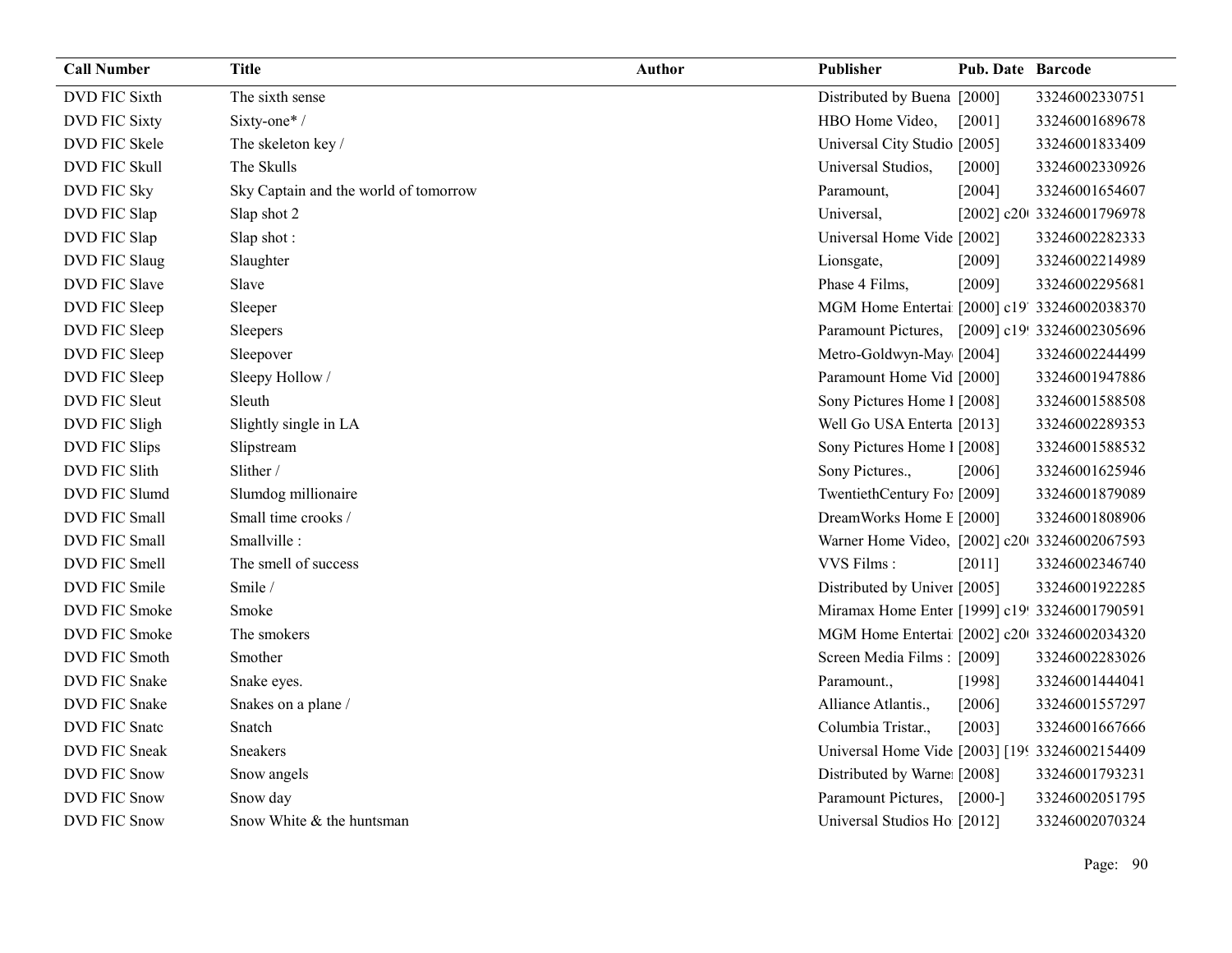| Call Number | Title | Author | Publisher | Pub. Date | Barcode |
|---|---|---|---|---|---|
| DVD FIC Sixth | The sixth sense | | Distributed by Buena | [2000] | 33246002330751 |
| DVD FIC Sixty | Sixty-one* / | | HBO Home Video, | [2001] | 33246001689678 |
| DVD FIC Skele | The skeleton key / | | Universal City Studio | [2005] | 33246001833409 |
| DVD FIC Skull | The Skulls | | Universal Studios, | [2000] | 33246002330926 |
| DVD FIC Sky | Sky Captain and the world of tomorrow | | Paramount, | [2004] | 33246001654607 |
| DVD FIC Slap | Slap shot 2 | | Universal, | [2002] c20 | 33246001796978 |
| DVD FIC Slap | Slap shot : | | Universal Home Vide | [2002] | 33246002282333 |
| DVD FIC Slaug | Slaughter | | Lionsgate, | [2009] | 33246002214989 |
| DVD FIC Slave | Slave | | Phase 4 Films, | [2009] | 33246002295681 |
| DVD FIC Sleep | Sleeper | | MGM Home Entertai | [2000] c19 | 33246002038370 |
| DVD FIC Sleep | Sleepers | | Paramount Pictures, | [2009] c19 | 33246002305696 |
| DVD FIC Sleep | Sleepover | | Metro-Goldwyn-May | [2004] | 33246002244499 |
| DVD FIC Sleep | Sleepy Hollow / | | Paramount Home Vid | [2000] | 33246001947886 |
| DVD FIC Sleut | Sleuth | | Sony Pictures Home I | [2008] | 33246001588508 |
| DVD FIC Sligh | Slightly single in LA | | Well Go USA Enterta | [2013] | 33246002289353 |
| DVD FIC Slips | Slipstream | | Sony Pictures Home I | [2008] | 33246001588532 |
| DVD FIC Slith | Slither / | | Sony Pictures., | [2006] | 33246001625946 |
| DVD FIC Slumd | Slumdog millionaire | | TwentiethCentury Fo | [2009] | 33246001879089 |
| DVD FIC Small | Small time crooks / | | DreamWorks Home E | [2000] | 33246001808906 |
| DVD FIC Small | Smallville : | | Warner Home Video, | [2002] c20 | 33246002067593 |
| DVD FIC Smell | The smell of success | | VVS Films : | [2011] | 33246002346740 |
| DVD FIC Smile | Smile / | | Distributed by Univer | [2005] | 33246001922285 |
| DVD FIC Smoke | Smoke | | Miramax Home Enter | [1999] c19 | 33246001790591 |
| DVD FIC Smoke | The smokers | | MGM Home Entertai | [2002] c20 | 33246002034320 |
| DVD FIC Smoth | Smother | | Screen Media Films : | [2009] | 33246002283026 |
| DVD FIC Snake | Snake eyes. | | Paramount., | [1998] | 33246001444041 |
| DVD FIC Snake | Snakes on a plane / | | Alliance Atlantis., | [2006] | 33246001557297 |
| DVD FIC Snatc | Snatch | | Columbia Tristar., | [2003] | 33246001667666 |
| DVD FIC Sneak | Sneakers | | Universal Home Vide | [2003] [19 | 33246002154409 |
| DVD FIC Snow | Snow angels | | Distributed by Warne | [2008] | 33246001793231 |
| DVD FIC Snow | Snow day | | Paramount Pictures, | [2000-] | 33246002051795 |
| DVD FIC Snow | Snow White & the huntsman | | Universal Studios Ho | [2012] | 33246002070324 |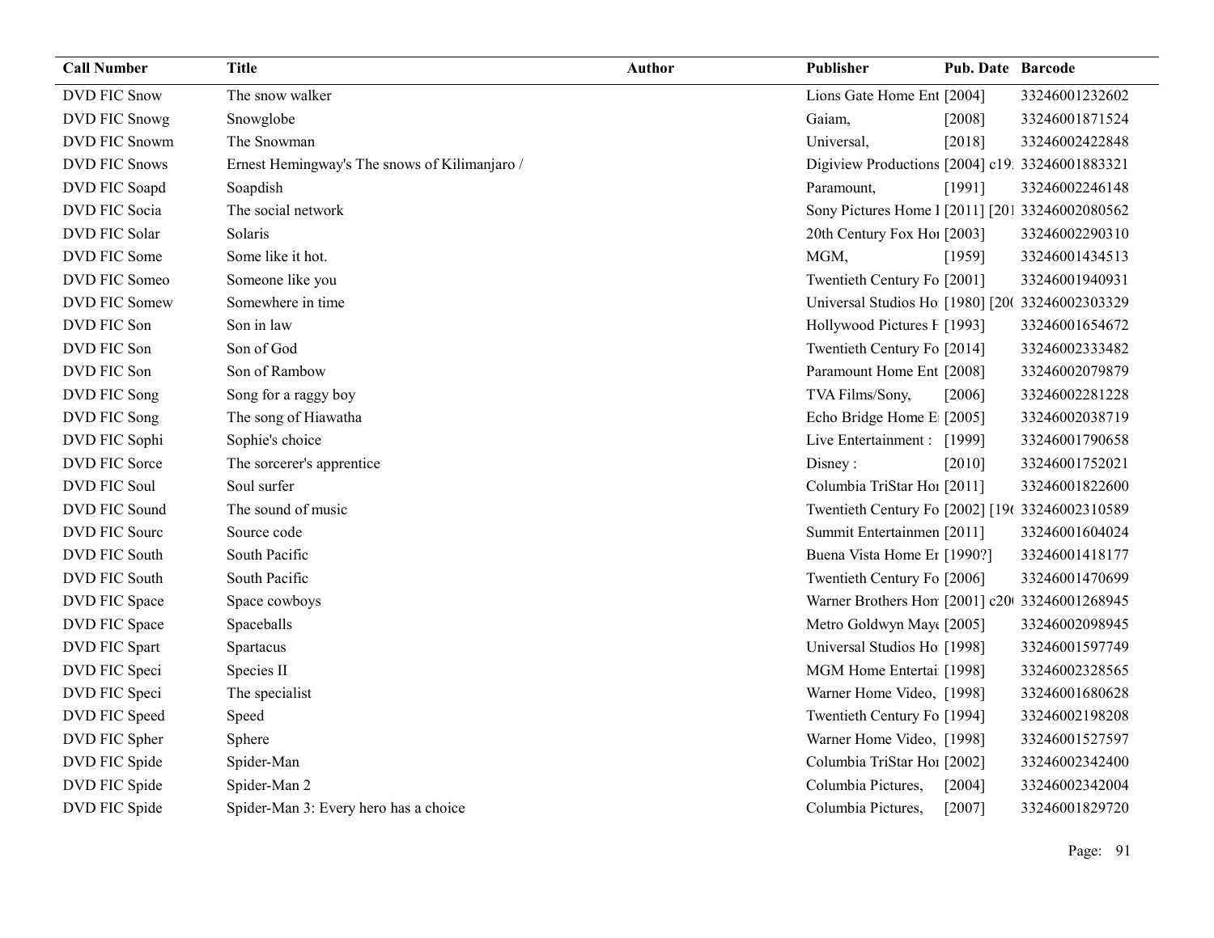| Call Number | Title | Author | Publisher | Pub. Date | Barcode |
|---|---|---|---|---|---|
| DVD FIC Snow | The snow walker | | Lions Gate Home Ent | [2004] | 33246001232602 |
| DVD FIC Snowg | Snowglobe | | Gaiam, | [2008] | 33246001871524 |
| DVD FIC Snowm | The Snowman | | Universal, | [2018] | 33246002422848 |
| DVD FIC Snows | Ernest Hemingway's The snows of Kilimanjaro / | | Digiview Productions | [2004] c19: | 33246001883321 |
| DVD FIC Soapd | Soapdish | | Paramount, | [1991] | 33246002246148 |
| DVD FIC Socia | The social network | | Sony Pictures Home I | [2011] [201 | 33246002080562 |
| DVD FIC Solar | Solaris | | 20th Century Fox Hor | [2003] | 33246002290310 |
| DVD FIC Some | Some like it hot. | | MGM, | [1959] | 33246001434513 |
| DVD FIC Someo | Someone like you | | Twentieth Century Fo | [2001] | 33246001940931 |
| DVD FIC Somew | Somewhere in time | | Universal Studios Ho | [1980] [20( | 33246002303329 |
| DVD FIC Son | Son in law | | Hollywood Pictures F | [1993] | 33246001654672 |
| DVD FIC Son | Son of God | | Twentieth Century Fo | [2014] | 33246002333482 |
| DVD FIC Son | Son of Rambow | | Paramount Home Ent | [2008] | 33246002079879 |
| DVD FIC Song | Song for a raggy boy | | TVA Films/Sony, | [2006] | 33246002281228 |
| DVD FIC Song | The song of Hiawatha | | Echo Bridge Home E | [2005] | 33246002038719 |
| DVD FIC Sophi | Sophie's choice | | Live Entertainment : | [1999] | 33246001790658 |
| DVD FIC Sorce | The sorcerer's apprentice | | Disney : | [2010] | 33246001752021 |
| DVD FIC Soul | Soul surfer | | Columbia TriStar Hor | [2011] | 33246001822600 |
| DVD FIC Sound | The sound of music | | Twentieth Century Fo | [2002] [19( | 33246002310589 |
| DVD FIC Sourc | Source code | | Summit Entertainmen | [2011] | 33246001604024 |
| DVD FIC South | South Pacific | | Buena Vista Home Er | [1990?] | 33246001418177 |
| DVD FIC South | South Pacific | | Twentieth Century Fo | [2006] | 33246001470699 |
| DVD FIC Space | Space cowboys | | Warner Brothers Hom | [2001] c20( | 33246001268945 |
| DVD FIC Space | Spaceballs | | Metro Goldwyn Mayo | [2005] | 33246002098945 |
| DVD FIC Spart | Spartacus | | Universal Studios Ho | [1998] | 33246001597749 |
| DVD FIC Speci | Species II | | MGM Home Entertai | [1998] | 33246002328565 |
| DVD FIC Speci | The specialist | | Warner Home Video, | [1998] | 33246001680628 |
| DVD FIC Speed | Speed | | Twentieth Century Fo | [1994] | 33246002198208 |
| DVD FIC Spher | Sphere | | Warner Home Video, | [1998] | 33246001527597 |
| DVD FIC Spide | Spider-Man | | Columbia TriStar Hor | [2002] | 33246002342400 |
| DVD FIC Spide | Spider-Man 2 | | Columbia Pictures, | [2004] | 33246002342004 |
| DVD FIC Spide | Spider-Man 3: Every hero has a choice | | Columbia Pictures, | [2007] | 33246001829720 |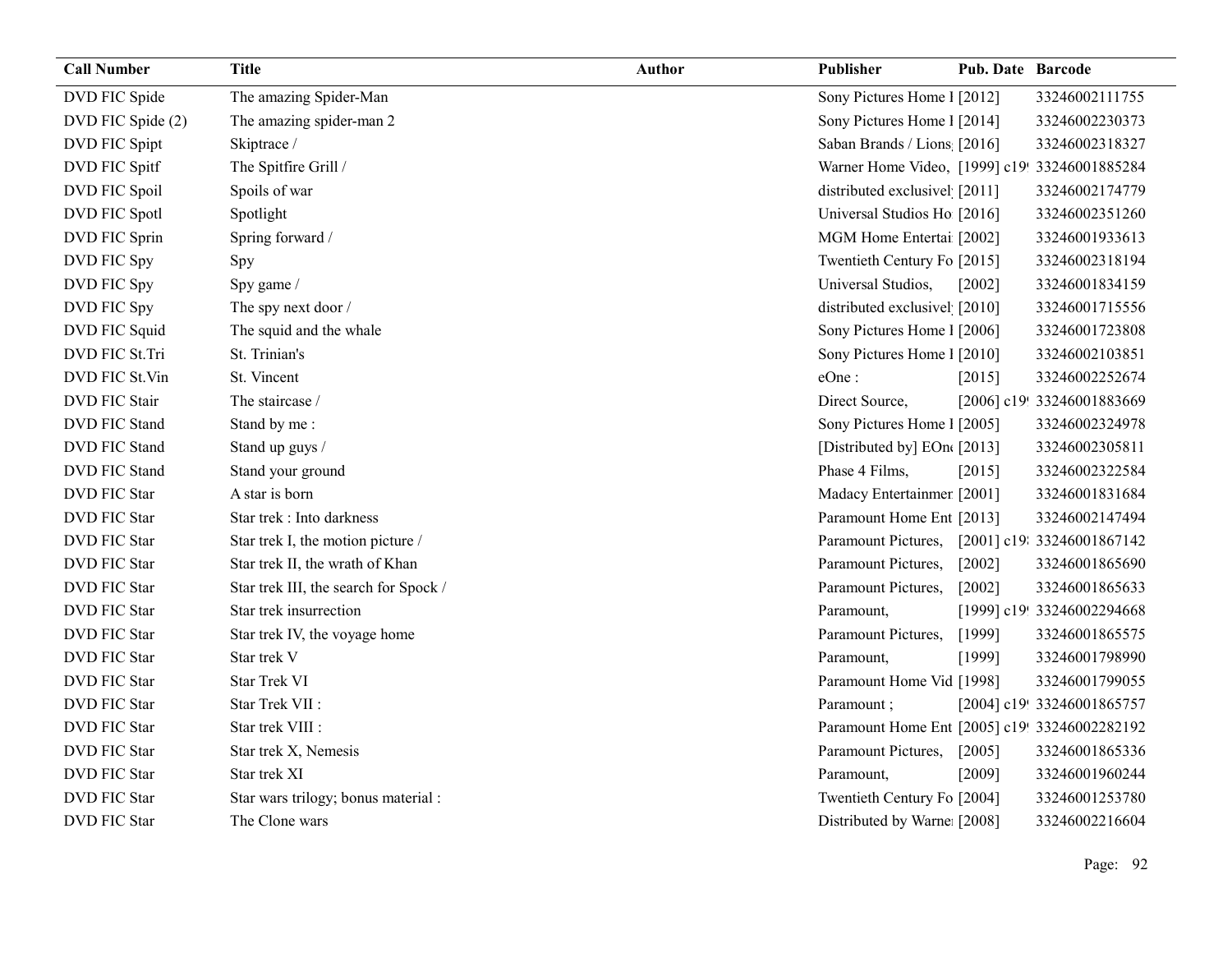| Call Number | Title | Author | Publisher | Pub. Date | Barcode |
|---|---|---|---|---|---|
| DVD FIC Spide | The amazing Spider-Man | | Sony Pictures Home I | [2012] | 33246002111755 |
| DVD FIC Spide (2) | The amazing spider-man 2 | | Sony Pictures Home I | [2014] | 33246002230373 |
| DVD FIC Spipt | Skiptrace / | | Saban Brands / Lions | [2016] | 33246002318327 |
| DVD FIC Spitf | The Spitfire Grill / | | Warner Home Video, | [1999] c19 | 33246001885284 |
| DVD FIC Spoil | Spoils of war | | distributed exclusivel | [2011] | 33246002174779 |
| DVD FIC Spotl | Spotlight | | Universal Studios Ho | [2016] | 33246002351260 |
| DVD FIC Sprin | Spring forward / | | MGM Home Entertai | [2002] | 33246001933613 |
| DVD FIC Spy | Spy | | Twentieth Century Fo | [2015] | 33246002318194 |
| DVD FIC Spy | Spy game / | | Universal Studios, | [2002] | 33246001834159 |
| DVD FIC Spy | The spy next door / | | distributed exclusivel | [2010] | 33246001715556 |
| DVD FIC Squid | The squid and the whale | | Sony Pictures Home I | [2006] | 33246001723808 |
| DVD FIC St.Tri | St. Trinian's | | Sony Pictures Home I | [2010] | 33246002103851 |
| DVD FIC St.Vin | St. Vincent | | eOne : | [2015] | 33246002252674 |
| DVD FIC Stair | The staircase / | | Direct Source, | [2006] c19 | 33246001883669 |
| DVD FIC Stand | Stand by me : | | Sony Pictures Home I | [2005] | 33246002324978 |
| DVD FIC Stand | Stand up guys / | | [Distributed by] EOn | [2013] | 33246002305811 |
| DVD FIC Stand | Stand your ground | | Phase 4 Films, | [2015] | 33246002322584 |
| DVD FIC Star | A star is born | | Madacy Entertainmer | [2001] | 33246001831684 |
| DVD FIC Star | Star trek : Into darkness | | Paramount Home Ent | [2013] | 33246002147494 |
| DVD FIC Star | Star trek I, the motion picture / | | Paramount Pictures, | [2001] c19 | 33246001867142 |
| DVD FIC Star | Star trek II, the wrath of Khan | | Paramount Pictures, | [2002] | 33246001865690 |
| DVD FIC Star | Star trek III, the search for Spock / | | Paramount Pictures, | [2002] | 33246001865633 |
| DVD FIC Star | Star trek insurrection | | Paramount, | [1999] c19 | 33246002294668 |
| DVD FIC Star | Star trek IV, the voyage home | | Paramount Pictures, | [1999] | 33246001865575 |
| DVD FIC Star | Star trek V | | Paramount, | [1999] | 33246001798990 |
| DVD FIC Star | Star Trek VI | | Paramount Home Vid | [1998] | 33246001799055 |
| DVD FIC Star | Star Trek VII : | | Paramount ; | [2004] c19 | 33246001865757 |
| DVD FIC Star | Star trek VIII : | | Paramount Home Ent | [2005] c19 | 33246002282192 |
| DVD FIC Star | Star trek X, Nemesis | | Paramount Pictures, | [2005] | 33246001865336 |
| DVD FIC Star | Star trek XI | | Paramount, | [2009] | 33246001960244 |
| DVD FIC Star | Star wars trilogy; bonus material : | | Twentieth Century Fo | [2004] | 33246001253780 |
| DVD FIC Star | The Clone wars | | Distributed by Warne | [2008] | 33246002216604 |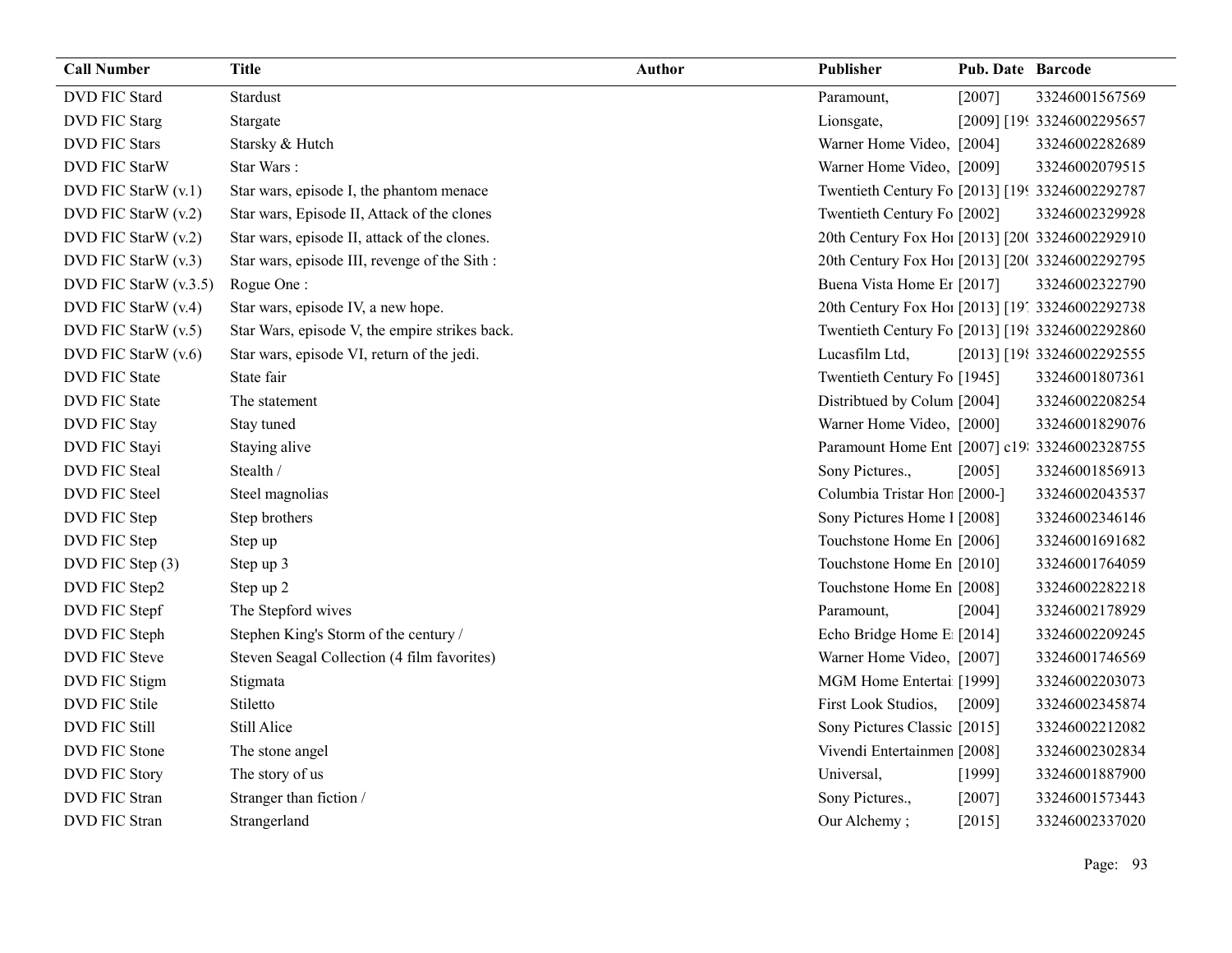| Call Number | Title | Author | Publisher | Pub. Date | Barcode |
|---|---|---|---|---|---|
| DVD FIC Stard | Stardust | | Paramount, | [2007] | 33246001567569 |
| DVD FIC Starg | Stargate | | Lionsgate, | [2009] [19! | 33246002295657 |
| DVD FIC Stars | Starsky & Hutch | | Warner Home Video, | [2004] | 33246002282689 |
| DVD FIC StarW | Star Wars : | | Warner Home Video, | [2009] | 33246002079515 |
| DVD FIC StarW (v.1) | Star wars, episode I, the phantom menace | | Twentieth Century Fo | [2013] [19! | 33246002292787 |
| DVD FIC StarW (v.2) | Star wars, Episode II, Attack of the clones | | Twentieth Century Fo | [2002] | 33246002329928 |
| DVD FIC StarW (v.2) | Star wars, episode II, attack of the clones. | | 20th Century Fox Hoi | [2013] [20( | 33246002292910 |
| DVD FIC StarW (v.3) | Star wars, episode III, revenge of the Sith : | | 20th Century Fox Hoi | [2013] [20( | 33246002292795 |
| DVD FIC StarW (v.3.5) | Rogue One : | | Buena Vista Home Er | [2017] | 33246002322790 |
| DVD FIC StarW (v.4) | Star wars, episode IV, a new hope. | | 20th Century Fox Hoi | [2013] [19' | 33246002292738 |
| DVD FIC StarW (v.5) | Star Wars, episode V, the empire strikes back. | | Twentieth Century Fo | [2013] [19! | 33246002292860 |
| DVD FIC StarW (v.6) | Star wars, episode VI, return of the jedi. | | Lucasfilm Ltd, | [2013] [19! | 33246002292555 |
| DVD FIC State | State fair | | Twentieth Century Fo | [1945] | 33246001807361 |
| DVD FIC State | The statement | | Distribtued by Colum | [2004] | 33246002208254 |
| DVD FIC Stay | Stay tuned | | Warner Home Video, | [2000] | 33246001829076 |
| DVD FIC Stayi | Staying alive | | Paramount Home Ent | [2007] c19! | 33246002328755 |
| DVD FIC Steal | Stealth / | | Sony Pictures., | [2005] | 33246001856913 |
| DVD FIC Steel | Steel magnolias | | Columbia Tristar Hon | [2000-] | 33246002043537 |
| DVD FIC Step | Step brothers | | Sony Pictures Home I | [2008] | 33246002346146 |
| DVD FIC Step | Step up | | Touchstone Home En | [2006] | 33246001691682 |
| DVD FIC Step (3) | Step up 3 | | Touchstone Home En | [2010] | 33246001764059 |
| DVD FIC Step2 | Step up 2 | | Touchstone Home En | [2008] | 33246002282218 |
| DVD FIC Stepf | The Stepford wives | | Paramount, | [2004] | 33246002178929 |
| DVD FIC Steph | Stephen King's Storm of the century / | | Echo Bridge Home E | [2014] | 33246002209245 |
| DVD FIC Steve | Steven Seagal Collection (4 film favorites) | | Warner Home Video, | [2007] | 33246001746569 |
| DVD FIC Stigm | Stigmata | | MGM Home Entertai | [1999] | 33246002203073 |
| DVD FIC Stile | Stiletto | | First Look Studios, | [2009] | 33246002345874 |
| DVD FIC Still | Still Alice | | Sony Pictures Classic | [2015] | 33246002212082 |
| DVD FIC Stone | The stone angel | | Vivendi Entertainmen | [2008] | 33246002302834 |
| DVD FIC Story | The story of us | | Universal, | [1999] | 33246001887900 |
| DVD FIC Stran | Stranger than fiction / | | Sony Pictures., | [2007] | 33246001573443 |
| DVD FIC Stran | Strangerland | | Our Alchemy ; | [2015] | 33246002337020 |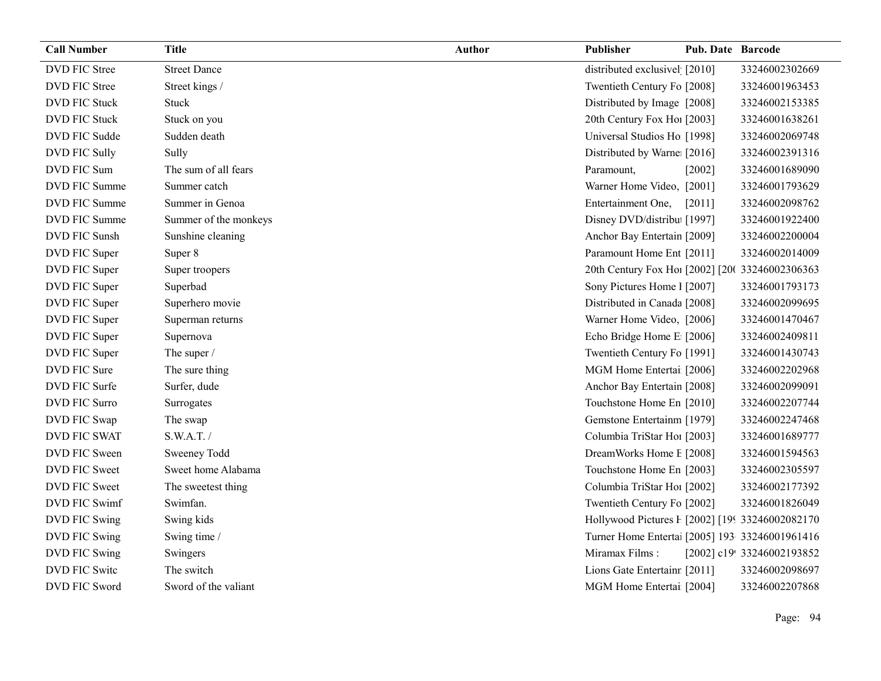| Call Number | Title | Author | Publisher | Pub. Date | Barcode |
|---|---|---|---|---|---|
| DVD FIC Stree | Street Dance | | distributed exclusivel | [2010] | 33246002302669 |
| DVD FIC Stree | Street kings / | | Twentieth Century Fo | [2008] | 33246001963453 |
| DVD FIC Stuck | Stuck | | Distributed by Image | [2008] | 33246002153385 |
| DVD FIC Stuck | Stuck on you | | 20th Century Fox Hoı | [2003] | 33246001638261 |
| DVD FIC Sudde | Sudden death | | Universal Studios Ho | [1998] | 33246002069748 |
| DVD FIC Sully | Sully | | Distributed by Warne | [2016] | 33246002391316 |
| DVD FIC Sum | The sum of all fears | | Paramount, | [2002] | 33246001689090 |
| DVD FIC Summe | Summer catch | | Warner Home Video, | [2001] | 33246001793629 |
| DVD FIC Summe | Summer in Genoa | | Entertainment One, | [2011] | 33246002098762 |
| DVD FIC Summe | Summer of the monkeys | | Disney DVD/distribu | [1997] | 33246001922400 |
| DVD FIC Sunsh | Sunshine cleaning | | Anchor Bay Entertain | [2009] | 33246002200004 |
| DVD FIC Super | Super 8 | | Paramount Home Ent | [2011] | 33246002014009 |
| DVD FIC Super | Super troopers | | 20th Century Fox Hoı | [2002] [20( | 33246002306363 |
| DVD FIC Super | Superbad | | Sony Pictures Home I | [2007] | 33246001793173 |
| DVD FIC Super | Superhero movie | | Distributed in Canada | [2008] | 33246002099695 |
| DVD FIC Super | Superman returns | | Warner Home Video, | [2006] | 33246001470467 |
| DVD FIC Super | Supernova | | Echo Bridge Home E | [2006] | 33246002409811 |
| DVD FIC Super | The super / | | Twentieth Century Fo | [1991] | 33246001430743 |
| DVD FIC Sure | The sure thing | | MGM Home Entertai | [2006] | 33246002202968 |
| DVD FIC Surfe | Surfer, dude | | Anchor Bay Entertain | [2008] | 33246002099091 |
| DVD FIC Surro | Surrogates | | Touchstone Home En | [2010] | 33246002207744 |
| DVD FIC Swap | The swap | | Gemstone Entertainm | [1979] | 33246002247468 |
| DVD FIC SWAT | S.W.A.T. / | | Columbia TriStar Hoı | [2003] | 33246001689777 |
| DVD FIC Sween | Sweeney Todd | | DreamWorks Home E | [2008] | 33246001594563 |
| DVD FIC Sweet | Sweet home Alabama | | Touchstone Home En | [2003] | 33246002305597 |
| DVD FIC Sweet | The sweetest thing | | Columbia TriStar Hoı | [2002] | 33246002177392 |
| DVD FIC Swimf | Swimfan. | | Twentieth Century Fo | [2002] | 33246001826049 |
| DVD FIC Swing | Swing kids | | Hollywood Pictures F | [2002] [19! | 33246002082170 |
| DVD FIC Swing | Swing time / | | Turner Home Entertai | [2005] 193 | 33246001961416 |
| DVD FIC Swing | Swingers | | Miramax Films : | [2002] c19! | 33246002193852 |
| DVD FIC Switc | The switch | | Lions Gate Entertainr | [2011] | 33246002098697 |
| DVD FIC Sword | Sword of the valiant | | MGM Home Entertai | [2004] | 33246002207868 |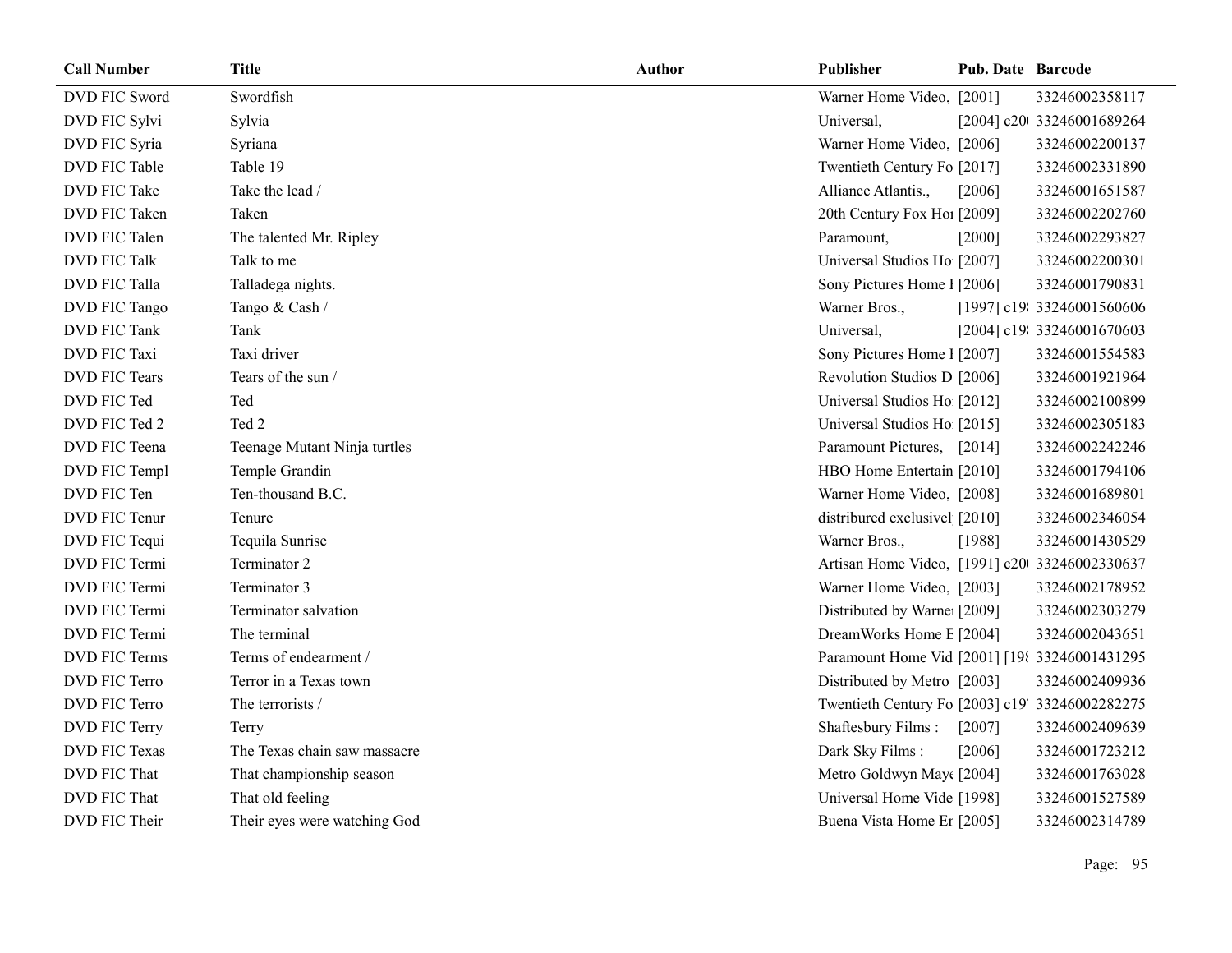| Call Number | Title | Author | Publisher | Pub. Date | Barcode |
|---|---|---|---|---|---|
| DVD FIC Sword | Swordfish | | Warner Home Video, | [2001] | 33246002358117 |
| DVD FIC Sylvi | Sylvia | | Universal, | [2004] c20( | 33246001689264 |
| DVD FIC Syria | Syriana | | Warner Home Video, | [2006] | 33246002200137 |
| DVD FIC Table | Table 19 | | Twentieth Century Fo | [2017] | 33246002331890 |
| DVD FIC Take | Take the lead / | | Alliance Atlantis., | [2006] | 33246001651587 |
| DVD FIC Taken | Taken | | 20th Century Fox Hoı | [2009] | 33246002202760 |
| DVD FIC Talen | The talented Mr. Ripley | | Paramount, | [2000] | 33246002293827 |
| DVD FIC Talk | Talk to me | | Universal Studios Ho | [2007] | 33246002200301 |
| DVD FIC Talla | Talladega nights. | | Sony Pictures Home I | [2006] | 33246001790831 |
| DVD FIC Tango | Tango & Cash / | | Warner Bros., | [1997] c19 | 33246001560606 |
| DVD FIC Tank | Tank | | Universal, | [2004] c19 | 33246001670603 |
| DVD FIC Taxi | Taxi driver | | Sony Pictures Home I | [2007] | 33246001554583 |
| DVD FIC Tears | Tears of the sun / | | Revolution Studios D | [2006] | 33246001921964 |
| DVD FIC Ted | Ted | | Universal Studios Ho | [2012] | 33246002100899 |
| DVD FIC Ted 2 | Ted 2 | | Universal Studios Ho | [2015] | 33246002305183 |
| DVD FIC Teena | Teenage Mutant Ninja turtles | | Paramount Pictures, | [2014] | 33246002242246 |
| DVD FIC Templ | Temple Grandin | | HBO Home Entertain | [2010] | 33246001794106 |
| DVD FIC Ten | Ten-thousand B.C. | | Warner Home Video, | [2008] | 33246001689801 |
| DVD FIC Tenur | Tenure | | distribured exclusivel | [2010] | 33246002346054 |
| DVD FIC Tequi | Tequila Sunrise | | Warner Bros., | [1988] | 33246001430529 |
| DVD FIC Termi | Terminator 2 | | Artisan Home Video, | [1991] c20( | 33246002330637 |
| DVD FIC Termi | Terminator 3 | | Warner Home Video, | [2003] | 33246002178952 |
| DVD FIC Termi | Terminator salvation | | Distributed by Warne | [2009] | 33246002303279 |
| DVD FIC Termi | The terminal | | DreamWorks Home E | [2004] | 33246002043651 |
| DVD FIC Terms | Terms of endearment / | | Paramount Home Vid | [2001] [198 | 33246001431295 |
| DVD FIC Terro | Terror in a Texas town | | Distributed by Metro | [2003] | 33246002409936 |
| DVD FIC Terro | The terrorists / | | Twentieth Century Fo | [2003] c19 | 33246002282275 |
| DVD FIC Terry | Terry | | Shaftesbury Films : | [2007] | 33246002409639 |
| DVD FIC Texas | The Texas chain saw massacre | | Dark Sky Films : | [2006] | 33246001723212 |
| DVD FIC That | That championship season | | Metro Goldwyn Maye | [2004] | 33246001763028 |
| DVD FIC That | That old feeling | | Universal Home Vide | [1998] | 33246001527589 |
| DVD FIC Their | Their eyes were watching God | | Buena Vista Home Er | [2005] | 33246002314789 |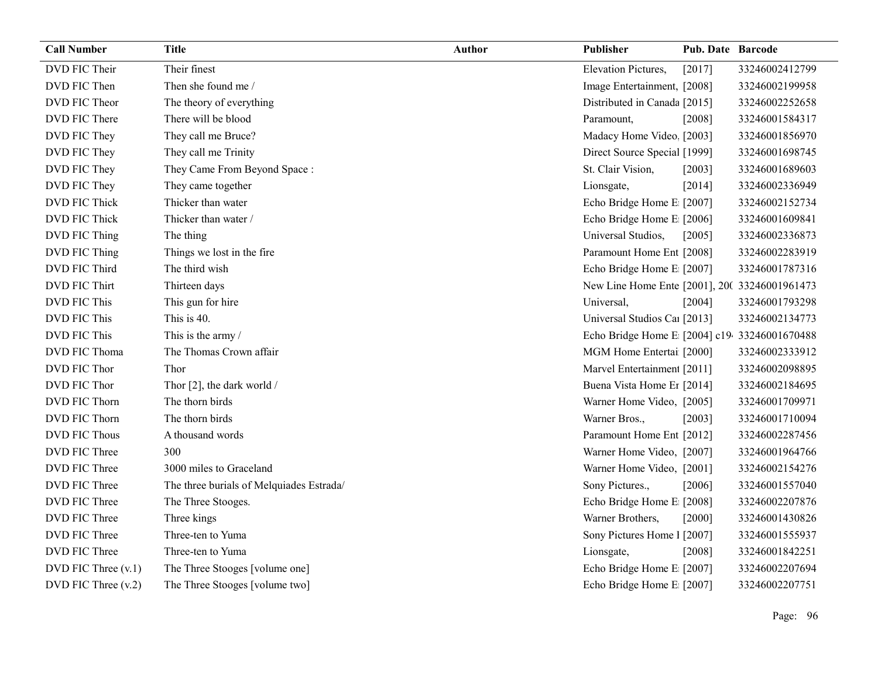| Call Number | Title | Author | Publisher | Pub. Date | Barcode |
|---|---|---|---|---|---|
| DVD FIC Their | Their finest | | Elevation Pictures, | [2017] | 33246002412799 |
| DVD FIC Then | Then she found me / | | Image Entertainment, | [2008] | 33246002199958 |
| DVD FIC Theor | The theory of everything | | Distributed in Canada | [2015] | 33246002252658 |
| DVD FIC There | There will be blood | | Paramount, | [2008] | 33246001584317 |
| DVD FIC They | They call me Bruce? | | Madacy Home Video, | [2003] | 33246001856970 |
| DVD FIC They | They call me Trinity | | Direct Source Special | [1999] | 33246001698745 |
| DVD FIC They | They Came From Beyond Space : | | St. Clair Vision, | [2003] | 33246001689603 |
| DVD FIC They | They came together | | Lionsgate, | [2014] | 33246002336949 |
| DVD FIC Thick | Thicker than water | | Echo Bridge Home E | [2007] | 33246002152734 |
| DVD FIC Thick | Thicker than water / | | Echo Bridge Home E | [2006] | 33246001609841 |
| DVD FIC Thing | The thing | | Universal Studios, | [2005] | 33246002336873 |
| DVD FIC Thing | Things we lost in the fire | | Paramount Home Ent | [2008] | 33246002283919 |
| DVD FIC Third | The third wish | | Echo Bridge Home E | [2007] | 33246001787316 |
| DVD FIC Thirt | Thirteen days | | New Line Home Ente | [2001], 200 | 33246001961473 |
| DVD FIC This | This gun for hire | | Universal, | [2004] | 33246001793298 |
| DVD FIC This | This is 40. | | Universal Studios Ca | [2013] | 33246002134773 |
| DVD FIC This | This is the army / | | Echo Bridge Home E | [2004] c19 | 33246001670488 |
| DVD FIC Thoma | The Thomas Crown affair | | MGM Home Enterta | [2000] | 33246002333912 |
| DVD FIC Thor | Thor | | Marvel Entertainment | [2011] | 33246002098895 |
| DVD FIC Thor | Thor [2], the dark world / | | Buena Vista Home En | [2014] | 33246002184695 |
| DVD FIC Thorn | The thorn birds | | Warner Home Video, | [2005] | 33246001709971 |
| DVD FIC Thorn | The thorn birds | | Warner Bros., | [2003] | 33246001710094 |
| DVD FIC Thous | A thousand words | | Paramount Home Ent | [2012] | 33246002287456 |
| DVD FIC Three | 300 | | Warner Home Video, | [2007] | 33246001964766 |
| DVD FIC Three | 3000 miles to Graceland | | Warner Home Video, | [2001] | 33246002154276 |
| DVD FIC Three | The three burials of Melquiades Estrada/ | | Sony Pictures., | [2006] | 33246001557040 |
| DVD FIC Three | The Three Stooges. | | Echo Bridge Home E | [2008] | 33246002207876 |
| DVD FIC Three | Three kings | | Warner Brothers, | [2000] | 33246001430826 |
| DVD FIC Three | Three-ten to Yuma | | Sony Pictures Home I | [2007] | 33246001555937 |
| DVD FIC Three | Three-ten to Yuma | | Lionsgate, | [2008] | 33246001842251 |
| DVD FIC Three (v.1) | The Three Stooges [volume one] | | Echo Bridge Home E | [2007] | 33246002207694 |
| DVD FIC Three (v.2) | The Three Stooges [volume two] | | Echo Bridge Home E | [2007] | 33246002207751 |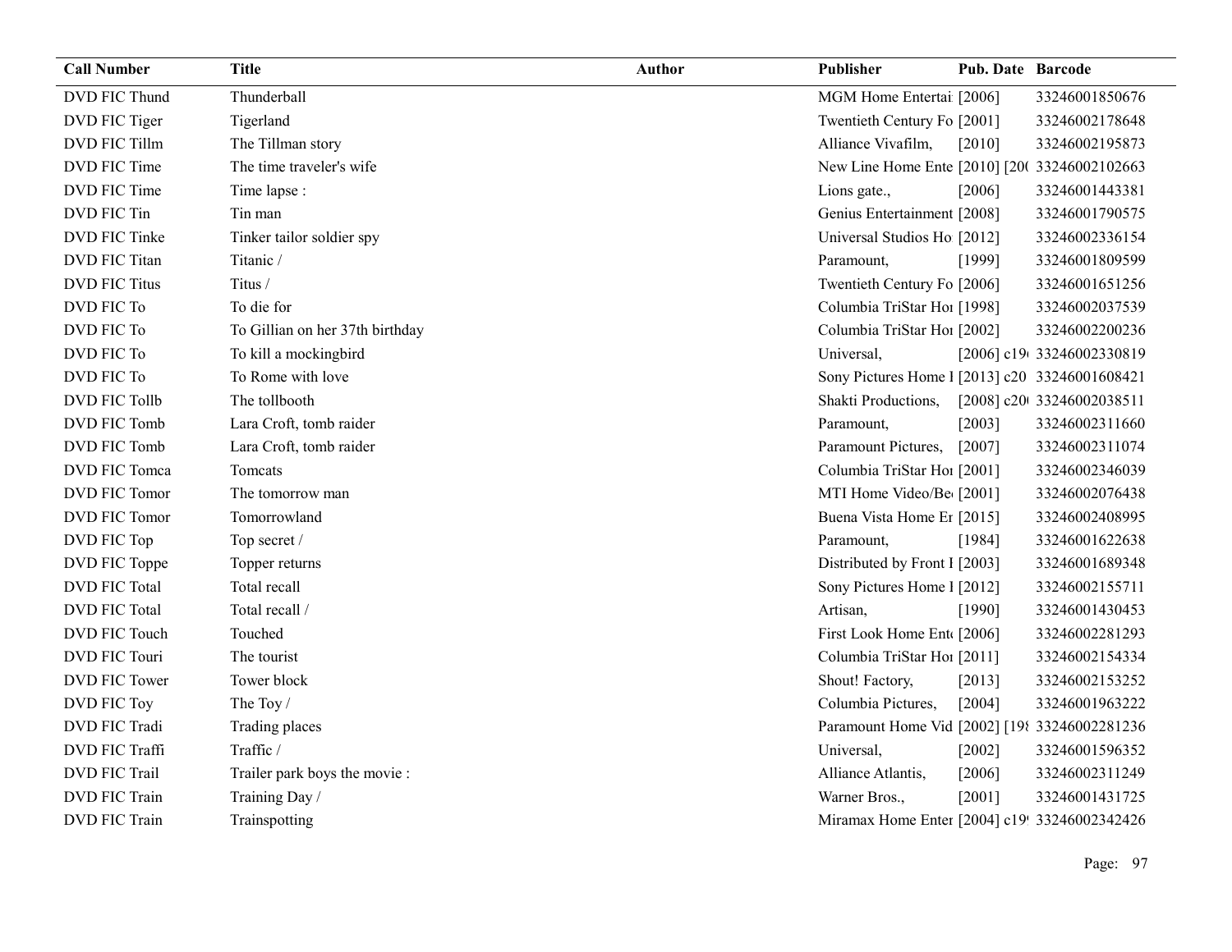| Call Number | Title | Author | Publisher | Pub. Date | Barcode |
|---|---|---|---|---|---|
| DVD FIC Thund | Thunderball | | MGM Home Entertai | [2006] | 33246001850676 |
| DVD FIC Tiger | Tigerland | | Twentieth Century Fo | [2001] | 33246002178648 |
| DVD FIC Tillm | The Tillman story | | Alliance Vivafilm, | [2010] | 33246002195873 |
| DVD FIC Time | The time traveler's wife | | New Line Home Ente | [2010] [20( | 33246002102663 |
| DVD FIC Time | Time lapse : | | Lions gate., | [2006] | 33246001443381 |
| DVD FIC Tin | Tin man | | Genius Entertainment | [2008] | 33246001790575 |
| DVD FIC Tinke | Tinker tailor soldier spy | | Universal Studios Ho | [2012] | 33246002336154 |
| DVD FIC Titan | Titanic / | | Paramount, | [1999] | 33246001809599 |
| DVD FIC Titus | Titus / | | Twentieth Century Fo | [2006] | 33246001651256 |
| DVD FIC To | To die for | | Columbia TriStar Hor | [1998] | 33246002037539 |
| DVD FIC To | To Gillian on her 37th birthday | | Columbia TriStar Hor | [2002] | 33246002200236 |
| DVD FIC To | To kill a mockingbird | | Universal, | [2006] c19 | 33246002330819 |
| DVD FIC To | To Rome with love | | Sony Pictures Home I | [2013] c20 | 33246001608421 |
| DVD FIC Tollb | The tollbooth | | Shakti Productions, | [2008] c20 | 33246002038511 |
| DVD FIC Tomb | Lara Croft, tomb raider | | Paramount, | [2003] | 33246002311660 |
| DVD FIC Tomb | Lara Croft, tomb raider | | Paramount Pictures, | [2007] | 33246002311074 |
| DVD FIC Tomca | Tomcats | | Columbia TriStar Hor | [2001] | 33246002346039 |
| DVD FIC Tomor | The tomorrow man | | MTI Home Video/Be | [2001] | 33246002076438 |
| DVD FIC Tomor | Tomorrowland | | Buena Vista Home Er | [2015] | 33246002408995 |
| DVD FIC Top | Top secret / | | Paramount, | [1984] | 33246001622638 |
| DVD FIC Toppe | Topper returns | | Distributed by Front I | [2003] | 33246001689348 |
| DVD FIC Total | Total recall | | Sony Pictures Home I | [2012] | 33246002155711 |
| DVD FIC Total | Total recall / | | Artisan, | [1990] | 33246001430453 |
| DVD FIC Touch | Touched | | First Look Home Ent | [2006] | 33246002281293 |
| DVD FIC Touri | The tourist | | Columbia TriStar Hor | [2011] | 33246002154334 |
| DVD FIC Tower | Tower block | | Shout! Factory, | [2013] | 33246002153252 |
| DVD FIC Toy | The Toy / | | Columbia Pictures, | [2004] | 33246001963222 |
| DVD FIC Tradi | Trading places | | Paramount Home Vid | [2002] [19 | 33246002281236 |
| DVD FIC Traffi | Traffic / | | Universal, | [2002] | 33246001596352 |
| DVD FIC Trail | Trailer park boys the movie : | | Alliance Atlantis, | [2006] | 33246002311249 |
| DVD FIC Train | Training Day / | | Warner Bros., | [2001] | 33246001431725 |
| DVD FIC Train | Trainspotting | | Miramax Home Enter | [2004] c19 | 33246002342426 |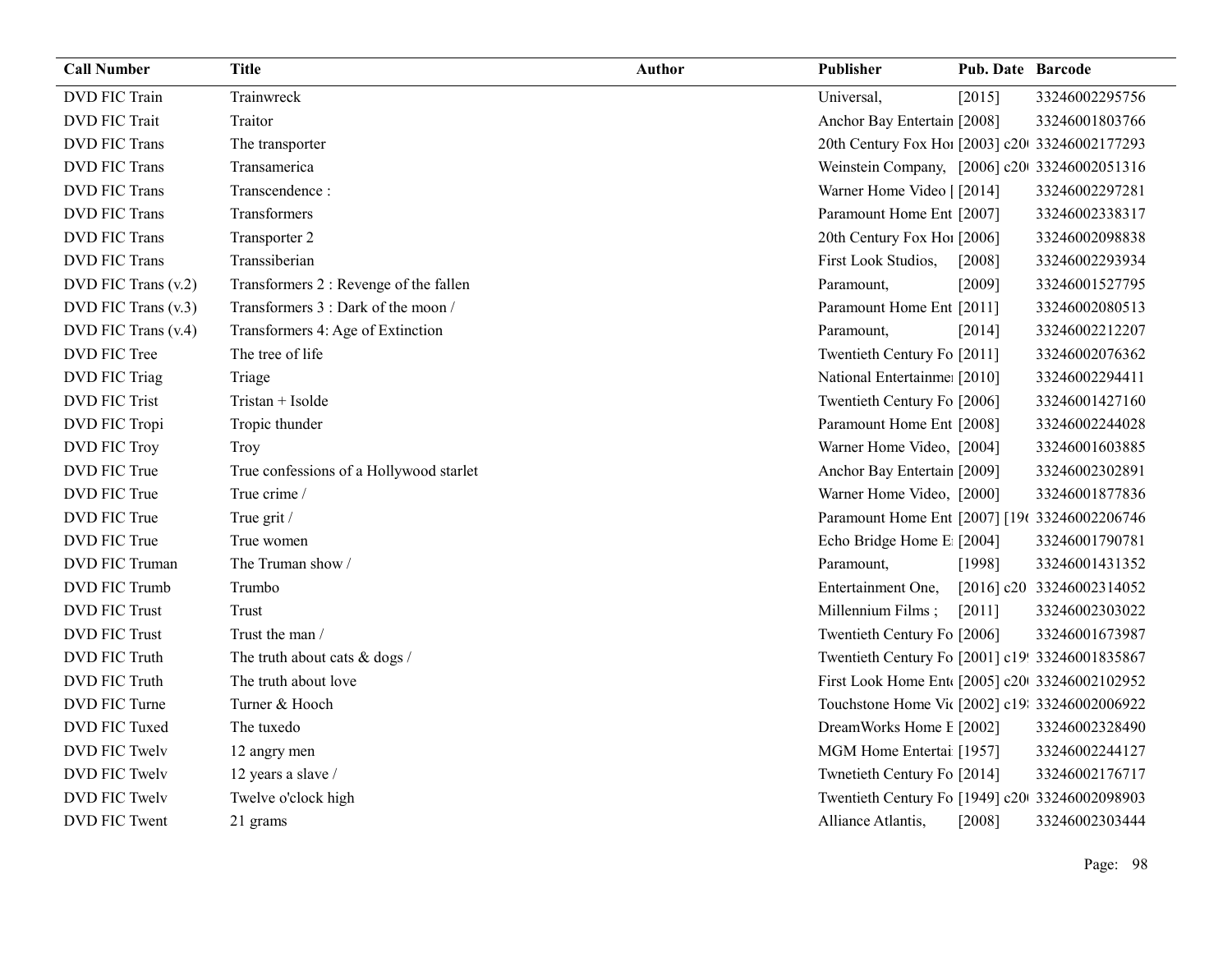| Call Number | Title | Author | Publisher | Pub. Date | Barcode |
|---|---|---|---|---|---|
| DVD FIC Train | Trainwreck | | Universal, | [2015] | 33246002295756 |
| DVD FIC Trait | Traitor | | Anchor Bay Entertain | [2008] | 33246001803766 |
| DVD FIC Trans | The transporter | | 20th Century Fox Hoı | [2003] c20( | 33246002177293 |
| DVD FIC Trans | Transamerica | | Weinstein Company, | [2006] c20( | 33246002051316 |
| DVD FIC Trans | Transcendence : | | Warner Home Video [ | [2014] | 33246002297281 |
| DVD FIC Trans | Transformers | | Paramount Home Ent | [2007] | 33246002338317 |
| DVD FIC Trans | Transporter 2 | | 20th Century Fox Hoı | [2006] | 33246002098838 |
| DVD FIC Trans | Transsiberian | | First Look Studios, | [2008] | 33246002293934 |
| DVD FIC Trans (v.2) | Transformers 2 : Revenge of the fallen | | Paramount, | [2009] | 33246001527795 |
| DVD FIC Trans (v.3) | Transformers 3 : Dark of the moon / | | Paramount Home Ent | [2011] | 33246002080513 |
| DVD FIC Trans (v.4) | Transformers 4: Age of Extinction | | Paramount, | [2014] | 33246002212207 |
| DVD FIC Tree | The tree of life | | Twentieth Century Fo | [2011] | 33246002076362 |
| DVD FIC Triag | Triage | | National Entertainme | [2010] | 33246002294411 |
| DVD FIC Trist | Tristan + Isolde | | Twentieth Century Fo | [2006] | 33246001427160 |
| DVD FIC Tropi | Tropic thunder | | Paramount Home Ent | [2008] | 33246002244028 |
| DVD FIC Troy | Troy | | Warner Home Video, | [2004] | 33246001603885 |
| DVD FIC True | True confessions of a Hollywood starlet | | Anchor Bay Entertain | [2009] | 33246002302891 |
| DVD FIC True | True crime / | | Warner Home Video, | [2000] | 33246001877836 |
| DVD FIC True | True grit / | | Paramount Home Ent | [2007] [19( | 33246002206746 |
| DVD FIC True | True women | | Echo Bridge Home E | [2004] | 33246001790781 |
| DVD FIC Truman | The Truman show / | | Paramount, | [1998] | 33246001431352 |
| DVD FIC Trumb | Trumbo | | Entertainment One, | [2016] c20 | 33246002314052 |
| DVD FIC Trust | Trust | | Millennium Films ; | [2011] | 33246002303022 |
| DVD FIC Trust | Trust the man / | | Twentieth Century Fo | [2006] | 33246001673987 |
| DVD FIC Truth | The truth about cats & dogs / | | Twentieth Century Fo | [2001] c19 | 33246001835867 |
| DVD FIC Truth | The truth about love | | First Look Home Ent( | [2005] c20( | 33246002102952 |
| DVD FIC Turne | Turner & Hooch | | Touchstone Home Vi( | [2002] c19 | 33246002006922 |
| DVD FIC Tuxed | The tuxedo | | DreamWorks Home E | [2002] | 33246002328490 |
| DVD FIC Twelv | 12 angry men | | MGM Home Entertai | [1957] | 33246002244127 |
| DVD FIC Twelv | 12 years a slave / | | Twnetieth Century Fo | [2014] | 33246002176717 |
| DVD FIC Twelv | Twelve o'clock high | | Twentieth Century Fo | [1949] c20( | 33246002098903 |
| DVD FIC Twent | 21 grams | | Alliance Atlantis, | [2008] | 33246002303444 |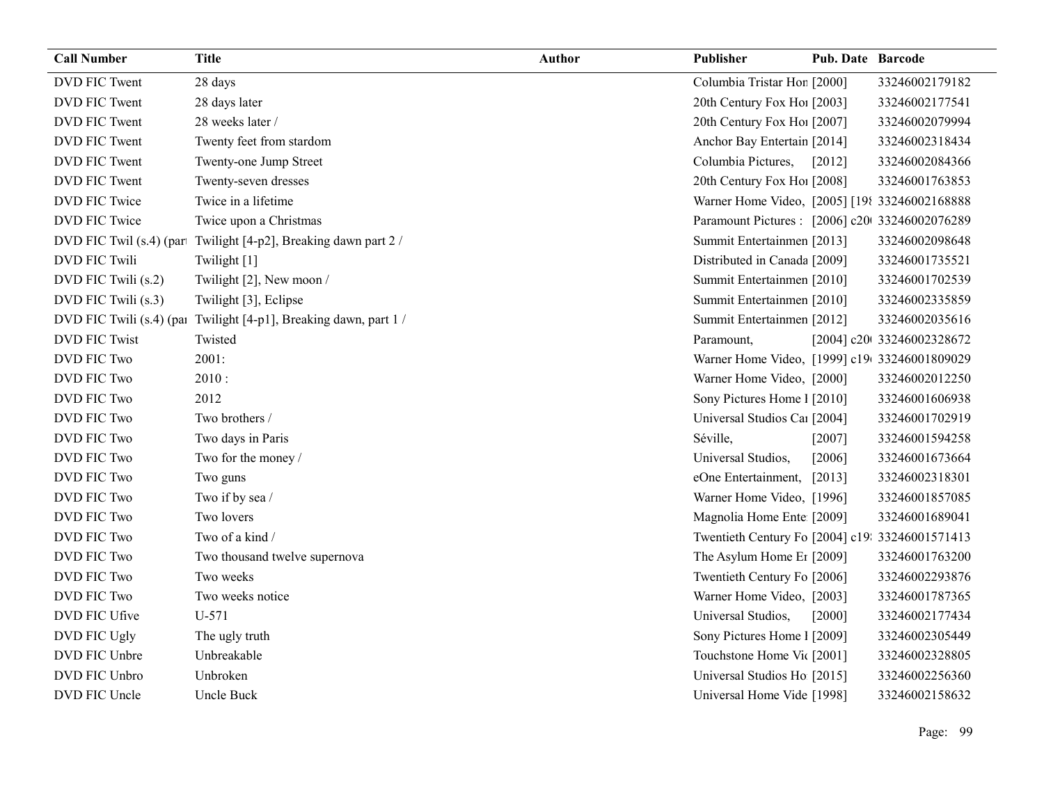| Call Number | Title | Author | Publisher | Pub. Date | Barcode |
|---|---|---|---|---|---|
| DVD FIC Twent | 28 days | | Columbia Tristar Hon | [2000] | 33246002179182 |
| DVD FIC Twent | 28 days later | | 20th Century Fox Hoı | [2003] | 33246002177541 |
| DVD FIC Twent | 28 weeks later / | | 20th Century Fox Hoı | [2007] | 33246002079994 |
| DVD FIC Twent | Twenty feet from stardom | | Anchor Bay Entertain | [2014] | 33246002318434 |
| DVD FIC Twent | Twenty-one Jump Street | | Columbia Pictures, | [2012] | 33246002084366 |
| DVD FIC Twent | Twenty-seven dresses | | 20th Century Fox Hoı | [2008] | 33246001763853 |
| DVD FIC Twice | Twice in a lifetime | | Warner Home Video, | [2005] [198 | 33246002168888 |
| DVD FIC Twice | Twice upon a Christmas | | Paramount Pictures : | [2006] c20( | 33246002076289 |
| DVD FIC Twil (s.4) (part | Twilight [4-p2], Breaking dawn part 2 / | | Summit Entertainmen | [2013] | 33246002098648 |
| DVD FIC Twili | Twilight [1] | | Distributed in Canada | [2009] | 33246001735521 |
| DVD FIC Twili (s.2) | Twilight [2], New moon / | | Summit Entertainmen | [2010] | 33246001702539 |
| DVD FIC Twili (s.3) | Twilight [3], Eclipse | | Summit Entertainmen | [2010] | 33246002335859 |
| DVD FIC Twili (s.4) (par | Twilight [4-p1], Breaking dawn, part 1 / | | Summit Entertainmen | [2012] | 33246002035616 |
| DVD FIC Twist | Twisted | | Paramount, | [2004] c20( | 33246002328672 |
| DVD FIC Two | 2001: | | Warner Home Video, | [1999] c19( | 33246001809029 |
| DVD FIC Two | 2010 : | | Warner Home Video, | [2000] | 33246002012250 |
| DVD FIC Two | 2012 | | Sony Pictures Home I | [2010] | 33246001606938 |
| DVD FIC Two | Two brothers / | | Universal Studios Caı | [2004] | 33246001702919 |
| DVD FIC Two | Two days in Paris | | Séville, | [2007] | 33246001594258 |
| DVD FIC Two | Two for the money / | | Universal Studios, | [2006] | 33246001673664 |
| DVD FIC Two | Two guns | | eOne Entertainment, | [2013] | 33246002318301 |
| DVD FIC Two | Two if by sea / | | Warner Home Video, | [1996] | 33246001857085 |
| DVD FIC Two | Two lovers | | Magnolia Home Ente | [2009] | 33246001689041 |
| DVD FIC Two | Two of a kind / | | Twentieth Century Fo | [2004] c19: | 33246001571413 |
| DVD FIC Two | Two thousand twelve supernova | | The Asylum Home Er | [2009] | 33246001763200 |
| DVD FIC Two | Two weeks | | Twentieth Century Fo | [2006] | 33246002293876 |
| DVD FIC Two | Two weeks notice | | Warner Home Video, | [2003] | 33246001787365 |
| DVD FIC Ufive | U-571 | | Universal Studios, | [2000] | 33246002177434 |
| DVD FIC Ugly | The ugly truth | | Sony Pictures Home I | [2009] | 33246002305449 |
| DVD FIC Unbre | Unbreakable | | Touchstone Home Vi( | [2001] | 33246002328805 |
| DVD FIC Unbro | Unbroken | | Universal Studios Ho | [2015] | 33246002256360 |
| DVD FIC Uncle | Uncle Buck | | Universal Home Vide | [1998] | 33246002158632 |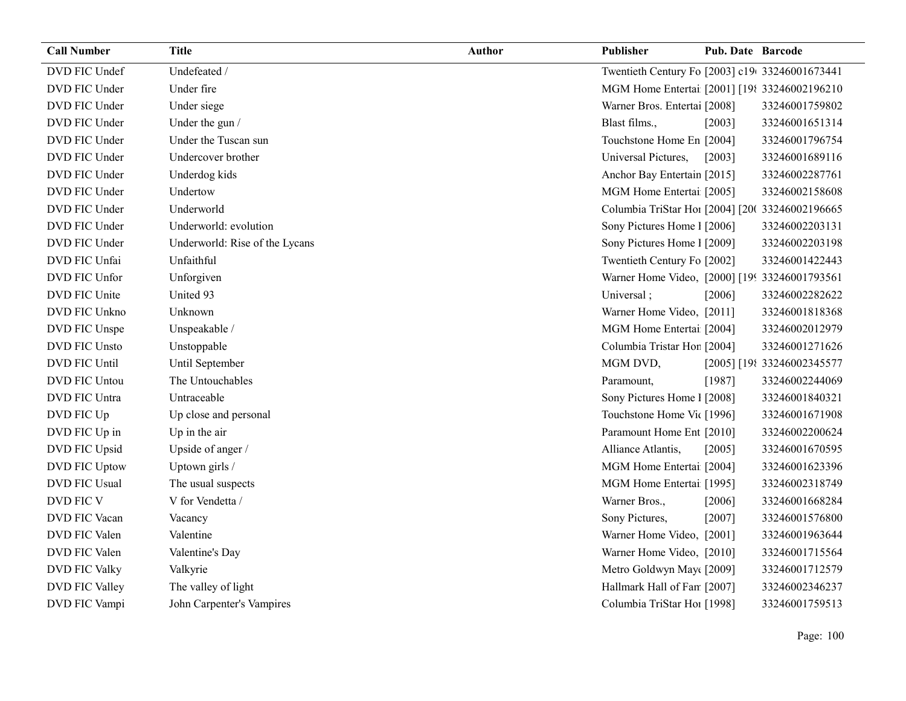| Call Number | Title | Author | Publisher | Pub. Date | Barcode |
|---|---|---|---|---|---|
| DVD FIC Undef | Undefeated / | | Twentieth Century Fo | [2003] c19 | 33246001673441 |
| DVD FIC Under | Under fire | | MGM Home Entertai | [2001] [198 | 33246002196210 |
| DVD FIC Under | Under siege | | Warner Bros. Entertai | [2008] | 33246001759802 |
| DVD FIC Under | Under the gun / | | Blast films., | [2003] | 33246001651314 |
| DVD FIC Under | Under the Tuscan sun | | Touchstone Home En | [2004] | 33246001796754 |
| DVD FIC Under | Undercover brother | | Universal Pictures, | [2003] | 33246001689116 |
| DVD FIC Under | Underdog kids | | Anchor Bay Entertain | [2015] | 33246002287761 |
| DVD FIC Under | Undertow | | MGM Home Entertai | [2005] | 33246002158608 |
| DVD FIC Under | Underworld | | Columbia TriStar Hor | [2004] [200 | 33246002196665 |
| DVD FIC Under | Underworld: evolution | | Sony Pictures Home I | [2006] | 33246002203131 |
| DVD FIC Under | Underworld: Rise of the Lycans | | Sony Pictures Home I | [2009] | 33246002203198 |
| DVD FIC Unfai | Unfaithful | | Twentieth Century Fo | [2002] | 33246001422443 |
| DVD FIC Unfor | Unforgiven | | Warner Home Video, | [2000] [199 | 33246001793561 |
| DVD FIC Unite | United 93 | | Universal ; | [2006] | 33246002282622 |
| DVD FIC Unkno | Unknown | | Warner Home Video, | [2011] | 33246001818368 |
| DVD FIC Unspe | Unspeakable / | | MGM Home Entertai | [2004] | 33246002012979 |
| DVD FIC Unsto | Unstoppable | | Columbia Tristar Hor | [2004] | 33246001271626 |
| DVD FIC Until | Until September | | MGM DVD, | [2005] [198 | 33246002345577 |
| DVD FIC Untou | The Untouchables | | Paramount, | [1987] | 33246002244069 |
| DVD FIC Untra | Untraceable | | Sony Pictures Home I | [2008] | 33246001840321 |
| DVD FIC Up | Up close and personal | | Touchstone Home Vic | [1996] | 33246001671908 |
| DVD FIC Up in | Up in the air | | Paramount Home Ent | [2010] | 33246002200624 |
| DVD FIC Upsid | Upside of anger / | | Alliance Atlantis, | [2005] | 33246001670595 |
| DVD FIC Uptow | Uptown girls / | | MGM Home Entertai | [2004] | 33246001623396 |
| DVD FIC Usual | The usual suspects | | MGM Home Entertai | [1995] | 33246002318749 |
| DVD FIC V | V for Vendetta / | | Warner Bros., | [2006] | 33246001668284 |
| DVD FIC Vacan | Vacancy | | Sony Pictures, | [2007] | 33246001576800 |
| DVD FIC Valen | Valentine | | Warner Home Video, | [2001] | 33246001963644 |
| DVD FIC Valen | Valentine's Day | | Warner Home Video, | [2010] | 33246001715564 |
| DVD FIC Valky | Valkyrie | | Metro Goldwyn May | [2009] | 33246001712579 |
| DVD FIC Valley | The valley of light | | Hallmark Hall of Fan | [2007] | 33246002346237 |
| DVD FIC Vampi | John Carpenter's Vampires | | Columbia TriStar Hor | [1998] | 33246001759513 |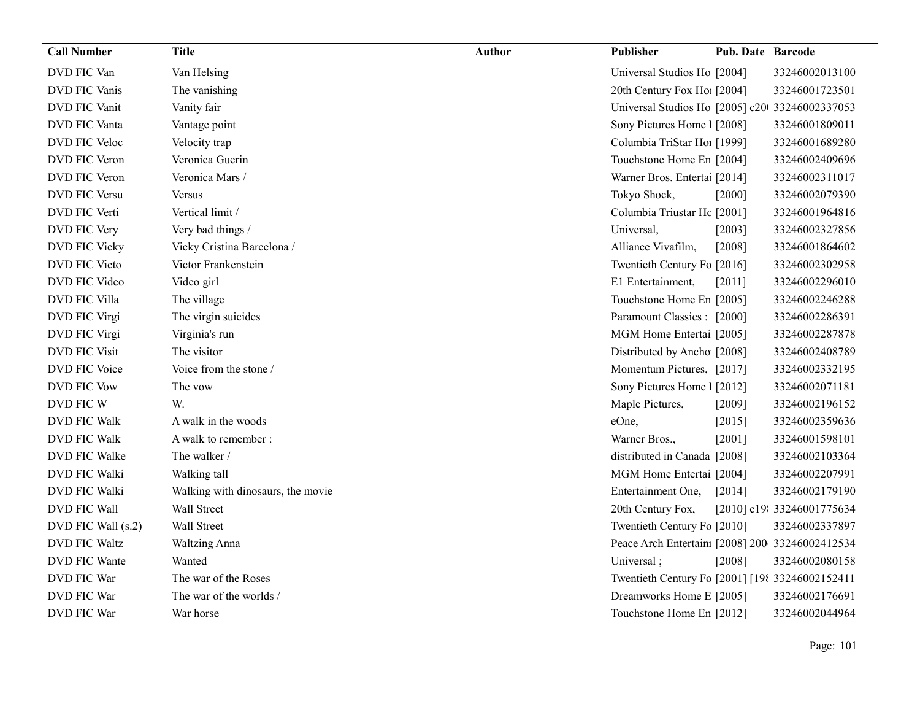| Call Number | Title | Author | Publisher | Pub. Date | Barcode |
|---|---|---|---|---|---|
| DVD FIC Van | Van Helsing | | Universal Studios Ho | [2004] | 33246002013100 |
| DVD FIC Vanis | The vanishing | | 20th Century Fox Hoı | [2004] | 33246001723501 |
| DVD FIC Vanit | Vanity fair | | Universal Studios Ho | [2005] c20 | 33246002337053 |
| DVD FIC Vanta | Vantage point | | Sony Pictures Home I | [2008] | 33246001809011 |
| DVD FIC Veloc | Velocity trap | | Columbia TriStar Hoı | [1999] | 33246001689280 |
| DVD FIC Veron | Veronica Guerin | | Touchstone Home En | [2004] | 33246002409696 |
| DVD FIC Veron | Veronica Mars / | | Warner Bros. Entertai | [2014] | 33246002311017 |
| DVD FIC Versu | Versus | | Tokyo Shock, | [2000] | 33246002079390 |
| DVD FIC Verti | Vertical limit / | | Columbia Triustar Ho | [2001] | 33246001964816 |
| DVD FIC Very | Very bad things / | | Universal, | [2003] | 33246002327856 |
| DVD FIC Vicky | Vicky Cristina Barcelona / | | Alliance Vivafilm, | [2008] | 33246001864602 |
| DVD FIC Victo | Victor Frankenstein | | Twentieth Century Fo | [2016] | 33246002302958 |
| DVD FIC Video | Video girl | | E1 Entertainment, | [2011] | 33246002296010 |
| DVD FIC Villa | The village | | Touchstone Home En | [2005] | 33246002246288 |
| DVD FIC Virgi | The virgin suicides | | Paramount Classics : | [2000] | 33246002286391 |
| DVD FIC Virgi | Virginia's run | | MGM Home Entertai | [2005] | 33246002287878 |
| DVD FIC Visit | The visitor | | Distributed by Anchoı | [2008] | 33246002408789 |
| DVD FIC Voice | Voice from the stone / | | Momentum Pictures, | [2017] | 33246002332195 |
| DVD FIC Vow | The vow | | Sony Pictures Home I | [2012] | 33246002071181 |
| DVD FIC W | W. | | Maple Pictures, | [2009] | 33246002196152 |
| DVD FIC Walk | A walk in the woods | | eOne, | [2015] | 33246002359636 |
| DVD FIC Walk | A walk to remember : | | Warner Bros., | [2001] | 33246001598101 |
| DVD FIC Walke | The walker / | | distributed in Canada | [2008] | 33246002103364 |
| DVD FIC Walki | Walking tall | | MGM Home Entertai | [2004] | 33246002207991 |
| DVD FIC Walki | Walking with dinosaurs, the movie | | Entertainment One, | [2014] | 33246002179190 |
| DVD FIC Wall | Wall Street | | 20th Century Fox, | [2010] c19 | 33246001775634 |
| DVD FIC Wall (s.2) | Wall Street | | Twentieth Century Fo | [2010] | 33246002337897 |
| DVD FIC Waltz | Waltzing Anna | | Peace Arch Entertainı | [2008] 200 | 33246002412534 |
| DVD FIC Wante | Wanted | | Universal ; | [2008] | 33246002080158 |
| DVD FIC War | The war of the Roses | | Twentieth Century Fo | [2001] [19 | 33246002152411 |
| DVD FIC War | The war of the worlds / | | Dreamworks Home E | [2005] | 33246002176691 |
| DVD FIC War | War horse | | Touchstone Home En | [2012] | 33246002044964 |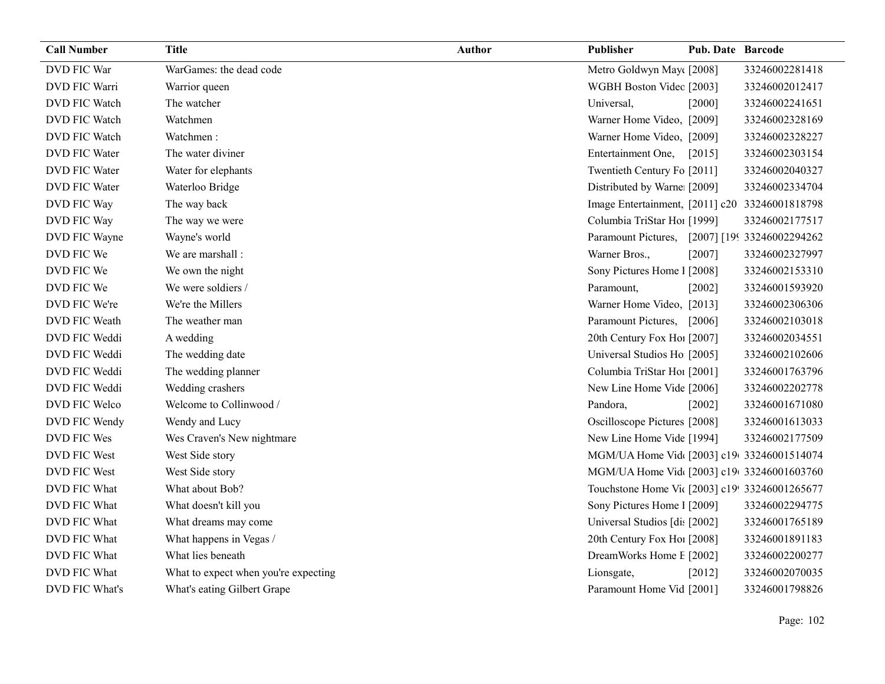| Call Number | Title | Author | Publisher | Pub. Date | Barcode |
|---|---|---|---|---|---|
| DVD FIC War | WarGames: the dead code | | Metro Goldwyn Maye | [2008] | 33246002281418 |
| DVD FIC Warri | Warrior queen | | WGBH Boston Videc | [2003] | 33246002012417 |
| DVD FIC Watch | The watcher | | Universal, | [2000] | 33246002241651 |
| DVD FIC Watch | Watchmen | | Warner Home Video, | [2009] | 33246002328169 |
| DVD FIC Watch | Watchmen : | | Warner Home Video, | [2009] | 33246002328227 |
| DVD FIC Water | The water diviner | | Entertainment One, | [2015] | 33246002303154 |
| DVD FIC Water | Water for elephants | | Twentieth Century Fo | [2011] | 33246002040327 |
| DVD FIC Water | Waterloo Bridge | | Distributed by Warne | [2009] | 33246002334704 |
| DVD FIC Way | The way back | | Image Entertainment, | [2011] c20 | 33246001818798 |
| DVD FIC Way | The way we were | | Columbia TriStar Hoi | [1999] | 33246002177517 |
| DVD FIC Wayne | Wayne's world | | Paramount Pictures, | [2007] [19 | 33246002294262 |
| DVD FIC We | We are marshall : | | Warner Bros., | [2007] | 33246002327997 |
| DVD FIC We | We own the night | | Sony Pictures Home I | [2008] | 33246002153310 |
| DVD FIC We | We were soldiers / | | Paramount, | [2002] | 33246001593920 |
| DVD FIC We're | We're the Millers | | Warner Home Video, | [2013] | 33246002306306 |
| DVD FIC Weath | The weather man | | Paramount Pictures, | [2006] | 33246002103018 |
| DVD FIC Weddi | A wedding | | 20th Century Fox Hoi | [2007] | 33246002034551 |
| DVD FIC Weddi | The wedding date | | Universal Studios Ho | [2005] | 33246002102606 |
| DVD FIC Weddi | The wedding planner | | Columbia TriStar Hoi | [2001] | 33246001763796 |
| DVD FIC Weddi | Wedding crashers | | New Line Home Vide | [2006] | 33246002202778 |
| DVD FIC Welco | Welcome to Collinwood / | | Pandora, | [2002] | 33246001671080 |
| DVD FIC Wendy | Wendy and Lucy | | Oscilloscope Pictures | [2008] | 33246001613033 |
| DVD FIC Wes | Wes Craven's New nightmare | | New Line Home Vide | [1994] | 33246002177509 |
| DVD FIC West | West Side story | | MGM/UA Home Vid | [2003] c19 | 33246001514074 |
| DVD FIC West | West Side story | | MGM/UA Home Vid | [2003] c19 | 33246001603760 |
| DVD FIC What | What about Bob? | | Touchstone Home Vi | [2003] c19 | 33246001265677 |
| DVD FIC What | What doesn't kill you | | Sony Pictures Home I | [2009] | 33246002294775 |
| DVD FIC What | What dreams may come | | Universal Studios [dis | [2002] | 33246001765189 |
| DVD FIC What | What happens in Vegas / | | 20th Century Fox Hoi | [2008] | 33246001891183 |
| DVD FIC What | What lies beneath | | DreamWorks Home E | [2002] | 33246002200277 |
| DVD FIC What | What to expect when you're expecting | | Lionsgate, | [2012] | 33246002070035 |
| DVD FIC What's | What's eating Gilbert Grape | | Paramount Home Vid | [2001] | 33246001798826 |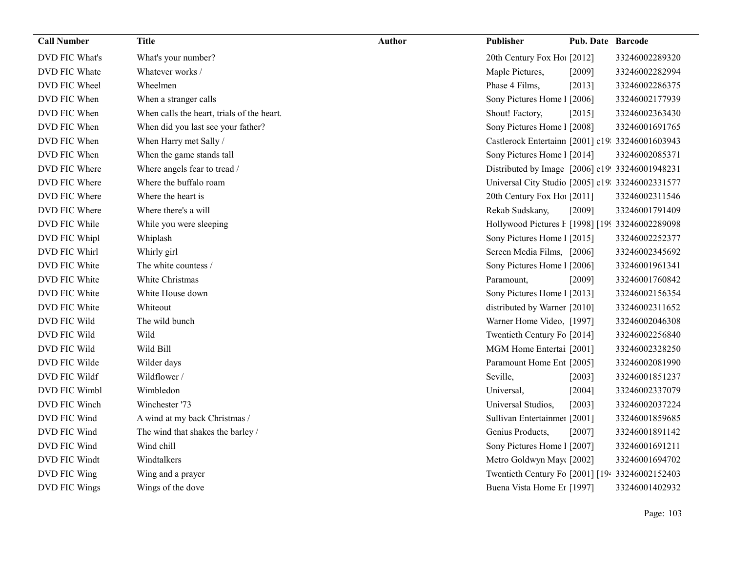| Call Number | Title | Author | Publisher | Pub. Date | Barcode |
|---|---|---|---|---|---|
| DVD FIC What's | What's your number? | | 20th Century Fox Hoı | [2012] | 33246002289320 |
| DVD FIC Whate | Whatever works / | | Maple Pictures, | [2009] | 33246002282994 |
| DVD FIC Wheel | Wheelmen | | Phase 4 Films, | [2013] | 33246002286375 |
| DVD FIC When | When a stranger calls | | Sony Pictures Home I | [2006] | 33246002177939 |
| DVD FIC When | When calls the heart, trials of the heart. | | Shout! Factory, | [2015] | 33246002363430 |
| DVD FIC When | When did you last see your father? | | Sony Pictures Home I | [2008] | 33246001691765 |
| DVD FIC When | When Harry met Sally / | | Castlerock Entertainn | [2001] c19 | 33246001603943 |
| DVD FIC When | When the game stands tall | | Sony Pictures Home I | [2014] | 33246002085371 |
| DVD FIC Where | Where angels fear to tread / | | Distributed by Image | [2006] c19 | 33246001948231 |
| DVD FIC Where | Where the buffalo roam | | Universal City Studio | [2005] c19 | 33246002331577 |
| DVD FIC Where | Where the heart is | | 20th Century Fox Hoı | [2011] | 33246002311546 |
| DVD FIC Where | Where there's a will | | Rekab Sudskany, | [2009] | 33246001791409 |
| DVD FIC While | While you were sleeping | | Hollywood Pictures F | [1998] [19 | 33246002289098 |
| DVD FIC Whipl | Whiplash | | Sony Pictures Home I | [2015] | 33246002252377 |
| DVD FIC Whirl | Whirly girl | | Screen Media Films, | [2006] | 33246002345692 |
| DVD FIC White | The white countess / | | Sony Pictures Home I | [2006] | 33246001961341 |
| DVD FIC White | White Christmas | | Paramount, | [2009] | 33246001760842 |
| DVD FIC White | White House down | | Sony Pictures Home I | [2013] | 33246002156354 |
| DVD FIC White | Whiteout | | distributed by Warner | [2010] | 33246002311652 |
| DVD FIC Wild | The wild bunch | | Warner Home Video, | [1997] | 33246002046308 |
| DVD FIC Wild | Wild | | Twentieth Century Fo | [2014] | 33246002256840 |
| DVD FIC Wild | Wild Bill | | MGM Home Entertai | [2001] | 33246002328250 |
| DVD FIC Wilde | Wilder days | | Paramount Home Ent | [2005] | 33246002081990 |
| DVD FIC Wildf | Wildflower / | | Seville, | [2003] | 33246001851237 |
| DVD FIC Wimbl | Wimbledon | | Universal, | [2004] | 33246002337079 |
| DVD FIC Winch | Winchester '73 | | Universal Studios, | [2003] | 33246002037224 |
| DVD FIC Wind | A wind at my back Christmas / | | Sullivan Entertainmeı | [2001] | 33246001859685 |
| DVD FIC Wind | The wind that shakes the barley / | | Genius Products, | [2007] | 33246001891142 |
| DVD FIC Wind | Wind chill | | Sony Pictures Home I | [2007] | 33246001691211 |
| DVD FIC Windt | Windtalkers | | Metro Goldwyn May | [2002] | 33246001694702 |
| DVD FIC Wing | Wing and a prayer | | Twentieth Century Fo | [2001] [19 | 33246002152403 |
| DVD FIC Wings | Wings of the dove | | Buena Vista Home Eı | [1997] | 33246001402932 |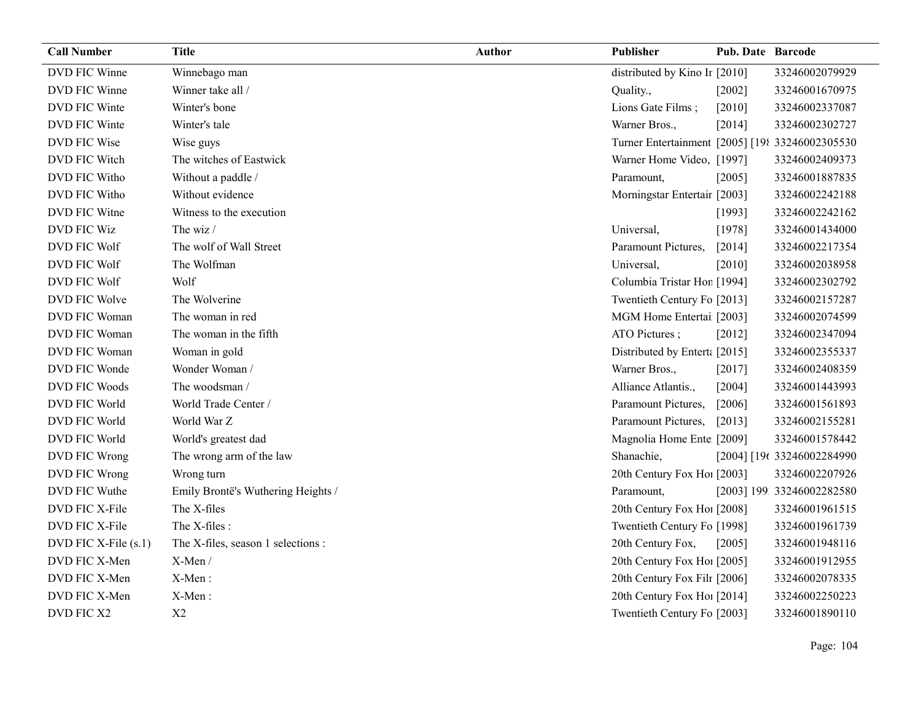| Call Number | Title | Author | Publisher | Pub. Date | Barcode |
|---|---|---|---|---|---|
| DVD FIC Winne | Winnebago man | | distributed by Kino Ir | [2010] | 33246002079929 |
| DVD FIC Winne | Winner take all / | | Quality., | [2002] | 33246001670975 |
| DVD FIC Winte | Winter's bone | | Lions Gate Films ; | [2010] | 33246002337087 |
| DVD FIC Winte | Winter's tale | | Warner Bros., | [2014] | 33246002302727 |
| DVD FIC Wise | Wise guys | | Turner Entertainment | [2005] [198 | 33246002305530 |
| DVD FIC Witch | The witches of Eastwick | | Warner Home Video, | [1997] | 33246002409373 |
| DVD FIC Witho | Without a paddle / | | Paramount, | [2005] | 33246001887835 |
| DVD FIC Witho | Without evidence | | Morningstar Entertair | [2003] | 33246002242188 |
| DVD FIC Witne | Witness to the execution | | | [1993] | 33246002242162 |
| DVD FIC Wiz | The wiz / | | Universal, | [1978] | 33246001434000 |
| DVD FIC Wolf | The wolf of Wall Street | | Paramount Pictures, | [2014] | 33246002217354 |
| DVD FIC Wolf | The Wolfman | | Universal, | [2010] | 33246002038958 |
| DVD FIC Wolf | Wolf | | Columbia Tristar Hon | [1994] | 33246002302792 |
| DVD FIC Wolve | The Wolverine | | Twentieth Century Fo | [2013] | 33246002157287 |
| DVD FIC Woman | The woman in red | | MGM Home Entertai | [2003] | 33246002074599 |
| DVD FIC Woman | The woman in the fifth | | ATO Pictures ; | [2012] | 33246002347094 |
| DVD FIC Woman | Woman in gold | | Distributed by Enterta | [2015] | 33246002355337 |
| DVD FIC Wonde | Wonder Woman / | | Warner Bros., | [2017] | 33246002408359 |
| DVD FIC Woods | The woodsman / | | Alliance Atlantis., | [2004] | 33246001443993 |
| DVD FIC World | World Trade Center / | | Paramount Pictures, | [2006] | 33246001561893 |
| DVD FIC World | World War Z | | Paramount Pictures, | [2013] | 33246002155281 |
| DVD FIC World | World's greatest dad | | Magnolia Home Ente | [2009] | 33246001578442 |
| DVD FIC Wrong | The wrong arm of the law | | Shanachie, | [2004] [196 | 33246002284990 |
| DVD FIC Wrong | Wrong turn | | 20th Century Fox Hoi | [2003] | 33246002207926 |
| DVD FIC Wuthe | Emily Brontë's Wuthering Heights / | | Paramount, | [2003] 199 | 33246002282580 |
| DVD FIC X-File | The X-files | | 20th Century Fox Hoi | [2008] | 33246001961515 |
| DVD FIC X-File | The X-files : | | Twentieth Century Fo | [1998] | 33246001961739 |
| DVD FIC X-File (s.1) | The X-files, season 1 selections : | | 20th Century Fox, | [2005] | 33246001948116 |
| DVD FIC X-Men | X-Men / | | 20th Century Fox Hoi | [2005] | 33246001912955 |
| DVD FIC X-Men | X-Men : | | 20th Century Fox Filr | [2006] | 33246002078335 |
| DVD FIC X-Men | X-Men : | | 20th Century Fox Hoi | [2014] | 33246002250223 |
| DVD FIC X2 | X2 | | Twentieth Century Fo | [2003] | 33246001890110 |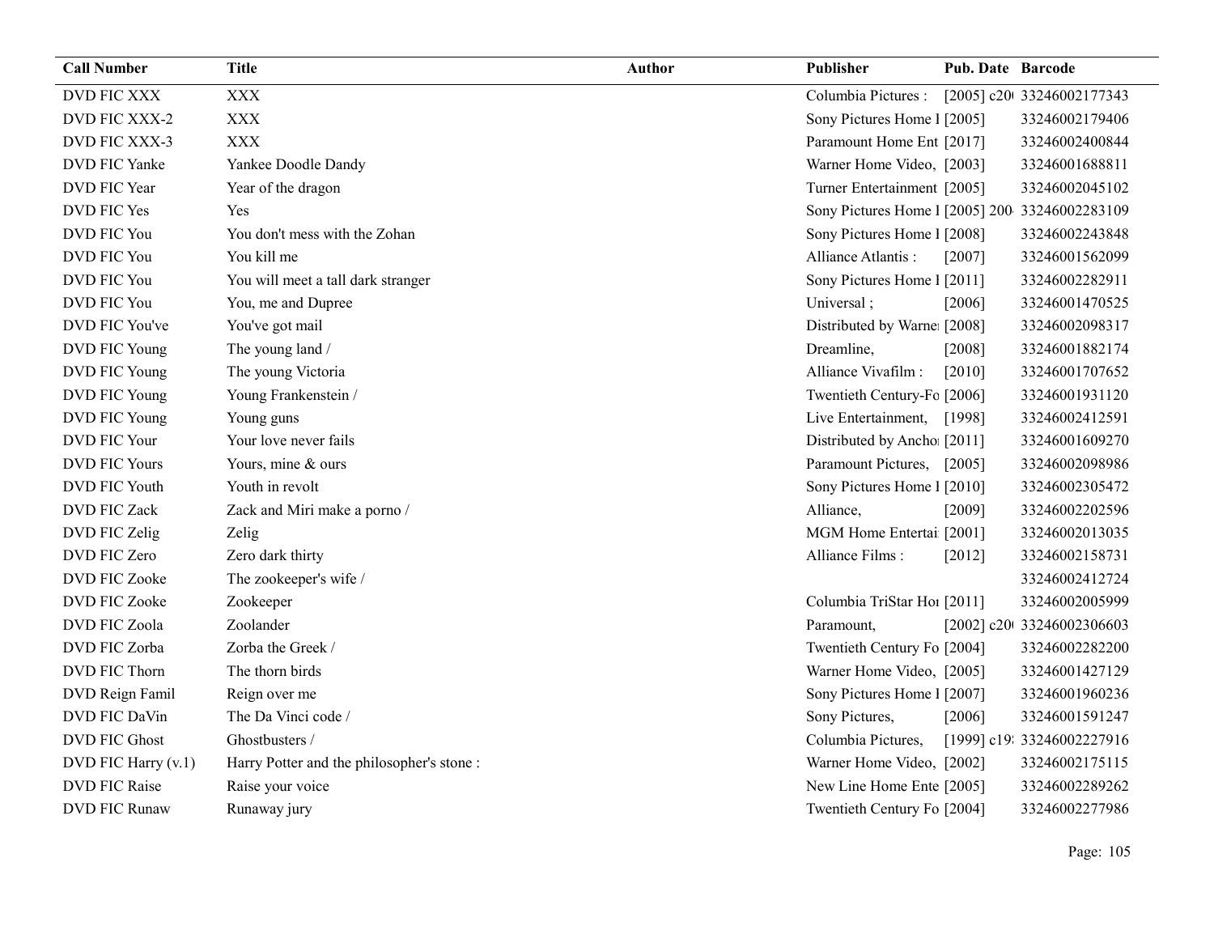| Call Number | Title | Author | Publisher | Pub. Date | Barcode |
|---|---|---|---|---|---|
| DVD FIC XXX | XXX | | Columbia Pictures : | [2005] c20( | 33246002177343 |
| DVD FIC XXX-2 | XXX | | Sony Pictures Home I | [2005] | 33246002179406 |
| DVD FIC XXX-3 | XXX | | Paramount Home Ent | [2017] | 33246002400844 |
| DVD FIC Yanke | Yankee Doodle Dandy | | Warner Home Video, | [2003] | 33246001688811 |
| DVD FIC Year | Year of the dragon | | Turner Entertainment | [2005] | 33246002045102 |
| DVD FIC Yes | Yes | | Sony Pictures Home I | [2005] 200 | 33246002283109 |
| DVD FIC You | You don't mess with the Zohan | | Sony Pictures Home I | [2008] | 33246002243848 |
| DVD FIC You | You kill me | | Alliance Atlantis : | [2007] | 33246001562099 |
| DVD FIC You | You will meet a tall dark stranger | | Sony Pictures Home I | [2011] | 33246002282911 |
| DVD FIC You | You, me and Dupree | | Universal ; | [2006] | 33246001470525 |
| DVD FIC You've | You've got mail | | Distributed by Warne | [2008] | 33246002098317 |
| DVD FIC Young | The young land / | | Dreamline, | [2008] | 33246001882174 |
| DVD FIC Young | The young Victoria | | Alliance Vivafilm : | [2010] | 33246001707652 |
| DVD FIC Young | Young Frankenstein / | | Twentieth Century-Fo | [2006] | 33246001931120 |
| DVD FIC Young | Young guns | | Live Entertainment, | [1998] | 33246002412591 |
| DVD FIC Your | Your love never fails | | Distributed by Ancho | [2011] | 33246001609270 |
| DVD FIC Yours | Yours, mine & ours | | Paramount Pictures, | [2005] | 33246002098986 |
| DVD FIC Youth | Youth in revolt | | Sony Pictures Home I | [2010] | 33246002305472 |
| DVD FIC Zack | Zack and Miri make a porno / | | Alliance, | [2009] | 33246002202596 |
| DVD FIC Zelig | Zelig | | MGM Home Entertai | [2001] | 33246002013035 |
| DVD FIC Zero | Zero dark thirty | | Alliance Films : | [2012] | 33246002158731 |
| DVD FIC Zooke | The zookeeper's wife / | | | | 33246002412724 |
| DVD FIC Zooke | Zookeeper | | Columbia TriStar Hor | [2011] | 33246002005999 |
| DVD FIC Zoola | Zoolander | | Paramount, | [2002] c20( | 33246002306603 |
| DVD FIC Zorba | Zorba the Greek / | | Twentieth Century Fo | [2004] | 33246002282200 |
| DVD FIC Thorn | The thorn birds | | Warner Home Video, | [2005] | 33246001427129 |
| DVD Reign Famil | Reign over me | | Sony Pictures Home I | [2007] | 33246001960236 |
| DVD FIC DaVin | The Da Vinci code / | | Sony Pictures, | [2006] | 33246001591247 |
| DVD FIC Ghost | Ghostbusters / | | Columbia Pictures, | [1999] c19 | 33246002227916 |
| DVD FIC Harry (v.1) | Harry Potter and the philosopher's stone : | | Warner Home Video, | [2002] | 33246002175115 |
| DVD FIC Raise | Raise your voice | | New Line Home Ente | [2005] | 33246002289262 |
| DVD FIC Runaw | Runaway jury | | Twentieth Century Fo | [2004] | 33246002277986 |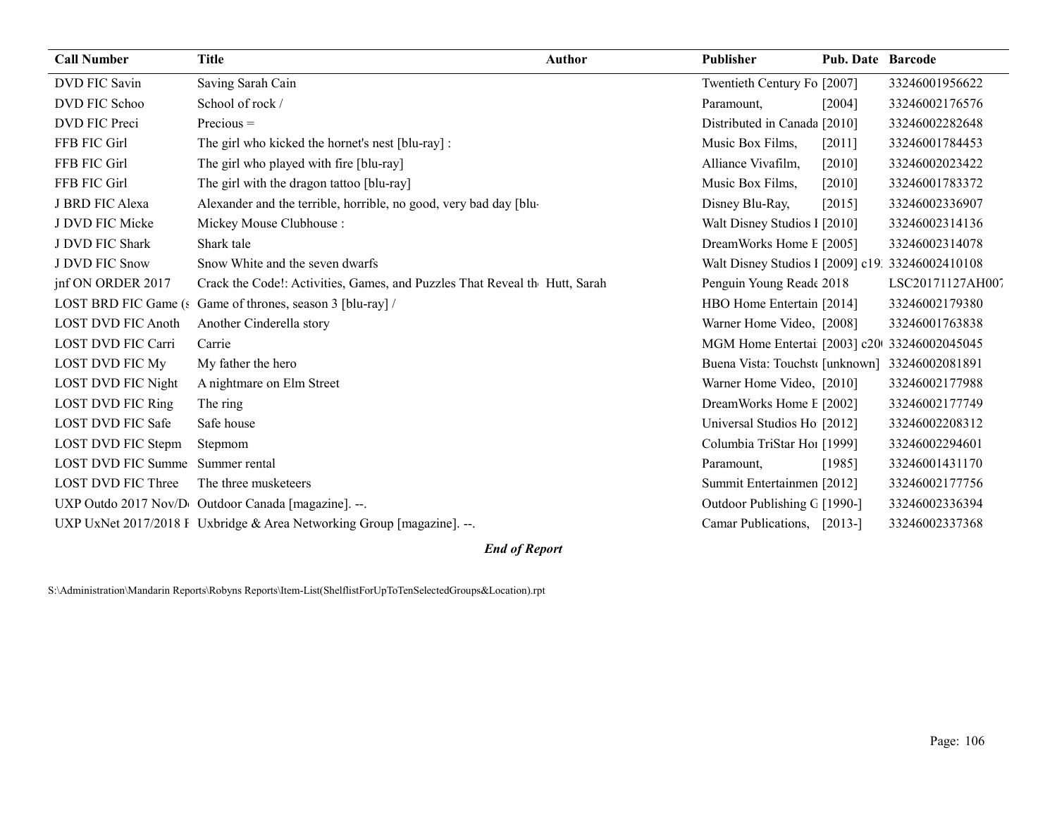| Call Number | Title | Author | Publisher | Pub. Date | Barcode |
|---|---|---|---|---|---|
| DVD FIC Savin | Saving Sarah Cain | | Twentieth Century Fo | [2007] | 33246001956622 |
| DVD FIC Schoo | School of rock / | | Paramount, | [2004] | 33246002176576 |
| DVD FIC Preci | Precious = | | Distributed in Canada | [2010] | 33246002282648 |
| FFB FIC Girl | The girl who kicked the hornet's nest [blu-ray] : | | Music Box Films, | [2011] | 33246001784453 |
| FFB FIC Girl | The girl who played with fire [blu-ray] | | Alliance Vivafilm, | [2010] | 33246002023422 |
| FFB FIC Girl | The girl with the dragon tattoo [blu-ray] | | Music Box Films, | [2010] | 33246001783372 |
| J BRD FIC Alexa | Alexander and the terrible, horrible, no good, very bad day [blu- | | Disney Blu-Ray, | [2015] | 33246002336907 |
| J DVD FIC Micke | Mickey Mouse Clubhouse : | | Walt Disney Studios I | [2010] | 33246002314136 |
| J DVD FIC Shark | Shark tale | | DreamWorks Home E | [2005] | 33246002314078 |
| J DVD FIC Snow | Snow White and the seven dwarfs | | Walt Disney Studios I | [2009] c19 | 33246002410108 |
| jnf ON ORDER 2017 | Crack the Code!: Activities, Games, and Puzzles That Reveal th | Hutt, Sarah | Penguin Young Reade | 2018 | LSC20171127AH007 |
| LOST BRD FIC Game (s | Game of thrones, season 3 [blu-ray] / | | HBO Home Entertain | [2014] | 33246002179380 |
| LOST DVD FIC Anoth | Another Cinderella story | | Warner Home Video, | [2008] | 33246001763838 |
| LOST DVD FIC Carri | Carrie | | MGM Home Entertai | [2003] c20 | 33246002045045 |
| LOST DVD FIC My | My father the hero | | Buena Vista: Touchst | [unknown] | 33246002081891 |
| LOST DVD FIC Night | A nightmare on Elm Street | | Warner Home Video, | [2010] | 33246002177988 |
| LOST DVD FIC Ring | The ring | | DreamWorks Home E | [2002] | 33246002177749 |
| LOST DVD FIC Safe | Safe house | | Universal Studios Ho | [2012] | 33246002208312 |
| LOST DVD FIC Stepm | Stepmom | | Columbia TriStar Ho | [1999] | 33246002294601 |
| LOST DVD FIC Summe | Summer rental | | Paramount, | [1985] | 33246001431170 |
| LOST DVD FIC Three | The three musketeers | | Summit Entertainmen | [2012] | 33246002177756 |
| UXP Outdo 2017 Nov/D | Outdoor Canada [magazine]. --. | | Outdoor Publishing C | [1990-] | 33246002336394 |
| UXP UxNet 2017/2018 F | Uxbridge & Area Networking Group [magazine]. --. | | Camar Publications, | [2013-] | 33246002337368 |

***End of Report***

S:\Administration\Mandarin Reports\Robyns Reports\Item-List(ShelflistForUpToTenSelectedGroups&Location).rpt